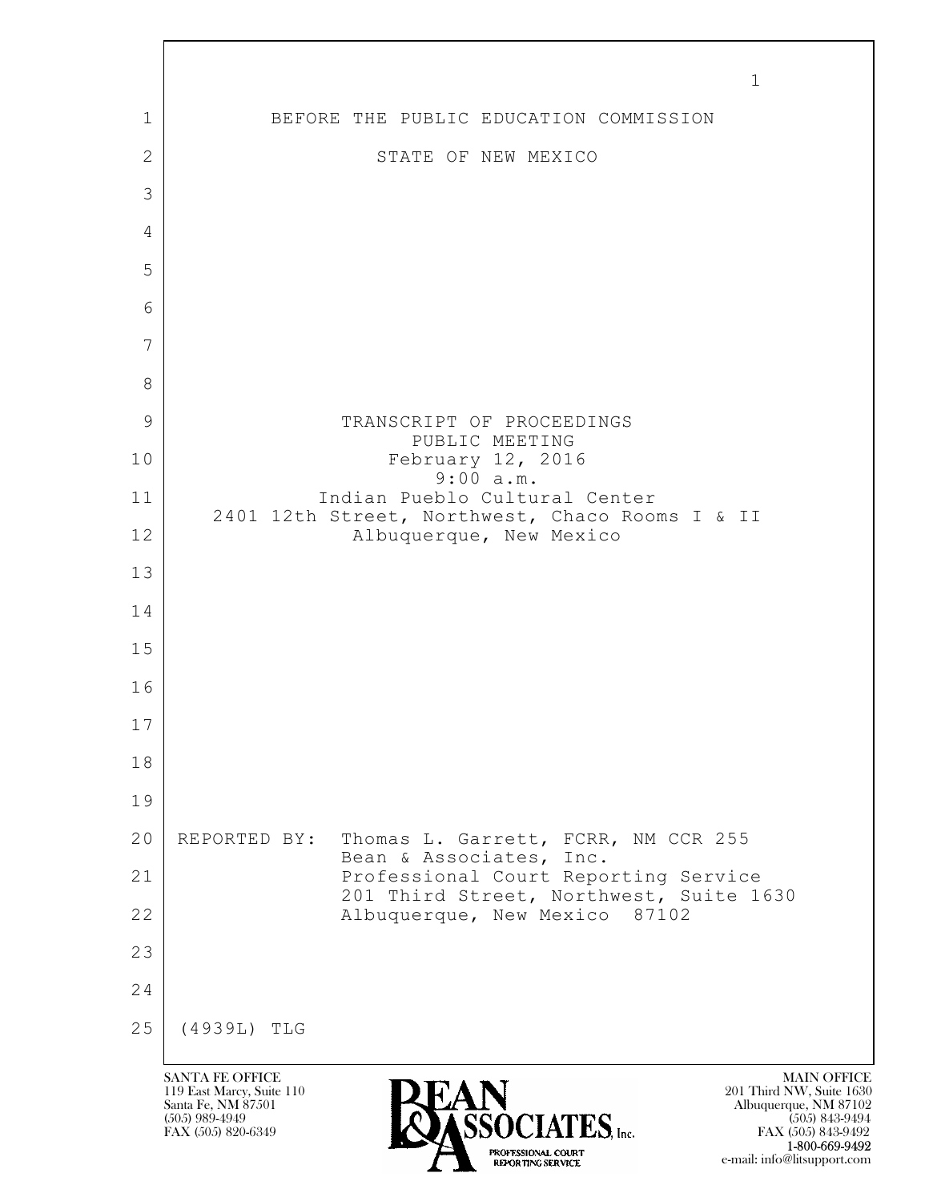BEFORE THE PUBLIC EDUCATION COMMISSION

STATE OF NEW MEXICO

TRANSCRIPT OF PROCEEDINGS
PUBLIC MEETING
February 12, 2016
9:00 a.m.
Indian Pueblo Cultural Center
2401 12th Street, Northwest, Chaco Rooms I & II
Albuquerque, New Mexico

REPORTED BY: Thomas L. Garrett, FCRR, NM CCR 255
Bean & Associates, Inc.
Professional Court Reporting Service
201 Third Street, Northwest, Suite 1630
Albuquerque, New Mexico 87102

(4939L) TLG

SANTA FE OFFICE
119 East Marcy, Suite 110
Santa Fe, NM 87501
(505) 989-4949
FAX (505) 820-6349

BEAN & ASSOCIATES, Inc.
PROFESSIONAL COURT REPORTING SERVICE

MAIN OFFICE
201 Third NW, Suite 1630
Albuquerque, NM 87102
(505) 843-9494
FAX (505) 843-9492
1-800-669-9492
e-mail: info@litsupport.com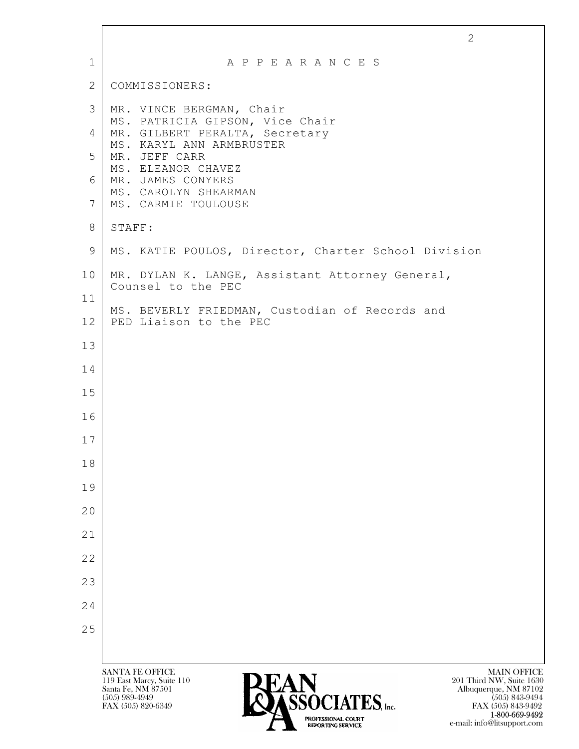# A P P E A R A N C E S

COMMISSIONERS:

MR. VINCE BERGMAN, Chair
MS. PATRICIA GIPSON, Vice Chair
MR. GILBERT PERALTA, Secretary
MS. KARYL ANN ARMBRUSTER
MR. JEFF CARR
MS. ELEANOR CHAVEZ
MR. JAMES CONYERS
MS. CAROLYN SHEARMAN
MS. CARMIE TOULOUSE

STAFF:

MS. KATIE POULOS, Director, Charter School Division

MR. DYLAN K. LANGE, Assistant Attorney General, Counsel to the PEC

MS. BEVERLY FRIEDMAN, Custodian of Records and PED Liaison to the PEC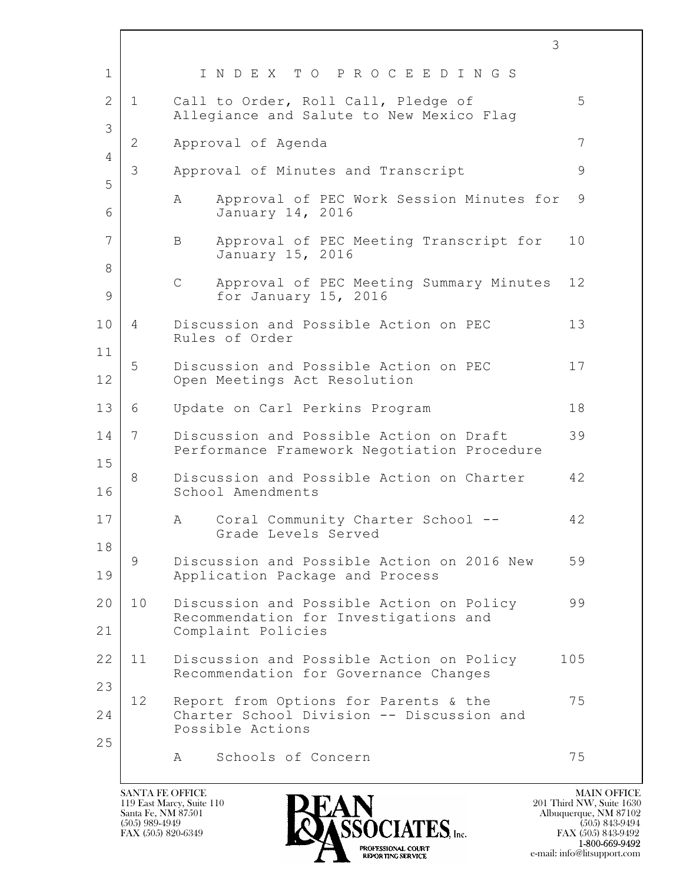# I N D E X T O P R O C E E D I N G S

| Item | Description | Page |
|---|---|---|
| 1 | Call to Order, Roll Call, Pledge of Allegiance and Salute to New Mexico Flag | 5 |
| 2 | Approval of Agenda | 7 |
| 3 | Approval of Minutes and Transcript | 9 |
| | A Approval of PEC Work Session Minutes for January 14, 2016 | 9 |
| | B Approval of PEC Meeting Transcript for January 15, 2016 | 10 |
| | C Approval of PEC Meeting Summary Minutes for January 15, 2016 | 12 |
| 4 | Discussion and Possible Action on PEC Rules of Order | 13 |
| 5 | Discussion and Possible Action on PEC Open Meetings Act Resolution | 17 |
| 6 | Update on Carl Perkins Program | 18 |
| 7 | Discussion and Possible Action on Draft Performance Framework Negotiation Procedure | 39 |
| 8 | Discussion and Possible Action on Charter School Amendments | 42 |
| | A Coral Community Charter School -- Grade Levels Served | 42 |
| 9 | Discussion and Possible Action on 2016 New Application Package and Process | 59 |
| 10 | Discussion and Possible Action on Policy Recommendation for Investigations and Complaint Policies | 99 |
| 11 | Discussion and Possible Action on Policy Recommendation for Governance Changes | 105 |
| 12 | Report from Options for Parents & the Charter School Division -- Discussion and Possible Actions | 75 |
| | A Schools of Concern | 75 |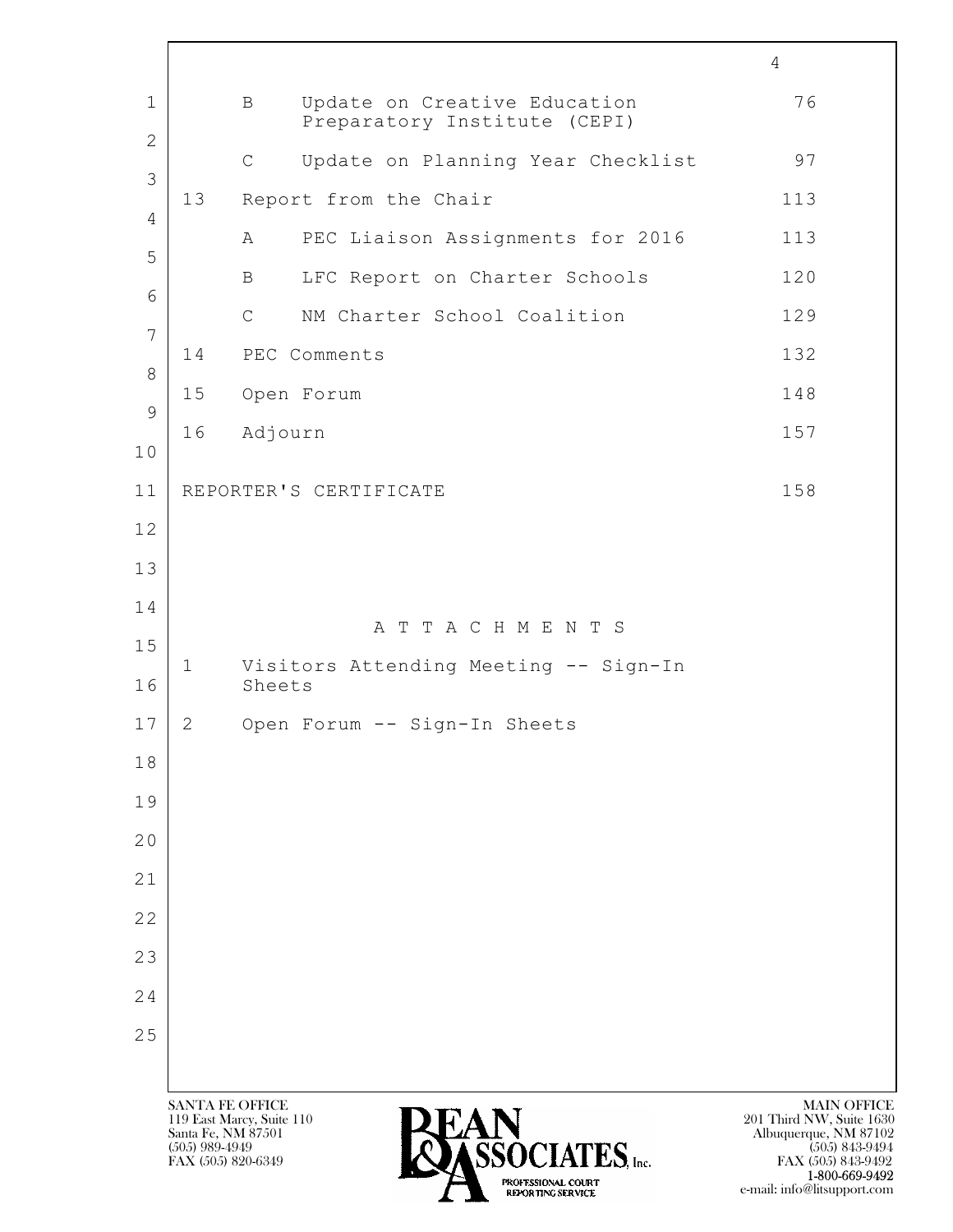| | | | |
|---|---|---|---|
| | B | Update on Creative Education Preparatory Institute (CEPI) | 76 |
| | C | Update on Planning Year Checklist | 97 |
| 13 | Report from the Chair | | 113 |
| | A | PEC Liaison Assignments for 2016 | 113 |
| | B | LFC Report on Charter Schools | 120 |
| | C | NM Charter School Coalition | 129 |
| 14 | PEC Comments | | 132 |
| 15 | Open Forum | | 148 |
| 16 | Adjourn | | 157 |

REPORTER'S CERTIFICATE 158

A T T A C H M E N T S

1 Visitors Attending Meeting -- Sign-In Sheets

2 Open Forum -- Sign-In Sheets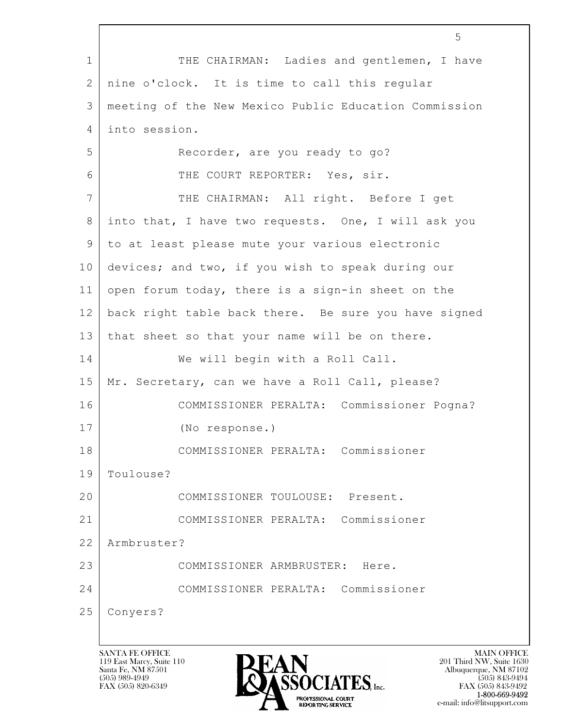THE CHAIRMAN: Ladies and gentlemen, I have nine o'clock. It is time to call this regular meeting of the New Mexico Public Education Commission into session.

Recorder, are you ready to go?

THE COURT REPORTER: Yes, sir.

THE CHAIRMAN: All right. Before I get into that, I have two requests. One, I will ask you to at least please mute your various electronic devices; and two, if you wish to speak during our open forum today, there is a sign-in sheet on the back right table back there. Be sure you have signed that sheet so that your name will be on there.

We will begin with a Roll Call. Mr. Secretary, can we have a Roll Call, please?

COMMISSIONER PERALTA: Commissioner Pogna?

(No response.)

COMMISSIONER PERALTA: Commissioner Toulouse?

COMMISSIONER TOULOUSE: Present.

COMMISSIONER PERALTA: Commissioner Armbruster?

COMMISSIONER ARMBRUSTER: Here.

COMMISSIONER PERALTA: Commissioner Conyers?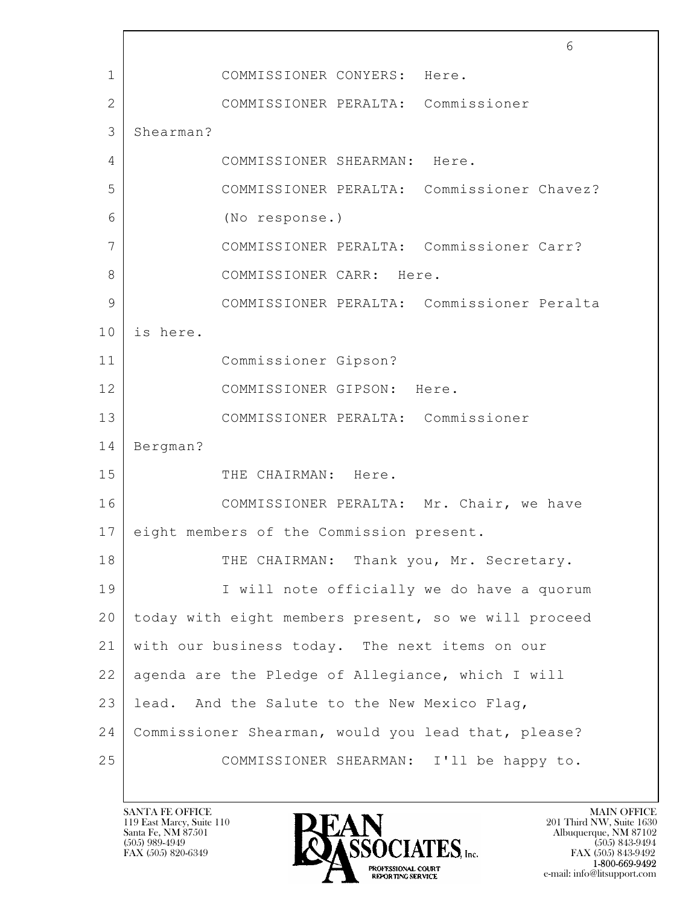COMMISSIONER CONYERS: Here.

COMMISSIONER PERALTA: Commissioner Shearman?

COMMISSIONER SHEARMAN: Here.

COMMISSIONER PERALTA: Commissioner Chavez?

(No response.)

COMMISSIONER PERALTA: Commissioner Carr?

COMMISSIONER CARR: Here.

COMMISSIONER PERALTA: Commissioner Peralta is here.

Commissioner Gipson?

COMMISSIONER GIPSON: Here.

COMMISSIONER PERALTA: Commissioner Bergman?

THE CHAIRMAN: Here.

COMMISSIONER PERALTA: Mr. Chair, we have eight members of the Commission present.

THE CHAIRMAN: Thank you, Mr. Secretary.

I will note officially we do have a quorum today with eight members present, so we will proceed with our business today. The next items on our agenda are the Pledge of Allegiance, which I will lead. And the Salute to the New Mexico Flag, Commissioner Shearman, would you lead that, please?

COMMISSIONER SHEARMAN: I'll be happy to.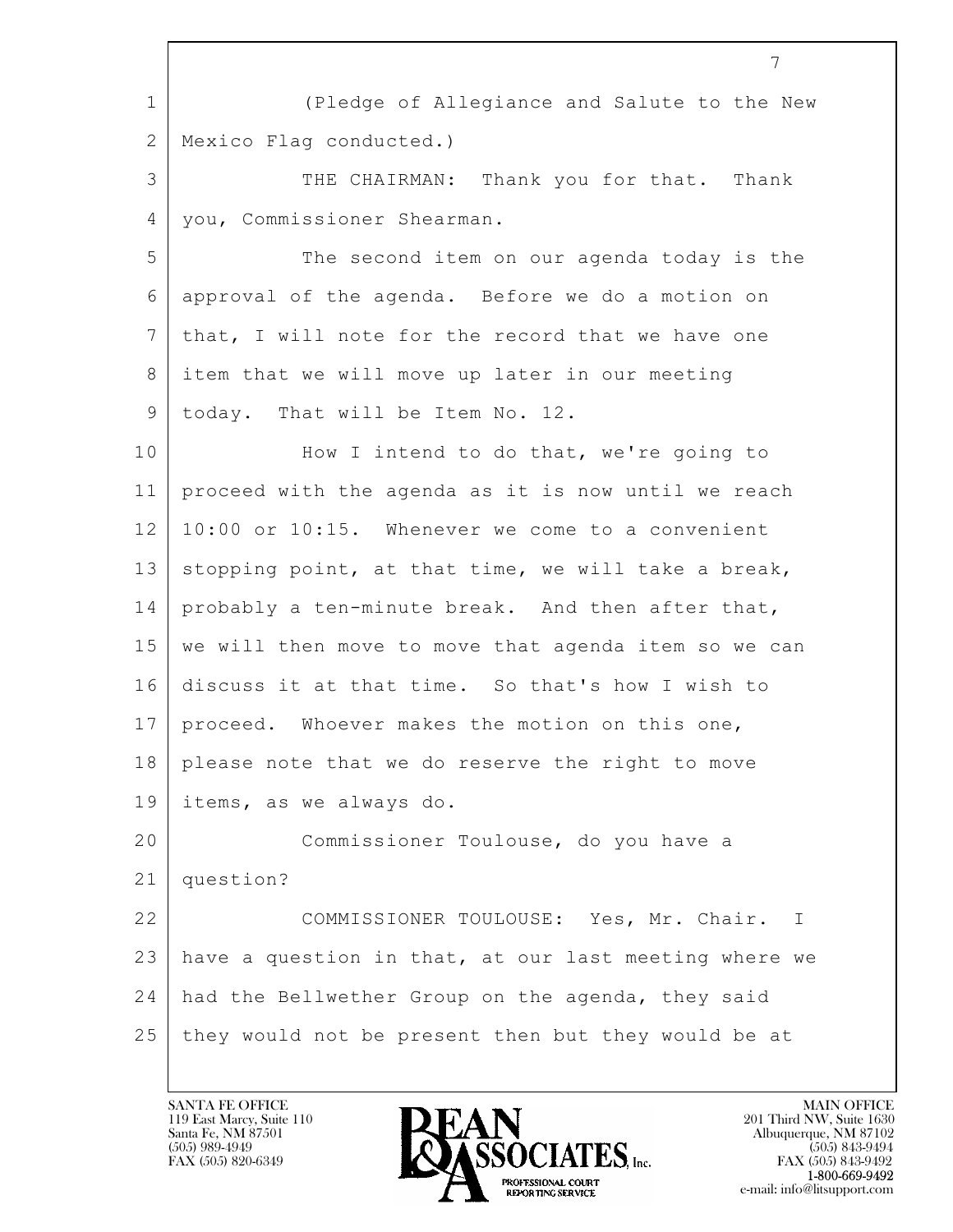(Pledge of Allegiance and Salute to the New Mexico Flag conducted.)

THE CHAIRMAN: Thank you for that. Thank you, Commissioner Shearman.

The second item on our agenda today is the approval of the agenda. Before we do a motion on that, I will note for the record that we have one item that we will move up later in our meeting today. That will be Item No. 12.

How I intend to do that, we're going to proceed with the agenda as it is now until we reach 10:00 or 10:15. Whenever we come to a convenient stopping point, at that time, we will take a break, probably a ten-minute break. And then after that, we will then move to move that agenda item so we can discuss it at that time. So that's how I wish to proceed. Whoever makes the motion on this one, please note that we do reserve the right to move items, as we always do.

Commissioner Toulouse, do you have a question?

COMMISSIONER TOULOUSE: Yes, Mr. Chair. I have a question in that, at our last meeting where we had the Bellwether Group on the agenda, they said they would not be present then but they would be at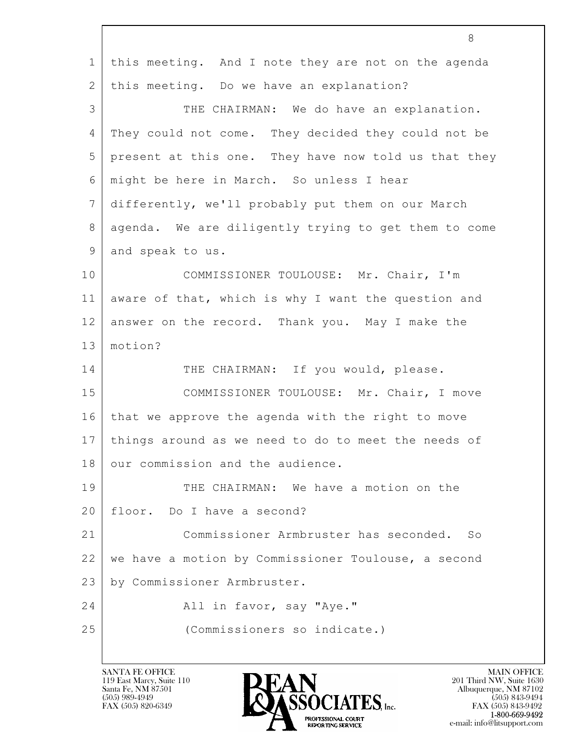this meeting. And I note they are not on the agenda this meeting. Do we have an explanation?

THE CHAIRMAN: We do have an explanation. They could not come. They decided they could not be present at this one. They have now told us that they might be here in March. So unless I hear differently, we'll probably put them on our March agenda. We are diligently trying to get them to come and speak to us.

COMMISSIONER TOULOUSE: Mr. Chair, I'm aware of that, which is why I want the question and answer on the record. Thank you. May I make the motion?

THE CHAIRMAN: If you would, please.

COMMISSIONER TOULOUSE: Mr. Chair, I move that we approve the agenda with the right to move things around as we need to do to meet the needs of our commission and the audience.

THE CHAIRMAN: We have a motion on the floor. Do I have a second?

Commissioner Armbruster has seconded. So we have a motion by Commissioner Toulouse, a second by Commissioner Armbruster.

All in favor, say "Aye."

(Commissioners so indicate.)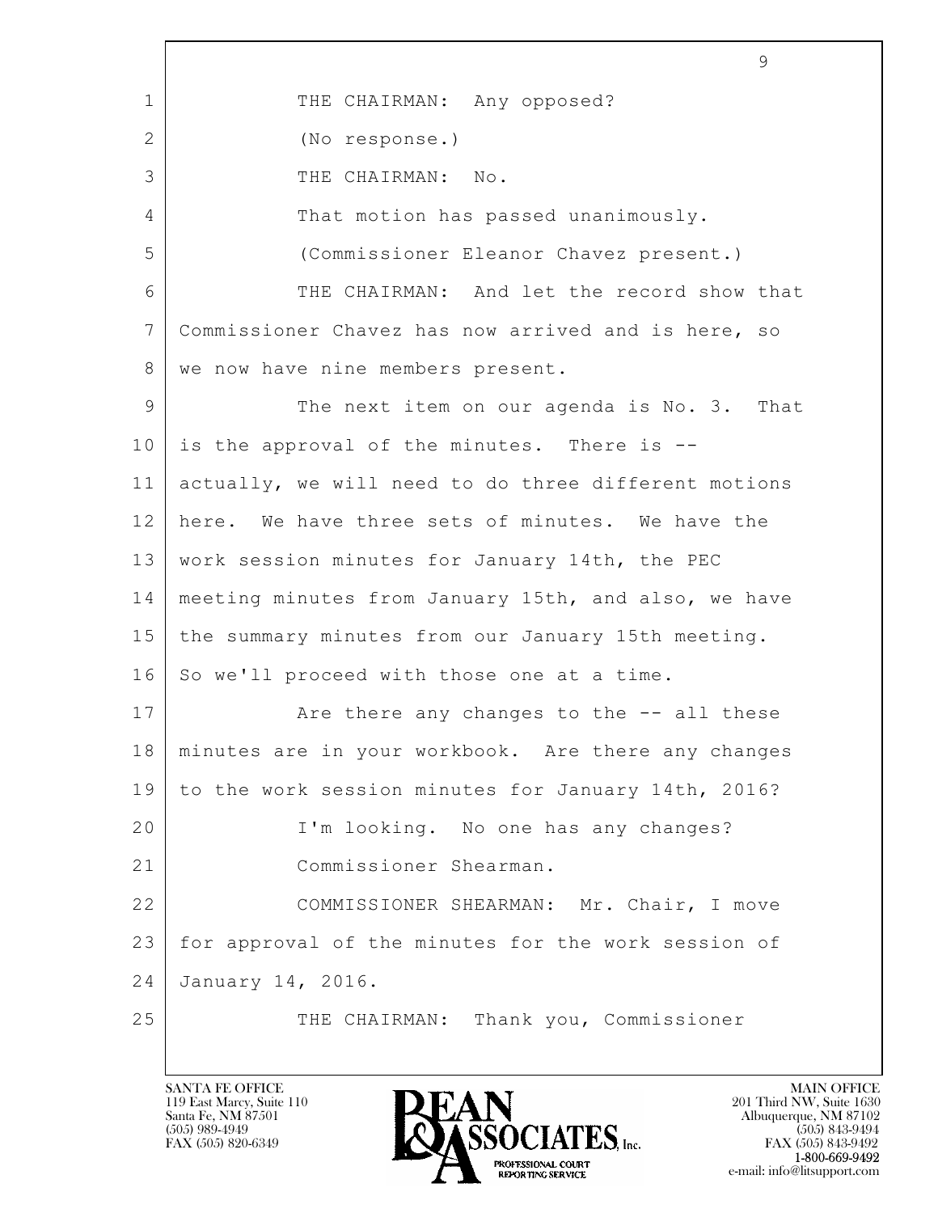1 THE CHAIRMAN: Any opposed?

2 (No response.)

3 THE CHAIRMAN: No.

4 That motion has passed unanimously.

5 (Commissioner Eleanor Chavez present.)

6 THE CHAIRMAN: And let the record show that
7 Commissioner Chavez has now arrived and is here, so
8 we now have nine members present.

9 The next item on our agenda is No. 3. That
10 is the approval of the minutes. There is --
11 actually, we will need to do three different motions
12 here. We have three sets of minutes. We have the
13 work session minutes for January 14th, the PEC
14 meeting minutes from January 15th, and also, we have
15 the summary minutes from our January 15th meeting.
16 So we'll proceed with those one at a time.

17 Are there any changes to the -- all these
18 minutes are in your workbook. Are there any changes
19 to the work session minutes for January 14th, 2016?

20 I'm looking. No one has any changes?

21 Commissioner Shearman.

22 COMMISSIONER SHEARMAN: Mr. Chair, I move
23 for approval of the minutes for the work session of
24 January 14, 2016.

25 THE CHAIRMAN: Thank you, Commissioner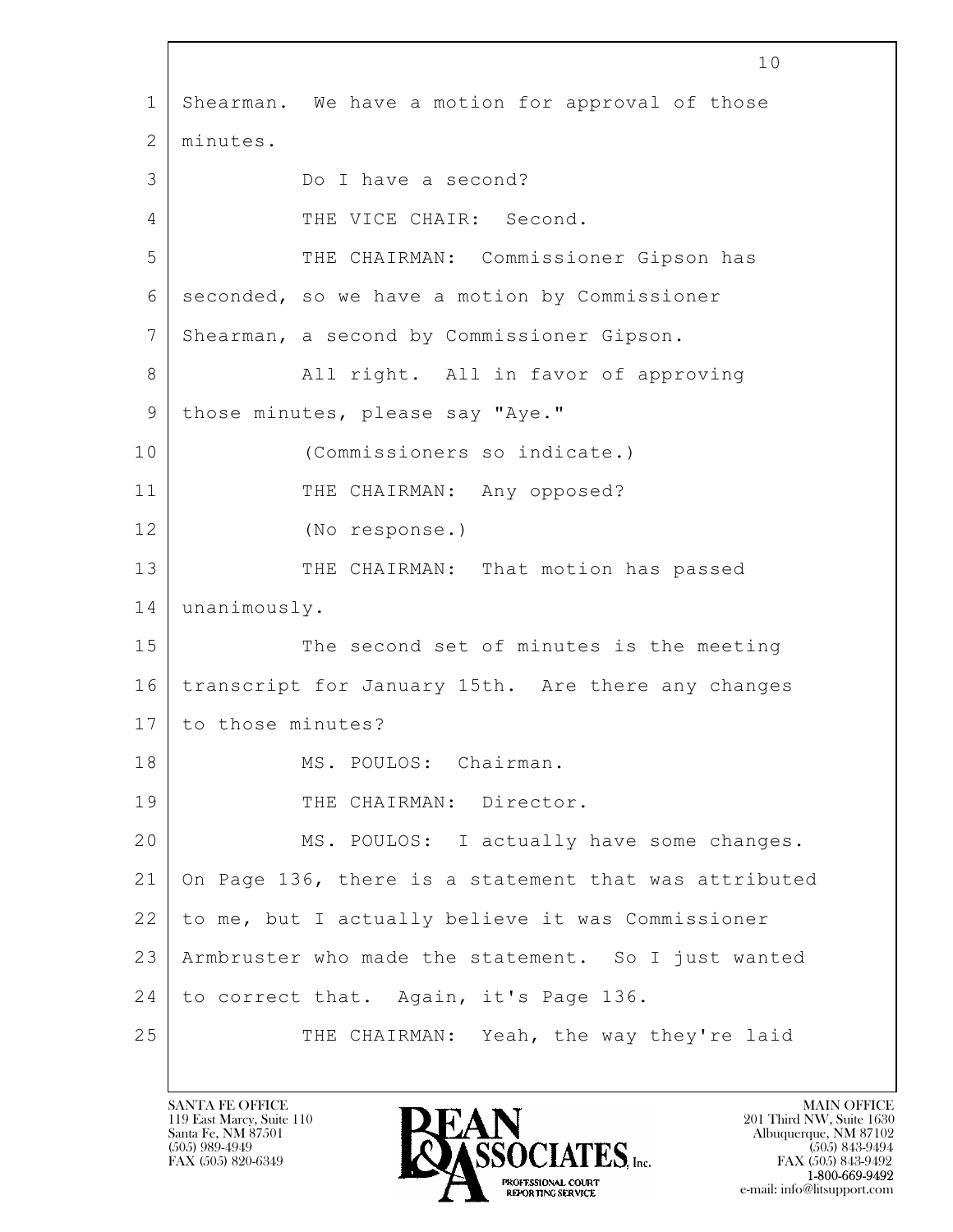Shearman. We have a motion for approval of those minutes.

Do I have a second?

THE VICE CHAIR: Second.

THE CHAIRMAN: Commissioner Gipson has seconded, so we have a motion by Commissioner Shearman, a second by Commissioner Gipson.

All right. All in favor of approving those minutes, please say "Aye."

(Commissioners so indicate.)

THE CHAIRMAN: Any opposed?

(No response.)

THE CHAIRMAN: That motion has passed unanimously.

The second set of minutes is the meeting transcript for January 15th. Are there any changes to those minutes?

MS. POULOS: Chairman.

THE CHAIRMAN: Director.

MS. POULOS: I actually have some changes. On Page 136, there is a statement that was attributed to me, but I actually believe it was Commissioner Armbruster who made the statement. So I just wanted to correct that. Again, it's Page 136.

THE CHAIRMAN: Yeah, the way they're laid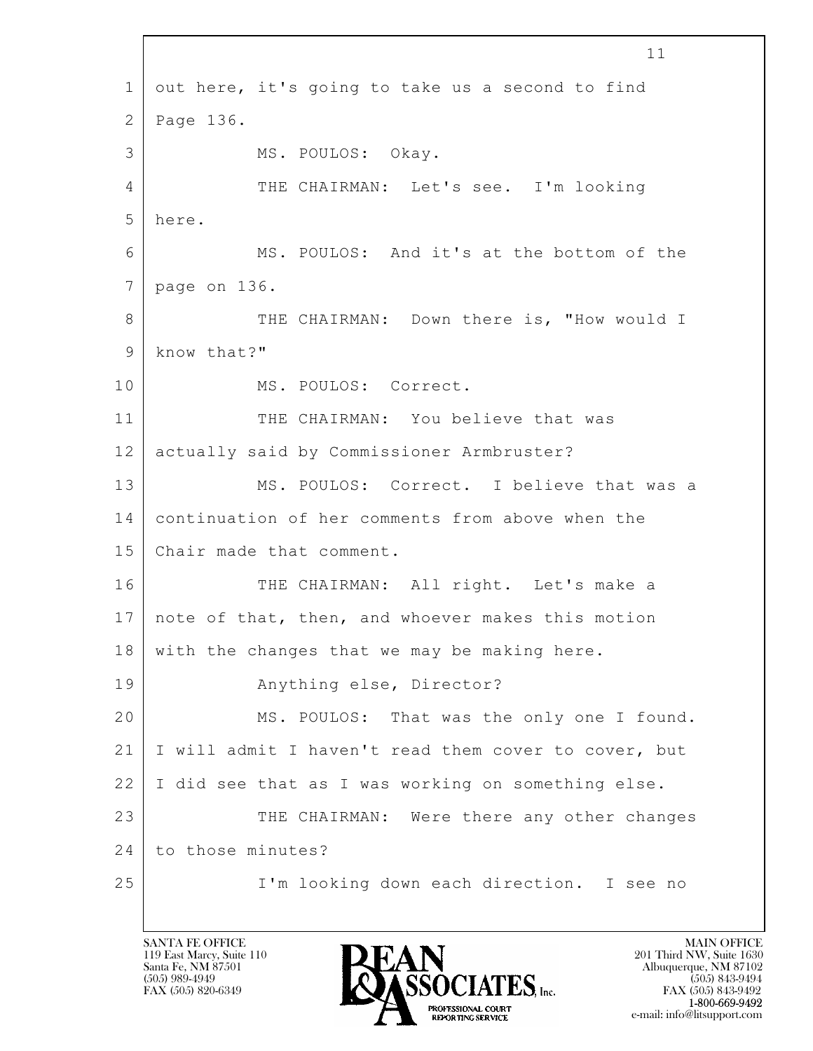1 out here, it's going to take us a second to find
2 Page 136.
3 MS. POULOS: Okay.
4 THE CHAIRMAN: Let's see. I'm looking
5 here.
6 MS. POULOS: And it's at the bottom of the
7 page on 136.
8 THE CHAIRMAN: Down there is, "How would I
9 know that?"
10 MS. POULOS: Correct.
11 THE CHAIRMAN: You believe that was
12 actually said by Commissioner Armbruster?
13 MS. POULOS: Correct. I believe that was a
14 continuation of her comments from above when the
15 Chair made that comment.
16 THE CHAIRMAN: All right. Let's make a
17 note of that, then, and whoever makes this motion
18 with the changes that we may be making here.
19 Anything else, Director?
20 MS. POULOS: That was the only one I found.
21 I will admit I haven't read them cover to cover, but
22 I did see that as I was working on something else.
23 THE CHAIRMAN: Were there any other changes
24 to those minutes?
25 I'm looking down each direction. I see no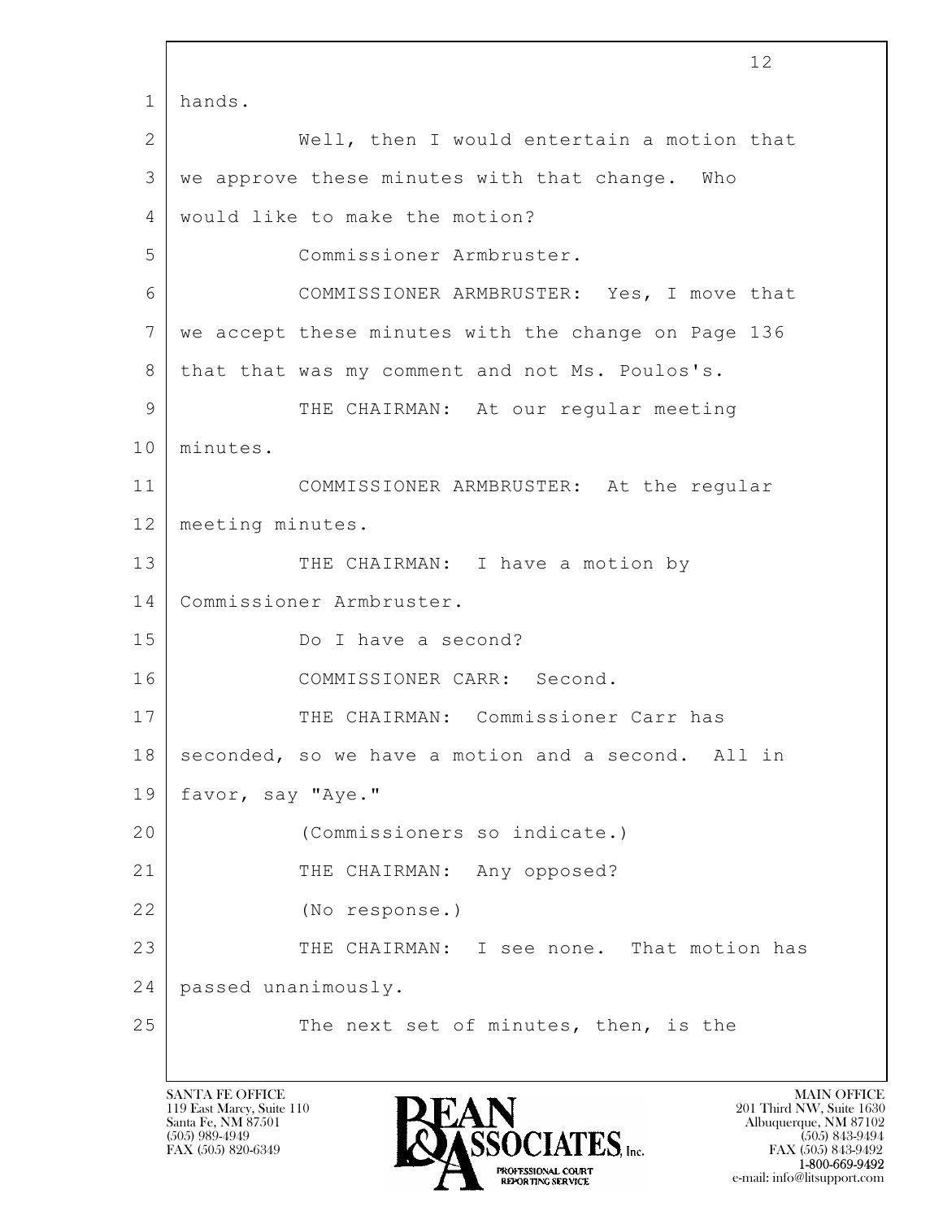hands.

Well, then I would entertain a motion that we approve these minutes with that change. Who would like to make the motion?

Commissioner Armbruster.

COMMISSIONER ARMBRUSTER: Yes, I move that we accept these minutes with the change on Page 136 that that was my comment and not Ms. Poulos's.

THE CHAIRMAN: At our regular meeting minutes.

COMMISSIONER ARMBRUSTER: At the regular meeting minutes.

THE CHAIRMAN: I have a motion by Commissioner Armbruster.

Do I have a second?

COMMISSIONER CARR: Second.

THE CHAIRMAN: Commissioner Carr has seconded, so we have a motion and a second. All in favor, say "Aye."

(Commissioners so indicate.)

THE CHAIRMAN: Any opposed?

(No response.)

THE CHAIRMAN: I see none. That motion has passed unanimously.

The next set of minutes, then, is the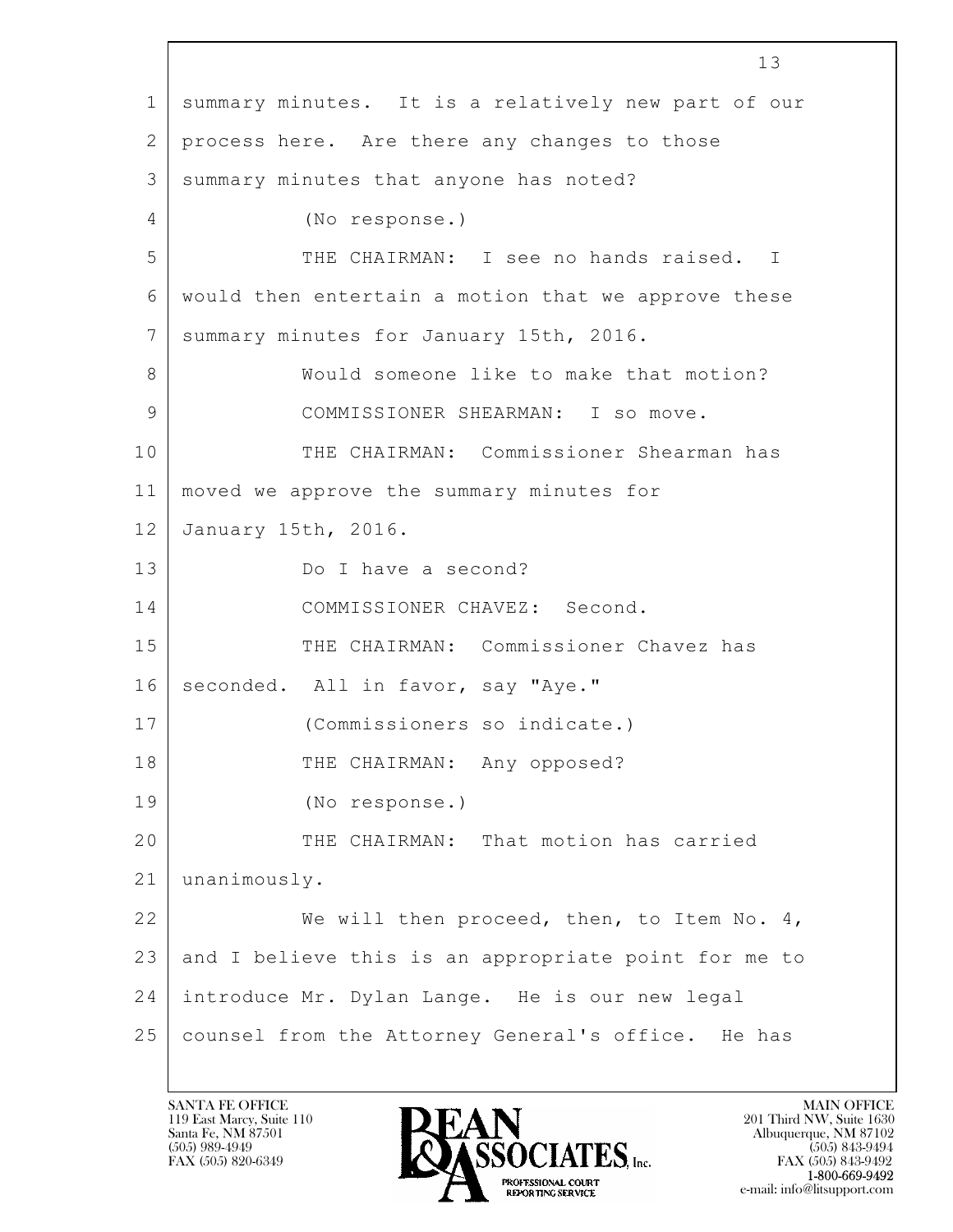summary minutes. It is a relatively new part of our process here. Are there any changes to those summary minutes that anyone has noted?

(No response.)

THE CHAIRMAN: I see no hands raised. I would then entertain a motion that we approve these summary minutes for January 15th, 2016.

Would someone like to make that motion?

COMMISSIONER SHEARMAN: I so move.

THE CHAIRMAN: Commissioner Shearman has moved we approve the summary minutes for January 15th, 2016.

Do I have a second?

COMMISSIONER CHAVEZ: Second.

THE CHAIRMAN: Commissioner Chavez has seconded. All in favor, say "Aye."

(Commissioners so indicate.)

THE CHAIRMAN: Any opposed?

(No response.)

THE CHAIRMAN: That motion has carried unanimously.

We will then proceed, then, to Item No. 4, and I believe this is an appropriate point for me to introduce Mr. Dylan Lange. He is our new legal counsel from the Attorney General's office. He has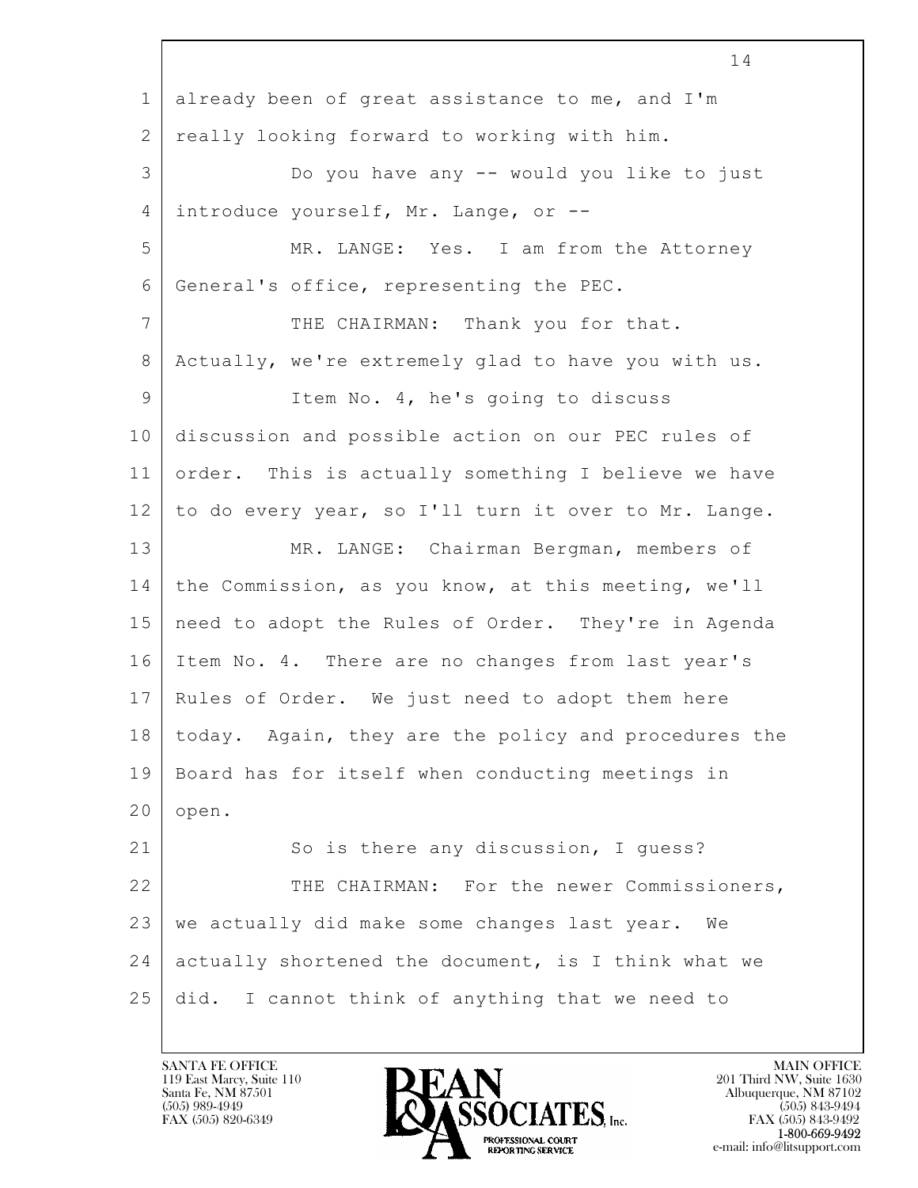already been of great assistance to me, and I'm really looking forward to working with him.

Do you have any -- would you like to just introduce yourself, Mr. Lange, or --

MR. LANGE: Yes. I am from the Attorney General's office, representing the PEC.

THE CHAIRMAN: Thank you for that. Actually, we're extremely glad to have you with us.

Item No. 4, he's going to discuss discussion and possible action on our PEC rules of order. This is actually something I believe we have to do every year, so I'll turn it over to Mr. Lange.

MR. LANGE: Chairman Bergman, members of the Commission, as you know, at this meeting, we'll need to adopt the Rules of Order. They're in Agenda Item No. 4. There are no changes from last year's Rules of Order. We just need to adopt them here today. Again, they are the policy and procedures the Board has for itself when conducting meetings in open.

So is there any discussion, I guess?

THE CHAIRMAN: For the newer Commissioners, we actually did make some changes last year. We actually shortened the document, is I think what we did. I cannot think of anything that we need to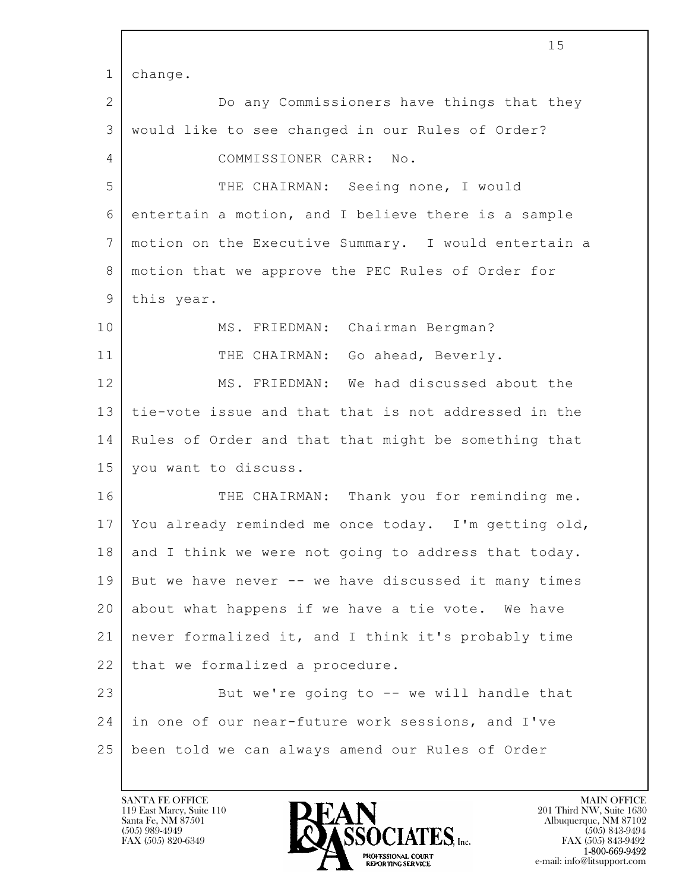change.

Do any Commissioners have things that they would like to see changed in our Rules of Order?

COMMISSIONER CARR: No.

THE CHAIRMAN: Seeing none, I would entertain a motion, and I believe there is a sample motion on the Executive Summary. I would entertain a motion that we approve the PEC Rules of Order for this year.

MS. FRIEDMAN: Chairman Bergman?

THE CHAIRMAN: Go ahead, Beverly.

MS. FRIEDMAN: We had discussed about the tie-vote issue and that that is not addressed in the Rules of Order and that that might be something that you want to discuss.

THE CHAIRMAN: Thank you for reminding me. You already reminded me once today. I'm getting old, and I think we were not going to address that today. But we have never -- we have discussed it many times about what happens if we have a tie vote. We have never formalized it, and I think it's probably time that we formalized a procedure.

But we're going to -- we will handle that in one of our near-future work sessions, and I've been told we can always amend our Rules of Order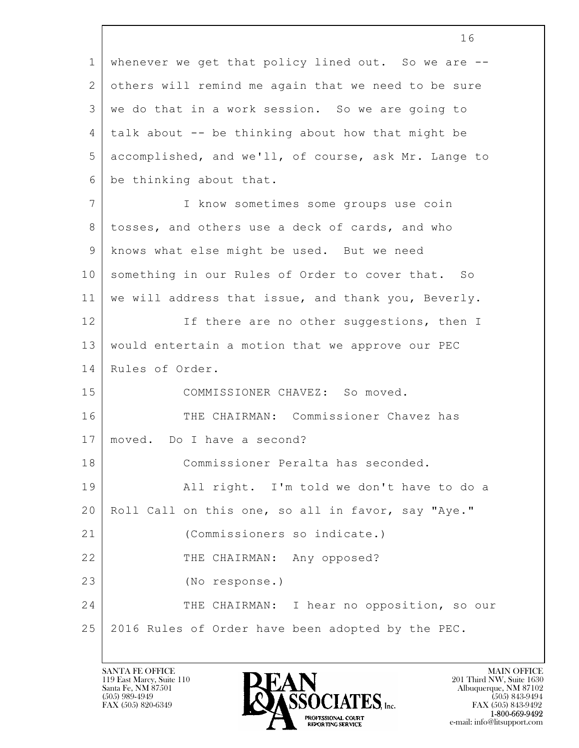whenever we get that policy lined out. So we are -- others will remind me again that we need to be sure we do that in a work session. So we are going to talk about -- be thinking about how that might be accomplished, and we'll, of course, ask Mr. Lange to be thinking about that.

I know sometimes some groups use coin tosses, and others use a deck of cards, and who knows what else might be used. But we need something in our Rules of Order to cover that. So we will address that issue, and thank you, Beverly.

If there are no other suggestions, then I would entertain a motion that we approve our PEC Rules of Order.

COMMISSIONER CHAVEZ: So moved.

THE CHAIRMAN: Commissioner Chavez has moved. Do I have a second?

Commissioner Peralta has seconded.

All right. I'm told we don't have to do a Roll Call on this one, so all in favor, say "Aye."

(Commissioners so indicate.)

THE CHAIRMAN: Any opposed?

(No response.)

THE CHAIRMAN: I hear no opposition, so our 2016 Rules of Order have been adopted by the PEC.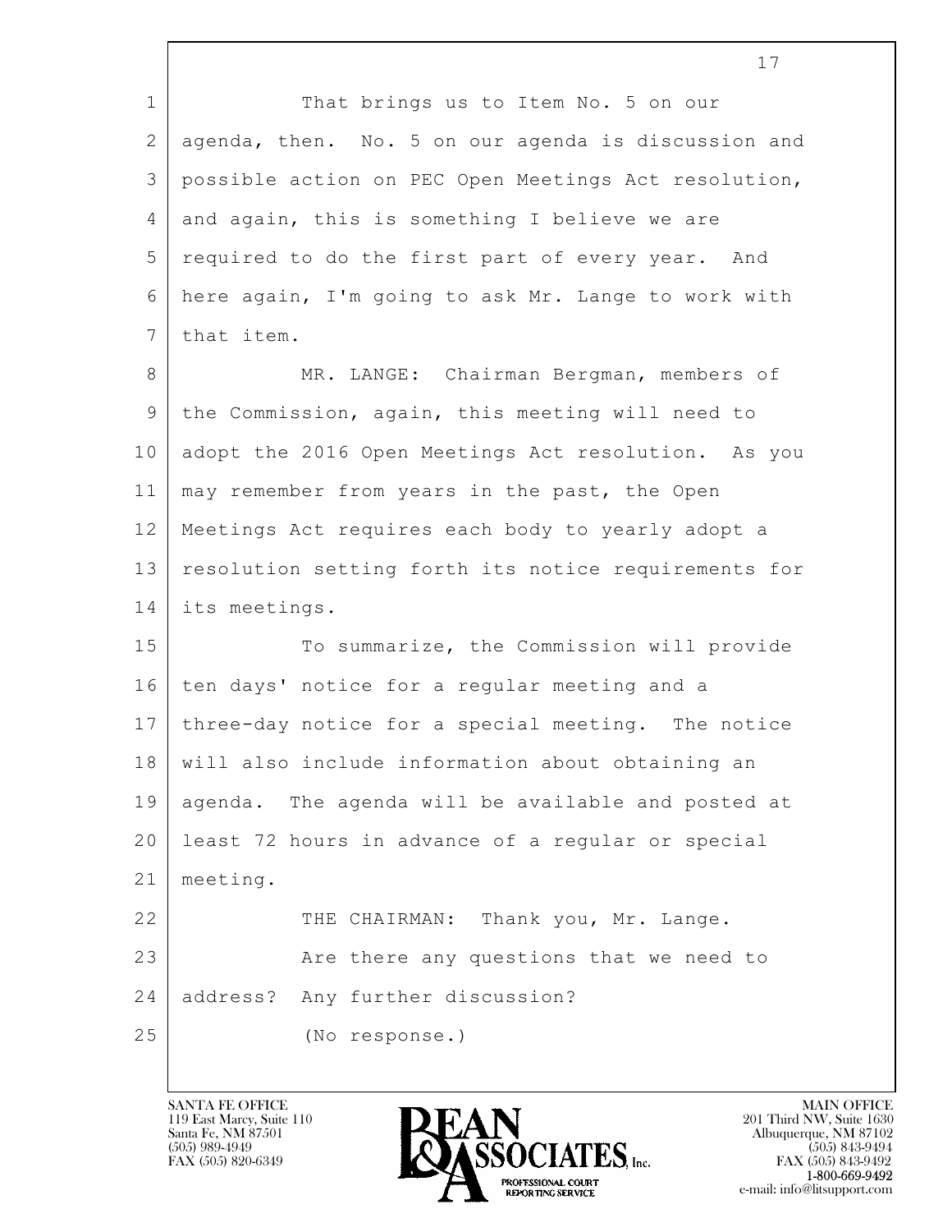That brings us to Item No. 5 on our agenda, then. No. 5 on our agenda is discussion and possible action on PEC Open Meetings Act resolution, and again, this is something I believe we are required to do the first part of every year. And here again, I'm going to ask Mr. Lange to work with that item.

MR. LANGE: Chairman Bergman, members of the Commission, again, this meeting will need to adopt the 2016 Open Meetings Act resolution. As you may remember from years in the past, the Open Meetings Act requires each body to yearly adopt a resolution setting forth its notice requirements for its meetings.

To summarize, the Commission will provide ten days' notice for a regular meeting and a three-day notice for a special meeting. The notice will also include information about obtaining an agenda. The agenda will be available and posted at least 72 hours in advance of a regular or special meeting.

THE CHAIRMAN: Thank you, Mr. Lange.

Are there any questions that we need to address? Any further discussion?

(No response.)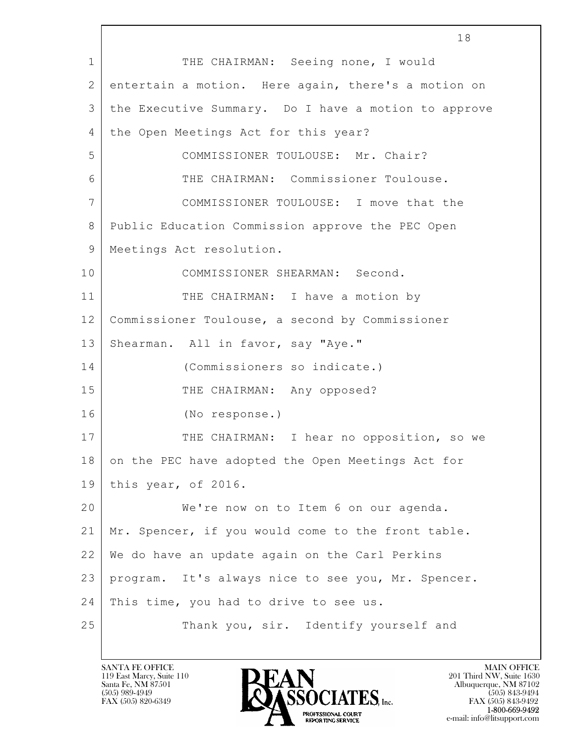1 THE CHAIRMAN: Seeing none, I would
2 entertain a motion. Here again, there's a motion on
3 the Executive Summary. Do I have a motion to approve
4 the Open Meetings Act for this year?
5 COMMISSIONER TOULOUSE: Mr. Chair?
6 THE CHAIRMAN: Commissioner Toulouse.
7 COMMISSIONER TOULOUSE: I move that the
8 Public Education Commission approve the PEC Open
9 Meetings Act resolution.
10 COMMISSIONER SHEARMAN: Second.
11 THE CHAIRMAN: I have a motion by
12 Commissioner Toulouse, a second by Commissioner
13 Shearman. All in favor, say "Aye."
14 (Commissioners so indicate.)
15 THE CHAIRMAN: Any opposed?
16 (No response.)
17 THE CHAIRMAN: I hear no opposition, so we
18 on the PEC have adopted the Open Meetings Act for
19 this year, of 2016.
20 We're now on to Item 6 on our agenda.
21 Mr. Spencer, if you would come to the front table.
22 We do have an update again on the Carl Perkins
23 program. It's always nice to see you, Mr. Spencer.
24 This time, you had to drive to see us.
25 Thank you, sir. Identify yourself and

SANTA FE OFFICE
119 East Marcy, Suite 110
Santa Fe, NM 87501
(505) 989-4949
FAX (505) 820-6349

BEAN & ASSOCIATES, Inc.
PROFESSIONAL COURT REPORTING SERVICE

MAIN OFFICE
201 Third NW, Suite 1630
Albuquerque, NM 87102
(505) 843-9494
FAX (505) 843-9492
1-800-669-9492
e-mail: info@litsupport.com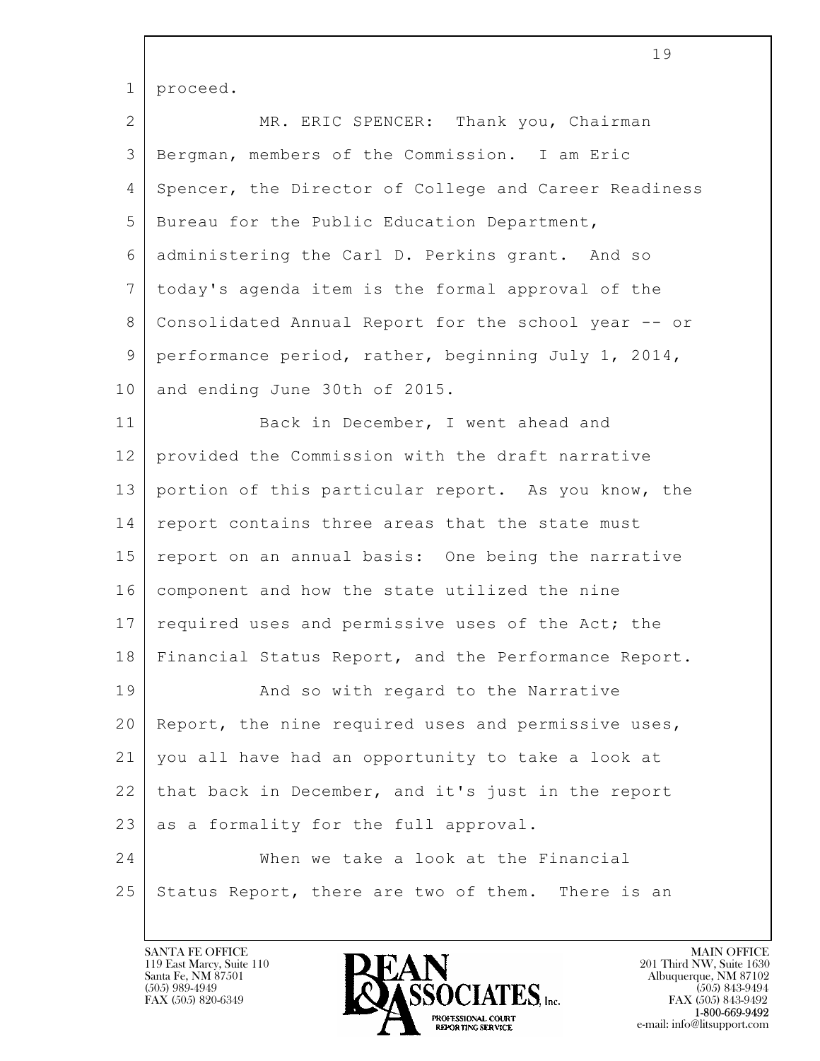proceed.

MR. ERIC SPENCER: Thank you, Chairman Bergman, members of the Commission. I am Eric Spencer, the Director of College and Career Readiness Bureau for the Public Education Department, administering the Carl D. Perkins grant. And so today's agenda item is the formal approval of the Consolidated Annual Report for the school year -- or performance period, rather, beginning July 1, 2014, and ending June 30th of 2015.

Back in December, I went ahead and provided the Commission with the draft narrative portion of this particular report. As you know, the report contains three areas that the state must report on an annual basis: One being the narrative component and how the state utilized the nine required uses and permissive uses of the Act; the Financial Status Report, and the Performance Report.

And so with regard to the Narrative Report, the nine required uses and permissive uses, you all have had an opportunity to take a look at that back in December, and it's just in the report as a formality for the full approval.

When we take a look at the Financial Status Report, there are two of them. There is an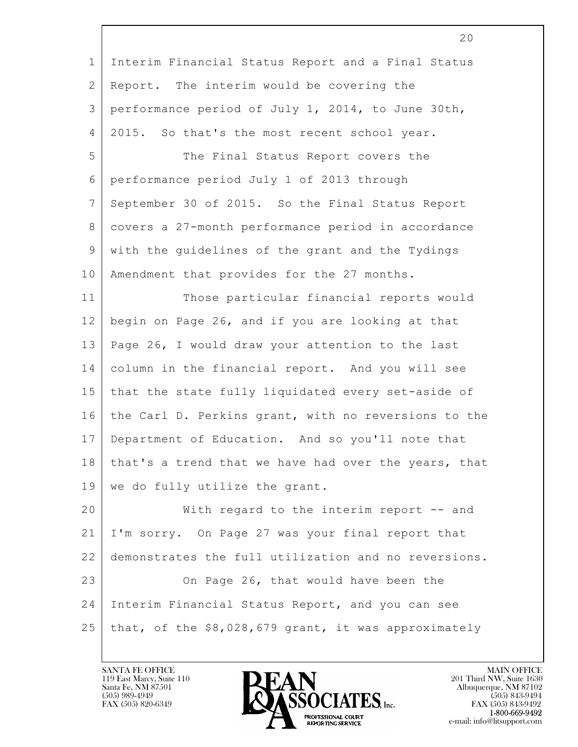Interim Financial Status Report and a Final Status Report. The interim would be covering the performance period of July 1, 2014, to June 30th, 2015. So that's the most recent school year.

The Final Status Report covers the performance period July 1 of 2013 through September 30 of 2015. So the Final Status Report covers a 27-month performance period in accordance with the guidelines of the grant and the Tydings Amendment that provides for the 27 months.

Those particular financial reports would begin on Page 26, and if you are looking at that Page 26, I would draw your attention to the last column in the financial report. And you will see that the state fully liquidated every set-aside of the Carl D. Perkins grant, with no reversions to the Department of Education. And so you'll note that that's a trend that we have had over the years, that we do fully utilize the grant.

With regard to the interim report -- and I'm sorry. On Page 27 was your final report that demonstrates the full utilization and no reversions.

On Page 26, that would have been the Interim Financial Status Report, and you can see that, of the $8,028,679 grant, it was approximately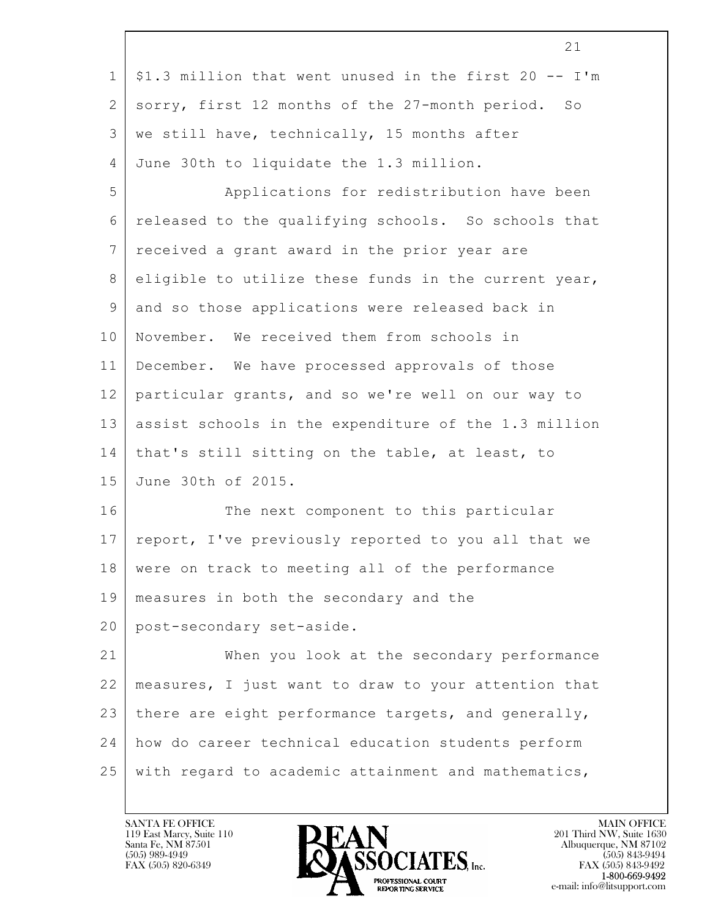$1.3 million that went unused in the first 20 -- I'm sorry, first 12 months of the 27-month period. So we still have, technically, 15 months after June 30th to liquidate the 1.3 million.

Applications for redistribution have been released to the qualifying schools. So schools that received a grant award in the prior year are eligible to utilize these funds in the current year, and so those applications were released back in November. We received them from schools in December. We have processed approvals of those particular grants, and so we're well on our way to assist schools in the expenditure of the 1.3 million that's still sitting on the table, at least, to June 30th of 2015.

The next component to this particular report, I've previously reported to you all that we were on track to meeting all of the performance measures in both the secondary and the post-secondary set-aside.

When you look at the secondary performance measures, I just want to draw to your attention that there are eight performance targets, and generally, how do career technical education students perform with regard to academic attainment and mathematics,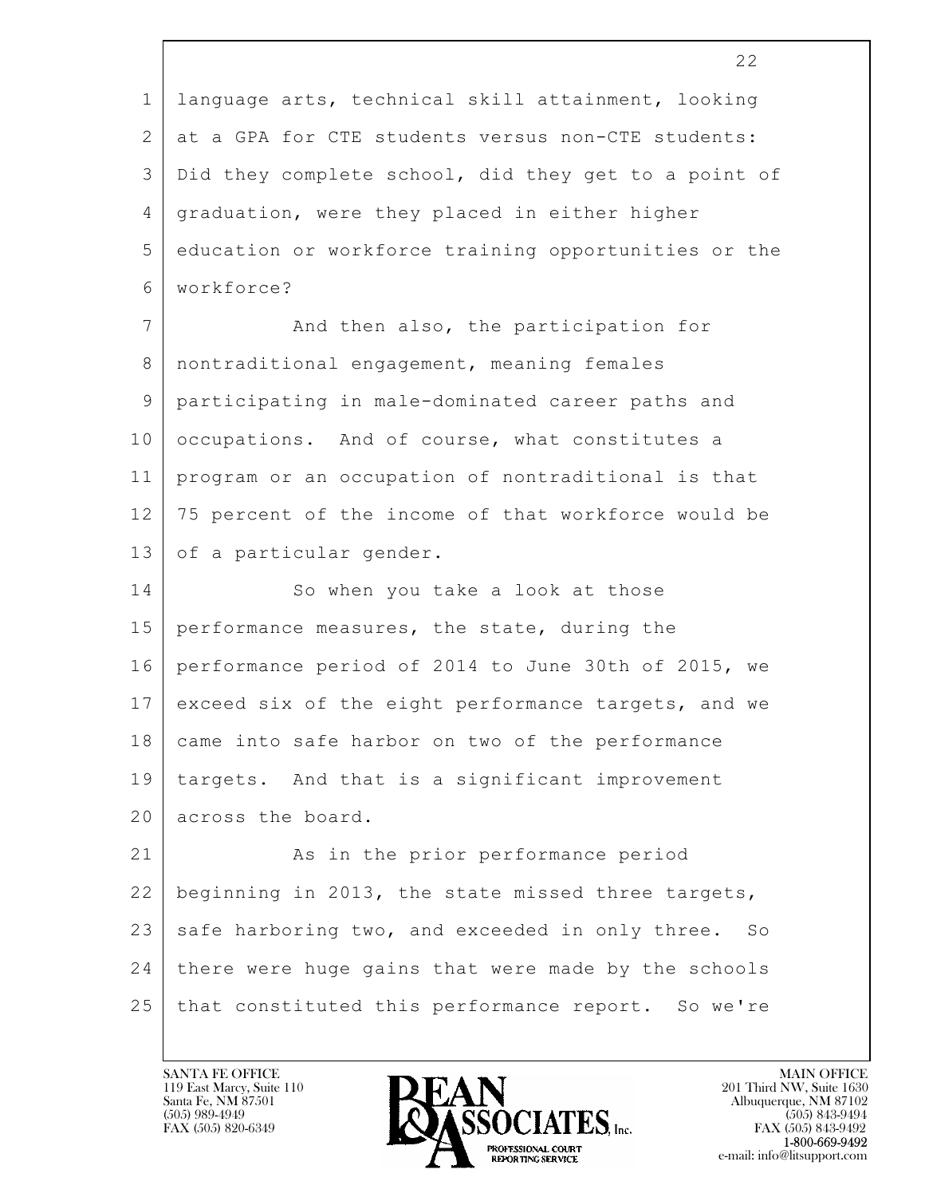language arts, technical skill attainment, looking at a GPA for CTE students versus non-CTE students: Did they complete school, did they get to a point of graduation, were they placed in either higher education or workforce training opportunities or the workforce?

And then also, the participation for nontraditional engagement, meaning females participating in male-dominated career paths and occupations. And of course, what constitutes a program or an occupation of nontraditional is that 75 percent of the income of that workforce would be of a particular gender.

So when you take a look at those performance measures, the state, during the performance period of 2014 to June 30th of 2015, we exceed six of the eight performance targets, and we came into safe harbor on two of the performance targets. And that is a significant improvement across the board.

As in the prior performance period beginning in 2013, the state missed three targets, safe harboring two, and exceeded in only three. So there were huge gains that were made by the schools that constituted this performance report. So we're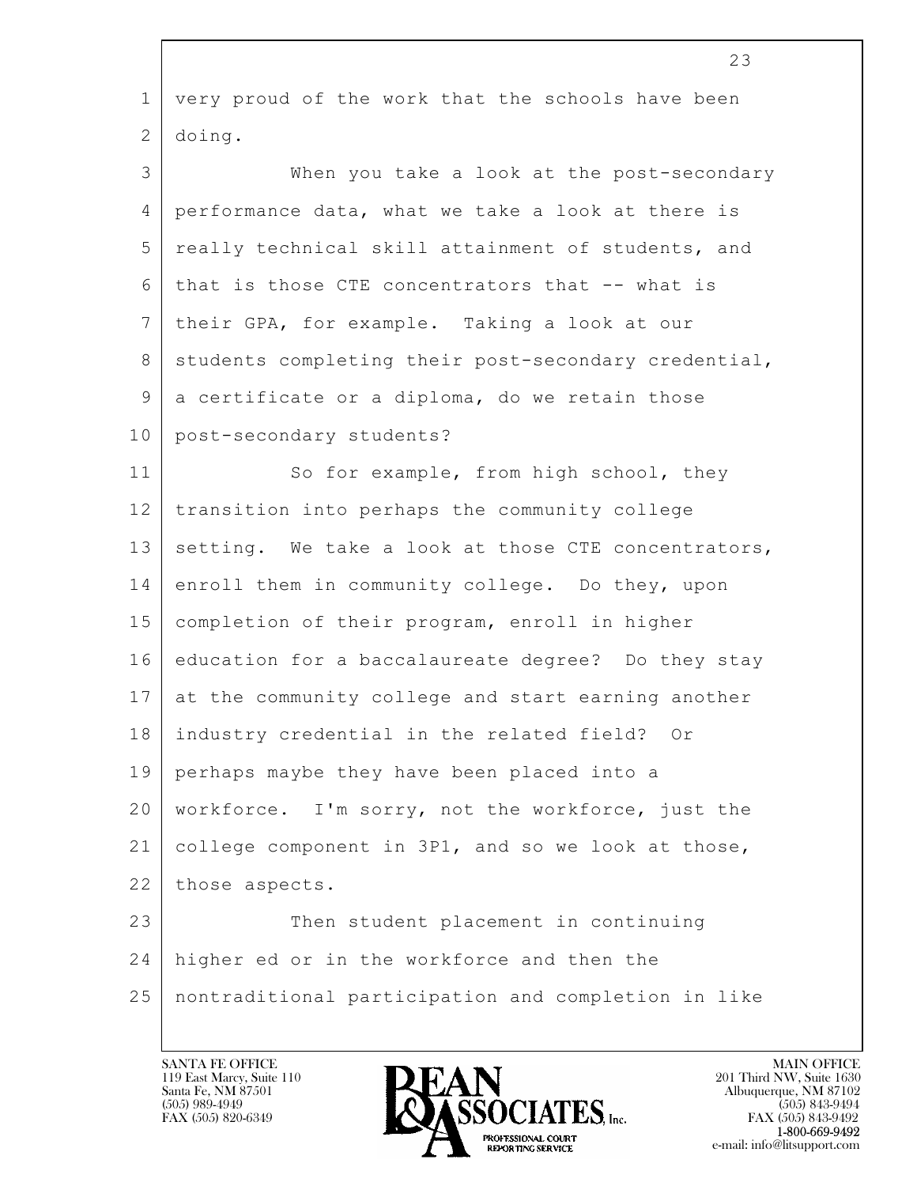very proud of the work that the schools have been doing.

When you take a look at the post-secondary performance data, what we take a look at there is really technical skill attainment of students, and that is those CTE concentrators that -- what is their GPA, for example. Taking a look at our students completing their post-secondary credential, a certificate or a diploma, do we retain those post-secondary students?

So for example, from high school, they transition into perhaps the community college setting. We take a look at those CTE concentrators, enroll them in community college. Do they, upon completion of their program, enroll in higher education for a baccalaureate degree? Do they stay at the community college and start earning another industry credential in the related field? Or perhaps maybe they have been placed into a workforce. I'm sorry, not the workforce, just the college component in 3P1, and so we look at those, those aspects.

Then student placement in continuing higher ed or in the workforce and then the nontraditional participation and completion in like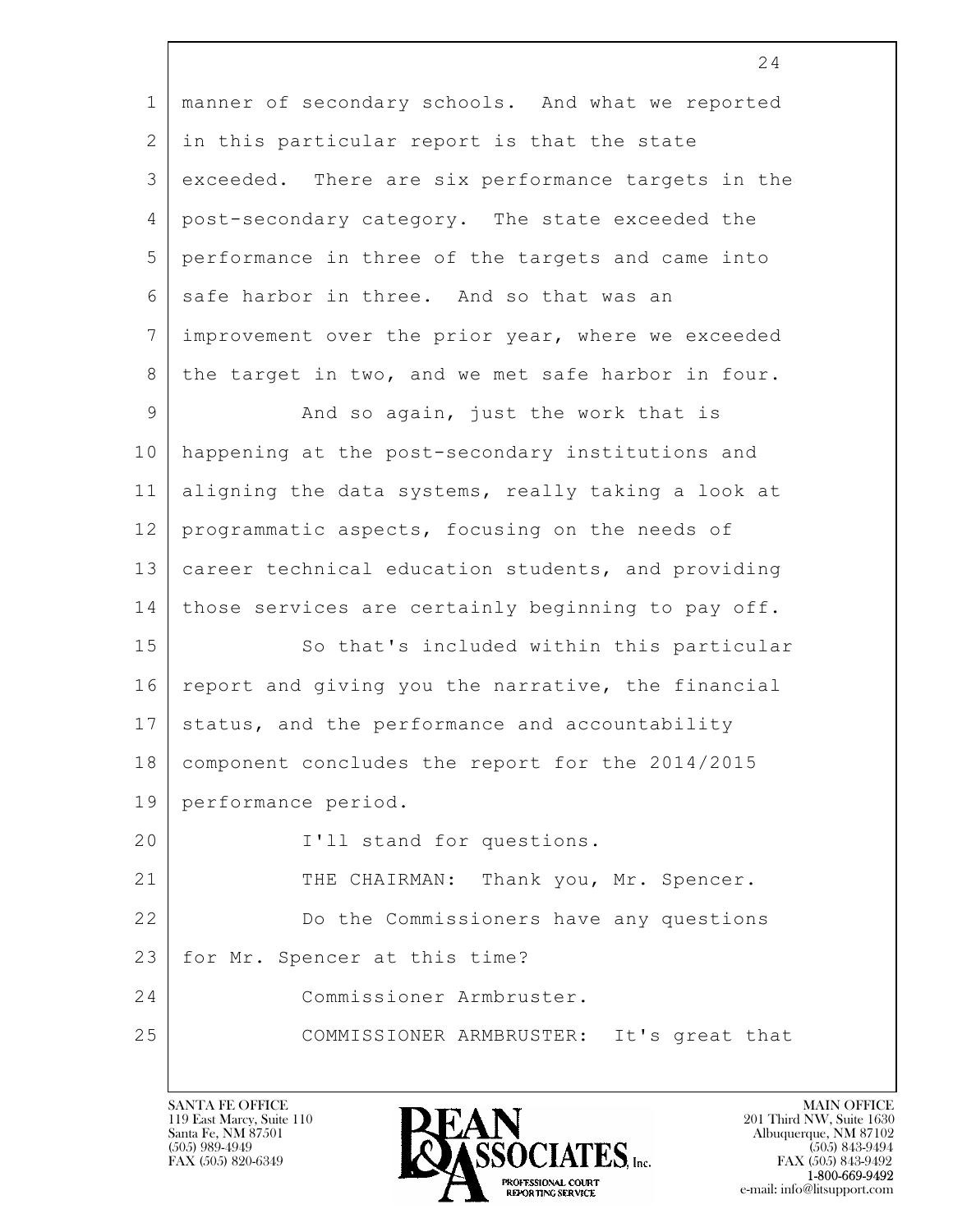manner of secondary schools. And what we reported in this particular report is that the state exceeded. There are six performance targets in the post-secondary category. The state exceeded the performance in three of the targets and came into safe harbor in three. And so that was an improvement over the prior year, where we exceeded the target in two, and we met safe harbor in four.

And so again, just the work that is happening at the post-secondary institutions and aligning the data systems, really taking a look at programmatic aspects, focusing on the needs of career technical education students, and providing those services are certainly beginning to pay off.

So that's included within this particular report and giving you the narrative, the financial status, and the performance and accountability component concludes the report for the 2014/2015 performance period.

I'll stand for questions.

THE CHAIRMAN: Thank you, Mr. Spencer.

Do the Commissioners have any questions for Mr. Spencer at this time?

Commissioner Armbruster.

COMMISSIONER ARMBRUSTER: It's great that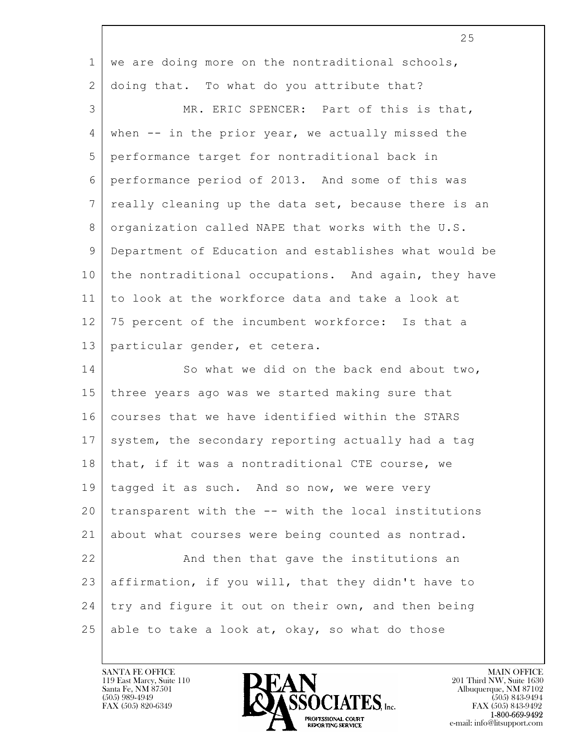we are doing more on the nontraditional schools, doing that. To what do you attribute that?

MR. ERIC SPENCER: Part of this is that, when -- in the prior year, we actually missed the performance target for nontraditional back in performance period of 2013. And some of this was really cleaning up the data set, because there is an organization called NAPE that works with the U.S. Department of Education and establishes what would be the nontraditional occupations. And again, they have to look at the workforce data and take a look at 75 percent of the incumbent workforce: Is that a particular gender, et cetera.

So what we did on the back end about two, three years ago was we started making sure that courses that we have identified within the STARS system, the secondary reporting actually had a tag that, if it was a nontraditional CTE course, we tagged it as such. And so now, we were very transparent with the -- with the local institutions about what courses were being counted as nontrad.

And then that gave the institutions an affirmation, if you will, that they didn't have to try and figure it out on their own, and then being able to take a look at, okay, so what do those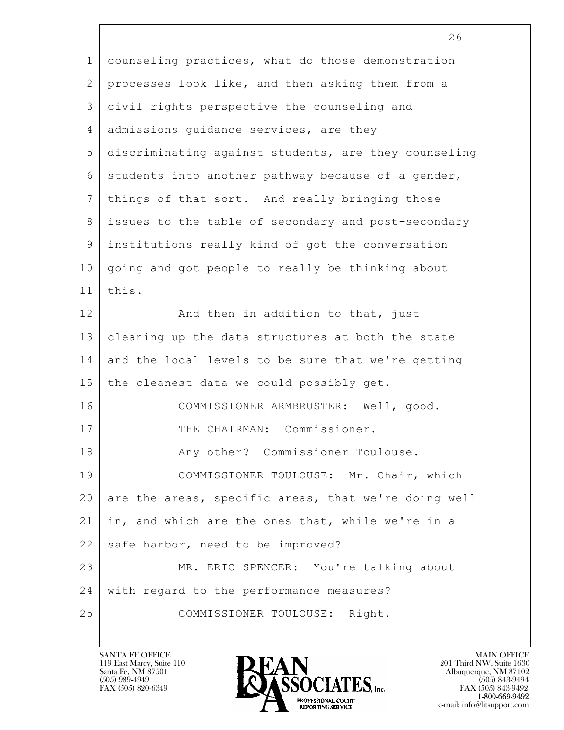counseling practices, what do those demonstration processes look like, and then asking them from a civil rights perspective the counseling and admissions guidance services, are they discriminating against students, are they counseling students into another pathway because of a gender, things of that sort. And really bringing those issues to the table of secondary and post-secondary institutions really kind of got the conversation going and got people to really be thinking about this.

And then in addition to that, just cleaning up the data structures at both the state and the local levels to be sure that we're getting the cleanest data we could possibly get.

COMMISSIONER ARMBRUSTER: Well, good.

THE CHAIRMAN: Commissioner.

Any other? Commissioner Toulouse.

COMMISSIONER TOULOUSE: Mr. Chair, which are the areas, specific areas, that we're doing well in, and which are the ones that, while we're in a safe harbor, need to be improved?

MR. ERIC SPENCER: You're talking about with regard to the performance measures?

COMMISSIONER TOULOUSE: Right.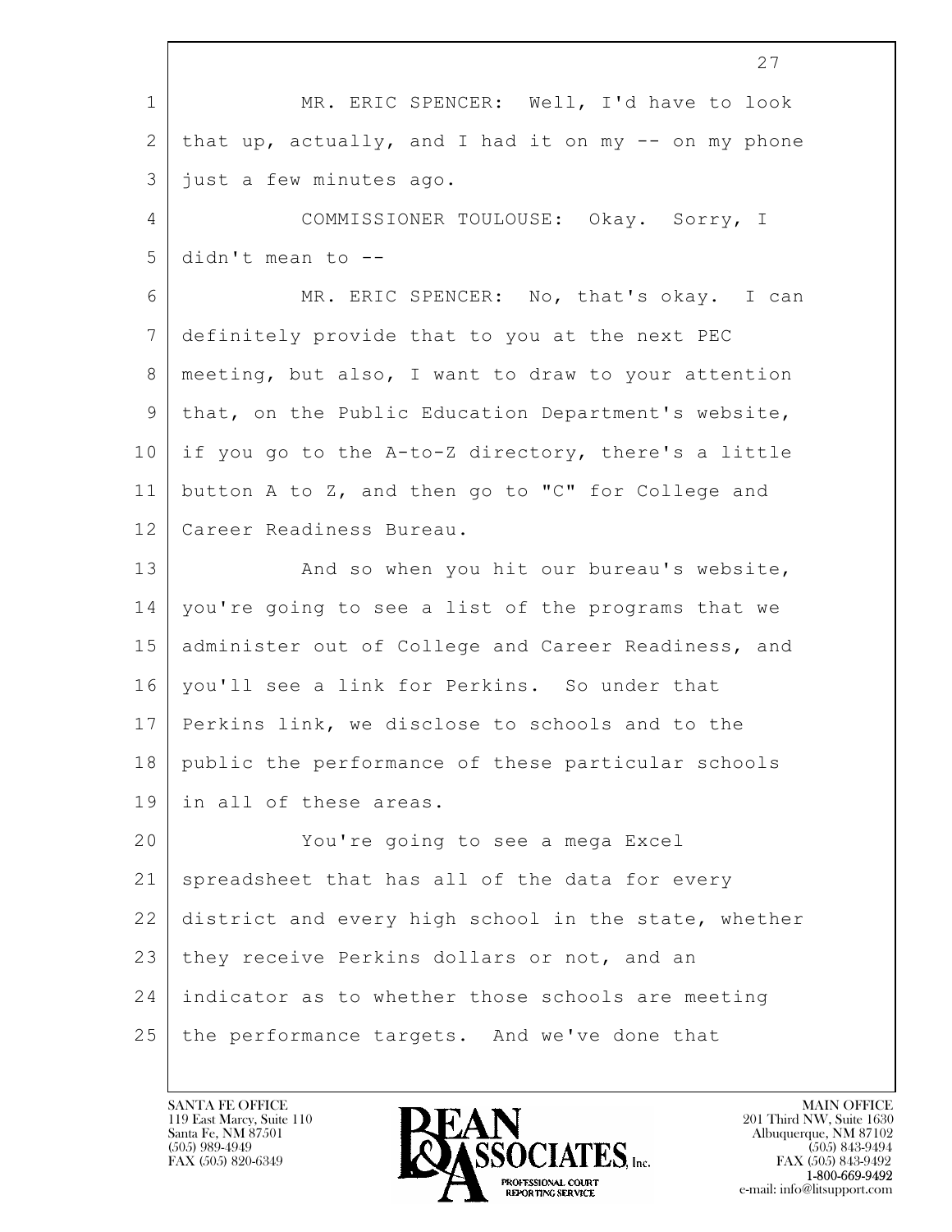MR. ERIC SPENCER: Well, I'd have to look that up, actually, and I had it on my -- on my phone just a few minutes ago.

COMMISSIONER TOULOUSE: Okay. Sorry, I didn't mean to --

MR. ERIC SPENCER: No, that's okay. I can definitely provide that to you at the next PEC meeting, but also, I want to draw to your attention that, on the Public Education Department's website, if you go to the A-to-Z directory, there's a little button A to Z, and then go to "C" for College and Career Readiness Bureau.

And so when you hit our bureau's website, you're going to see a list of the programs that we administer out of College and Career Readiness, and you'll see a link for Perkins. So under that Perkins link, we disclose to schools and to the public the performance of these particular schools in all of these areas.

You're going to see a mega Excel spreadsheet that has all of the data for every district and every high school in the state, whether they receive Perkins dollars or not, and an indicator as to whether those schools are meeting the performance targets. And we've done that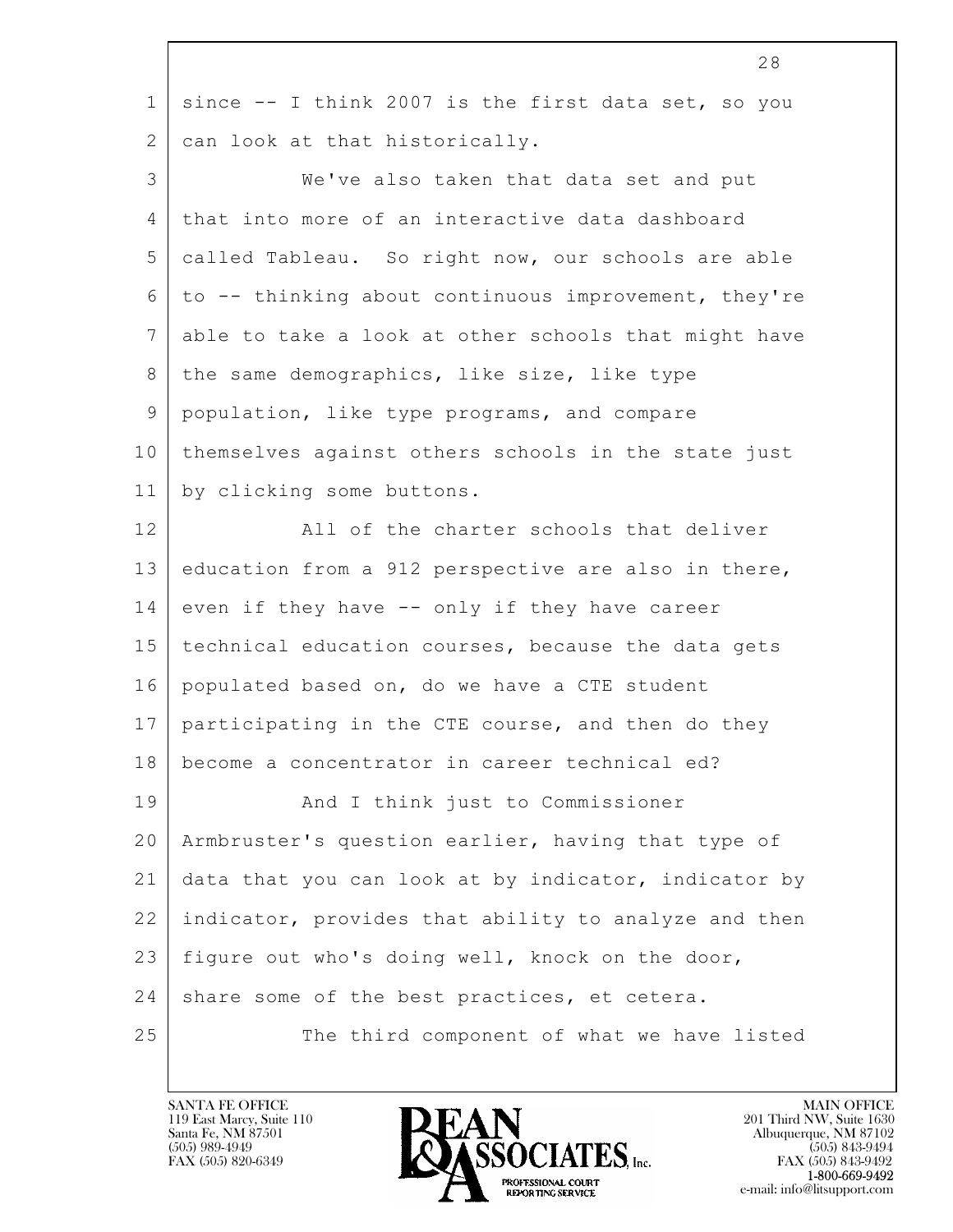since -- I think 2007 is the first data set, so you can look at that historically.

We've also taken that data set and put that into more of an interactive data dashboard called Tableau. So right now, our schools are able to -- thinking about continuous improvement, they're able to take a look at other schools that might have the same demographics, like size, like type population, like type programs, and compare themselves against others schools in the state just by clicking some buttons.

All of the charter schools that deliver education from a 912 perspective are also in there, even if they have -- only if they have career technical education courses, because the data gets populated based on, do we have a CTE student participating in the CTE course, and then do they become a concentrator in career technical ed?

And I think just to Commissioner Armbruster's question earlier, having that type of data that you can look at by indicator, indicator by indicator, provides that ability to analyze and then figure out who's doing well, knock on the door, share some of the best practices, et cetera.

The third component of what we have listed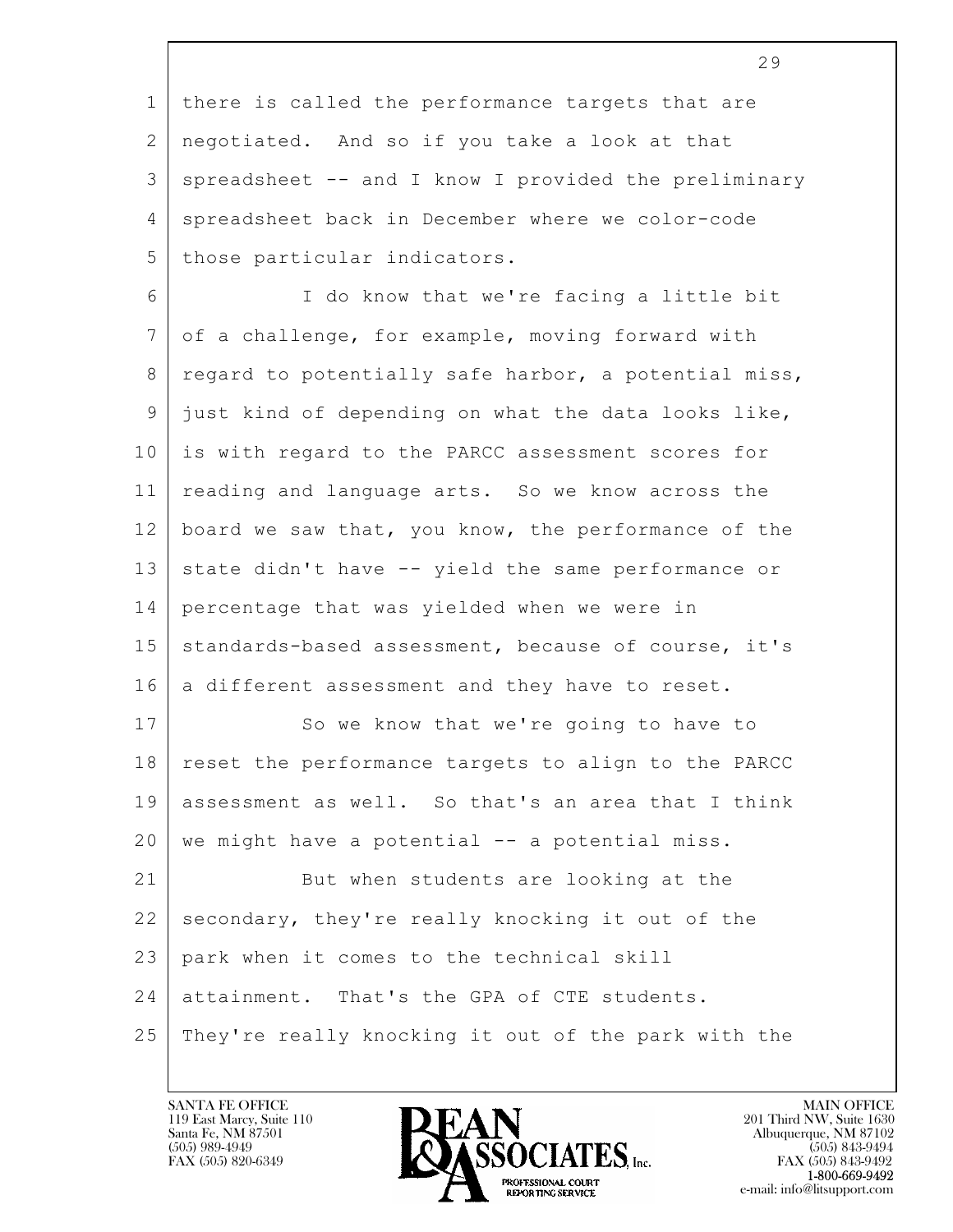there is called the performance targets that are negotiated. And so if you take a look at that spreadsheet -- and I know I provided the preliminary spreadsheet back in December where we color-code those particular indicators.

I do know that we're facing a little bit of a challenge, for example, moving forward with regard to potentially safe harbor, a potential miss, just kind of depending on what the data looks like, is with regard to the PARCC assessment scores for reading and language arts. So we know across the board we saw that, you know, the performance of the state didn't have -- yield the same performance or percentage that was yielded when we were in standards-based assessment, because of course, it's a different assessment and they have to reset.

So we know that we're going to have to reset the performance targets to align to the PARCC assessment as well. So that's an area that I think we might have a potential -- a potential miss.

But when students are looking at the secondary, they're really knocking it out of the park when it comes to the technical skill attainment. That's the GPA of CTE students. They're really knocking it out of the park with the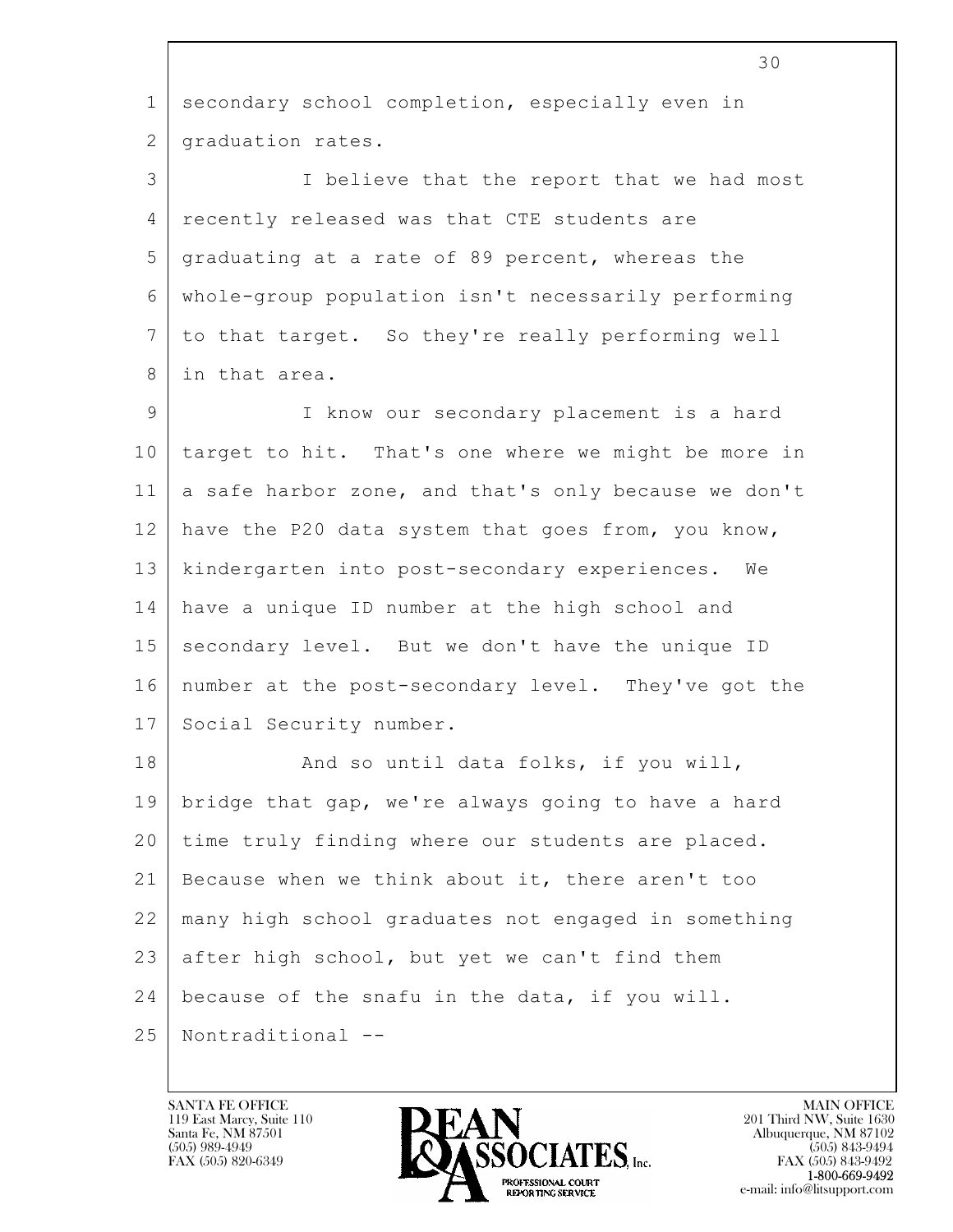secondary school completion, especially even in graduation rates.

I believe that the report that we had most recently released was that CTE students are graduating at a rate of 89 percent, whereas the whole-group population isn't necessarily performing to that target. So they're really performing well in that area.

I know our secondary placement is a hard target to hit. That's one where we might be more in a safe harbor zone, and that's only because we don't have the P20 data system that goes from, you know, kindergarten into post-secondary experiences. We have a unique ID number at the high school and secondary level. But we don't have the unique ID number at the post-secondary level. They've got the Social Security number.

And so until data folks, if you will, bridge that gap, we're always going to have a hard time truly finding where our students are placed. Because when we think about it, there aren't too many high school graduates not engaged in something after high school, but yet we can't find them because of the snafu in the data, if you will. Nontraditional --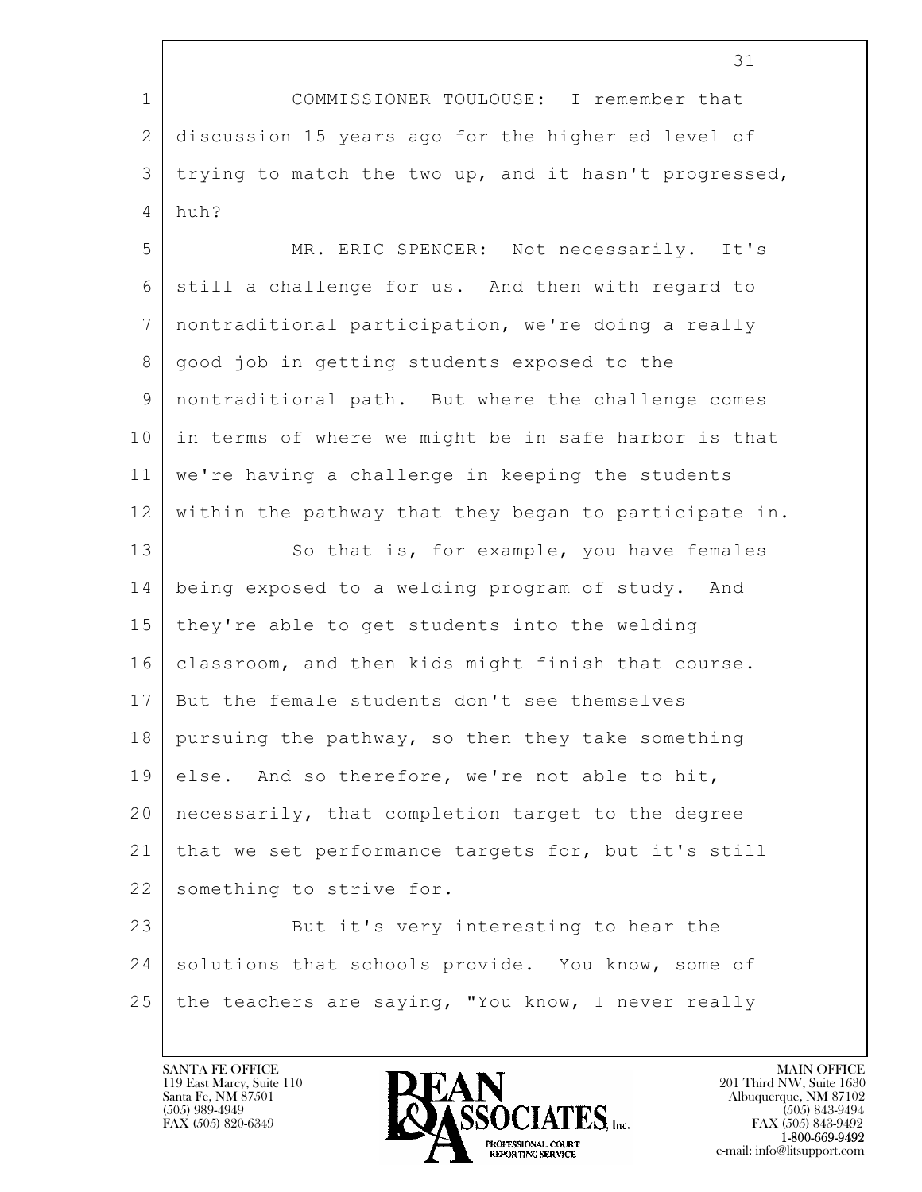COMMISSIONER TOULOUSE: I remember that discussion 15 years ago for the higher ed level of trying to match the two up, and it hasn't progressed, huh?

MR. ERIC SPENCER: Not necessarily. It's still a challenge for us. And then with regard to nontraditional participation, we're doing a really good job in getting students exposed to the nontraditional path. But where the challenge comes in terms of where we might be in safe harbor is that we're having a challenge in keeping the students within the pathway that they began to participate in.

So that is, for example, you have females being exposed to a welding program of study. And they're able to get students into the welding classroom, and then kids might finish that course. But the female students don't see themselves pursuing the pathway, so then they take something else. And so therefore, we're not able to hit, necessarily, that completion target to the degree that we set performance targets for, but it's still something to strive for.

But it's very interesting to hear the solutions that schools provide. You know, some of the teachers are saying, "You know, I never really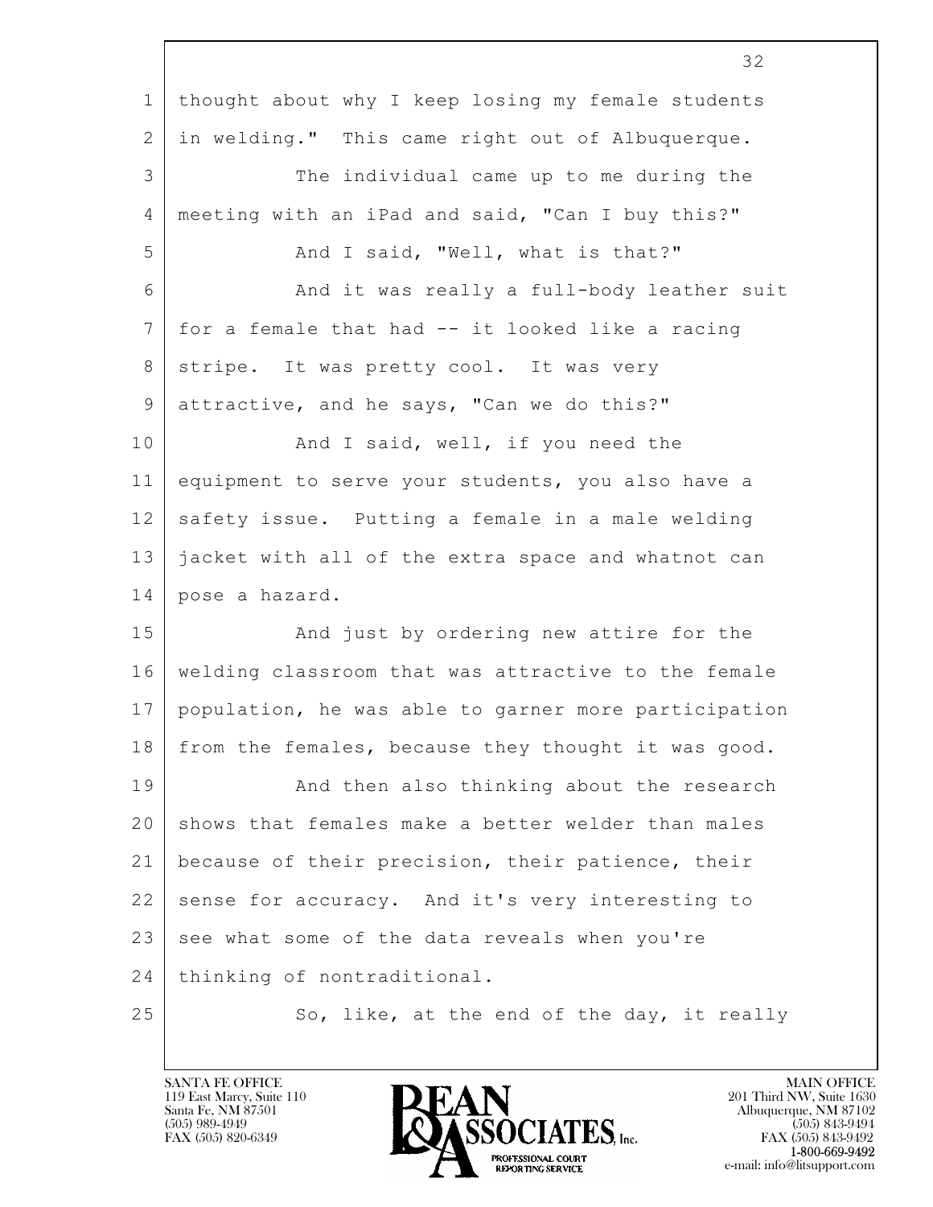thought about why I keep losing my female students in welding." This came right out of Albuquerque.

The individual came up to me during the meeting with an iPad and said, "Can I buy this?"

And I said, "Well, what is that?"

And it was really a full-body leather suit for a female that had -- it looked like a racing stripe. It was pretty cool. It was very attractive, and he says, "Can we do this?"

And I said, well, if you need the equipment to serve your students, you also have a safety issue. Putting a female in a male welding jacket with all of the extra space and whatnot can pose a hazard.

And just by ordering new attire for the welding classroom that was attractive to the female population, he was able to garner more participation from the females, because they thought it was good.

And then also thinking about the research shows that females make a better welder than males because of their precision, their patience, their sense for accuracy. And it's very interesting to see what some of the data reveals when you're thinking of nontraditional.

So, like, at the end of the day, it really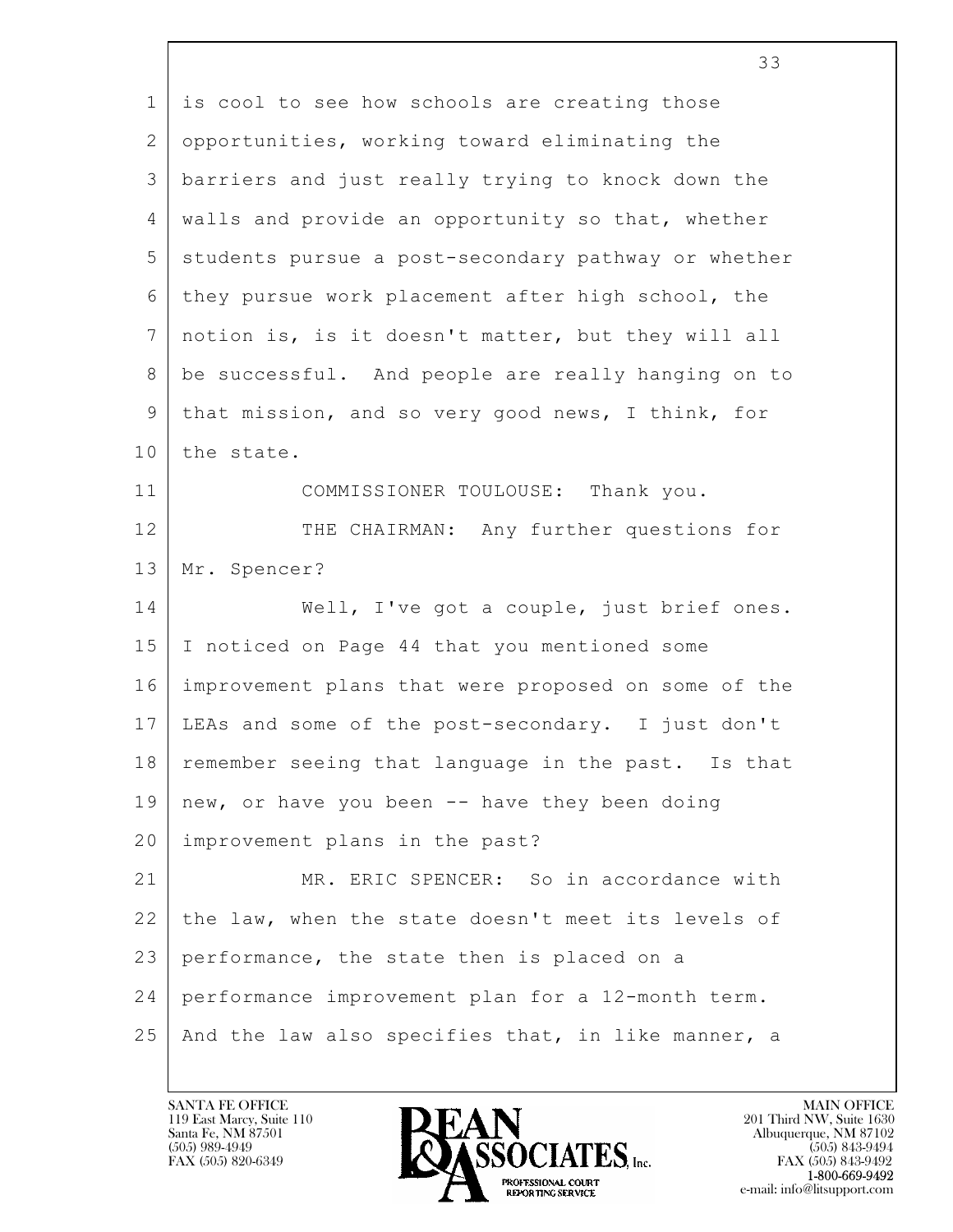is cool to see how schools are creating those opportunities, working toward eliminating the barriers and just really trying to knock down the walls and provide an opportunity so that, whether students pursue a post-secondary pathway or whether they pursue work placement after high school, the notion is, is it doesn't matter, but they will all be successful. And people are really hanging on to that mission, and so very good news, I think, for the state.

COMMISSIONER TOULOUSE: Thank you.

THE CHAIRMAN: Any further questions for Mr. Spencer?

Well, I've got a couple, just brief ones. I noticed on Page 44 that you mentioned some improvement plans that were proposed on some of the LEAs and some of the post-secondary. I just don't remember seeing that language in the past. Is that new, or have you been -- have they been doing improvement plans in the past?

MR. ERIC SPENCER: So in accordance with the law, when the state doesn't meet its levels of performance, the state then is placed on a performance improvement plan for a 12-month term. And the law also specifies that, in like manner, a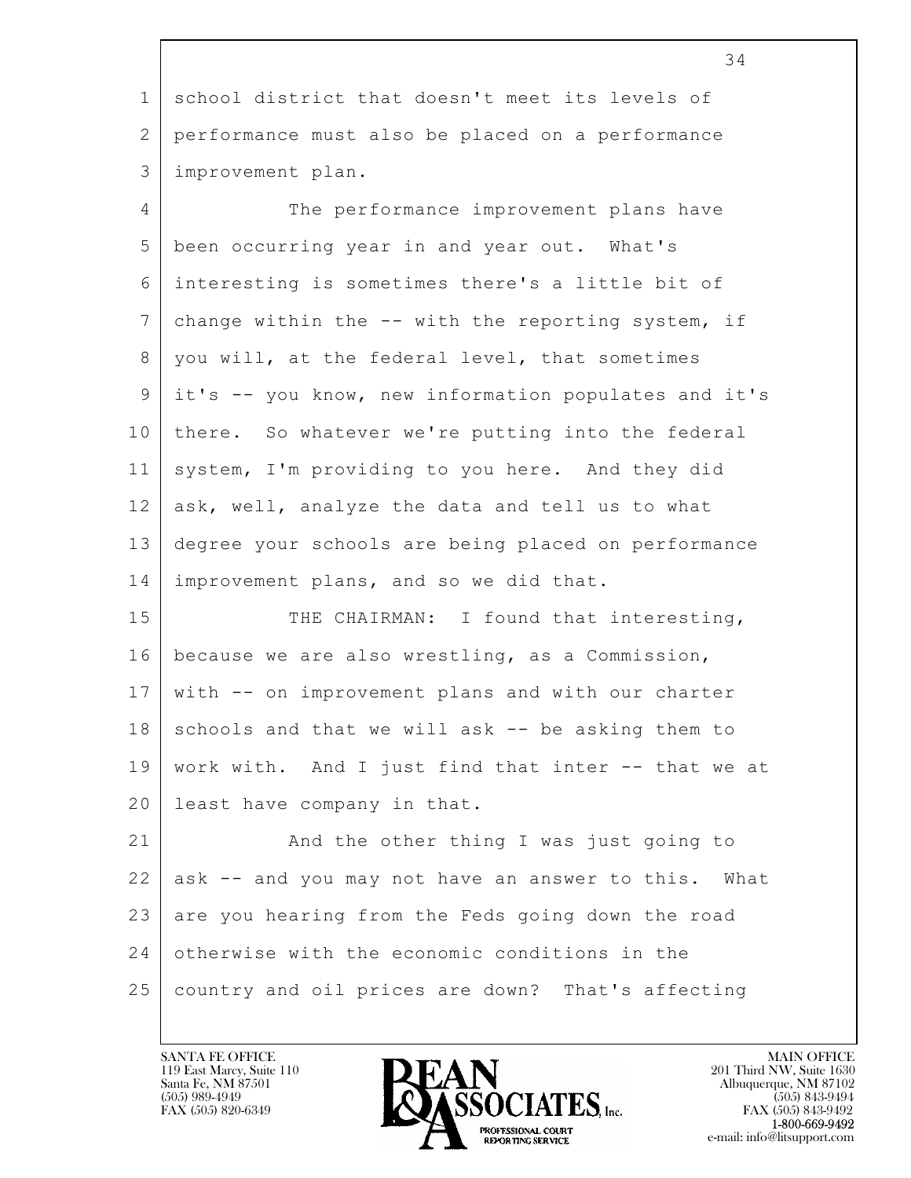school district that doesn't meet its levels of performance must also be placed on a performance improvement plan.

The performance improvement plans have been occurring year in and year out. What's interesting is sometimes there's a little bit of change within the -- with the reporting system, if you will, at the federal level, that sometimes it's -- you know, new information populates and it's there. So whatever we're putting into the federal system, I'm providing to you here. And they did ask, well, analyze the data and tell us to what degree your schools are being placed on performance improvement plans, and so we did that.

THE CHAIRMAN: I found that interesting, because we are also wrestling, as a Commission, with -- on improvement plans and with our charter schools and that we will ask -- be asking them to work with. And I just find that inter -- that we at least have company in that.

And the other thing I was just going to ask -- and you may not have an answer to this. What are you hearing from the Feds going down the road otherwise with the economic conditions in the country and oil prices are down? That's affecting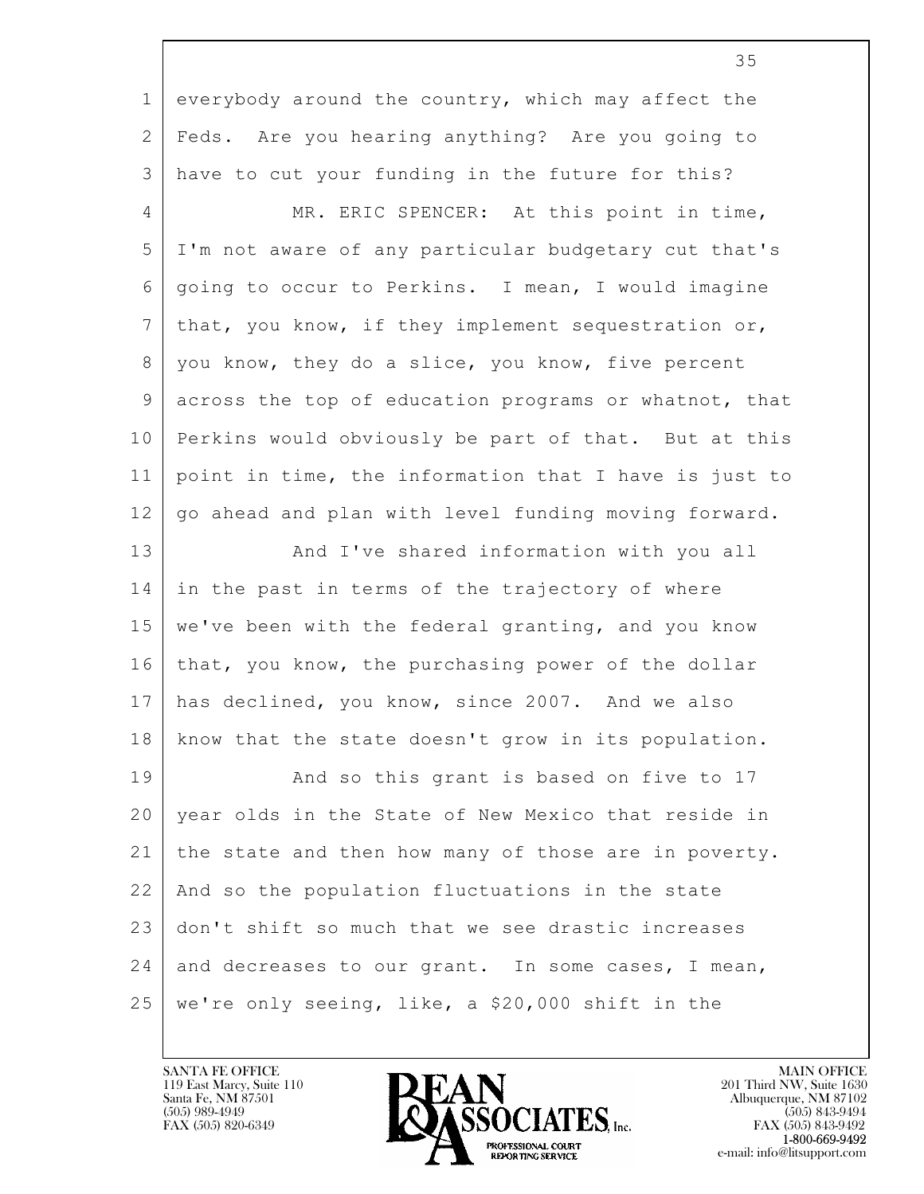everybody around the country, which may affect the Feds. Are you hearing anything? Are you going to have to cut your funding in the future for this?

MR. ERIC SPENCER: At this point in time, I'm not aware of any particular budgetary cut that's going to occur to Perkins. I mean, I would imagine that, you know, if they implement sequestration or, you know, they do a slice, you know, five percent across the top of education programs or whatnot, that Perkins would obviously be part of that. But at this point in time, the information that I have is just to go ahead and plan with level funding moving forward.

And I've shared information with you all in the past in terms of the trajectory of where we've been with the federal granting, and you know that, you know, the purchasing power of the dollar has declined, you know, since 2007. And we also know that the state doesn't grow in its population.

And so this grant is based on five to 17 year olds in the State of New Mexico that reside in the state and then how many of those are in poverty. And so the population fluctuations in the state don't shift so much that we see drastic increases and decreases to our grant. In some cases, I mean, we're only seeing, like, a $20,000 shift in the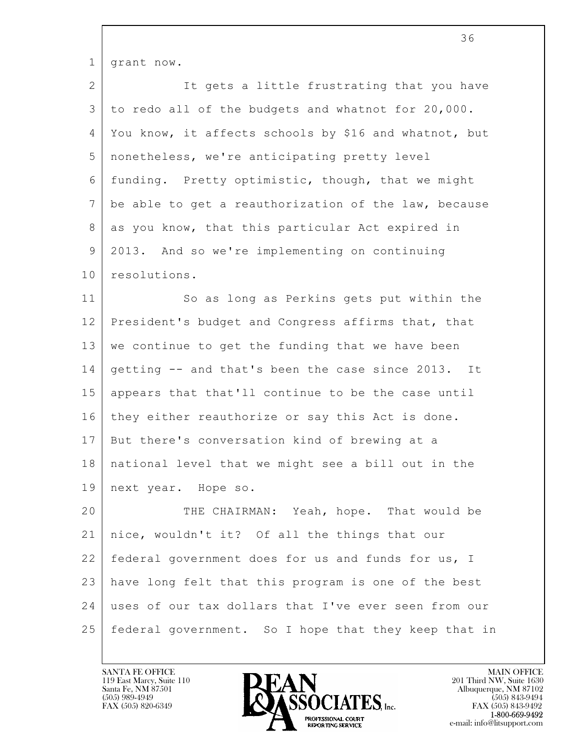grant now.

It gets a little frustrating that you have to redo all of the budgets and whatnot for 20,000. You know, it affects schools by $16 and whatnot, but nonetheless, we're anticipating pretty level funding. Pretty optimistic, though, that we might be able to get a reauthorization of the law, because as you know, that this particular Act expired in 2013. And so we're implementing on continuing resolutions.

So as long as Perkins gets put within the President's budget and Congress affirms that, that we continue to get the funding that we have been getting -- and that's been the case since 2013. It appears that that'll continue to be the case until they either reauthorize or say this Act is done. But there's conversation kind of brewing at a national level that we might see a bill out in the next year. Hope so.

THE CHAIRMAN: Yeah, hope. That would be nice, wouldn't it? Of all the things that our federal government does for us and funds for us, I have long felt that this program is one of the best uses of our tax dollars that I've ever seen from our federal government. So I hope that they keep that in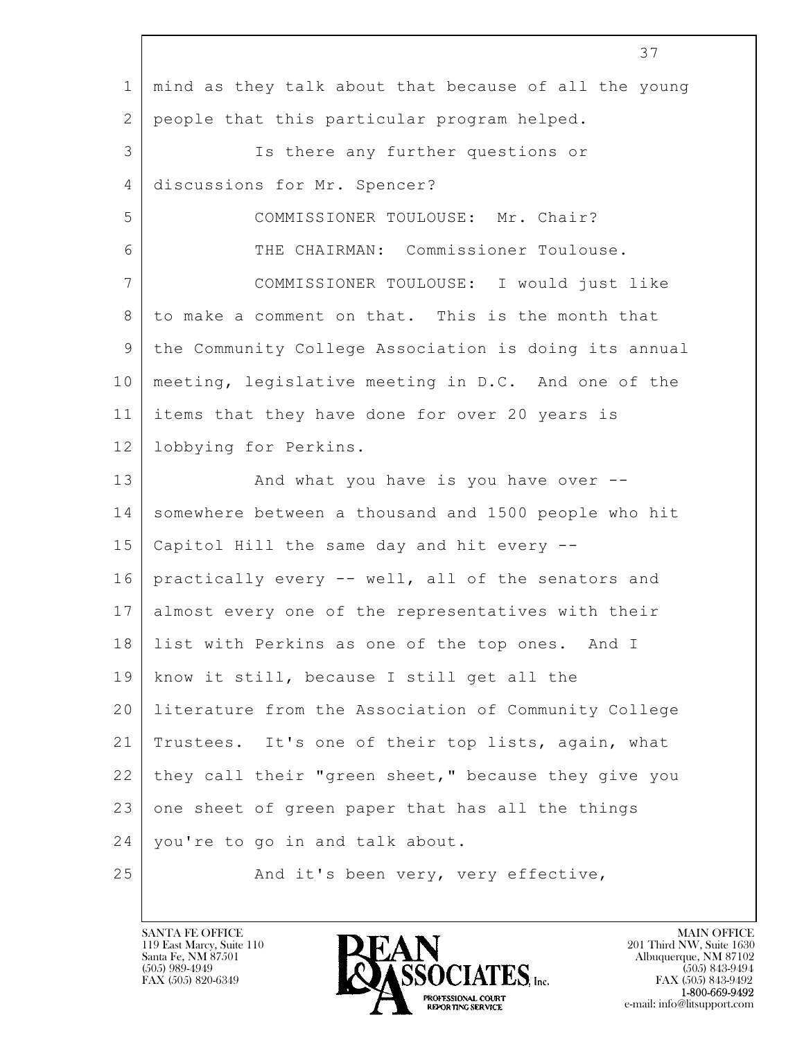mind as they talk about that because of all the young people that this particular program helped.

Is there any further questions or discussions for Mr. Spencer?

COMMISSIONER TOULOUSE: Mr. Chair?

THE CHAIRMAN: Commissioner Toulouse.

COMMISSIONER TOULOUSE: I would just like to make a comment on that. This is the month that the Community College Association is doing its annual meeting, legislative meeting in D.C. And one of the items that they have done for over 20 years is lobbying for Perkins.

And what you have is you have over -- somewhere between a thousand and 1500 people who hit Capitol Hill the same day and hit every -- practically every -- well, all of the senators and almost every one of the representatives with their list with Perkins as one of the top ones. And I know it still, because I still get all the literature from the Association of Community College Trustees. It's one of their top lists, again, what they call their "green sheet," because they give you one sheet of green paper that has all the things you're to go in and talk about.

And it's been very, very effective,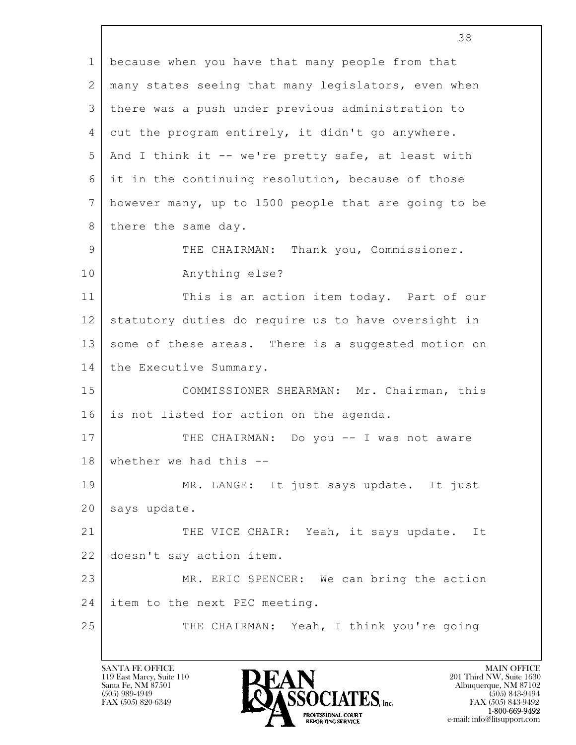because when you have that many people from that many states seeing that many legislators, even when there was a push under previous administration to cut the program entirely, it didn't go anywhere. And I think it -- we're pretty safe, at least with it in the continuing resolution, because of those however many, up to 1500 people that are going to be there the same day.

THE CHAIRMAN: Thank you, Commissioner.

Anything else?

This is an action item today. Part of our statutory duties do require us to have oversight in some of these areas. There is a suggested motion on the Executive Summary.

COMMISSIONER SHEARMAN: Mr. Chairman, this is not listed for action on the agenda.

THE CHAIRMAN: Do you -- I was not aware whether we had this --

MR. LANGE: It just says update. It just says update.

THE VICE CHAIR: Yeah, it says update. It doesn't say action item.

MR. ERIC SPENCER: We can bring the action item to the next PEC meeting.

THE CHAIRMAN: Yeah, I think you're going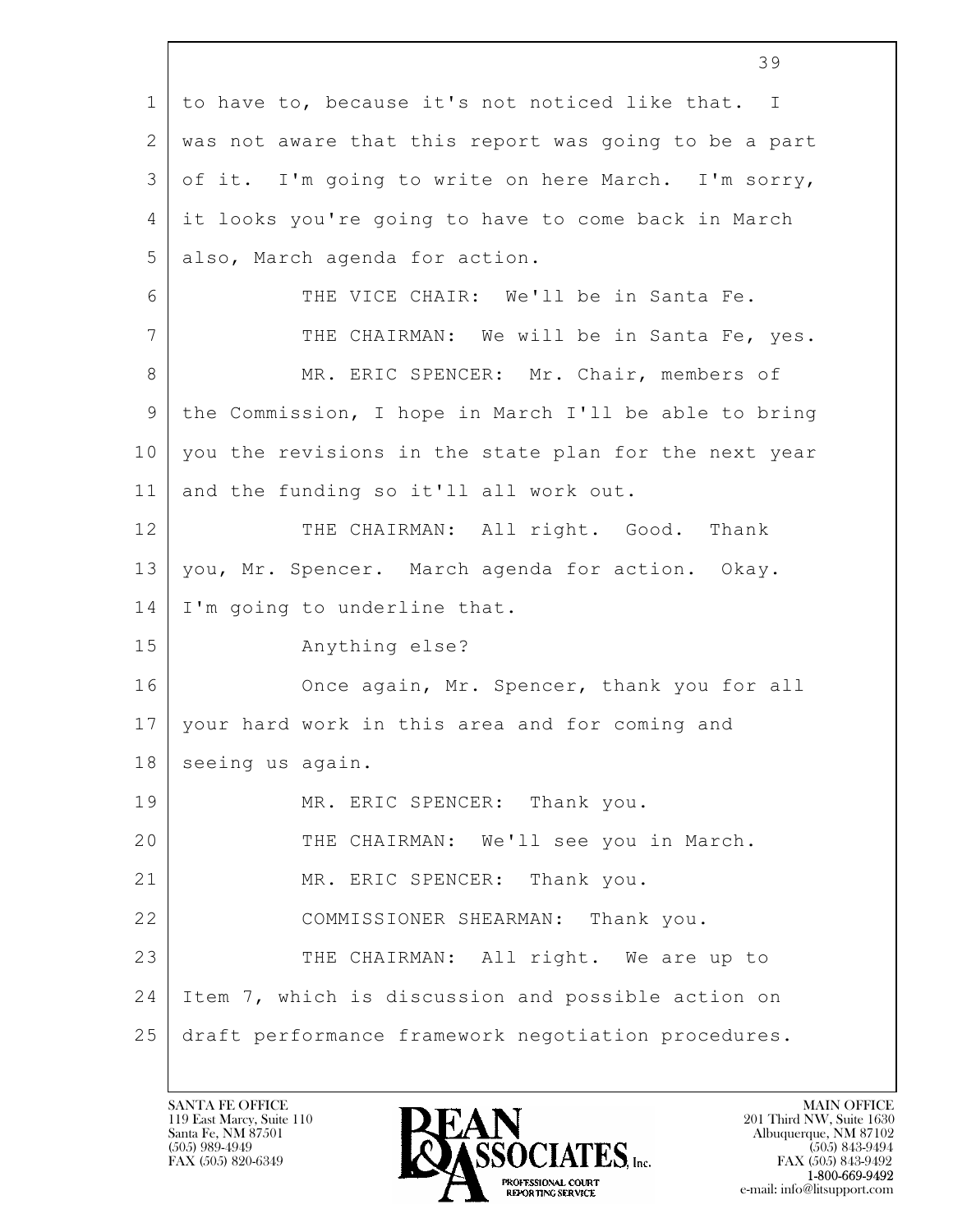to have to, because it's not noticed like that. I was not aware that this report was going to be a part of it. I'm going to write on here March. I'm sorry, it looks you're going to have to come back in March also, March agenda for action.

THE VICE CHAIR: We'll be in Santa Fe.

THE CHAIRMAN: We will be in Santa Fe, yes.

MR. ERIC SPENCER: Mr. Chair, members of the Commission, I hope in March I'll be able to bring you the revisions in the state plan for the next year and the funding so it'll all work out.

THE CHAIRMAN: All right. Good. Thank you, Mr. Spencer. March agenda for action. Okay. I'm going to underline that.

Anything else?

Once again, Mr. Spencer, thank you for all your hard work in this area and for coming and seeing us again.

MR. ERIC SPENCER: Thank you.

THE CHAIRMAN: We'll see you in March.

MR. ERIC SPENCER: Thank you.

COMMISSIONER SHEARMAN: Thank you.

THE CHAIRMAN: All right. We are up to Item 7, which is discussion and possible action on draft performance framework negotiation procedures.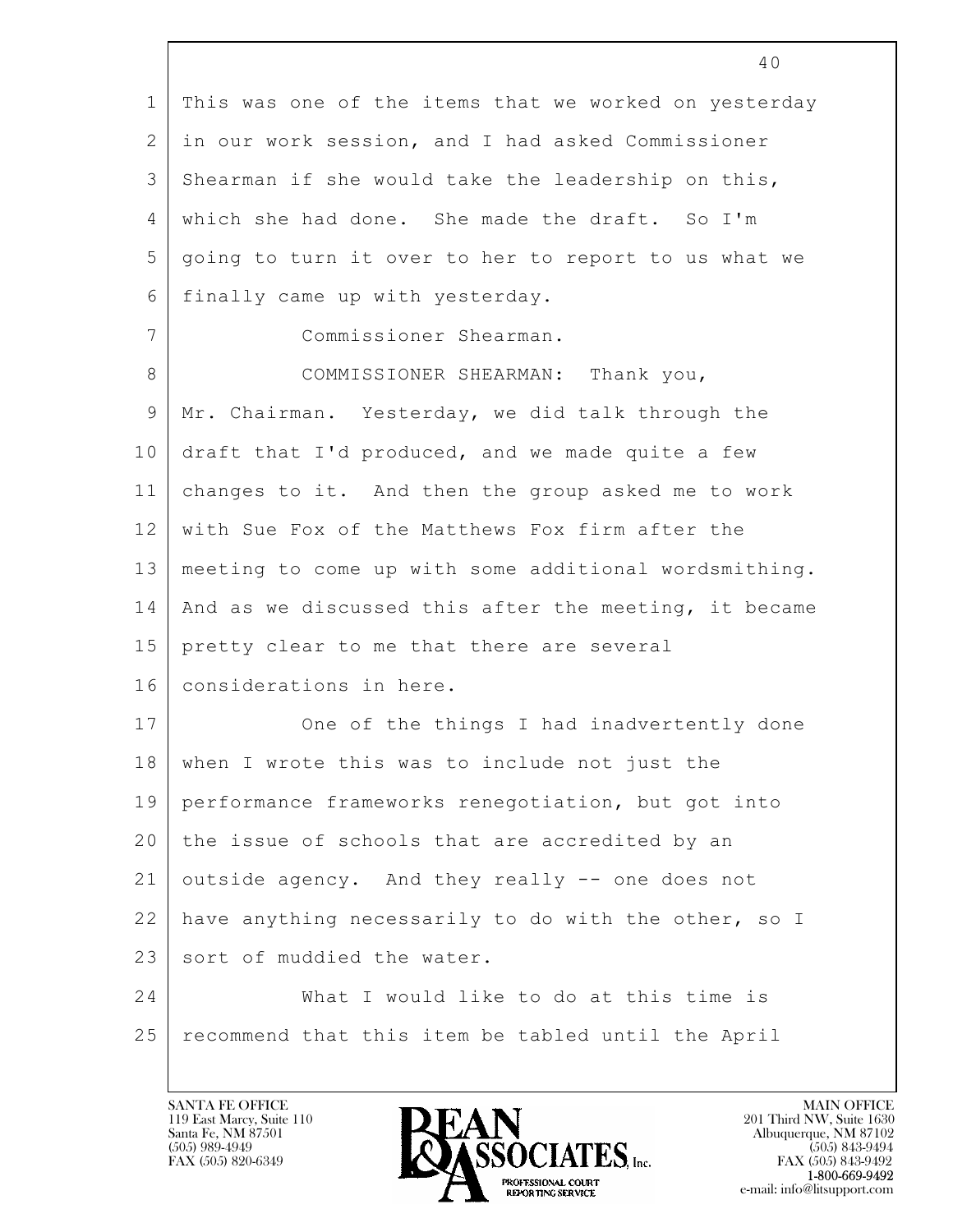This was one of the items that we worked on yesterday in our work session, and I had asked Commissioner Shearman if she would take the leadership on this, which she had done. She made the draft. So I'm going to turn it over to her to report to us what we finally came up with yesterday.

Commissioner Shearman.

COMMISSIONER SHEARMAN: Thank you, Mr. Chairman. Yesterday, we did talk through the draft that I'd produced, and we made quite a few changes to it. And then the group asked me to work with Sue Fox of the Matthews Fox firm after the meeting to come up with some additional wordsmithing. And as we discussed this after the meeting, it became pretty clear to me that there are several considerations in here.

One of the things I had inadvertently done when I wrote this was to include not just the performance frameworks renegotiation, but got into the issue of schools that are accredited by an outside agency. And they really -- one does not have anything necessarily to do with the other, so I sort of muddied the water.

What I would like to do at this time is recommend that this item be tabled until the April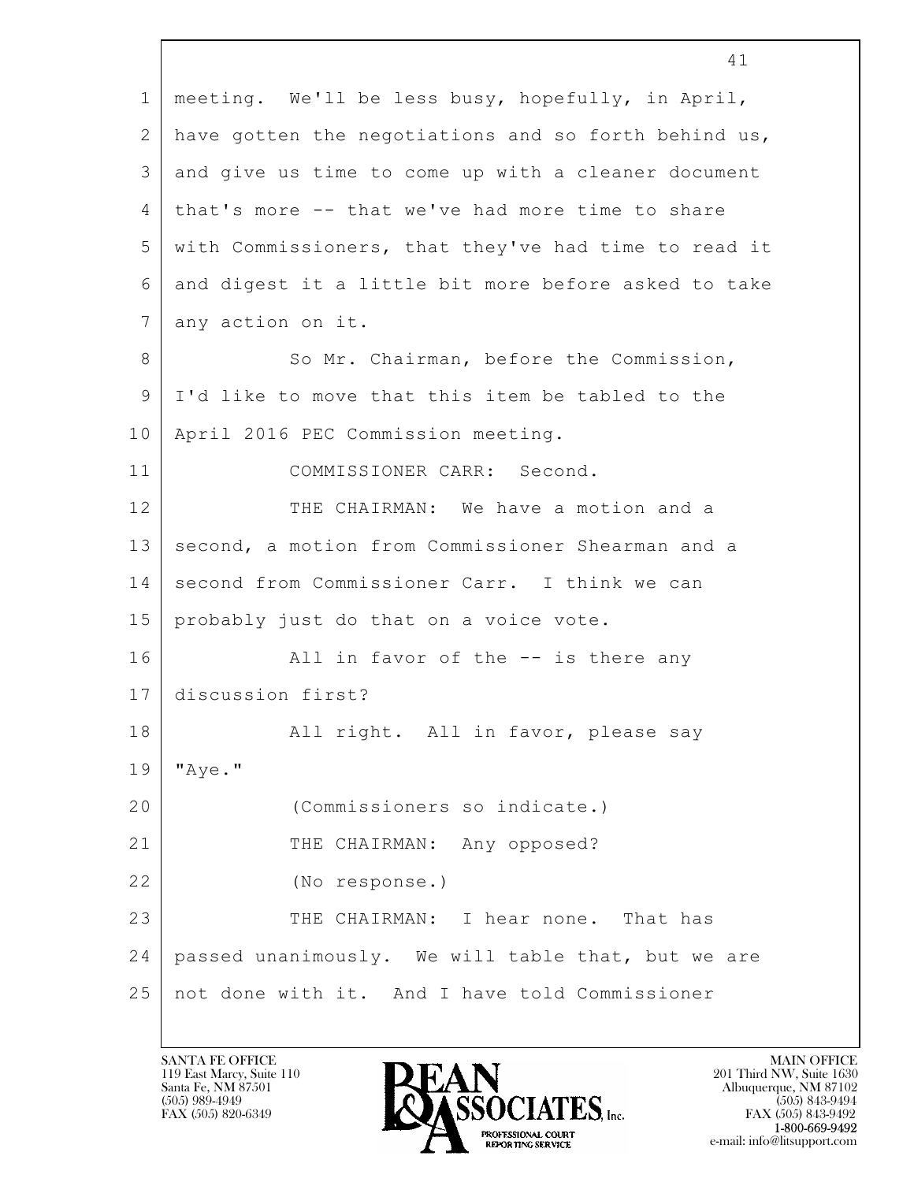meeting. We'll be less busy, hopefully, in April, have gotten the negotiations and so forth behind us, and give us time to come up with a cleaner document that's more -- that we've had more time to share with Commissioners, that they've had time to read it and digest it a little bit more before asked to take any action on it.

So Mr. Chairman, before the Commission, I'd like to move that this item be tabled to the April 2016 PEC Commission meeting.

COMMISSIONER CARR: Second.

THE CHAIRMAN: We have a motion and a second, a motion from Commissioner Shearman and a second from Commissioner Carr. I think we can probably just do that on a voice vote.

All in favor of the -- is there any discussion first?

All right. All in favor, please say "Aye."

(Commissioners so indicate.)

THE CHAIRMAN: Any opposed?

(No response.)

THE CHAIRMAN: I hear none. That has passed unanimously. We will table that, but we are not done with it. And I have told Commissioner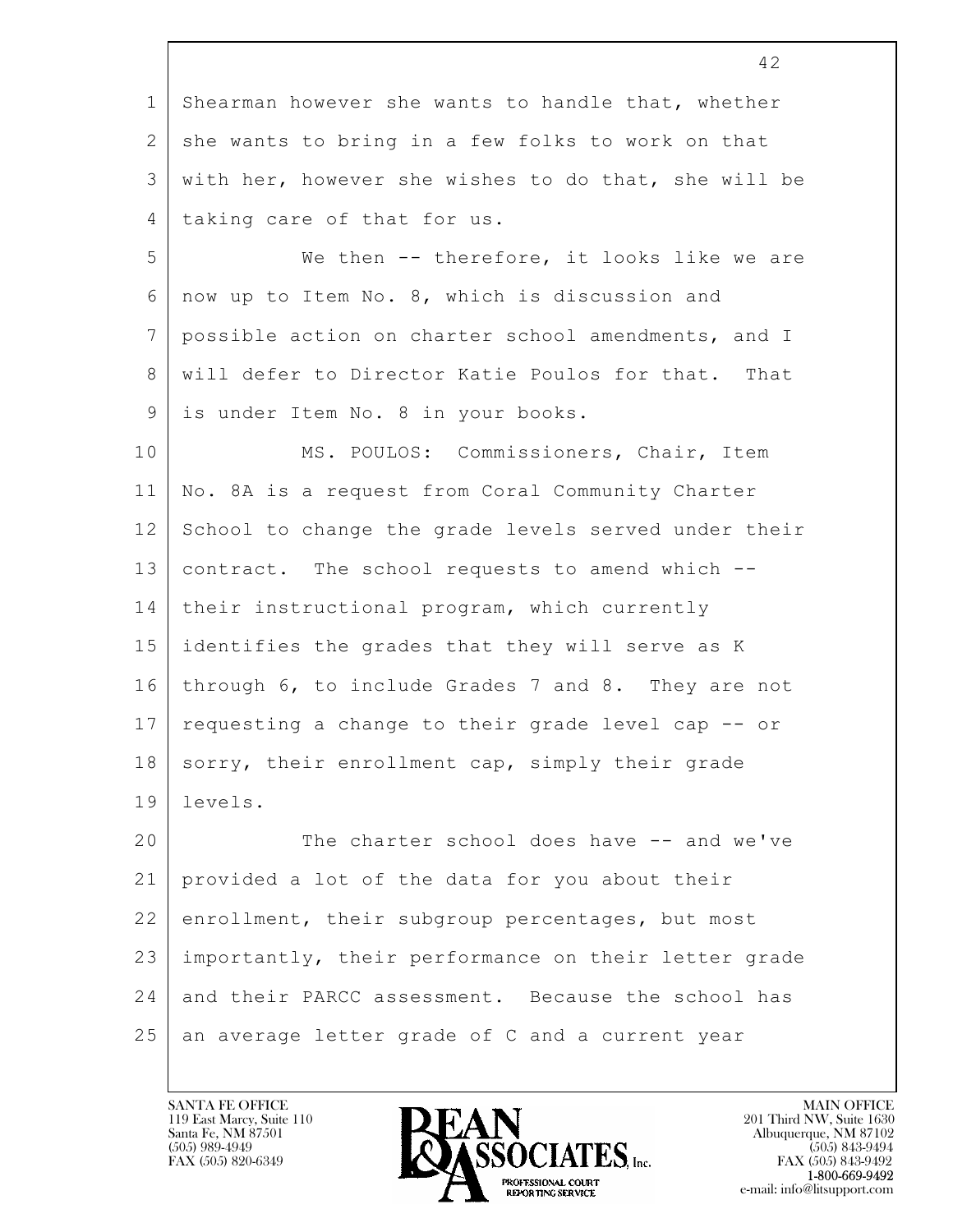Shearman however she wants to handle that, whether she wants to bring in a few folks to work on that with her, however she wishes to do that, she will be taking care of that for us.

We then -- therefore, it looks like we are now up to Item No. 8, which is discussion and possible action on charter school amendments, and I will defer to Director Katie Poulos for that. That is under Item No. 8 in your books.

MS. POULOS: Commissioners, Chair, Item No. 8A is a request from Coral Community Charter School to change the grade levels served under their contract. The school requests to amend which -- their instructional program, which currently identifies the grades that they will serve as K through 6, to include Grades 7 and 8. They are not requesting a change to their grade level cap -- or sorry, their enrollment cap, simply their grade levels.

The charter school does have -- and we've provided a lot of the data for you about their enrollment, their subgroup percentages, but most importantly, their performance on their letter grade and their PARCC assessment. Because the school has an average letter grade of C and a current year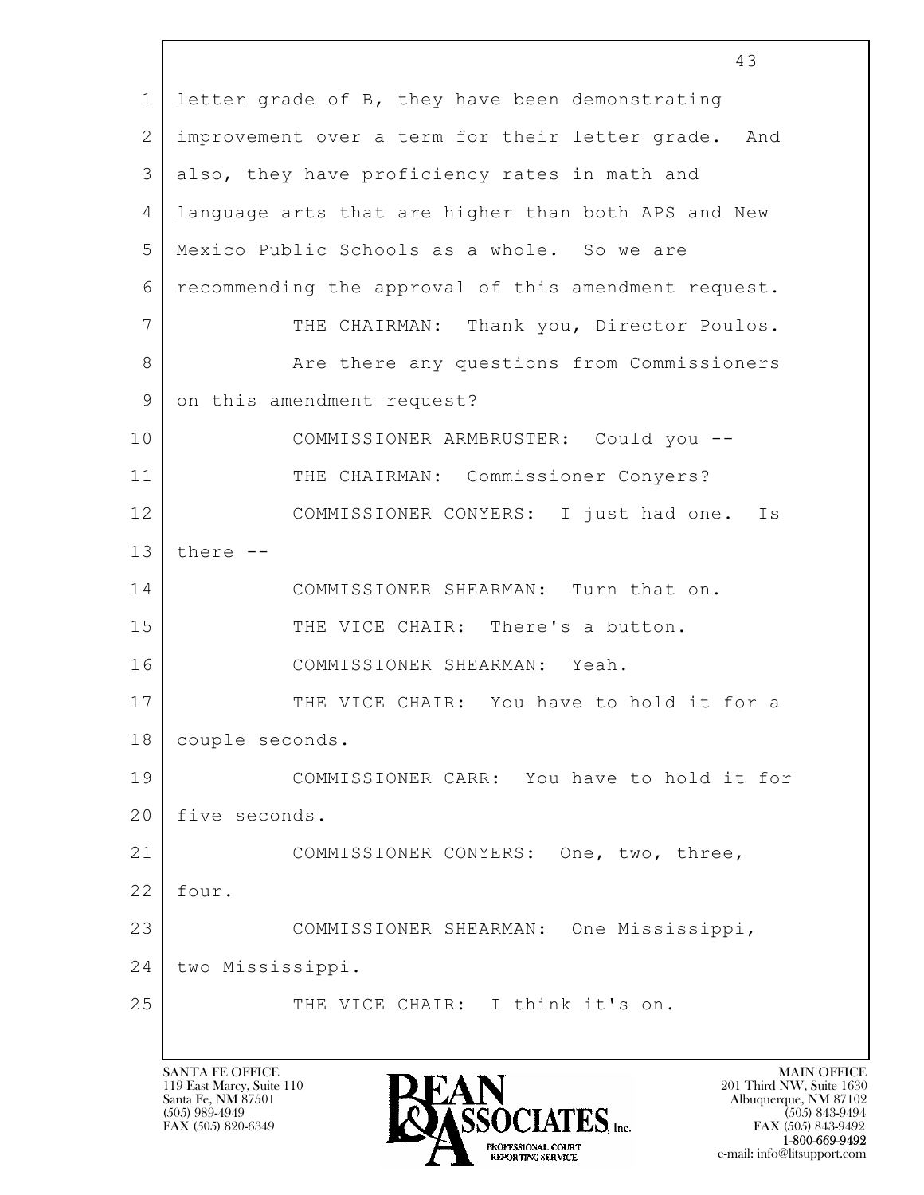letter grade of B, they have been demonstrating improvement over a term for their letter grade. And also, they have proficiency rates in math and language arts that are higher than both APS and New Mexico Public Schools as a whole. So we are recommending the approval of this amendment request.

THE CHAIRMAN: Thank you, Director Poulos.

Are there any questions from Commissioners on this amendment request?

COMMISSIONER ARMBRUSTER: Could you --

THE CHAIRMAN: Commissioner Conyers?

COMMISSIONER CONYERS: I just had one. Is there --

COMMISSIONER SHEARMAN: Turn that on.

THE VICE CHAIR: There's a button.

COMMISSIONER SHEARMAN: Yeah.

THE VICE CHAIR: You have to hold it for a couple seconds.

COMMISSIONER CARR: You have to hold it for five seconds.

COMMISSIONER CONYERS: One, two, three, four.

COMMISSIONER SHEARMAN: One Mississippi, two Mississippi.

THE VICE CHAIR: I think it's on.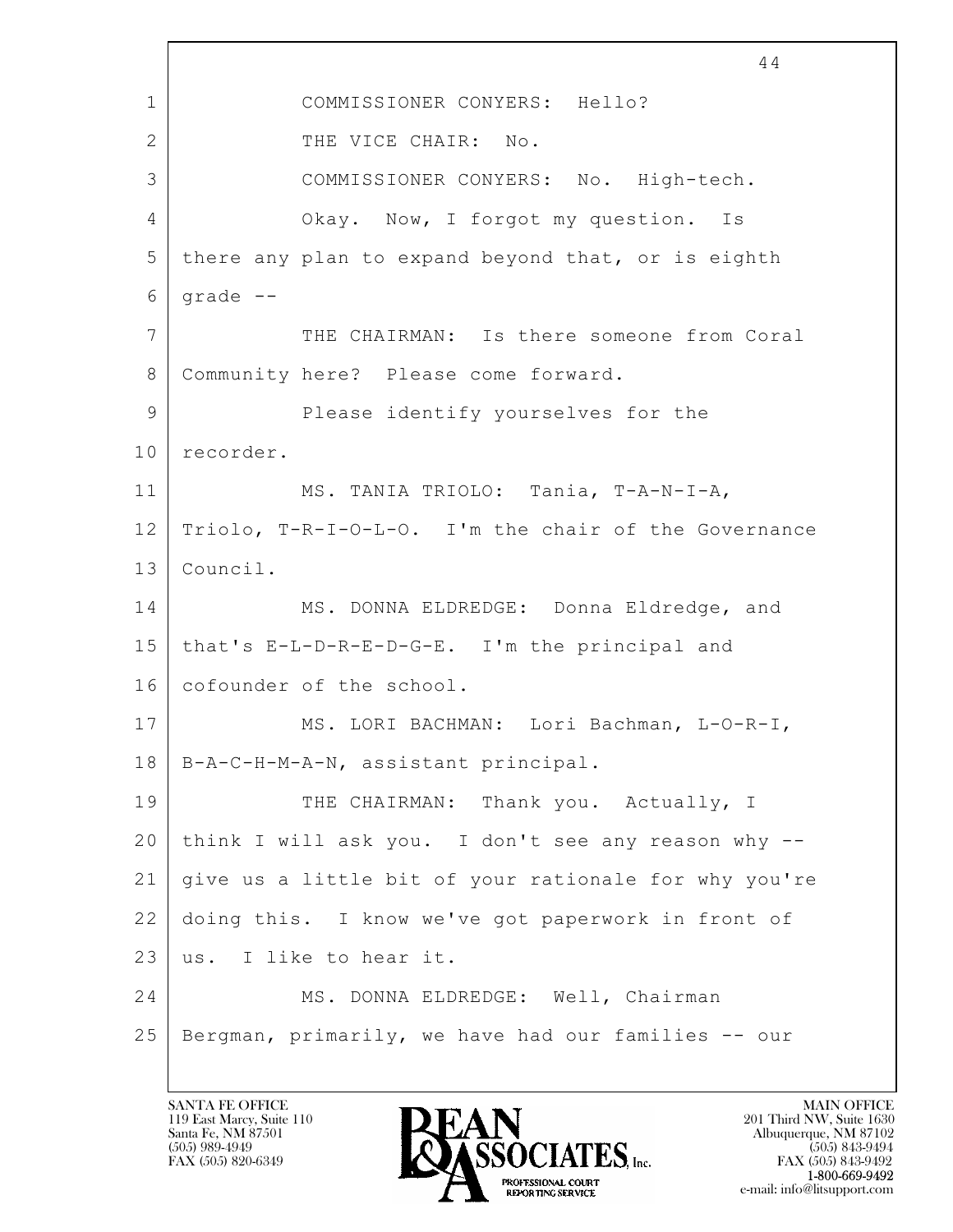COMMISSIONER CONYERS: Hello?

THE VICE CHAIR: No.

COMMISSIONER CONYERS: No. High-tech.

Okay. Now, I forgot my question. Is there any plan to expand beyond that, or is eighth grade --

THE CHAIRMAN: Is there someone from Coral Community here? Please come forward.

Please identify yourselves for the recorder.

MS. TANIA TRIOLO: Tania, T-A-N-I-A, Triolo, T-R-I-O-L-O. I'm the chair of the Governance Council.

MS. DONNA ELDREDGE: Donna Eldredge, and that's E-L-D-R-E-D-G-E. I'm the principal and cofounder of the school.

MS. LORI BACHMAN: Lori Bachman, L-O-R-I, B-A-C-H-M-A-N, assistant principal.

THE CHAIRMAN: Thank you. Actually, I think I will ask you. I don't see any reason why -- give us a little bit of your rationale for why you're doing this. I know we've got paperwork in front of us. I like to hear it.

MS. DONNA ELDREDGE: Well, Chairman Bergman, primarily, we have had our families -- our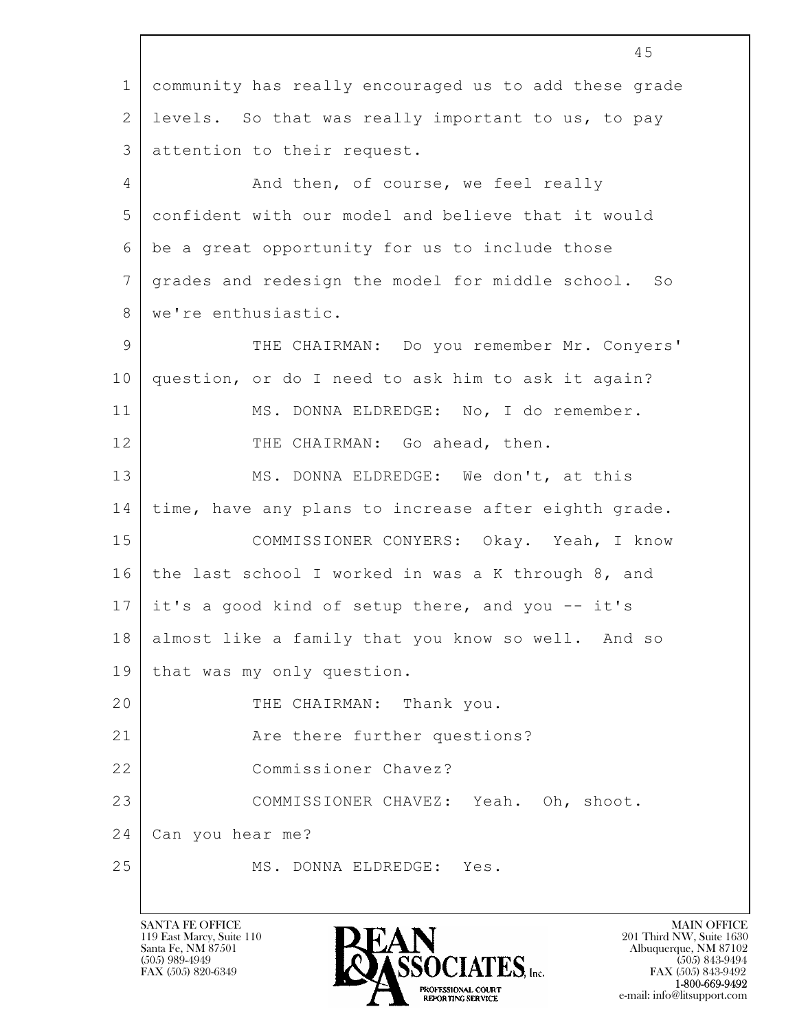community has really encouraged us to add these grade levels. So that was really important to us, to pay attention to their request.

And then, of course, we feel really confident with our model and believe that it would be a great opportunity for us to include those grades and redesign the model for middle school. So we're enthusiastic.

THE CHAIRMAN: Do you remember Mr. Conyers' question, or do I need to ask him to ask it again?

MS. DONNA ELDREDGE: No, I do remember.

THE CHAIRMAN: Go ahead, then.

MS. DONNA ELDREDGE: We don't, at this time, have any plans to increase after eighth grade.

COMMISSIONER CONYERS: Okay. Yeah, I know the last school I worked in was a K through 8, and it's a good kind of setup there, and you -- it's almost like a family that you know so well. And so that was my only question.

THE CHAIRMAN: Thank you.

Are there further questions?

Commissioner Chavez?

COMMISSIONER CHAVEZ: Yeah. Oh, shoot. Can you hear me?

MS. DONNA ELDREDGE: Yes.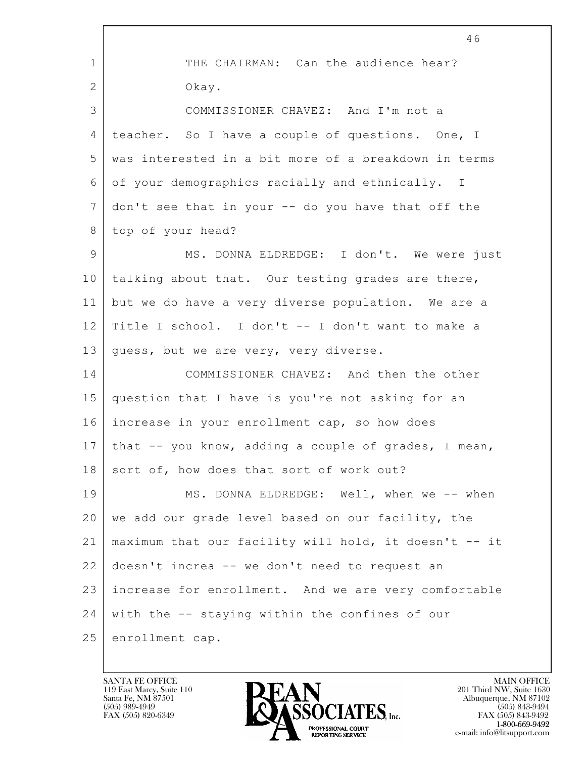THE CHAIRMAN: Can the audience hear? Okay.

COMMISSIONER CHAVEZ: And I'm not a teacher. So I have a couple of questions. One, I was interested in a bit more of a breakdown in terms of your demographics racially and ethnically. I don't see that in your -- do you have that off the top of your head?

MS. DONNA ELDREDGE: I don't. We were just talking about that. Our testing grades are there, but we do have a very diverse population. We are a Title I school. I don't -- I don't want to make a guess, but we are very, very diverse.

COMMISSIONER CHAVEZ: And then the other question that I have is you're not asking for an increase in your enrollment cap, so how does that -- you know, adding a couple of grades, I mean, sort of, how does that sort of work out?

MS. DONNA ELDREDGE: Well, when we -- when we add our grade level based on our facility, the maximum that our facility will hold, it doesn't -- it doesn't increa -- we don't need to request an increase for enrollment. And we are very comfortable with the -- staying within the confines of our enrollment cap.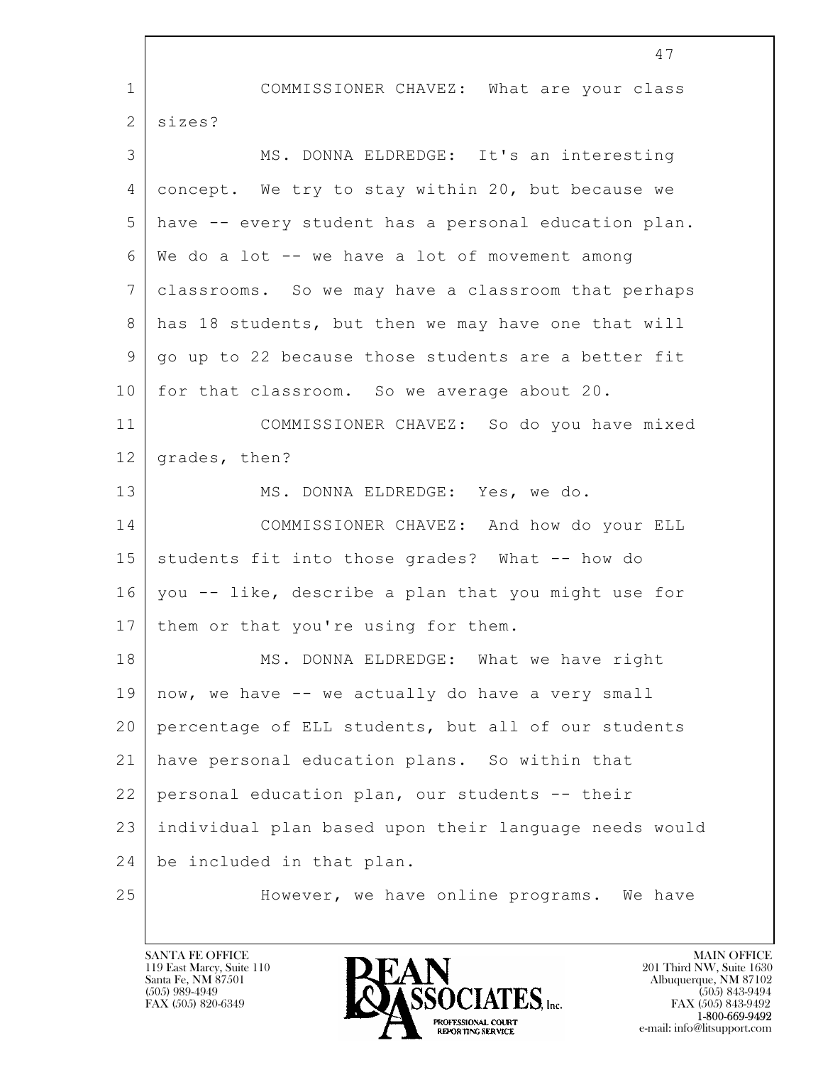COMMISSIONER CHAVEZ: What are your class sizes?

MS. DONNA ELDREDGE: It's an interesting concept. We try to stay within 20, but because we have -- every student has a personal education plan. We do a lot -- we have a lot of movement among classrooms. So we may have a classroom that perhaps has 18 students, but then we may have one that will go up to 22 because those students are a better fit for that classroom. So we average about 20.

COMMISSIONER CHAVEZ: So do you have mixed grades, then?

MS. DONNA ELDREDGE: Yes, we do.

COMMISSIONER CHAVEZ: And how do your ELL students fit into those grades? What -- how do you -- like, describe a plan that you might use for them or that you're using for them.

MS. DONNA ELDREDGE: What we have right now, we have -- we actually do have a very small percentage of ELL students, but all of our students have personal education plans. So within that personal education plan, our students -- their individual plan based upon their language needs would be included in that plan.

However, we have online programs. We have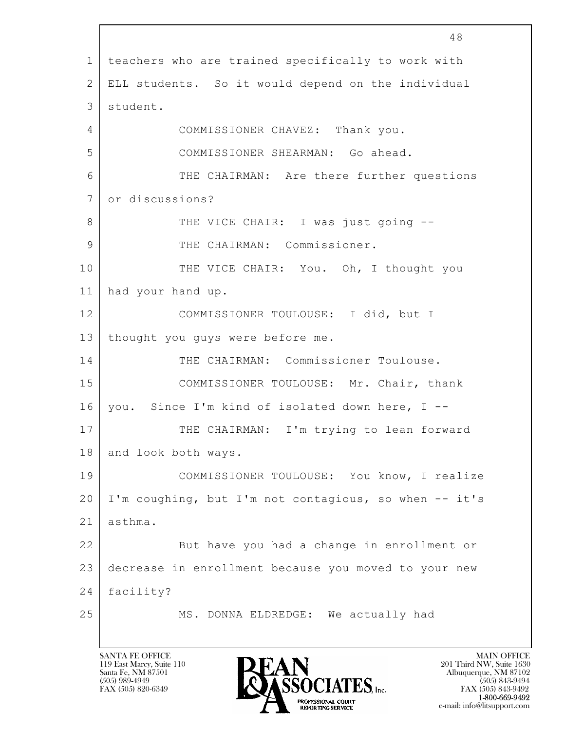teachers who are trained specifically to work with ELL students. So it would depend on the individual student.

COMMISSIONER CHAVEZ: Thank you.

COMMISSIONER SHEARMAN: Go ahead.

THE CHAIRMAN: Are there further questions or discussions?

THE VICE CHAIR: I was just going --

THE CHAIRMAN: Commissioner.

THE VICE CHAIR: You. Oh, I thought you had your hand up.

COMMISSIONER TOULOUSE: I did, but I thought you guys were before me.

THE CHAIRMAN: Commissioner Toulouse.

COMMISSIONER TOULOUSE: Mr. Chair, thank you. Since I'm kind of isolated down here, I --

THE CHAIRMAN: I'm trying to lean forward and look both ways.

COMMISSIONER TOULOUSE: You know, I realize I'm coughing, but I'm not contagious, so when -- it's asthma.

But have you had a change in enrollment or decrease in enrollment because you moved to your new facility?

MS. DONNA ELDREDGE: We actually had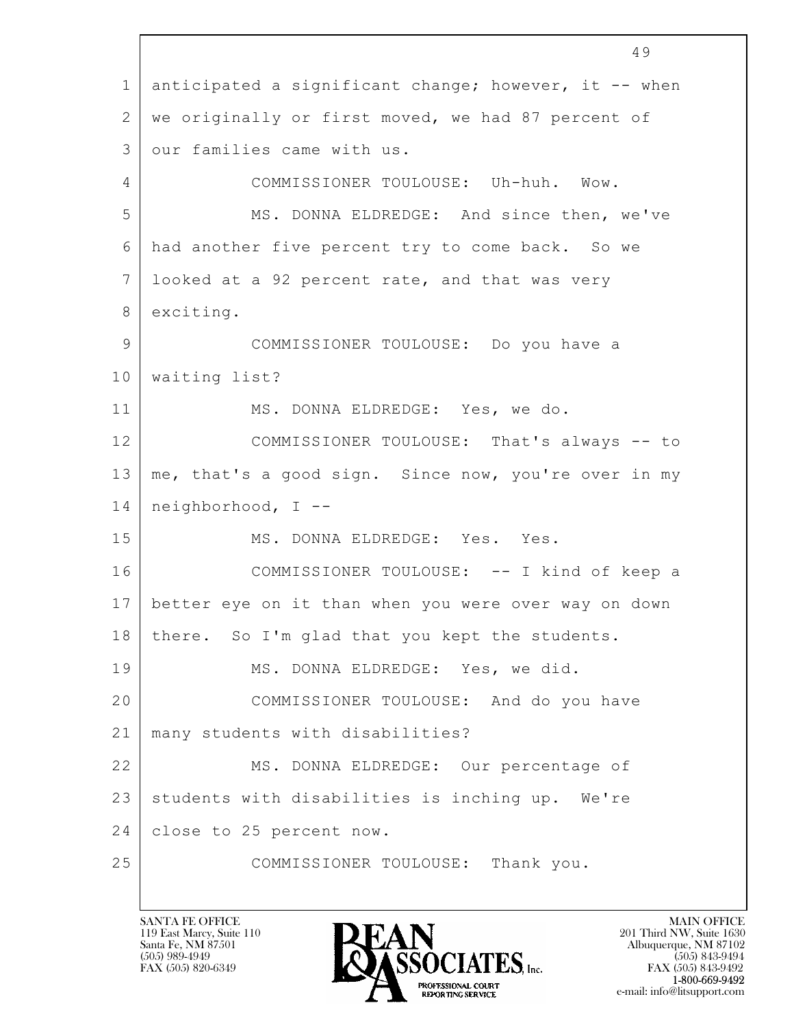anticipated a significant change; however, it -- when we originally or first moved, we had 87 percent of our families came with us.

COMMISSIONER TOULOUSE: Uh-huh. Wow.

MS. DONNA ELDREDGE: And since then, we've had another five percent try to come back. So we looked at a 92 percent rate, and that was very exciting.

COMMISSIONER TOULOUSE: Do you have a waiting list?

MS. DONNA ELDREDGE: Yes, we do.

COMMISSIONER TOULOUSE: That's always -- to me, that's a good sign. Since now, you're over in my neighborhood, I --

MS. DONNA ELDREDGE: Yes. Yes.

COMMISSIONER TOULOUSE: -- I kind of keep a better eye on it than when you were over way on down there. So I'm glad that you kept the students.

MS. DONNA ELDREDGE: Yes, we did.

COMMISSIONER TOULOUSE: And do you have many students with disabilities?

MS. DONNA ELDREDGE: Our percentage of students with disabilities is inching up. We're close to 25 percent now.

COMMISSIONER TOULOUSE: Thank you.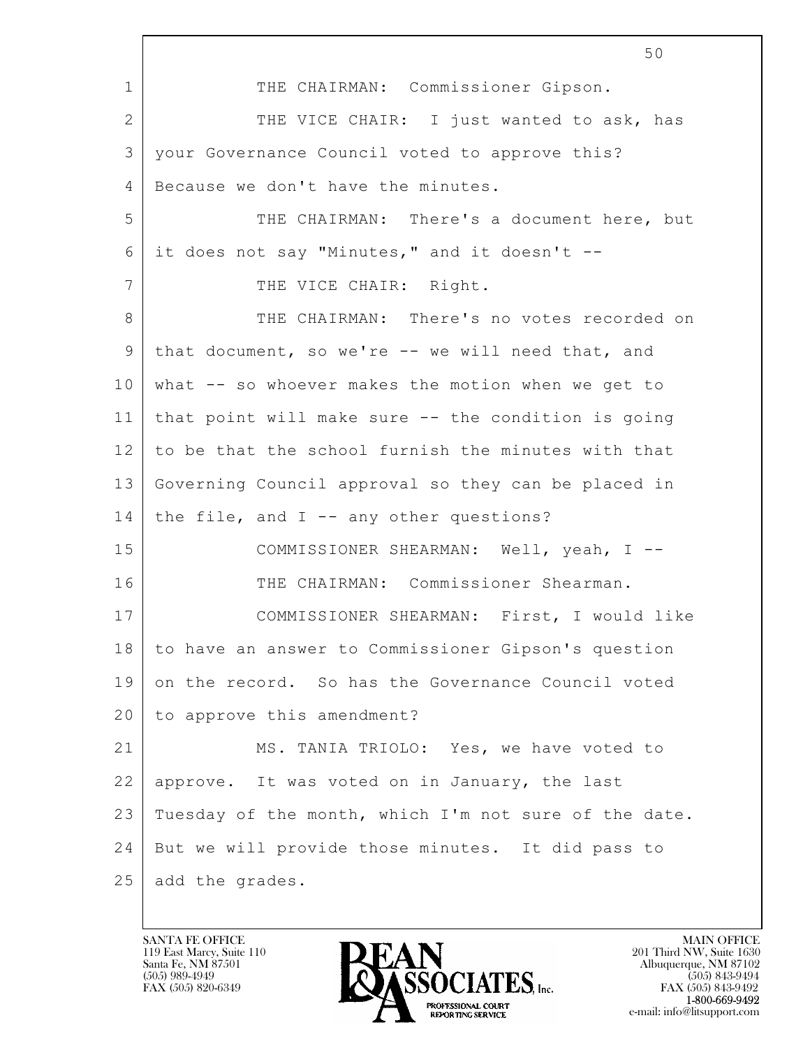THE CHAIRMAN: Commissioner Gipson.

THE VICE CHAIR: I just wanted to ask, has your Governance Council voted to approve this? Because we don't have the minutes.

THE CHAIRMAN: There's a document here, but it does not say "Minutes," and it doesn't --

THE VICE CHAIR: Right.

THE CHAIRMAN: There's no votes recorded on that document, so we're -- we will need that, and what -- so whoever makes the motion when we get to that point will make sure -- the condition is going to be that the school furnish the minutes with that Governing Council approval so they can be placed in the file, and I -- any other questions?

COMMISSIONER SHEARMAN: Well, yeah, I --

THE CHAIRMAN: Commissioner Shearman.

COMMISSIONER SHEARMAN: First, I would like to have an answer to Commissioner Gipson's question on the record. So has the Governance Council voted to approve this amendment?

MS. TANIA TRIOLO: Yes, we have voted to approve. It was voted on in January, the last Tuesday of the month, which I'm not sure of the date. But we will provide those minutes. It did pass to add the grades.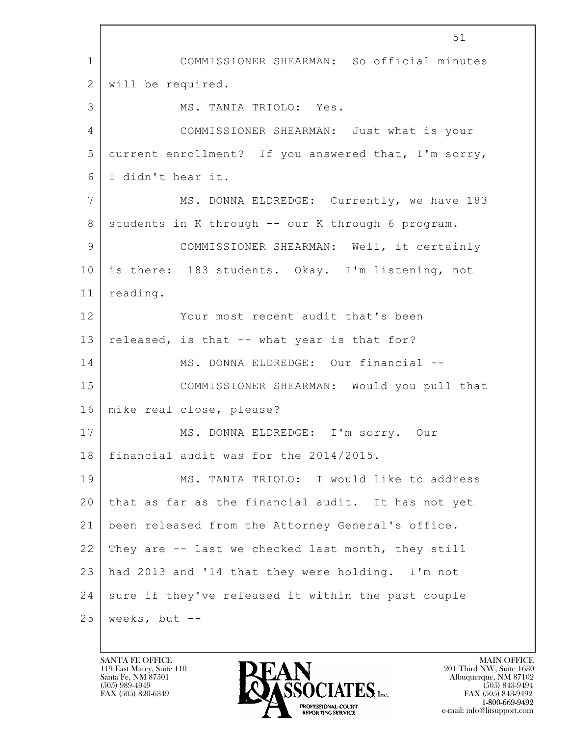COMMISSIONER SHEARMAN: So official minutes will be required.

MS. TANIA TRIOLO: Yes.

COMMISSIONER SHEARMAN: Just what is your current enrollment? If you answered that, I'm sorry, I didn't hear it.

MS. DONNA ELDREDGE: Currently, we have 183 students in K through -- our K through 6 program.

COMMISSIONER SHEARMAN: Well, it certainly is there: 183 students. Okay. I'm listening, not reading.

Your most recent audit that's been released, is that -- what year is that for?

MS. DONNA ELDREDGE: Our financial --

COMMISSIONER SHEARMAN: Would you pull that mike real close, please?

MS. DONNA ELDREDGE: I'm sorry. Our financial audit was for the 2014/2015.

MS. TANIA TRIOLO: I would like to address that as far as the financial audit. It has not yet been released from the Attorney General's office. They are -- last we checked last month, they still had 2013 and '14 that they were holding. I'm not sure if they've released it within the past couple weeks, but --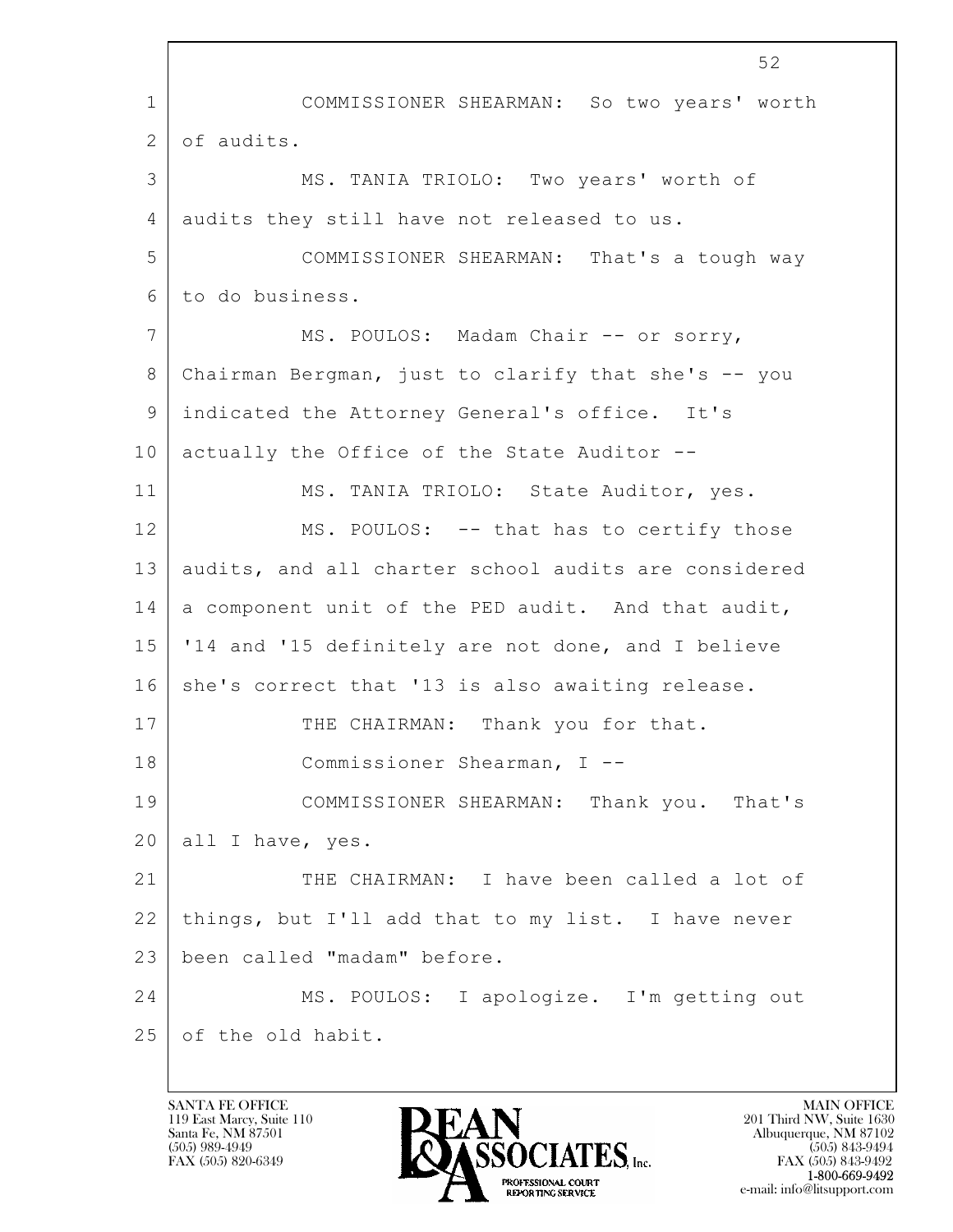COMMISSIONER SHEARMAN: So two years' worth of audits.

MS. TANIA TRIOLO: Two years' worth of audits they still have not released to us.

COMMISSIONER SHEARMAN: That's a tough way to do business.

MS. POULOS: Madam Chair -- or sorry, Chairman Bergman, just to clarify that she's -- you indicated the Attorney General's office. It's actually the Office of the State Auditor --

MS. TANIA TRIOLO: State Auditor, yes.

MS. POULOS: -- that has to certify those audits, and all charter school audits are considered a component unit of the PED audit. And that audit, '14 and '15 definitely are not done, and I believe she's correct that '13 is also awaiting release.

THE CHAIRMAN: Thank you for that.

Commissioner Shearman, I --

COMMISSIONER SHEARMAN: Thank you. That's all I have, yes.

THE CHAIRMAN: I have been called a lot of things, but I'll add that to my list. I have never been called "madam" before.

MS. POULOS: I apologize. I'm getting out of the old habit.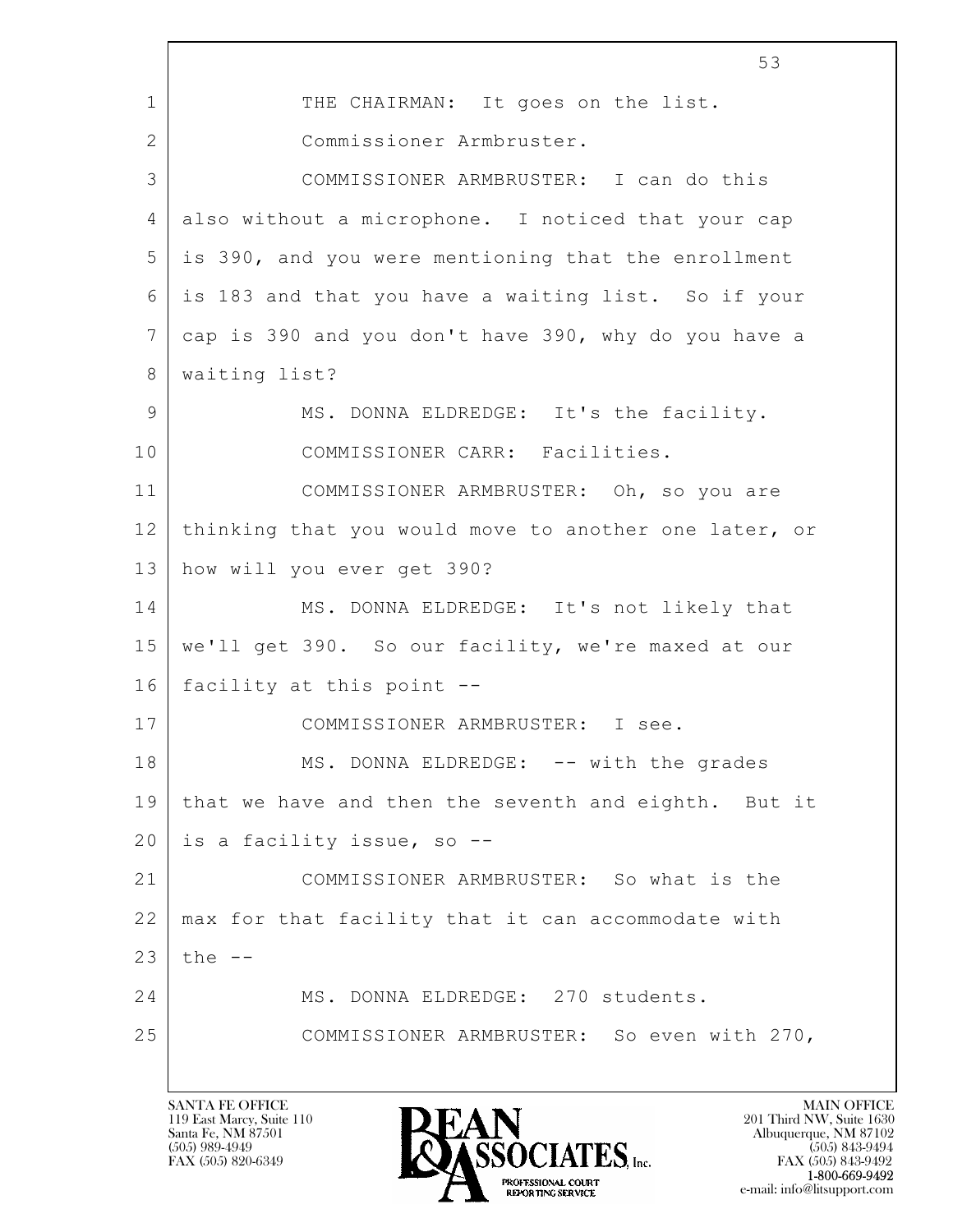THE CHAIRMAN: It goes on the list.

Commissioner Armbruster.

COMMISSIONER ARMBRUSTER: I can do this also without a microphone. I noticed that your cap is 390, and you were mentioning that the enrollment is 183 and that you have a waiting list. So if your cap is 390 and you don't have 390, why do you have a waiting list?

MS. DONNA ELDREDGE: It's the facility.

COMMISSIONER CARR: Facilities.

COMMISSIONER ARMBRUSTER: Oh, so you are thinking that you would move to another one later, or how will you ever get 390?

MS. DONNA ELDREDGE: It's not likely that we'll get 390. So our facility, we're maxed at our facility at this point --

COMMISSIONER ARMBRUSTER: I see.

MS. DONNA ELDREDGE: -- with the grades that we have and then the seventh and eighth. But it is a facility issue, so --

COMMISSIONER ARMBRUSTER: So what is the max for that facility that it can accommodate with the --

MS. DONNA ELDREDGE: 270 students.

COMMISSIONER ARMBRUSTER: So even with 270,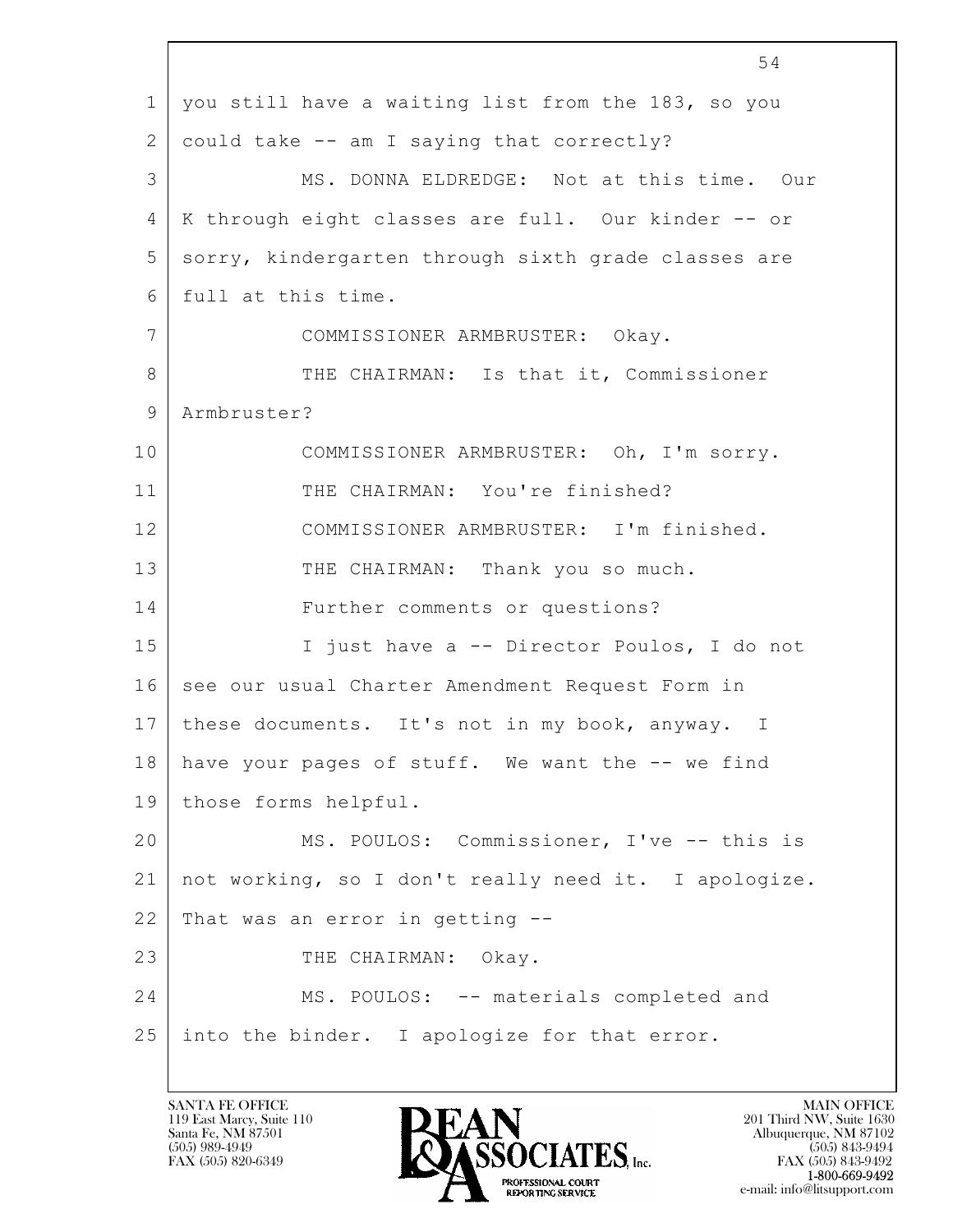you still have a waiting list from the 183, so you could take -- am I saying that correctly?

MS. DONNA ELDREDGE: Not at this time. Our K through eight classes are full. Our kinder -- or sorry, kindergarten through sixth grade classes are full at this time.

COMMISSIONER ARMBRUSTER: Okay.

THE CHAIRMAN: Is that it, Commissioner Armbruster?

COMMISSIONER ARMBRUSTER: Oh, I'm sorry.

THE CHAIRMAN: You're finished?

COMMISSIONER ARMBRUSTER: I'm finished.

THE CHAIRMAN: Thank you so much.

Further comments or questions?

I just have a -- Director Poulos, I do not see our usual Charter Amendment Request Form in these documents. It's not in my book, anyway. I have your pages of stuff. We want the -- we find those forms helpful.

MS. POULOS: Commissioner, I've -- this is not working, so I don't really need it. I apologize. That was an error in getting --

THE CHAIRMAN: Okay.

MS. POULOS: -- materials completed and into the binder. I apologize for that error.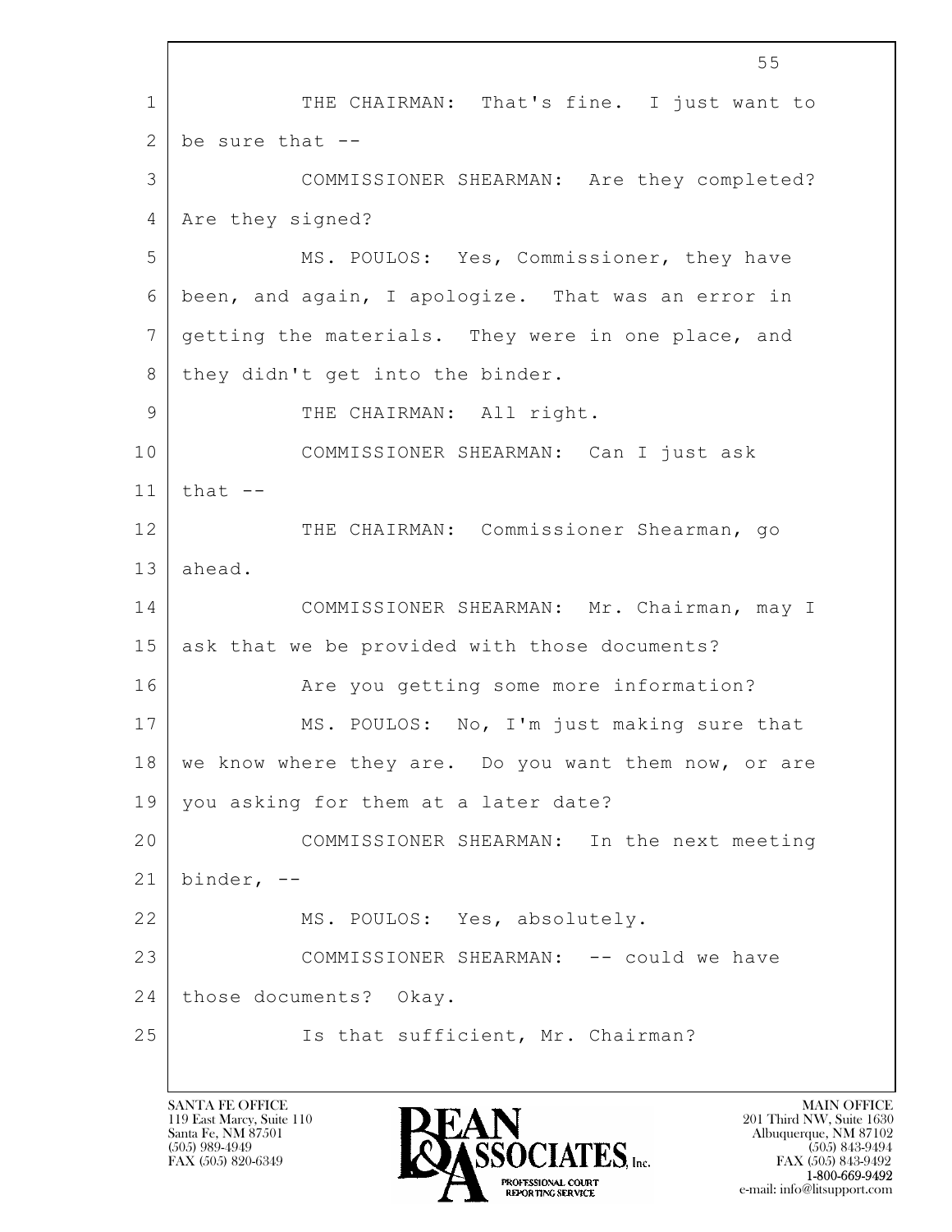THE CHAIRMAN: That's fine. I just want to be sure that --

COMMISSIONER SHEARMAN: Are they completed? Are they signed?

MS. POULOS: Yes, Commissioner, they have been, and again, I apologize. That was an error in getting the materials. They were in one place, and they didn't get into the binder.

THE CHAIRMAN: All right.

COMMISSIONER SHEARMAN: Can I just ask that --

THE CHAIRMAN: Commissioner Shearman, go ahead.

COMMISSIONER SHEARMAN: Mr. Chairman, may I ask that we be provided with those documents?

Are you getting some more information?

MS. POULOS: No, I'm just making sure that we know where they are. Do you want them now, or are you asking for them at a later date?

COMMISSIONER SHEARMAN: In the next meeting binder, --

MS. POULOS: Yes, absolutely.

COMMISSIONER SHEARMAN: -- could we have those documents? Okay.

Is that sufficient, Mr. Chairman?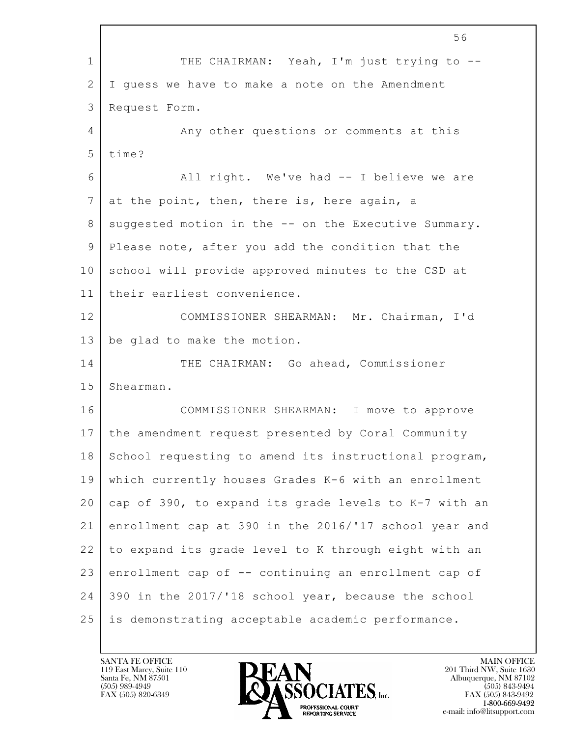THE CHAIRMAN: Yeah, I'm just trying to -- I guess we have to make a note on the Amendment Request Form.

Any other questions or comments at this time?

All right. We've had -- I believe we are at the point, then, there is, here again, a suggested motion in the -- on the Executive Summary. Please note, after you add the condition that the school will provide approved minutes to the CSD at their earliest convenience.

COMMISSIONER SHEARMAN: Mr. Chairman, I'd be glad to make the motion.

THE CHAIRMAN: Go ahead, Commissioner Shearman.

COMMISSIONER SHEARMAN: I move to approve the amendment request presented by Coral Community School requesting to amend its instructional program, which currently houses Grades K-6 with an enrollment cap of 390, to expand its grade levels to K-7 with an enrollment cap at 390 in the 2016/'17 school year and to expand its grade level to K through eight with an enrollment cap of -- continuing an enrollment cap of 390 in the 2017/'18 school year, because the school is demonstrating acceptable academic performance.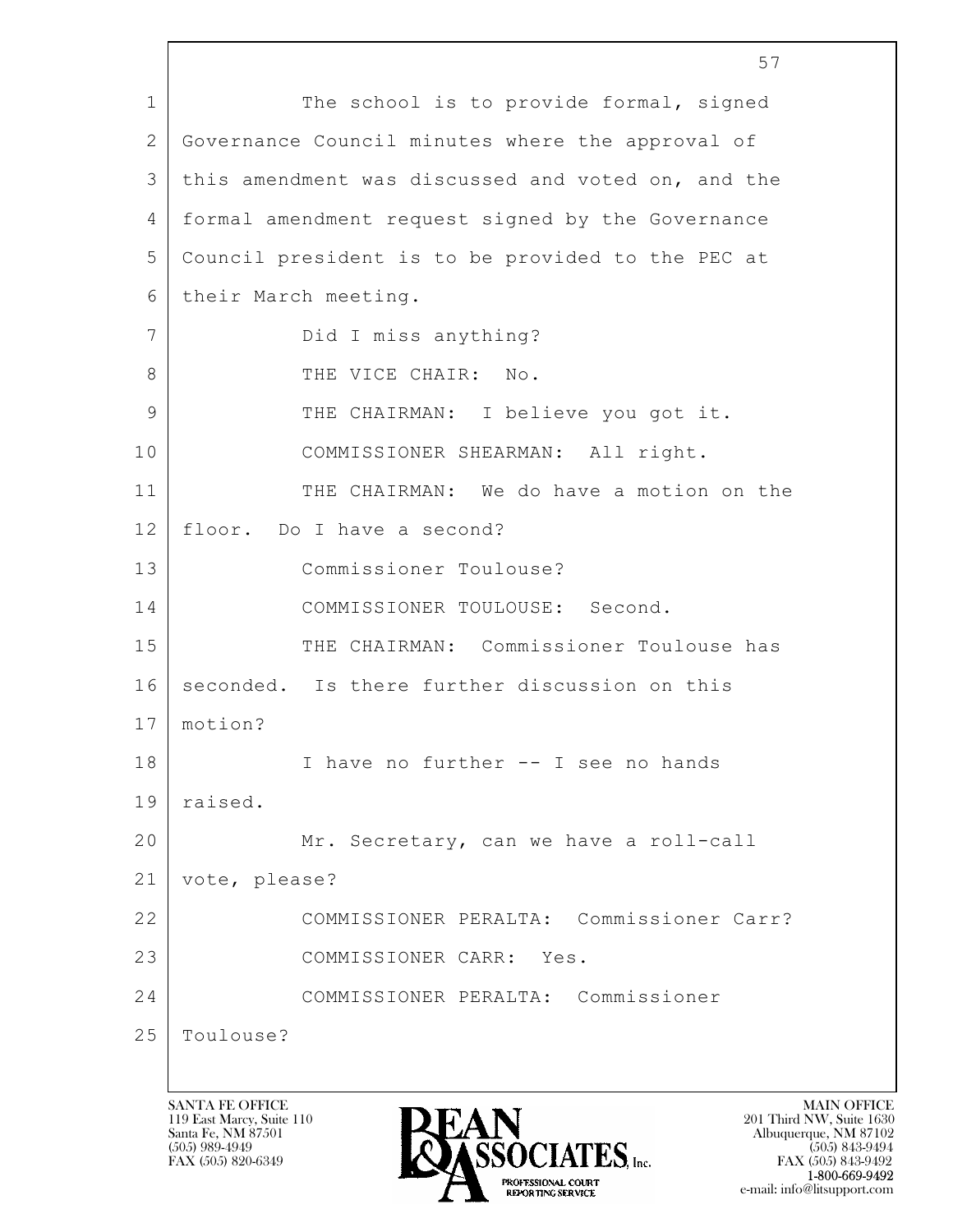1 The school is to provide formal, signed
2 Governance Council minutes where the approval of
3 this amendment was discussed and voted on, and the
4 formal amendment request signed by the Governance
5 Council president is to be provided to the PEC at
6 their March meeting.
7 Did I miss anything?
8 THE VICE CHAIR: No.
9 THE CHAIRMAN: I believe you got it.
10 COMMISSIONER SHEARMAN: All right.
11 THE CHAIRMAN: We do have a motion on the
12 floor. Do I have a second?
13 Commissioner Toulouse?
14 COMMISSIONER TOULOUSE: Second.
15 THE CHAIRMAN: Commissioner Toulouse has
16 seconded. Is there further discussion on this
17 motion?
18 I have no further -- I see no hands
19 raised.
20 Mr. Secretary, can we have a roll-call
21 vote, please?
22 COMMISSIONER PERALTA: Commissioner Carr?
23 COMMISSIONER CARR: Yes.
24 COMMISSIONER PERALTA: Commissioner
25 Toulouse?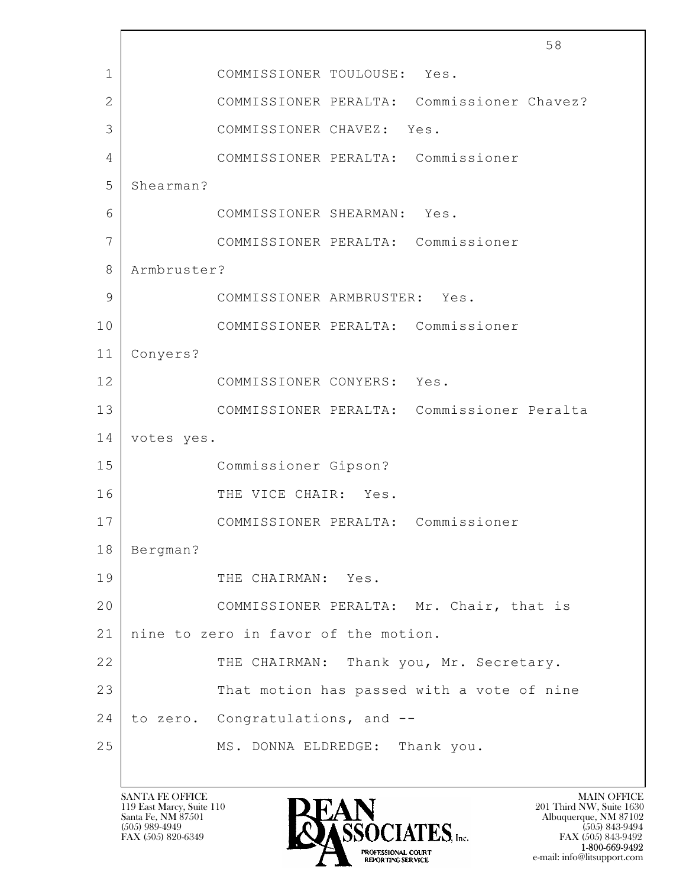1 COMMISSIONER TOULOUSE: Yes.

2 COMMISSIONER PERALTA: Commissioner Chavez?

3 COMMISSIONER CHAVEZ: Yes.

4 COMMISSIONER PERALTA: Commissioner

5 Shearman?

6 COMMISSIONER SHEARMAN: Yes.

7 COMMISSIONER PERALTA: Commissioner

8 Armbruster?

9 COMMISSIONER ARMBRUSTER: Yes.

10 COMMISSIONER PERALTA: Commissioner

11 Conyers?

12 COMMISSIONER CONYERS: Yes.

13 COMMISSIONER PERALTA: Commissioner Peralta

14 votes yes.

15 Commissioner Gipson?

16 THE VICE CHAIR: Yes.

17 COMMISSIONER PERALTA: Commissioner

18 Bergman?

19 THE CHAIRMAN: Yes.

20 COMMISSIONER PERALTA: Mr. Chair, that is

21 nine to zero in favor of the motion.

22 THE CHAIRMAN: Thank you, Mr. Secretary.

23 That motion has passed with a vote of nine

24 to zero. Congratulations, and --

25 MS. DONNA ELDREDGE: Thank you.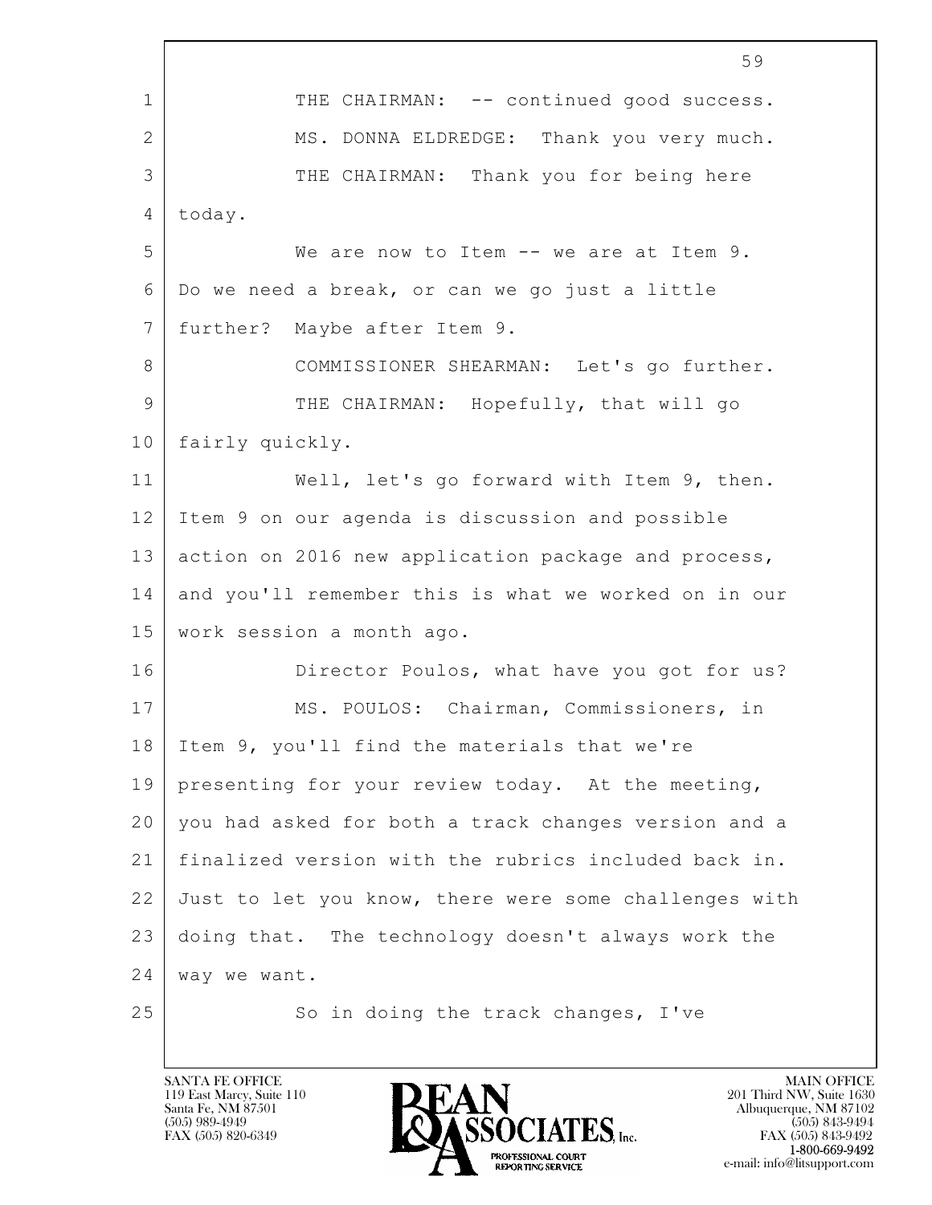THE CHAIRMAN: -- continued good success.

MS. DONNA ELDREDGE: Thank you very much.

THE CHAIRMAN: Thank you for being here today.

We are now to Item -- we are at Item 9. Do we need a break, or can we go just a little further? Maybe after Item 9.

COMMISSIONER SHEARMAN: Let's go further.

THE CHAIRMAN: Hopefully, that will go fairly quickly.

Well, let's go forward with Item 9, then. Item 9 on our agenda is discussion and possible action on 2016 new application package and process, and you'll remember this is what we worked on in our work session a month ago.

Director Poulos, what have you got for us?

MS. POULOS: Chairman, Commissioners, in Item 9, you'll find the materials that we're presenting for your review today. At the meeting, you had asked for both a track changes version and a finalized version with the rubrics included back in. Just to let you know, there were some challenges with doing that. The technology doesn't always work the way we want.

So in doing the track changes, I've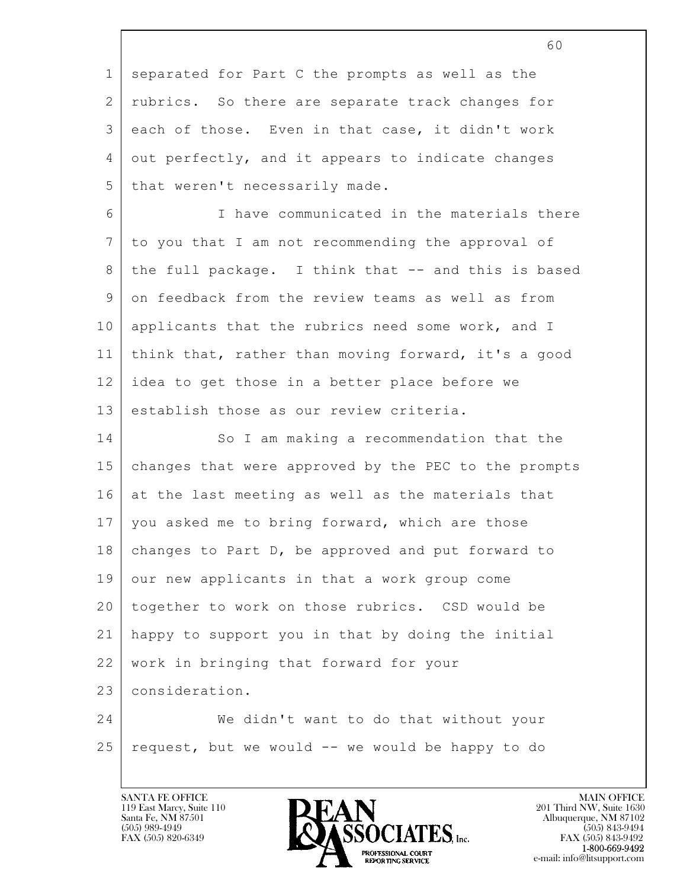separated for Part C the prompts as well as the rubrics. So there are separate track changes for each of those. Even in that case, it didn't work out perfectly, and it appears to indicate changes that weren't necessarily made.

I have communicated in the materials there to you that I am not recommending the approval of the full package. I think that -- and this is based on feedback from the review teams as well as from applicants that the rubrics need some work, and I think that, rather than moving forward, it's a good idea to get those in a better place before we establish those as our review criteria.

So I am making a recommendation that the changes that were approved by the PEC to the prompts at the last meeting as well as the materials that you asked me to bring forward, which are those changes to Part D, be approved and put forward to our new applicants in that a work group come together to work on those rubrics. CSD would be happy to support you in that by doing the initial work in bringing that forward for your consideration.

We didn't want to do that without your request, but we would -- we would be happy to do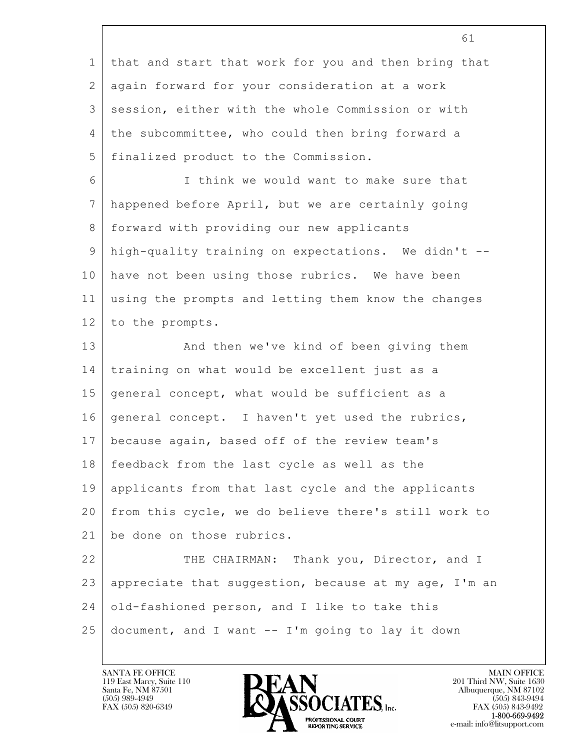that and start that work for you and then bring that again forward for your consideration at a work session, either with the whole Commission or with the subcommittee, who could then bring forward a finalized product to the Commission.

I think we would want to make sure that happened before April, but we are certainly going forward with providing our new applicants high-quality training on expectations. We didn't -- have not been using those rubrics. We have been using the prompts and letting them know the changes to the prompts.

And then we've kind of been giving them training on what would be excellent just as a general concept, what would be sufficient as a general concept. I haven't yet used the rubrics, because again, based off of the review team's feedback from the last cycle as well as the applicants from that last cycle and the applicants from this cycle, we do believe there's still work to be done on those rubrics.

THE CHAIRMAN: Thank you, Director, and I appreciate that suggestion, because at my age, I'm an old-fashioned person, and I like to take this document, and I want -- I'm going to lay it down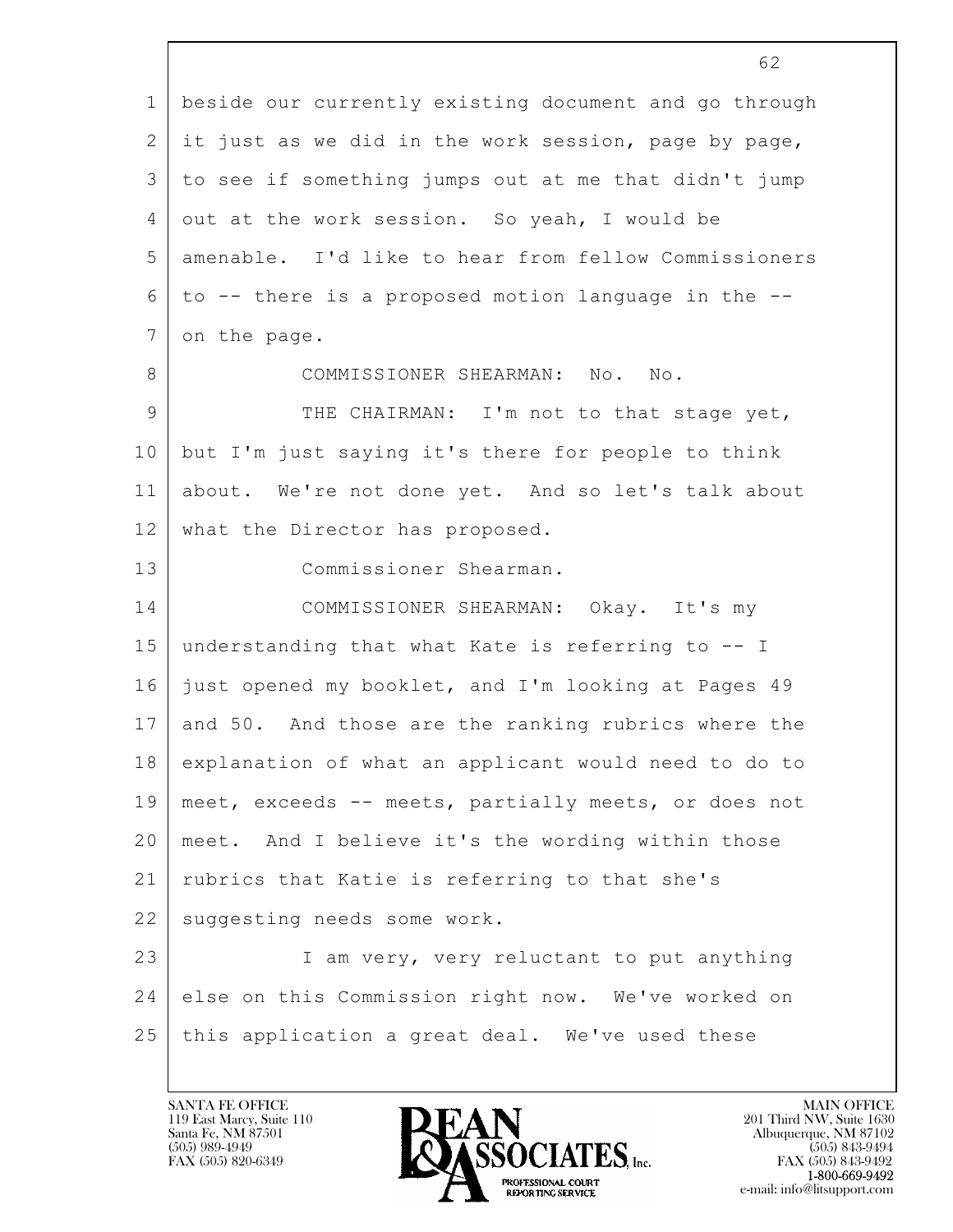beside our currently existing document and go through it just as we did in the work session, page by page, to see if something jumps out at me that didn't jump out at the work session. So yeah, I would be amenable. I'd like to hear from fellow Commissioners to -- there is a proposed motion language in the -- on the page.

COMMISSIONER SHEARMAN: No. No.

THE CHAIRMAN: I'm not to that stage yet, but I'm just saying it's there for people to think about. We're not done yet. And so let's talk about what the Director has proposed.

Commissioner Shearman.

COMMISSIONER SHEARMAN: Okay. It's my understanding that what Kate is referring to -- I just opened my booklet, and I'm looking at Pages 49 and 50. And those are the ranking rubrics where the explanation of what an applicant would need to do to meet, exceeds -- meets, partially meets, or does not meet. And I believe it's the wording within those rubrics that Katie is referring to that she's suggesting needs some work.

I am very, very reluctant to put anything else on this Commission right now. We've worked on this application a great deal. We've used these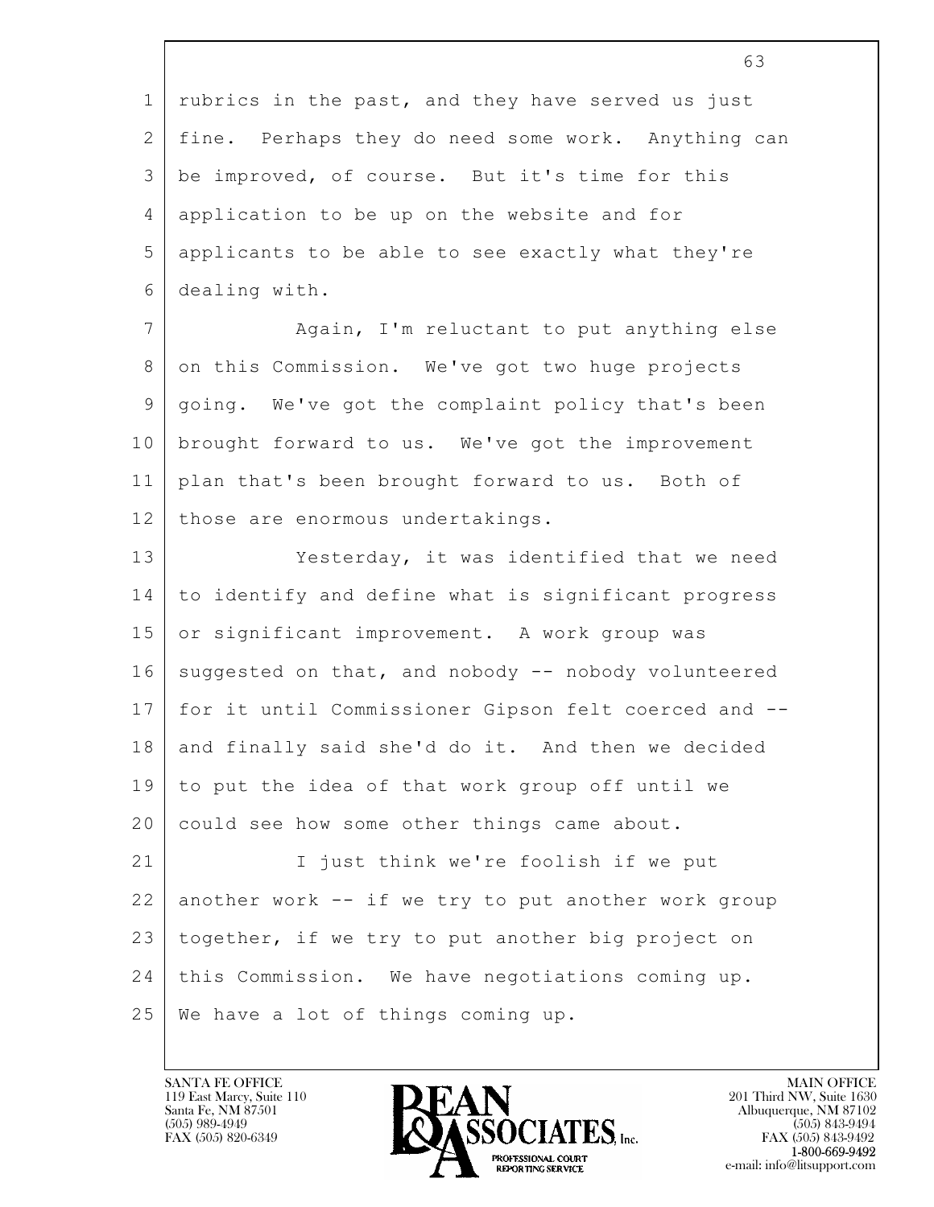rubrics in the past, and they have served us just fine. Perhaps they do need some work. Anything can be improved, of course. But it's time for this application to be up on the website and for applicants to be able to see exactly what they're dealing with.

Again, I'm reluctant to put anything else on this Commission. We've got two huge projects going. We've got the complaint policy that's been brought forward to us. We've got the improvement plan that's been brought forward to us. Both of those are enormous undertakings.

Yesterday, it was identified that we need to identify and define what is significant progress or significant improvement. A work group was suggested on that, and nobody -- nobody volunteered for it until Commissioner Gipson felt coerced and -- and finally said she'd do it. And then we decided to put the idea of that work group off until we could see how some other things came about.

I just think we're foolish if we put another work -- if we try to put another work group together, if we try to put another big project on this Commission. We have negotiations coming up. We have a lot of things coming up.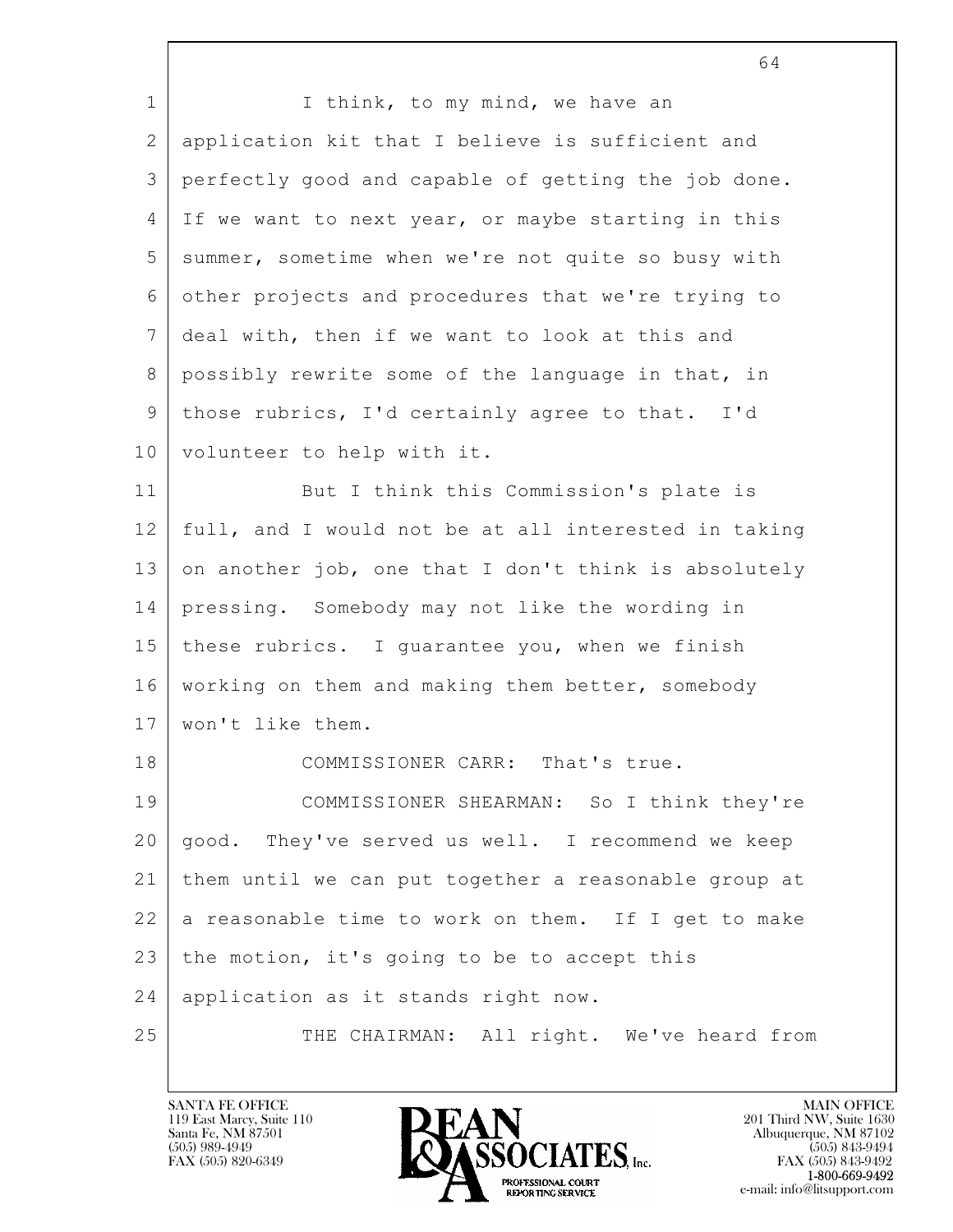I think, to my mind, we have an application kit that I believe is sufficient and perfectly good and capable of getting the job done. If we want to next year, or maybe starting in this summer, sometime when we're not quite so busy with other projects and procedures that we're trying to deal with, then if we want to look at this and possibly rewrite some of the language in that, in those rubrics, I'd certainly agree to that. I'd volunteer to help with it.

But I think this Commission's plate is full, and I would not be at all interested in taking on another job, one that I don't think is absolutely pressing. Somebody may not like the wording in these rubrics. I guarantee you, when we finish working on them and making them better, somebody won't like them.

COMMISSIONER CARR: That's true.

COMMISSIONER SHEARMAN: So I think they're good. They've served us well. I recommend we keep them until we can put together a reasonable group at a reasonable time to work on them. If I get to make the motion, it's going to be to accept this application as it stands right now.

THE CHAIRMAN: All right. We've heard from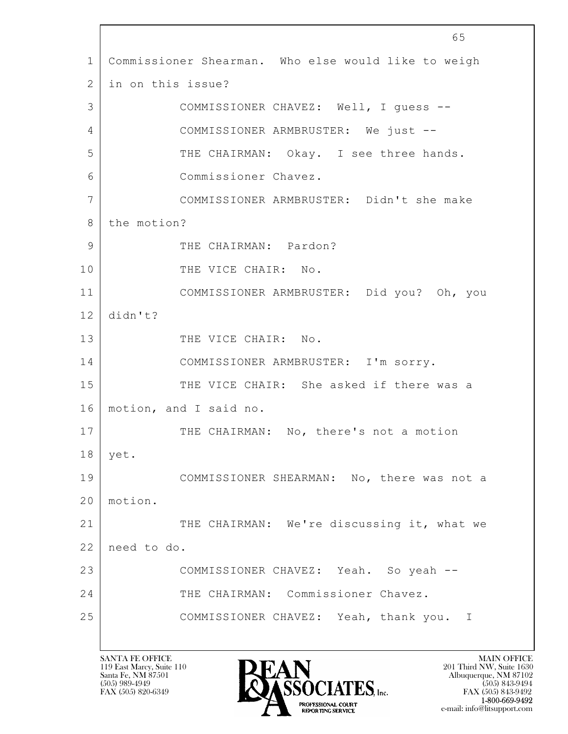1 Commissioner Shearman. Who else would like to weigh
2 in on this issue?
3 COMMISSIONER CHAVEZ: Well, I guess --
4 COMMISSIONER ARMBRUSTER: We just --
5 THE CHAIRMAN: Okay. I see three hands.
6 Commissioner Chavez.
7 COMMISSIONER ARMBRUSTER: Didn't she make
8 the motion?
9 THE CHAIRMAN: Pardon?
10 THE VICE CHAIR: No.
11 COMMISSIONER ARMBRUSTER: Did you? Oh, you
12 didn't?
13 THE VICE CHAIR: No.
14 COMMISSIONER ARMBRUSTER: I'm sorry.
15 THE VICE CHAIR: She asked if there was a
16 motion, and I said no.
17 THE CHAIRMAN: No, there's not a motion
18 yet.
19 COMMISSIONER SHEARMAN: No, there was not a
20 motion.
21 THE CHAIRMAN: We're discussing it, what we
22 need to do.
23 COMMISSIONER CHAVEZ: Yeah. So yeah --
24 THE CHAIRMAN: Commissioner Chavez.
25 COMMISSIONER CHAVEZ: Yeah, thank you. I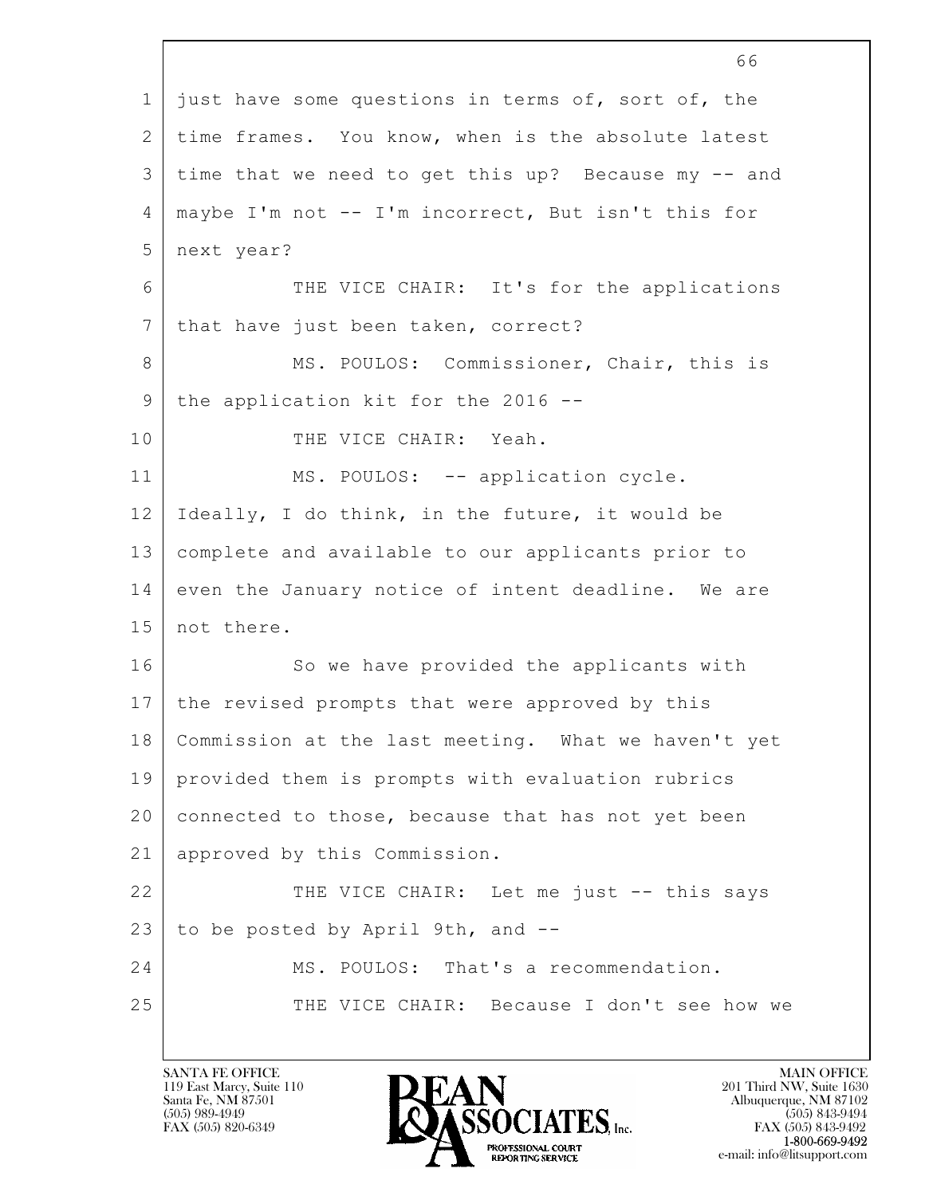just have some questions in terms of, sort of, the time frames. You know, when is the absolute latest time that we need to get this up? Because my -- and maybe I'm not -- I'm incorrect, But isn't this for next year?

THE VICE CHAIR: It's for the applications that have just been taken, correct?

MS. POULOS: Commissioner, Chair, this is the application kit for the 2016 --

THE VICE CHAIR: Yeah.

MS. POULOS: -- application cycle. Ideally, I do think, in the future, it would be complete and available to our applicants prior to even the January notice of intent deadline. We are not there.

So we have provided the applicants with the revised prompts that were approved by this Commission at the last meeting. What we haven't yet provided them is prompts with evaluation rubrics connected to those, because that has not yet been approved by this Commission.

THE VICE CHAIR: Let me just -- this says to be posted by April 9th, and --

MS. POULOS: That's a recommendation.

THE VICE CHAIR: Because I don't see how we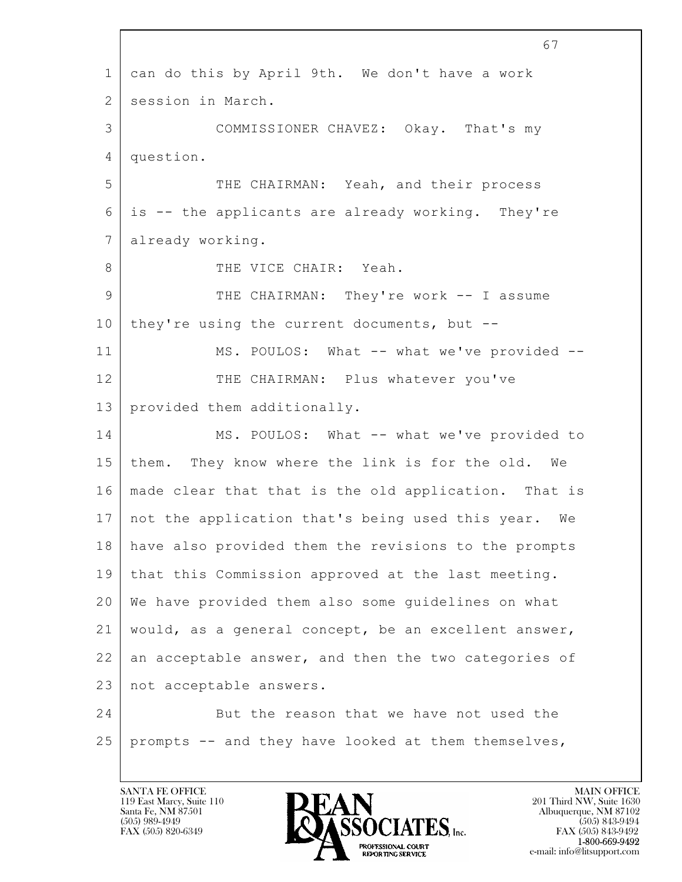can do this by April 9th. We don't have a work session in March.

COMMISSIONER CHAVEZ: Okay. That's my question.

THE CHAIRMAN: Yeah, and their process is -- the applicants are already working. They're already working.

THE VICE CHAIR: Yeah.

THE CHAIRMAN: They're work -- I assume they're using the current documents, but --

MS. POULOS: What -- what we've provided --

THE CHAIRMAN: Plus whatever you've provided them additionally.

MS. POULOS: What -- what we've provided to them. They know where the link is for the old. We made clear that that is the old application. That is not the application that's being used this year. We have also provided them the revisions to the prompts that this Commission approved at the last meeting. We have provided them also some guidelines on what would, as a general concept, be an excellent answer, an acceptable answer, and then the two categories of not acceptable answers.

But the reason that we have not used the prompts -- and they have looked at them themselves,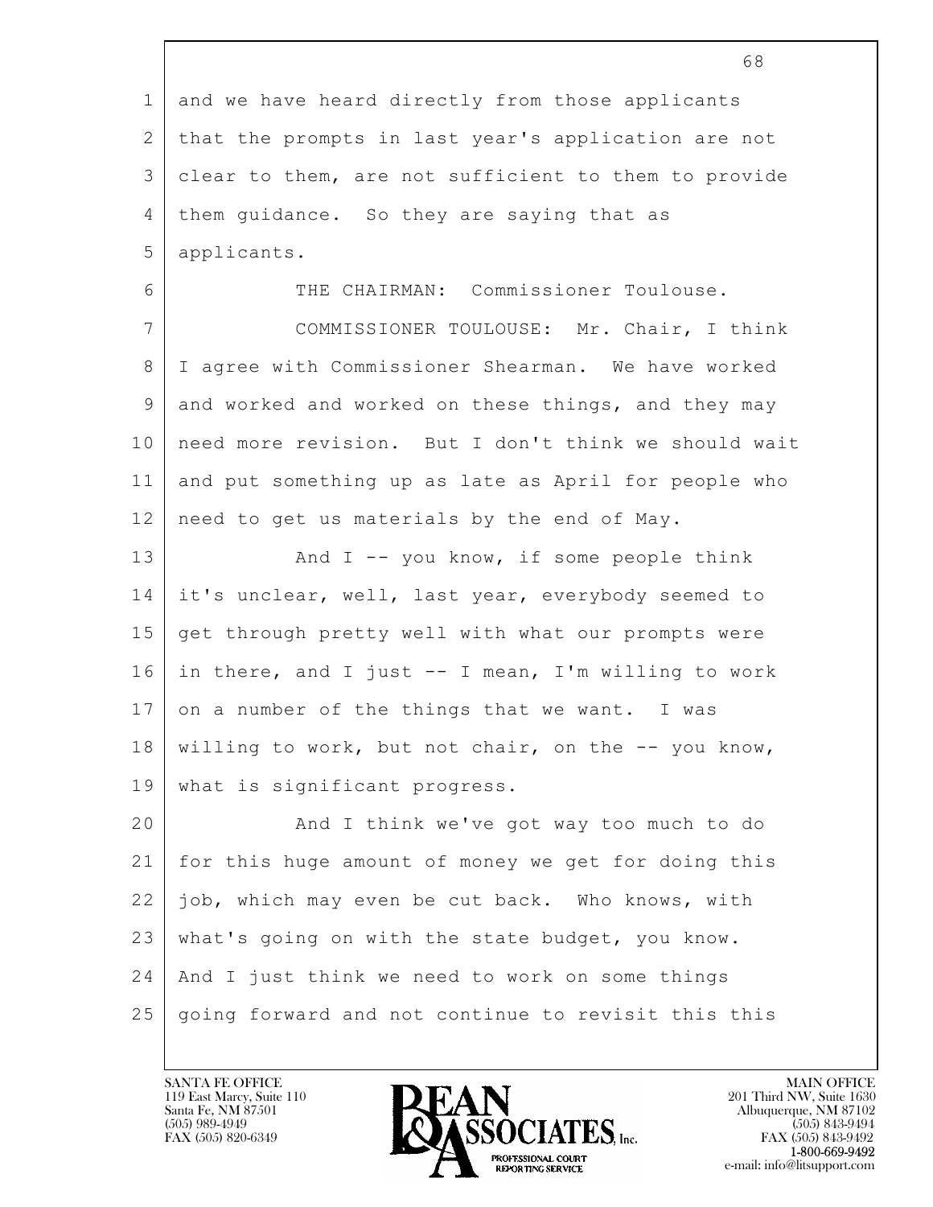and we have heard directly from those applicants that the prompts in last year's application are not clear to them, are not sufficient to them to provide them guidance. So they are saying that as applicants.

THE CHAIRMAN: Commissioner Toulouse.

COMMISSIONER TOULOUSE: Mr. Chair, I think I agree with Commissioner Shearman. We have worked and worked and worked on these things, and they may need more revision. But I don't think we should wait and put something up as late as April for people who need to get us materials by the end of May.

And I -- you know, if some people think it's unclear, well, last year, everybody seemed to get through pretty well with what our prompts were in there, and I just -- I mean, I'm willing to work on a number of the things that we want. I was willing to work, but not chair, on the -- you know, what is significant progress.

And I think we've got way too much to do for this huge amount of money we get for doing this job, which may even be cut back. Who knows, with what's going on with the state budget, you know. And I just think we need to work on some things going forward and not continue to revisit this this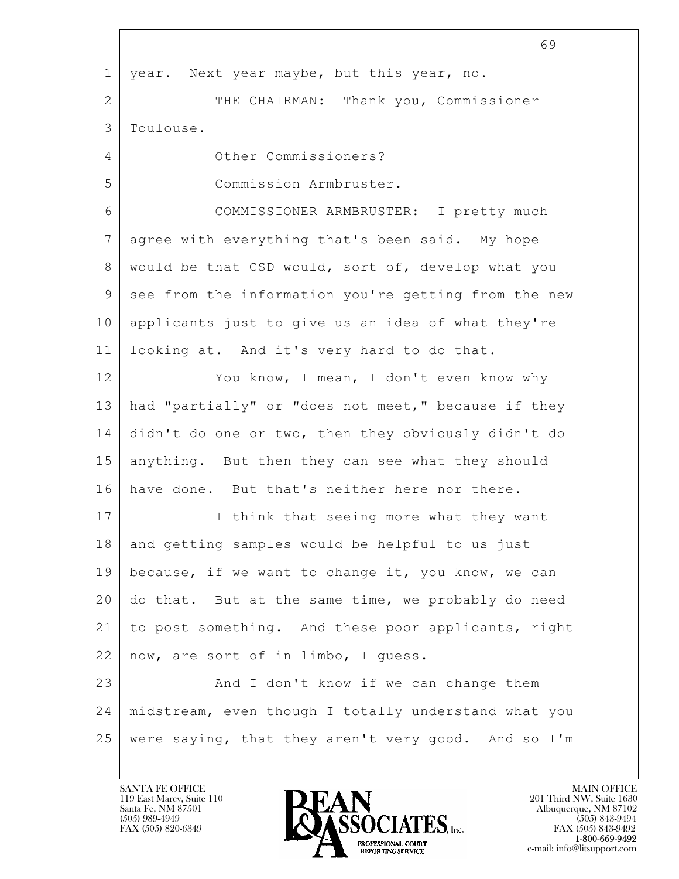year. Next year maybe, but this year, no.

THE CHAIRMAN: Thank you, Commissioner Toulouse.

Other Commissioners?

Commission Armbruster.

COMMISSIONER ARMBRUSTER: I pretty much agree with everything that's been said. My hope would be that CSD would, sort of, develop what you see from the information you're getting from the new applicants just to give us an idea of what they're looking at. And it's very hard to do that.

You know, I mean, I don't even know why had "partially" or "does not meet," because if they didn't do one or two, then they obviously didn't do anything. But then they can see what they should have done. But that's neither here nor there.

I think that seeing more what they want and getting samples would be helpful to us just because, if we want to change it, you know, we can do that. But at the same time, we probably do need to post something. And these poor applicants, right now, are sort of in limbo, I guess.

And I don't know if we can change them midstream, even though I totally understand what you were saying, that they aren't very good. And so I'm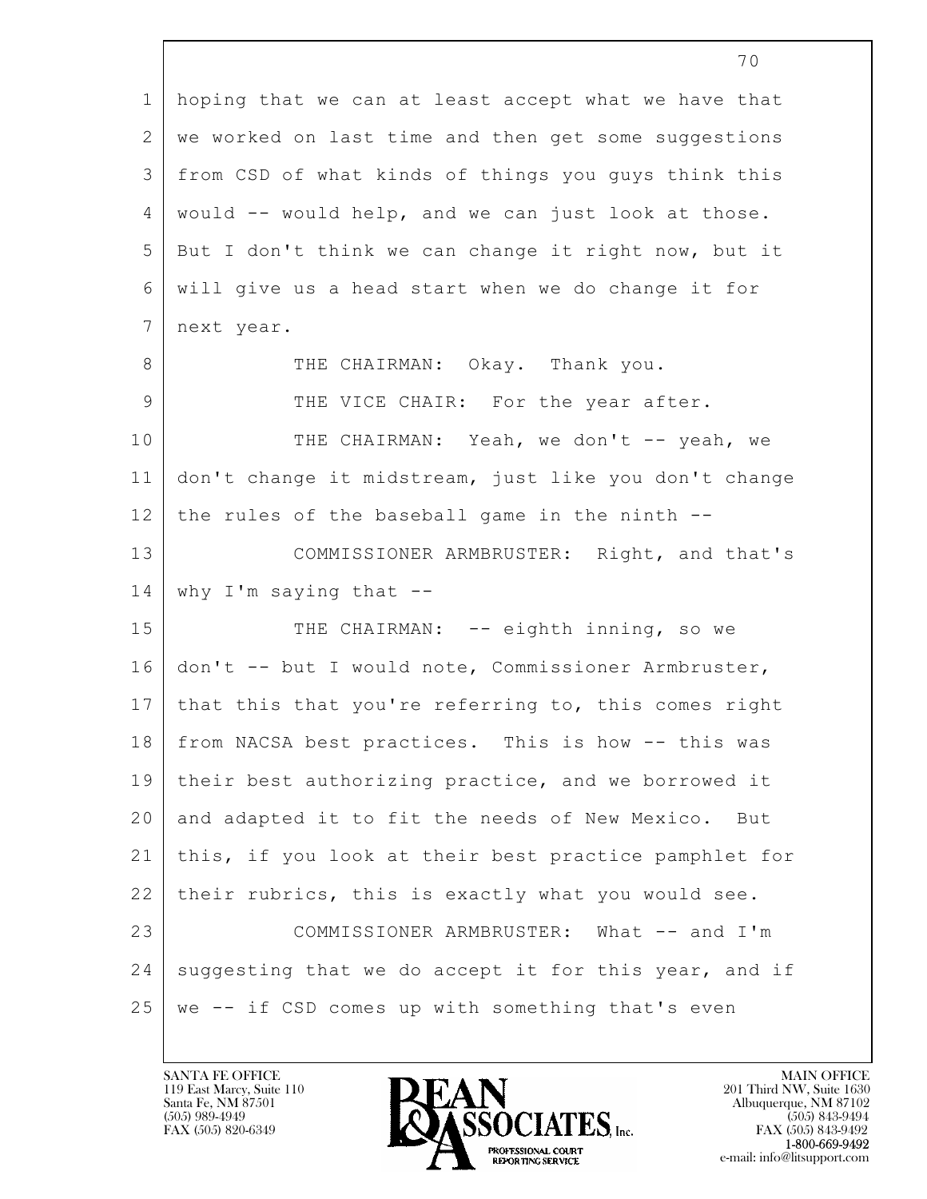hoping that we can at least accept what we have that we worked on last time and then get some suggestions from CSD of what kinds of things you guys think this would -- would help, and we can just look at those. But I don't think we can change it right now, but it will give us a head start when we do change it for next year.

THE CHAIRMAN: Okay. Thank you.

THE VICE CHAIR: For the year after.

THE CHAIRMAN: Yeah, we don't -- yeah, we don't change it midstream, just like you don't change the rules of the baseball game in the ninth --

COMMISSIONER ARMBRUSTER: Right, and that's why I'm saying that --

THE CHAIRMAN: -- eighth inning, so we don't -- but I would note, Commissioner Armbruster, that this that you're referring to, this comes right from NACSA best practices. This is how -- this was their best authorizing practice, and we borrowed it and adapted it to fit the needs of New Mexico. But this, if you look at their best practice pamphlet for their rubrics, this is exactly what you would see.

COMMISSIONER ARMBRUSTER: What -- and I'm suggesting that we do accept it for this year, and if we -- if CSD comes up with something that's even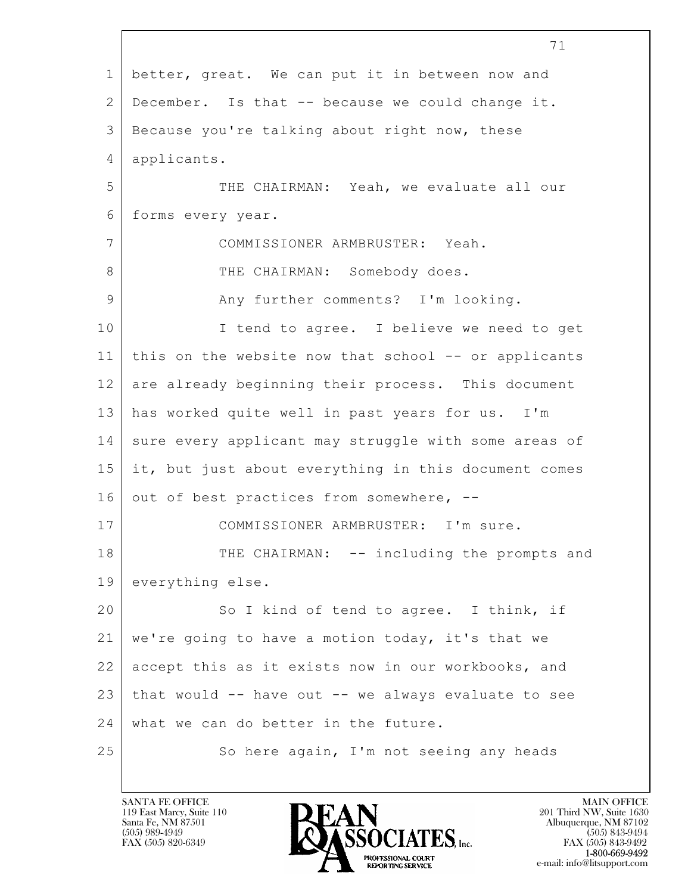better, great. We can put it in between now and December. Is that -- because we could change it. Because you're talking about right now, these applicants.

THE CHAIRMAN: Yeah, we evaluate all our forms every year.

COMMISSIONER ARMBRUSTER: Yeah.

THE CHAIRMAN: Somebody does.

Any further comments? I'm looking.

I tend to agree. I believe we need to get this on the website now that school -- or applicants are already beginning their process. This document has worked quite well in past years for us. I'm sure every applicant may struggle with some areas of it, but just about everything in this document comes out of best practices from somewhere, --

COMMISSIONER ARMBRUSTER: I'm sure.

THE CHAIRMAN: -- including the prompts and everything else.

So I kind of tend to agree. I think, if we're going to have a motion today, it's that we accept this as it exists now in our workbooks, and that would -- have out -- we always evaluate to see what we can do better in the future.

So here again, I'm not seeing any heads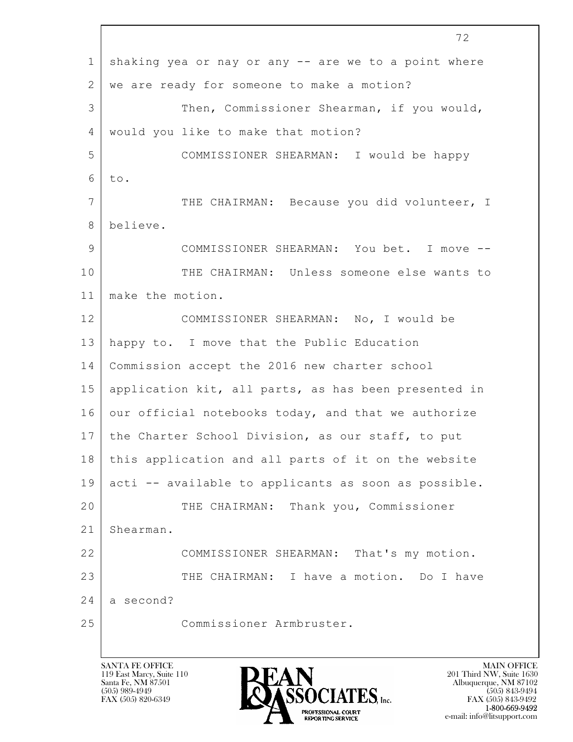1 shaking yea or nay or any -- are we to a point where
2 we are ready for someone to make a motion?
3 Then, Commissioner Shearman, if you would,
4 would you like to make that motion?
5 COMMISSIONER SHEARMAN: I would be happy
6 to.
7 THE CHAIRMAN: Because you did volunteer, I
8 believe.
9 COMMISSIONER SHEARMAN: You bet. I move --
10 THE CHAIRMAN: Unless someone else wants to
11 make the motion.
12 COMMISSIONER SHEARMAN: No, I would be
13 happy to. I move that the Public Education
14 Commission accept the 2016 new charter school
15 application kit, all parts, as has been presented in
16 our official notebooks today, and that we authorize
17 the Charter School Division, as our staff, to put
18 this application and all parts of it on the website
19 acti -- available to applicants as soon as possible.
20 THE CHAIRMAN: Thank you, Commissioner
21 Shearman.
22 COMMISSIONER SHEARMAN: That's my motion.
23 THE CHAIRMAN: I have a motion. Do I have
24 a second?
25 Commissioner Armbruster.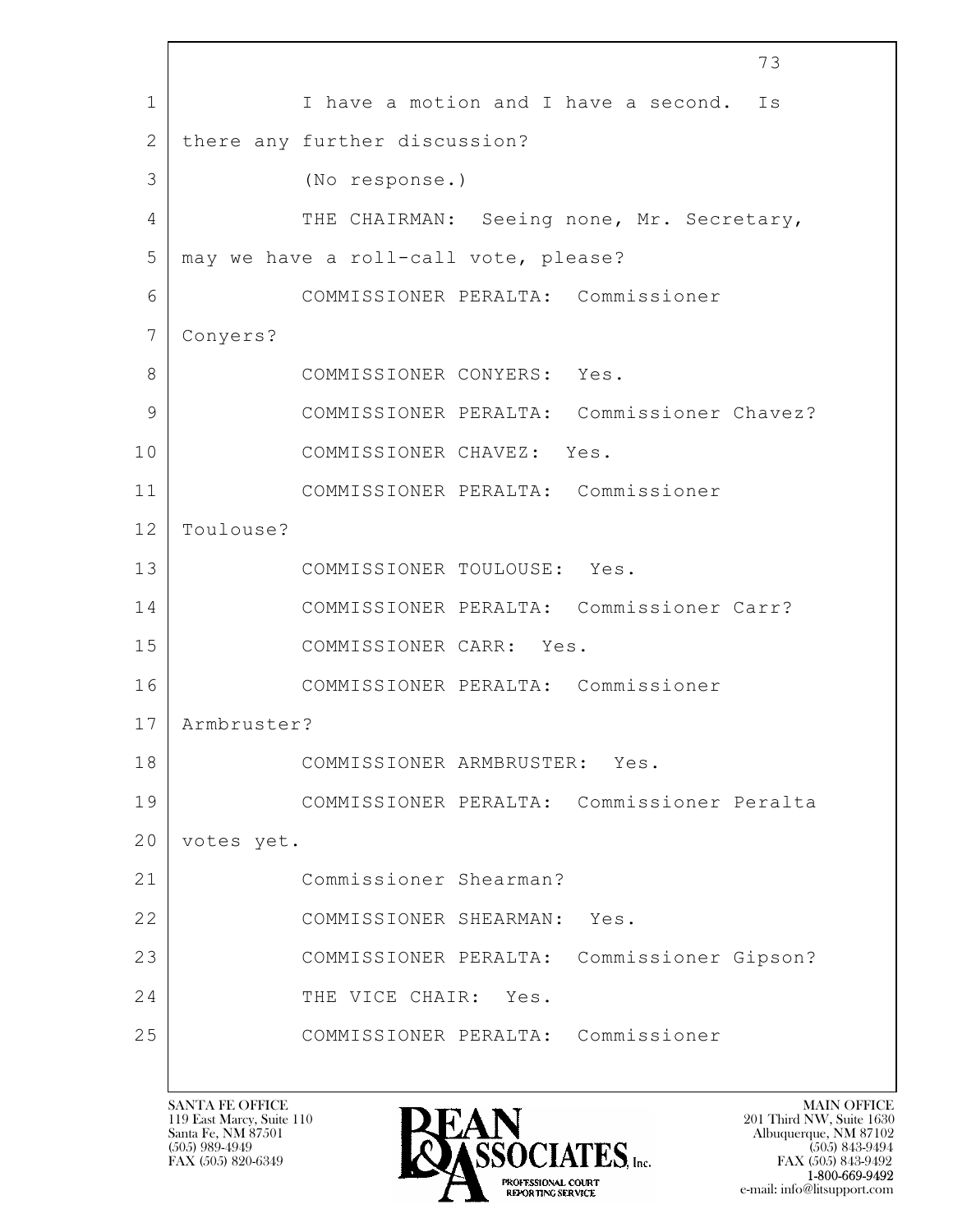1 I have a motion and I have a second. Is
2 there any further discussion?
3 (No response.)
4 THE CHAIRMAN: Seeing none, Mr. Secretary,
5 may we have a roll-call vote, please?
6 COMMISSIONER PERALTA: Commissioner
7 Conyers?
8 COMMISSIONER CONYERS: Yes.
9 COMMISSIONER PERALTA: Commissioner Chavez?
10 COMMISSIONER CHAVEZ: Yes.
11 COMMISSIONER PERALTA: Commissioner
12 Toulouse?
13 COMMISSIONER TOULOUSE: Yes.
14 COMMISSIONER PERALTA: Commissioner Carr?
15 COMMISSIONER CARR: Yes.
16 COMMISSIONER PERALTA: Commissioner
17 Armbruster?
18 COMMISSIONER ARMBRUSTER: Yes.
19 COMMISSIONER PERALTA: Commissioner Peralta
20 votes yet.
21 Commissioner Shearman?
22 COMMISSIONER SHEARMAN: Yes.
23 COMMISSIONER PERALTA: Commissioner Gipson?
24 THE VICE CHAIR: Yes.
25 COMMISSIONER PERALTA: Commissioner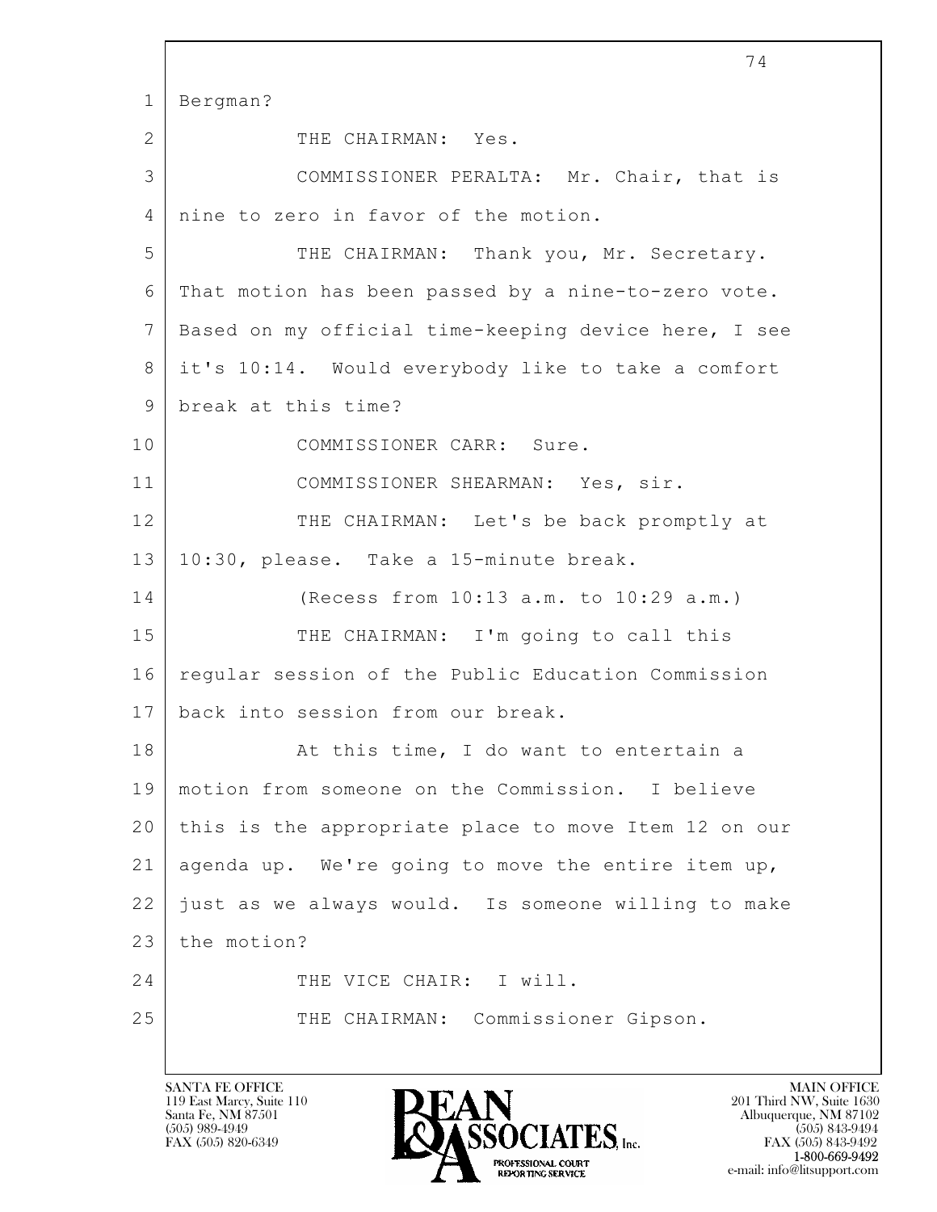1 Bergman?

2 THE CHAIRMAN: Yes.

3 COMMISSIONER PERALTA: Mr. Chair, that is

4 nine to zero in favor of the motion.

5 THE CHAIRMAN: Thank you, Mr. Secretary.

6 That motion has been passed by a nine-to-zero vote.

7 Based on my official time-keeping device here, I see

8 it's 10:14. Would everybody like to take a comfort

9 break at this time?

10 COMMISSIONER CARR: Sure.

11 COMMISSIONER SHEARMAN: Yes, sir.

12 THE CHAIRMAN: Let's be back promptly at

13 10:30, please. Take a 15-minute break.

14 (Recess from 10:13 a.m. to 10:29 a.m.)

15 THE CHAIRMAN: I'm going to call this

16 regular session of the Public Education Commission

17 back into session from our break.

18 At this time, I do want to entertain a

19 motion from someone on the Commission. I believe

20 this is the appropriate place to move Item 12 on our

21 agenda up. We're going to move the entire item up,

22 just as we always would. Is someone willing to make

23 the motion?

24 THE VICE CHAIR: I will.

25 THE CHAIRMAN: Commissioner Gipson.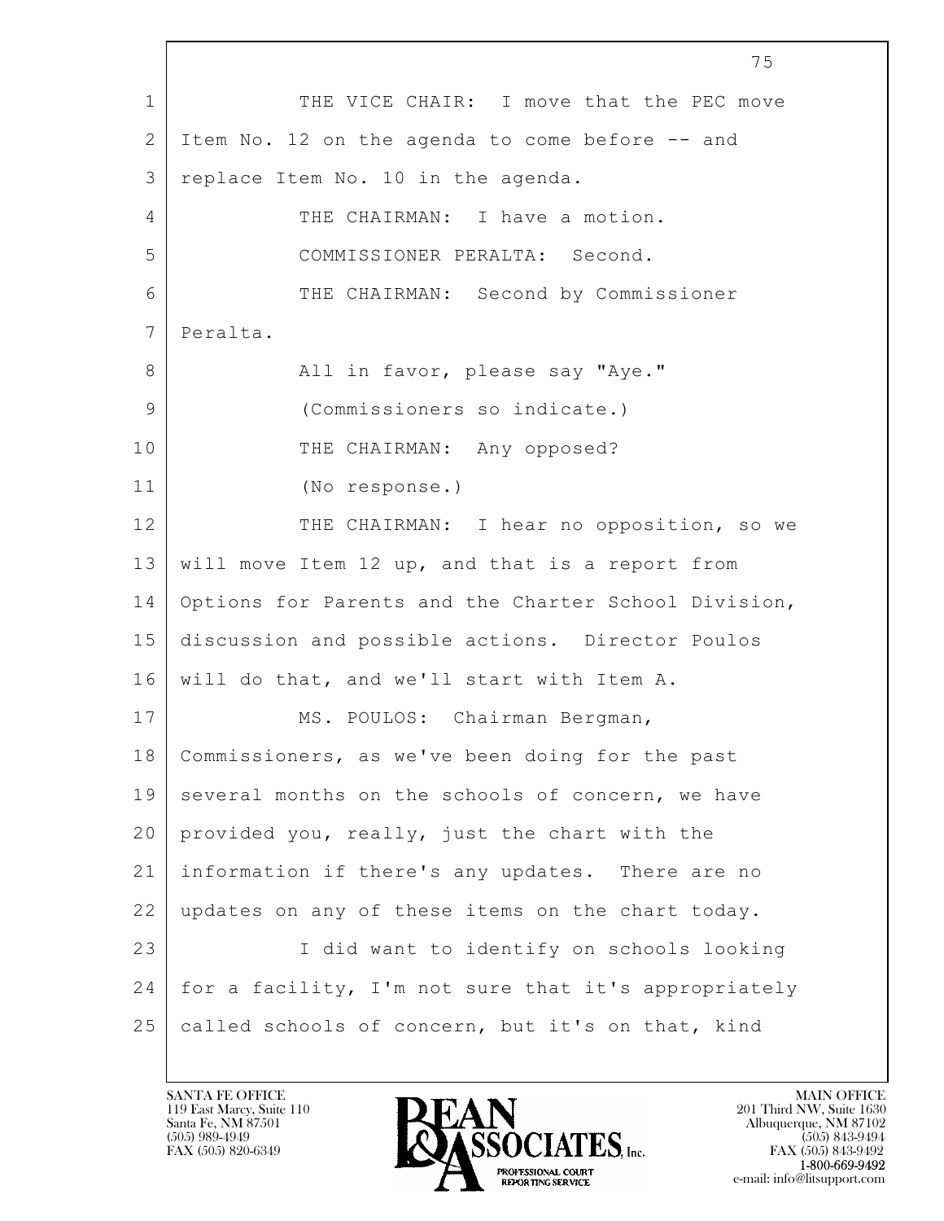THE VICE CHAIR: I move that the PEC move Item No. 12 on the agenda to come before -- and replace Item No. 10 in the agenda.

THE CHAIRMAN: I have a motion.

COMMISSIONER PERALTA: Second.

THE CHAIRMAN: Second by Commissioner Peralta.

All in favor, please say "Aye."

(Commissioners so indicate.)

THE CHAIRMAN: Any opposed?

(No response.)

THE CHAIRMAN: I hear no opposition, so we will move Item 12 up, and that is a report from Options for Parents and the Charter School Division, discussion and possible actions. Director Poulos will do that, and we'll start with Item A.

MS. POULOS: Chairman Bergman, Commissioners, as we've been doing for the past several months on the schools of concern, we have provided you, really, just the chart with the information if there's any updates. There are no updates on any of these items on the chart today.

I did want to identify on schools looking for a facility, I'm not sure that it's appropriately called schools of concern, but it's on that, kind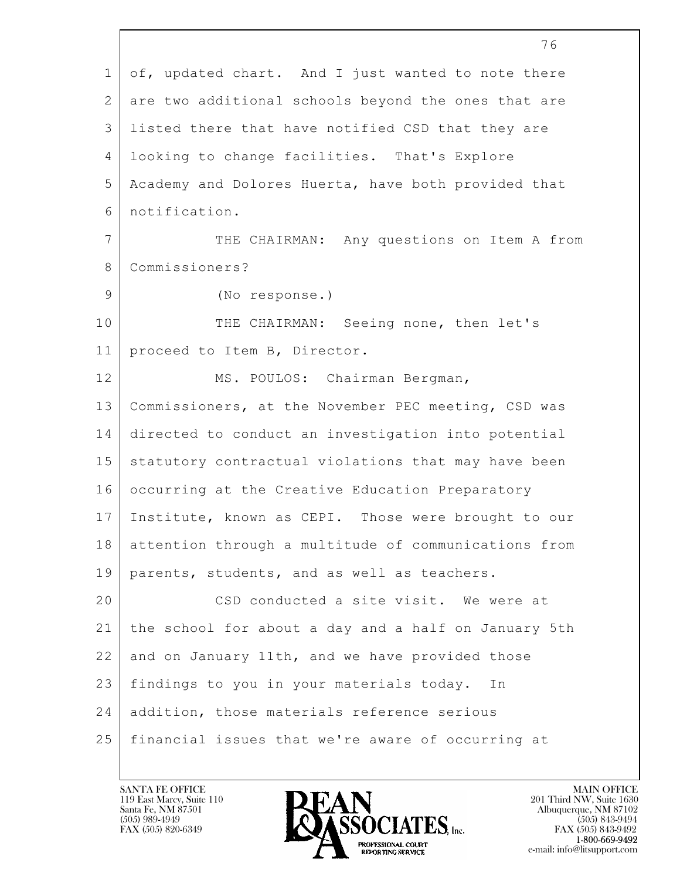of, updated chart. And I just wanted to note there are two additional schools beyond the ones that are listed there that have notified CSD that they are looking to change facilities. That's Explore Academy and Dolores Huerta, have both provided that notification.

THE CHAIRMAN: Any questions on Item A from Commissioners?

(No response.)

THE CHAIRMAN: Seeing none, then let's proceed to Item B, Director.

MS. POULOS: Chairman Bergman, Commissioners, at the November PEC meeting, CSD was directed to conduct an investigation into potential statutory contractual violations that may have been occurring at the Creative Education Preparatory Institute, known as CEPI. Those were brought to our attention through a multitude of communications from parents, students, and as well as teachers.

CSD conducted a site visit. We were at the school for about a day and a half on January 5th and on January 11th, and we have provided those findings to you in your materials today. In addition, those materials reference serious financial issues that we're aware of occurring at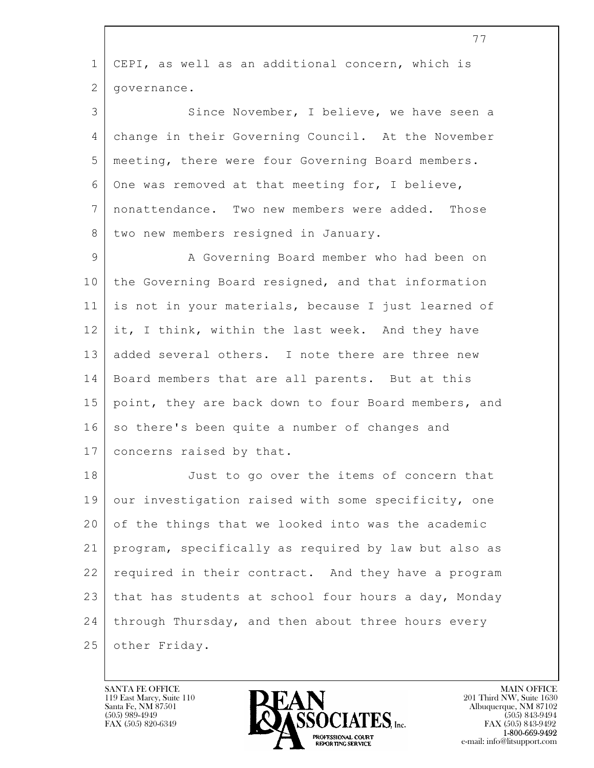CEPI, as well as an additional concern, which is governance.

Since November, I believe, we have seen a change in their Governing Council. At the November meeting, there were four Governing Board members. One was removed at that meeting for, I believe, nonattendance. Two new members were added. Those two new members resigned in January.

A Governing Board member who had been on the Governing Board resigned, and that information is not in your materials, because I just learned of it, I think, within the last week. And they have added several others. I note there are three new Board members that are all parents. But at this point, they are back down to four Board members, and so there's been quite a number of changes and concerns raised by that.

Just to go over the items of concern that our investigation raised with some specificity, one of the things that we looked into was the academic program, specifically as required by law but also as required in their contract. And they have a program that has students at school four hours a day, Monday through Thursday, and then about three hours every other Friday.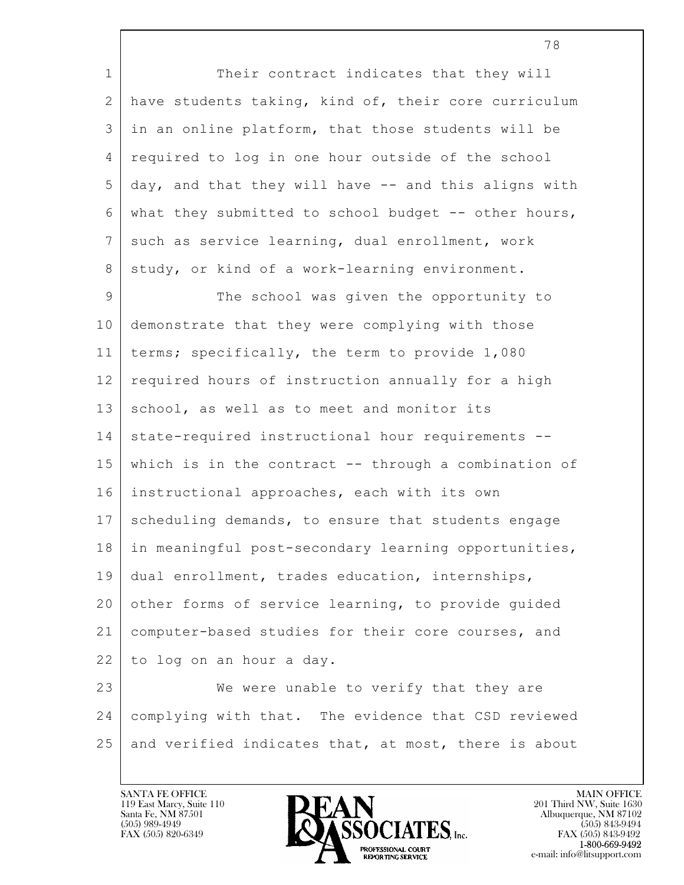Their contract indicates that they will have students taking, kind of, their core curriculum in an online platform, that those students will be required to log in one hour outside of the school day, and that they will have -- and this aligns with what they submitted to school budget -- other hours, such as service learning, dual enrollment, work study, or kind of a work-learning environment.

The school was given the opportunity to demonstrate that they were complying with those terms; specifically, the term to provide 1,080 required hours of instruction annually for a high school, as well as to meet and monitor its state-required instructional hour requirements -- which is in the contract -- through a combination of instructional approaches, each with its own scheduling demands, to ensure that students engage in meaningful post-secondary learning opportunities, dual enrollment, trades education, internships, other forms of service learning, to provide guided computer-based studies for their core courses, and to log on an hour a day.

We were unable to verify that they are complying with that. The evidence that CSD reviewed and verified indicates that, at most, there is about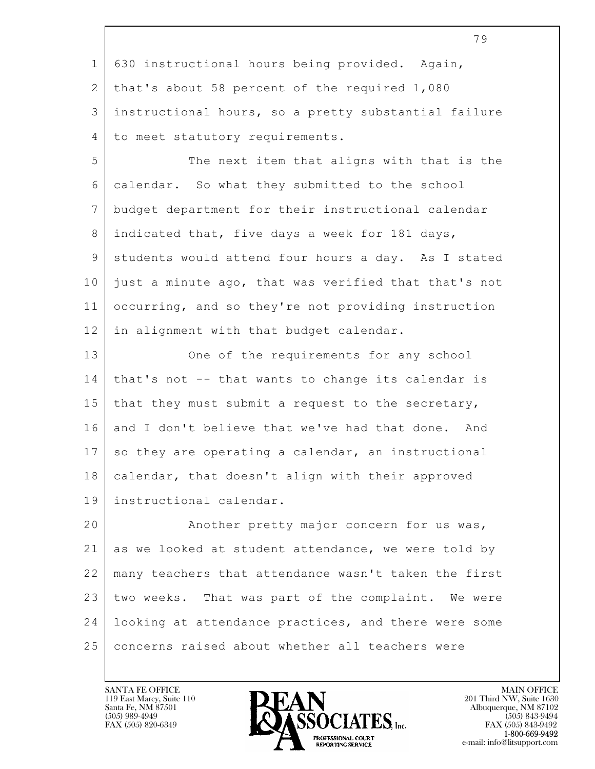630 instructional hours being provided. Again, that's about 58 percent of the required 1,080 instructional hours, so a pretty substantial failure to meet statutory requirements.

The next item that aligns with that is the calendar. So what they submitted to the school budget department for their instructional calendar indicated that, five days a week for 181 days, students would attend four hours a day. As I stated just a minute ago, that was verified that that's not occurring, and so they're not providing instruction in alignment with that budget calendar.

One of the requirements for any school that's not -- that wants to change its calendar is that they must submit a request to the secretary, and I don't believe that we've had that done. And so they are operating a calendar, an instructional calendar, that doesn't align with their approved instructional calendar.

Another pretty major concern for us was, as we looked at student attendance, we were told by many teachers that attendance wasn't taken the first two weeks. That was part of the complaint. We were looking at attendance practices, and there were some concerns raised about whether all teachers were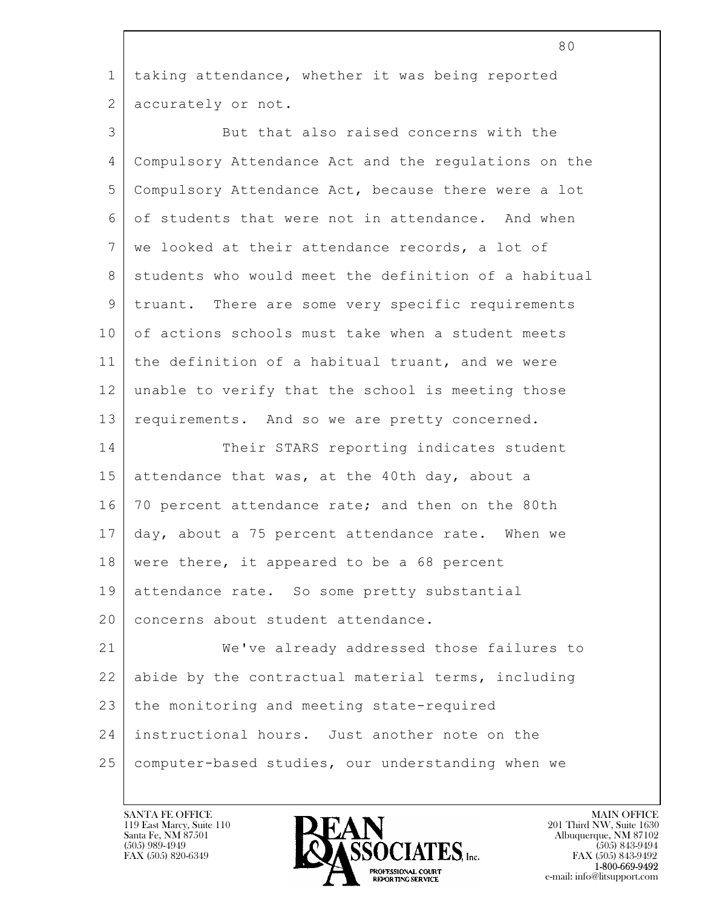taking attendance, whether it was being reported accurately or not.

But that also raised concerns with the Compulsory Attendance Act and the regulations on the Compulsory Attendance Act, because there were a lot of students that were not in attendance. And when we looked at their attendance records, a lot of students who would meet the definition of a habitual truant. There are some very specific requirements of actions schools must take when a student meets the definition of a habitual truant, and we were unable to verify that the school is meeting those requirements. And so we are pretty concerned.

Their STARS reporting indicates student attendance that was, at the 40th day, about a 70 percent attendance rate; and then on the 80th day, about a 75 percent attendance rate. When we were there, it appeared to be a 68 percent attendance rate. So some pretty substantial concerns about student attendance.

We've already addressed those failures to abide by the contractual material terms, including the monitoring and meeting state-required instructional hours. Just another note on the computer-based studies, our understanding when we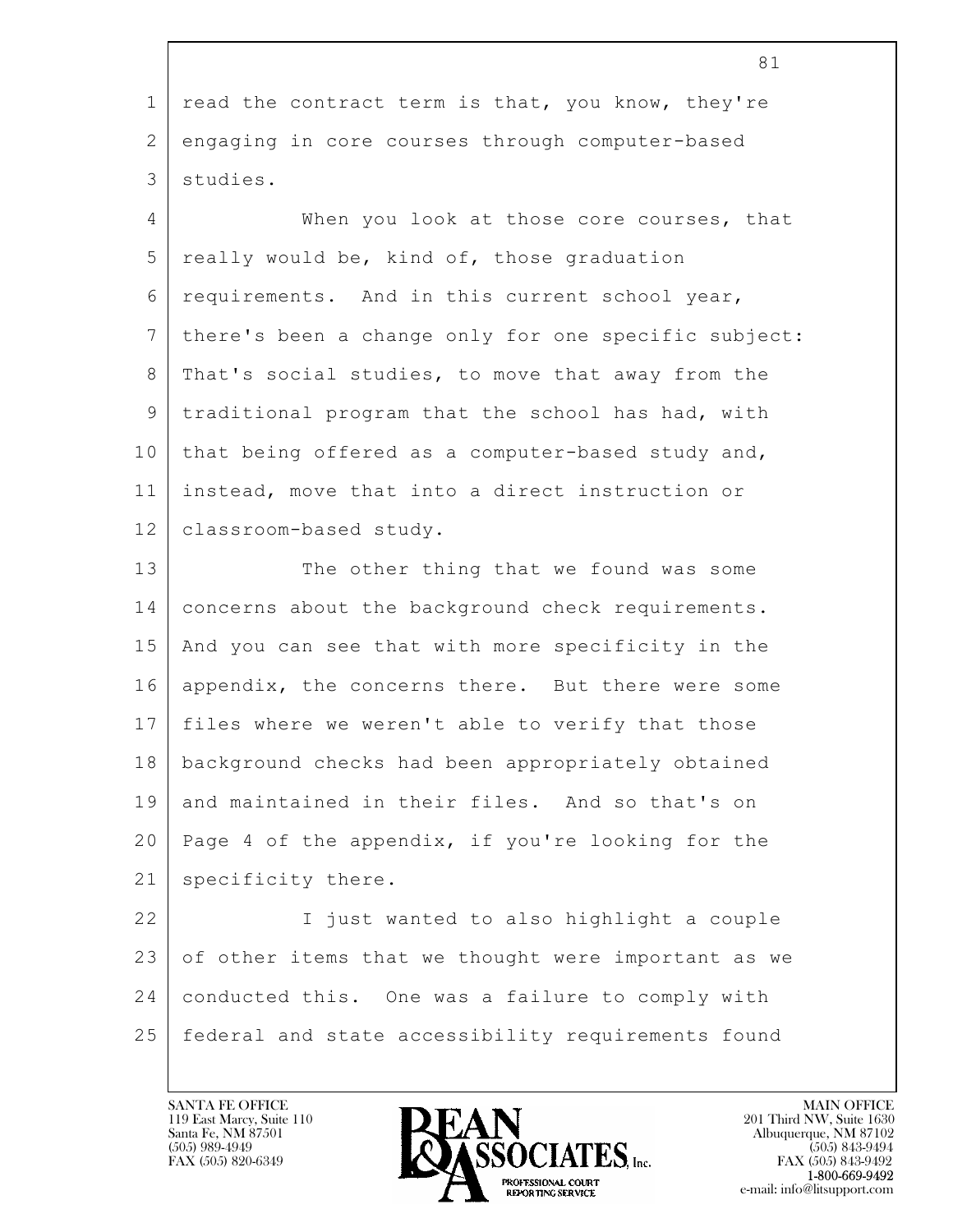read the contract term is that, you know, they're engaging in core courses through computer-based studies.

When you look at those core courses, that really would be, kind of, those graduation requirements. And in this current school year, there's been a change only for one specific subject: That's social studies, to move that away from the traditional program that the school has had, with that being offered as a computer-based study and, instead, move that into a direct instruction or classroom-based study.

The other thing that we found was some concerns about the background check requirements. And you can see that with more specificity in the appendix, the concerns there. But there were some files where we weren't able to verify that those background checks had been appropriately obtained and maintained in their files. And so that's on Page 4 of the appendix, if you're looking for the specificity there.

I just wanted to also highlight a couple of other items that we thought were important as we conducted this. One was a failure to comply with federal and state accessibility requirements found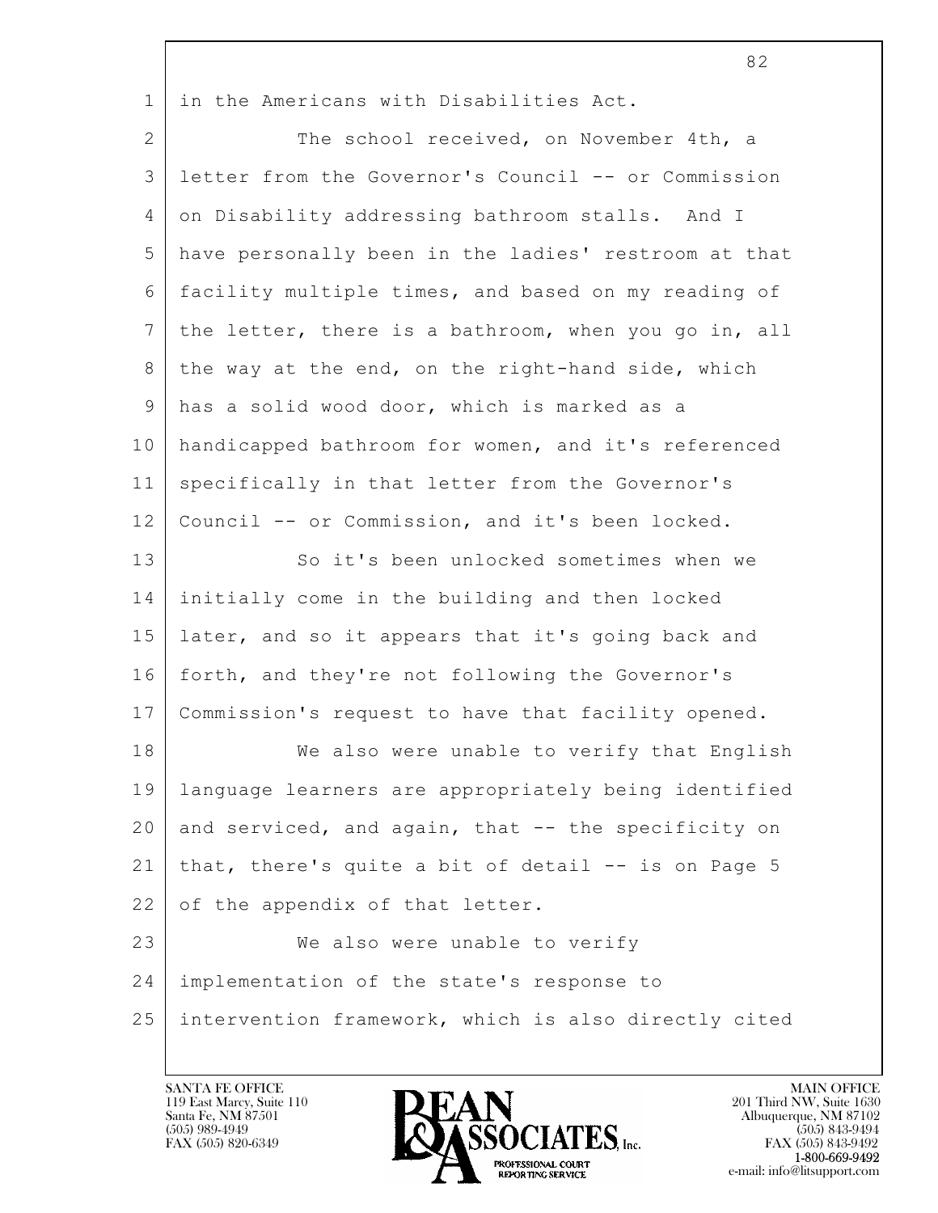in the Americans with Disabilities Act.

The school received, on November 4th, a letter from the Governor's Council -- or Commission on Disability addressing bathroom stalls. And I have personally been in the ladies' restroom at that facility multiple times, and based on my reading of the letter, there is a bathroom, when you go in, all the way at the end, on the right-hand side, which has a solid wood door, which is marked as a handicapped bathroom for women, and it's referenced specifically in that letter from the Governor's Council -- or Commission, and it's been locked.

So it's been unlocked sometimes when we initially come in the building and then locked later, and so it appears that it's going back and forth, and they're not following the Governor's Commission's request to have that facility opened.

We also were unable to verify that English language learners are appropriately being identified and serviced, and again, that -- the specificity on that, there's quite a bit of detail -- is on Page 5 of the appendix of that letter.

We also were unable to verify implementation of the state's response to intervention framework, which is also directly cited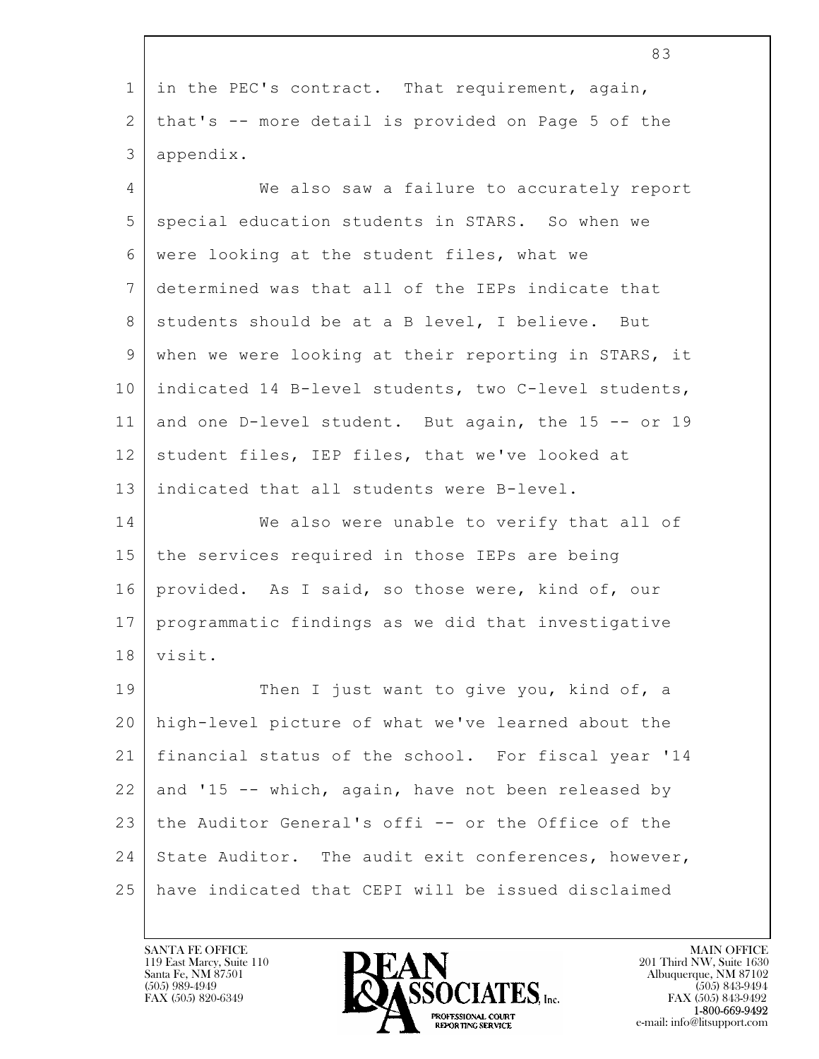in the PEC's contract. That requirement, again, that's -- more detail is provided on Page 5 of the appendix.

We also saw a failure to accurately report special education students in STARS. So when we were looking at the student files, what we determined was that all of the IEPs indicate that students should be at a B level, I believe. But when we were looking at their reporting in STARS, it indicated 14 B-level students, two C-level students, and one D-level student. But again, the 15 -- or 19 student files, IEP files, that we've looked at indicated that all students were B-level.

We also were unable to verify that all of the services required in those IEPs are being provided. As I said, so those were, kind of, our programmatic findings as we did that investigative visit.

Then I just want to give you, kind of, a high-level picture of what we've learned about the financial status of the school. For fiscal year '14 and '15 -- which, again, have not been released by the Auditor General's offi -- or the Office of the State Auditor. The audit exit conferences, however, have indicated that CEPI will be issued disclaimed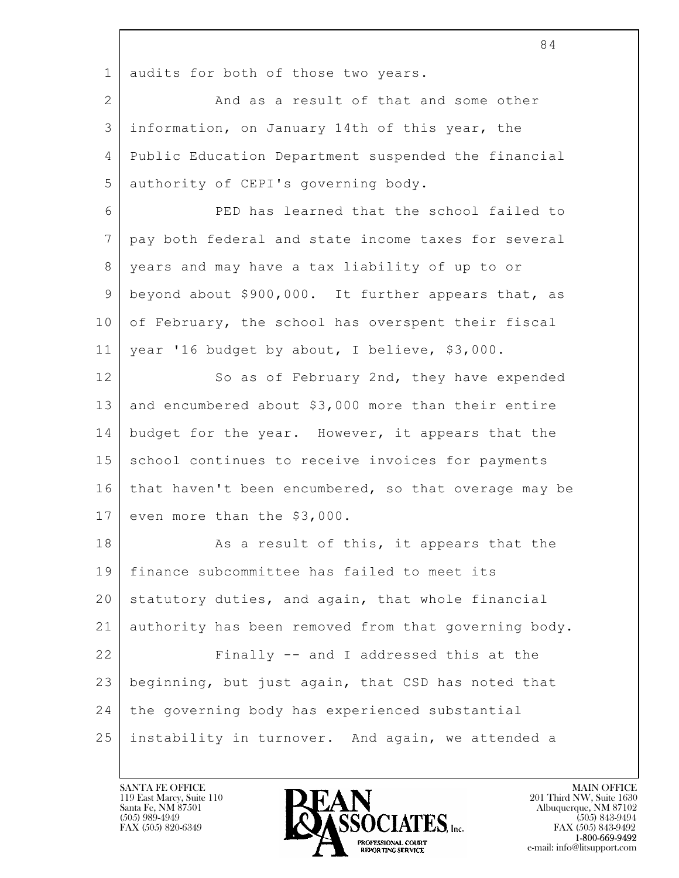audits for both of those two years.

And as a result of that and some other information, on January 14th of this year, the Public Education Department suspended the financial authority of CEPI's governing body.

PED has learned that the school failed to pay both federal and state income taxes for several years and may have a tax liability of up to or beyond about $900,000. It further appears that, as of February, the school has overspent their fiscal year '16 budget by about, I believe, $3,000.

So as of February 2nd, they have expended and encumbered about $3,000 more than their entire budget for the year. However, it appears that the school continues to receive invoices for payments that haven't been encumbered, so that overage may be even more than the $3,000.

As a result of this, it appears that the finance subcommittee has failed to meet its statutory duties, and again, that whole financial authority has been removed from that governing body.

Finally -- and I addressed this at the beginning, but just again, that CSD has noted that the governing body has experienced substantial instability in turnover. And again, we attended a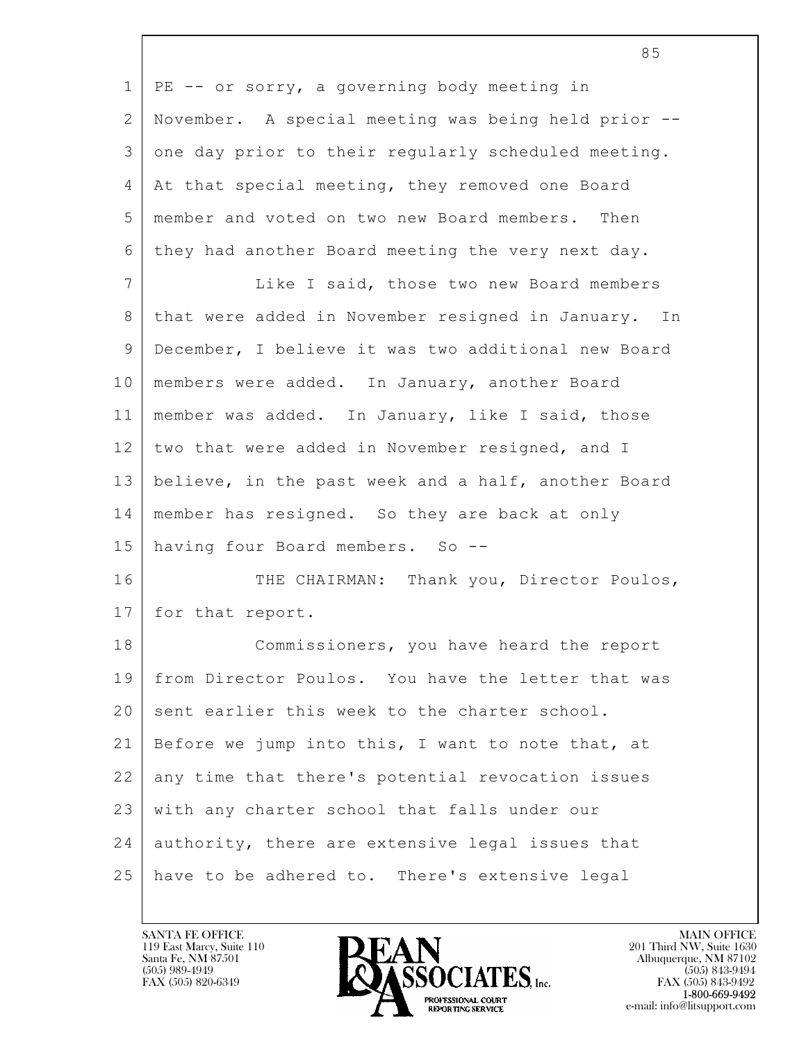PE -- or sorry, a governing body meeting in November. A special meeting was being held prior -- one day prior to their regularly scheduled meeting. At that special meeting, they removed one Board member and voted on two new Board members. Then they had another Board meeting the very next day.

Like I said, those two new Board members that were added in November resigned in January. In December, I believe it was two additional new Board members were added. In January, another Board member was added. In January, like I said, those two that were added in November resigned, and I believe, in the past week and a half, another Board member has resigned. So they are back at only having four Board members. So --

THE CHAIRMAN: Thank you, Director Poulos, for that report.

Commissioners, you have heard the report from Director Poulos. You have the letter that was sent earlier this week to the charter school. Before we jump into this, I want to note that, at any time that there's potential revocation issues with any charter school that falls under our authority, there are extensive legal issues that have to be adhered to. There's extensive legal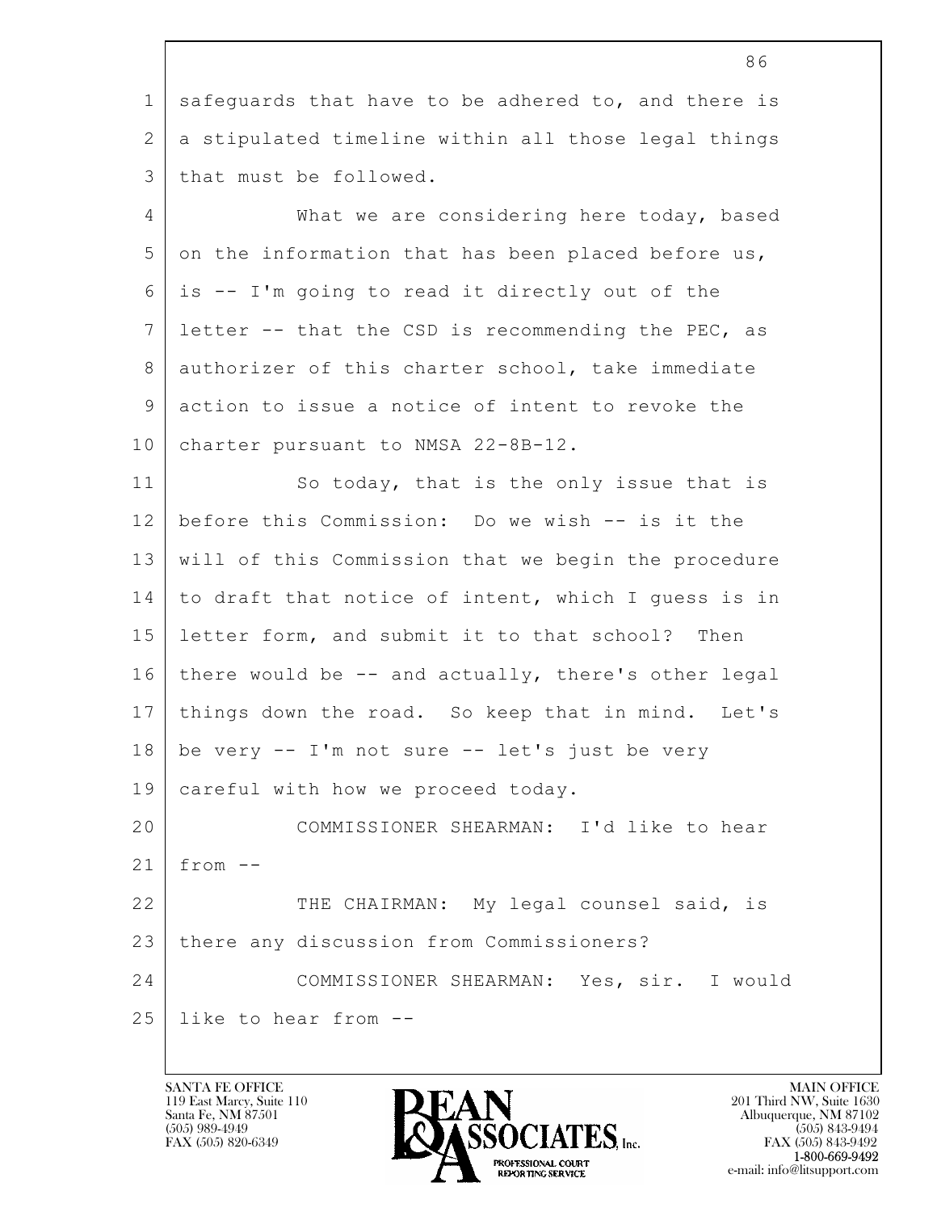safeguards that have to be adhered to, and there is a stipulated timeline within all those legal things that must be followed.

What we are considering here today, based on the information that has been placed before us, is -- I'm going to read it directly out of the letter -- that the CSD is recommending the PEC, as authorizer of this charter school, take immediate action to issue a notice of intent to revoke the charter pursuant to NMSA 22-8B-12.

So today, that is the only issue that is before this Commission: Do we wish -- is it the will of this Commission that we begin the procedure to draft that notice of intent, which I guess is in letter form, and submit it to that school? Then there would be -- and actually, there's other legal things down the road. So keep that in mind. Let's be very -- I'm not sure -- let's just be very careful with how we proceed today.

COMMISSIONER SHEARMAN: I'd like to hear from --

THE CHAIRMAN: My legal counsel said, is there any discussion from Commissioners?

COMMISSIONER SHEARMAN: Yes, sir. I would like to hear from --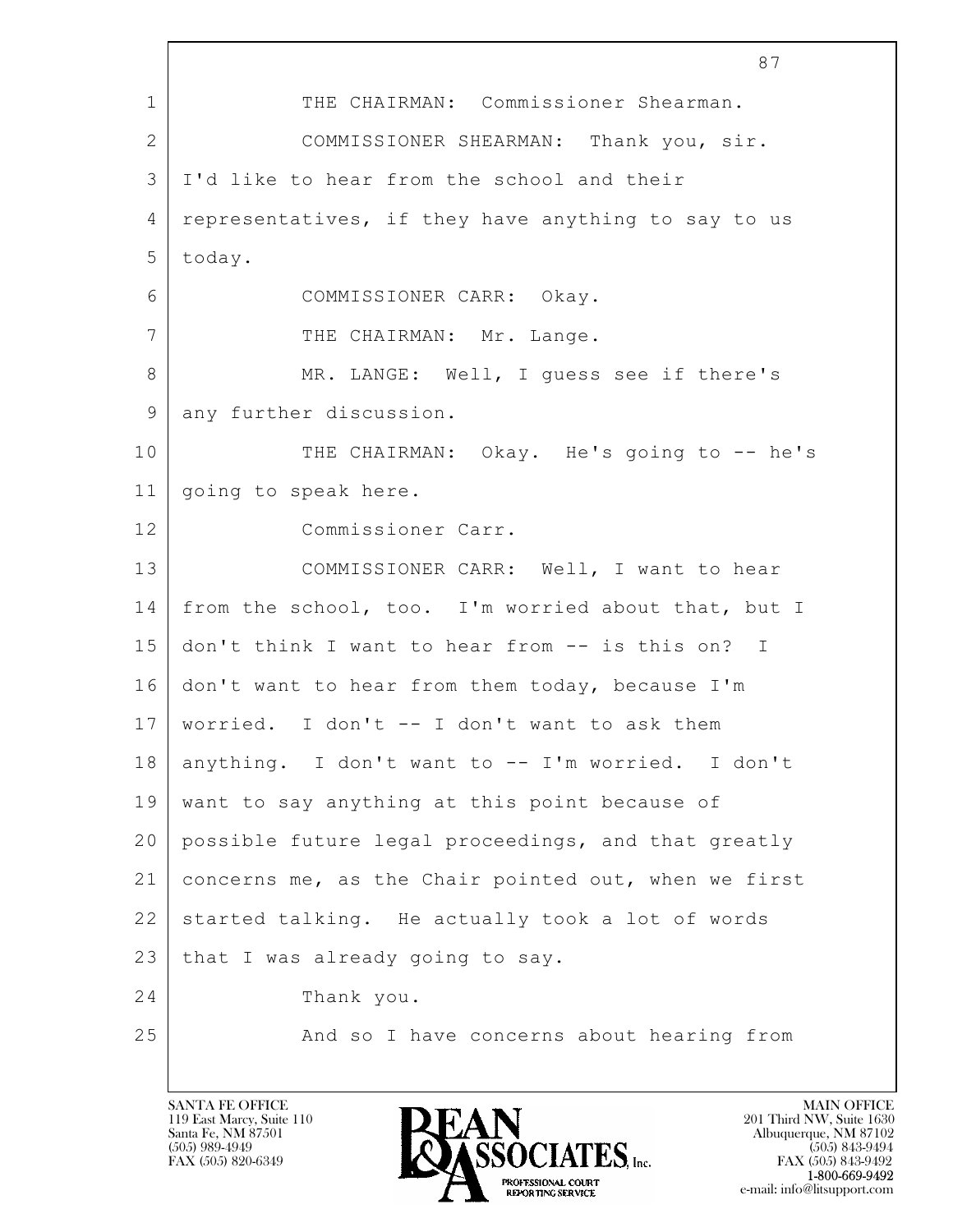THE CHAIRMAN: Commissioner Shearman.

COMMISSIONER SHEARMAN: Thank you, sir. I'd like to hear from the school and their representatives, if they have anything to say to us today.

COMMISSIONER CARR: Okay.

THE CHAIRMAN: Mr. Lange.

MR. LANGE: Well, I guess see if there's any further discussion.

THE CHAIRMAN: Okay. He's going to -- he's going to speak here.

Commissioner Carr.

COMMISSIONER CARR: Well, I want to hear from the school, too. I'm worried about that, but I don't think I want to hear from -- is this on? I don't want to hear from them today, because I'm worried. I don't -- I don't want to ask them anything. I don't want to -- I'm worried. I don't want to say anything at this point because of possible future legal proceedings, and that greatly concerns me, as the Chair pointed out, when we first started talking. He actually took a lot of words that I was already going to say.

Thank you.

And so I have concerns about hearing from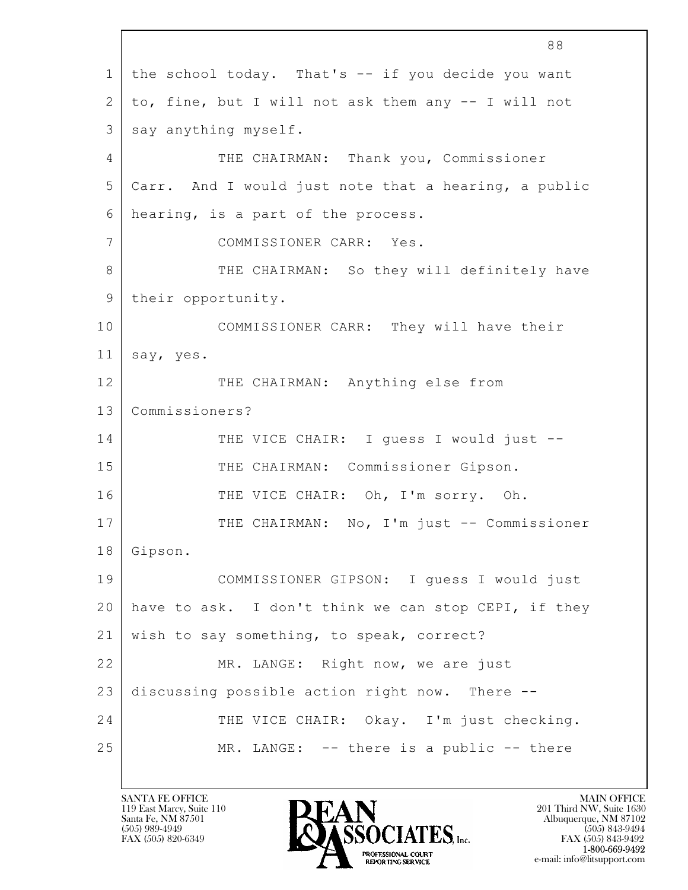1 the school today. That's -- if you decide you want
2 to, fine, but I will not ask them any -- I will not
3 say anything myself.

4 THE CHAIRMAN: Thank you, Commissioner
5 Carr. And I would just note that a hearing, a public
6 hearing, is a part of the process.

7 COMMISSIONER CARR: Yes.

8 THE CHAIRMAN: So they will definitely have
9 their opportunity.

10 COMMISSIONER CARR: They will have their
11 say, yes.

12 THE CHAIRMAN: Anything else from
13 Commissioners?

14 THE VICE CHAIR: I guess I would just --

15 THE CHAIRMAN: Commissioner Gipson.

16 THE VICE CHAIR: Oh, I'm sorry. Oh.

17 THE CHAIRMAN: No, I'm just -- Commissioner
18 Gipson.

19 COMMISSIONER GIPSON: I guess I would just
20 have to ask. I don't think we can stop CEPI, if they
21 wish to say something, to speak, correct?

22 MR. LANGE: Right now, we are just
23 discussing possible action right now. There --

24 THE VICE CHAIR: Okay. I'm just checking.

25 MR. LANGE: -- there is a public -- there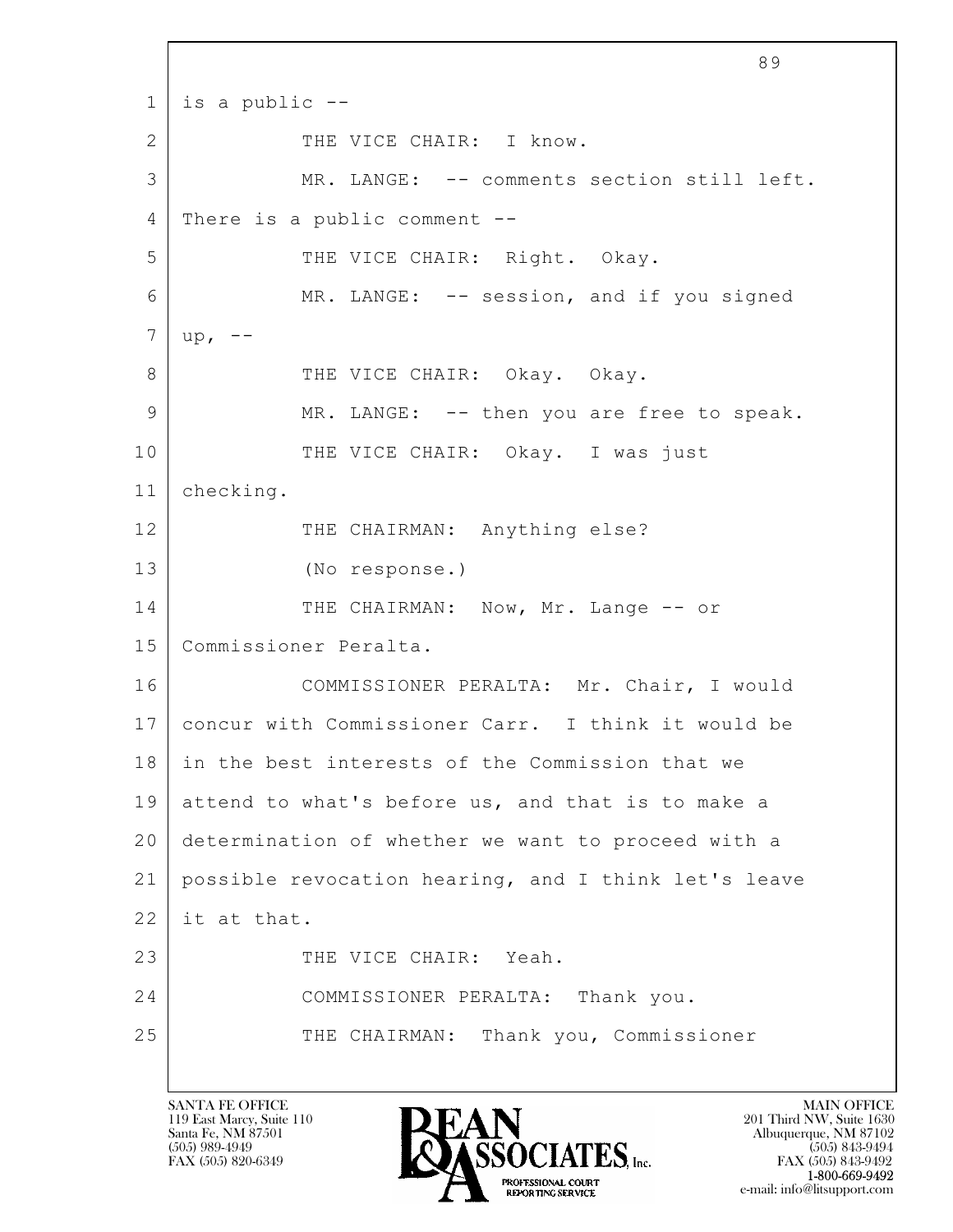1 is a public --

2 THE VICE CHAIR: I know.

3 MR. LANGE: -- comments section still left.

4 There is a public comment --

5 THE VICE CHAIR: Right. Okay.

6 MR. LANGE: -- session, and if you signed

7 up, --

8 THE VICE CHAIR: Okay. Okay.

9 MR. LANGE: -- then you are free to speak.

10 THE VICE CHAIR: Okay. I was just

11 checking.

12 THE CHAIRMAN: Anything else?

13 (No response.)

14 THE CHAIRMAN: Now, Mr. Lange -- or

15 Commissioner Peralta.

16 COMMISSIONER PERALTA: Mr. Chair, I would

17 concur with Commissioner Carr. I think it would be

18 in the best interests of the Commission that we

19 attend to what's before us, and that is to make a

20 determination of whether we want to proceed with a

21 possible revocation hearing, and I think let's leave

22 it at that.

23 THE VICE CHAIR: Yeah.

24 COMMISSIONER PERALTA: Thank you.

25 THE CHAIRMAN: Thank you, Commissioner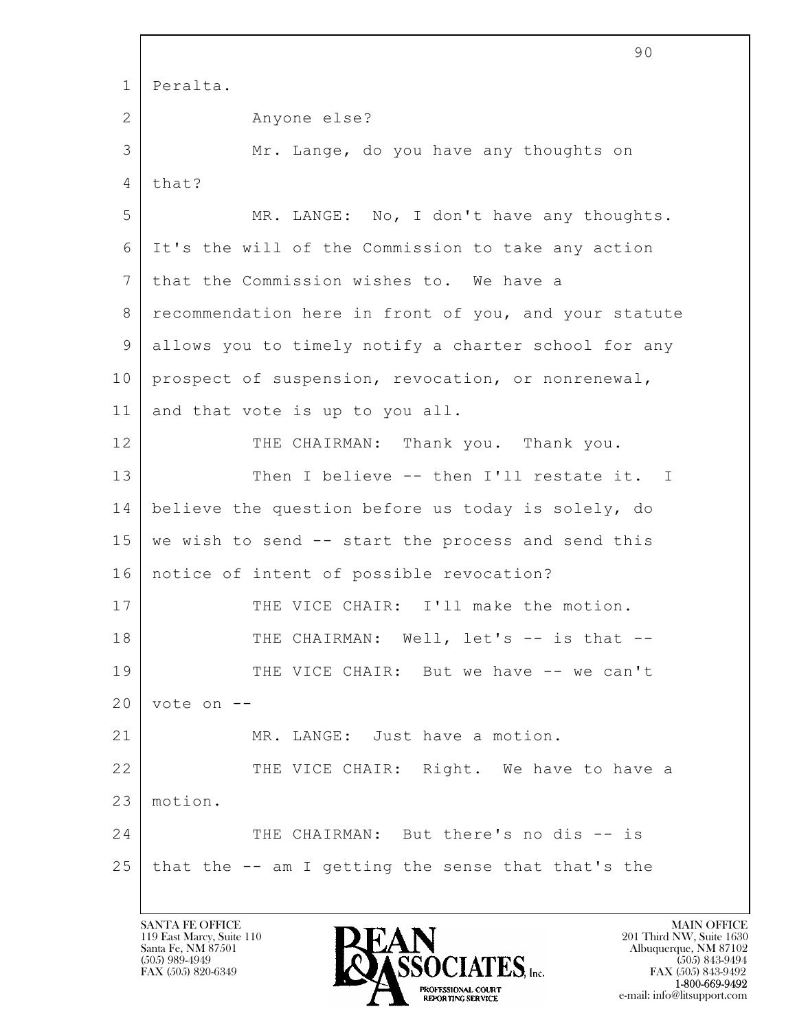Peralta.

Anyone else?

Mr. Lange, do you have any thoughts on that?

MR. LANGE: No, I don't have any thoughts. It's the will of the Commission to take any action that the Commission wishes to. We have a recommendation here in front of you, and your statute allows you to timely notify a charter school for any prospect of suspension, revocation, or nonrenewal, and that vote is up to you all.

THE CHAIRMAN: Thank you. Thank you.

Then I believe -- then I'll restate it. I believe the question before us today is solely, do we wish to send -- start the process and send this notice of intent of possible revocation?

THE VICE CHAIR: I'll make the motion.

THE CHAIRMAN: Well, let's -- is that --

THE VICE CHAIR: But we have -- we can't vote on --

MR. LANGE: Just have a motion.

THE VICE CHAIR: Right. We have to have a motion.

THE CHAIRMAN: But there's no dis -- is that the -- am I getting the sense that that's the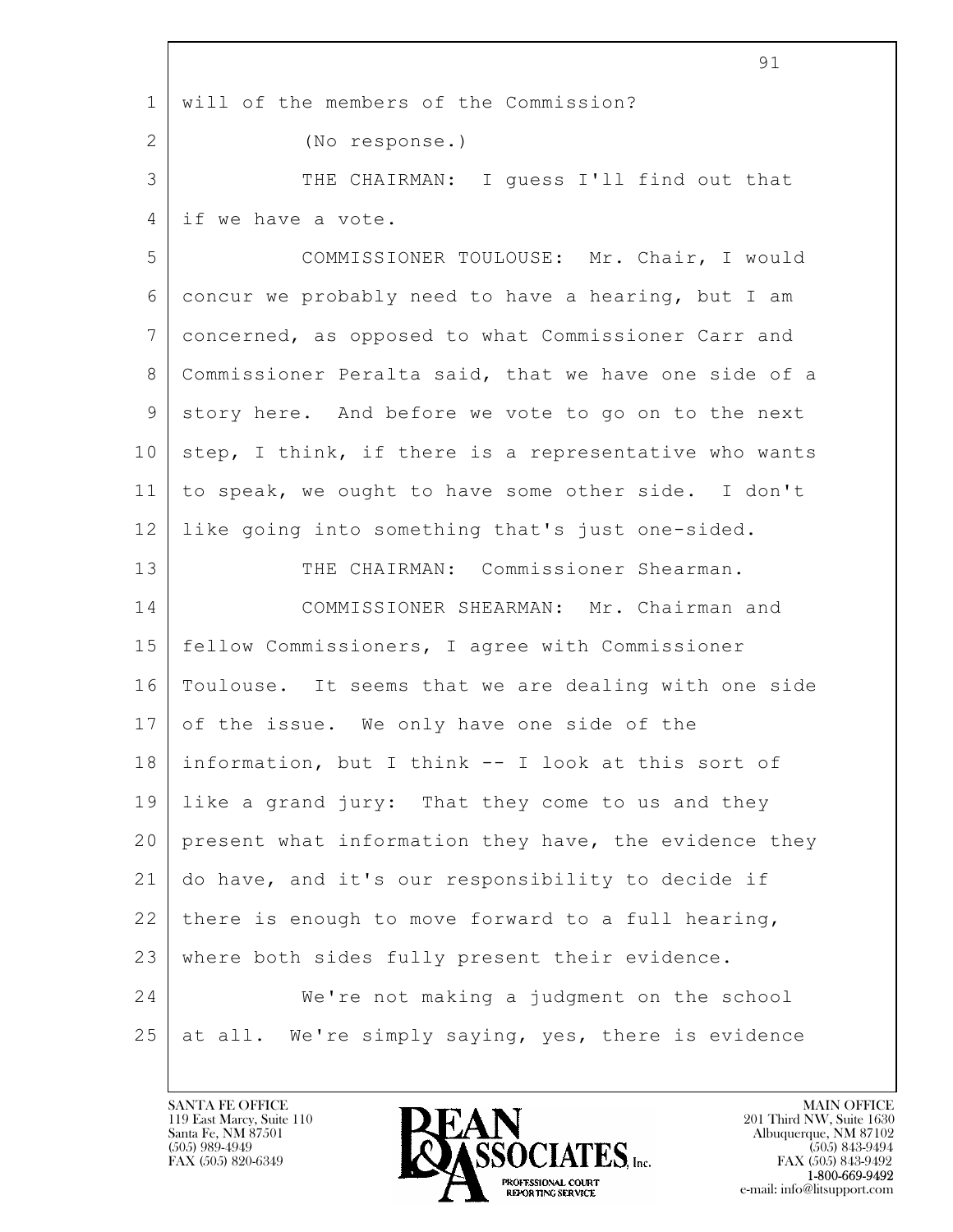will of the members of the Commission?

(No response.)

THE CHAIRMAN: I guess I'll find out that if we have a vote.

COMMISSIONER TOULOUSE: Mr. Chair, I would concur we probably need to have a hearing, but I am concerned, as opposed to what Commissioner Carr and Commissioner Peralta said, that we have one side of a story here. And before we vote to go on to the next step, I think, if there is a representative who wants to speak, we ought to have some other side. I don't like going into something that's just one-sided.

THE CHAIRMAN: Commissioner Shearman.

COMMISSIONER SHEARMAN: Mr. Chairman and fellow Commissioners, I agree with Commissioner Toulouse. It seems that we are dealing with one side of the issue. We only have one side of the information, but I think -- I look at this sort of like a grand jury: That they come to us and they present what information they have, the evidence they do have, and it's our responsibility to decide if there is enough to move forward to a full hearing, where both sides fully present their evidence.

We're not making a judgment on the school at all. We're simply saying, yes, there is evidence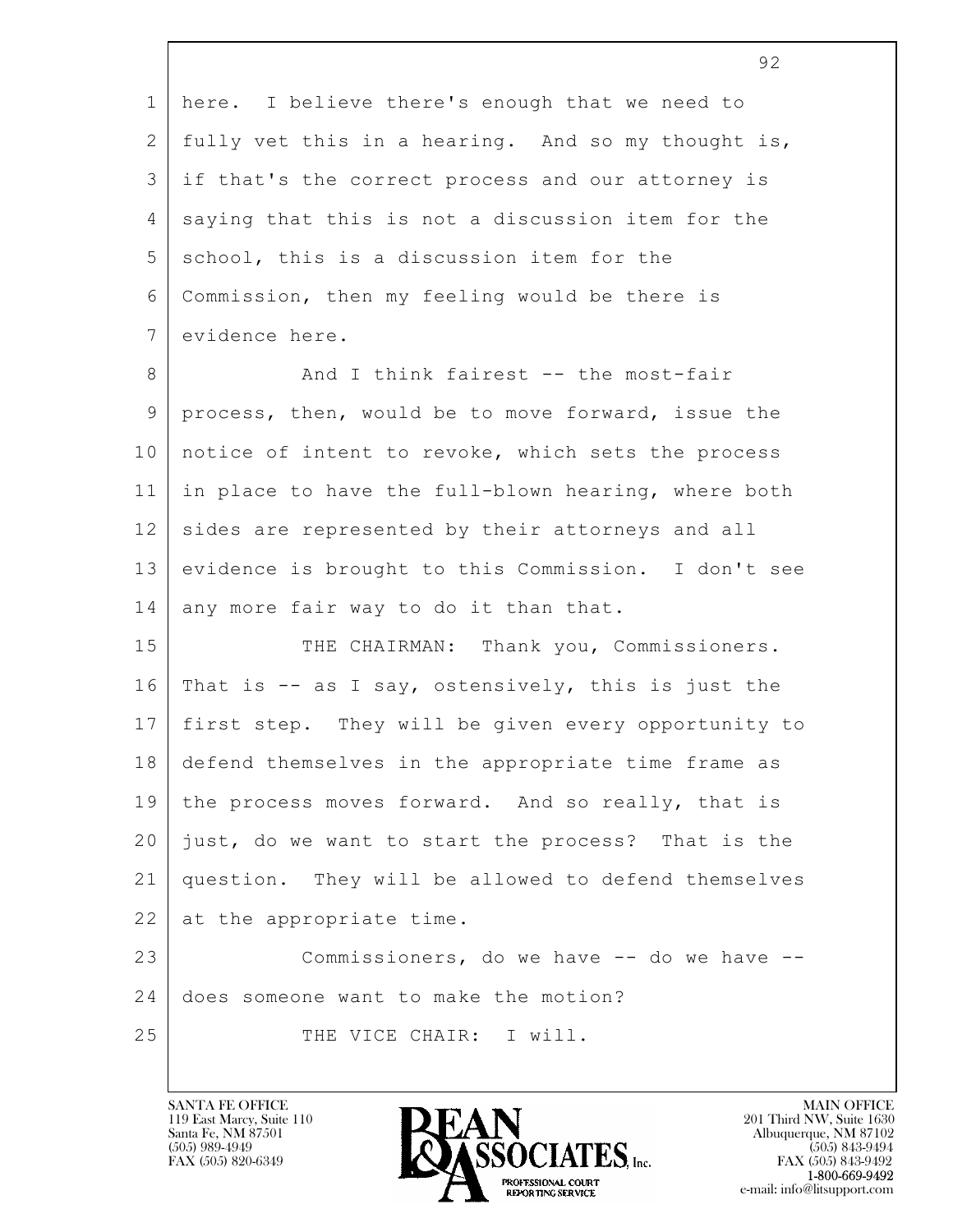here. I believe there's enough that we need to fully vet this in a hearing. And so my thought is, if that's the correct process and our attorney is saying that this is not a discussion item for the school, this is a discussion item for the Commission, then my feeling would be there is evidence here.

And I think fairest -- the most-fair process, then, would be to move forward, issue the notice of intent to revoke, which sets the process in place to have the full-blown hearing, where both sides are represented by their attorneys and all evidence is brought to this Commission. I don't see any more fair way to do it than that.

THE CHAIRMAN: Thank you, Commissioners. That is -- as I say, ostensively, this is just the first step. They will be given every opportunity to defend themselves in the appropriate time frame as the process moves forward. And so really, that is just, do we want to start the process? That is the question. They will be allowed to defend themselves at the appropriate time.

Commissioners, do we have -- do we have -- does someone want to make the motion?

THE VICE CHAIR: I will.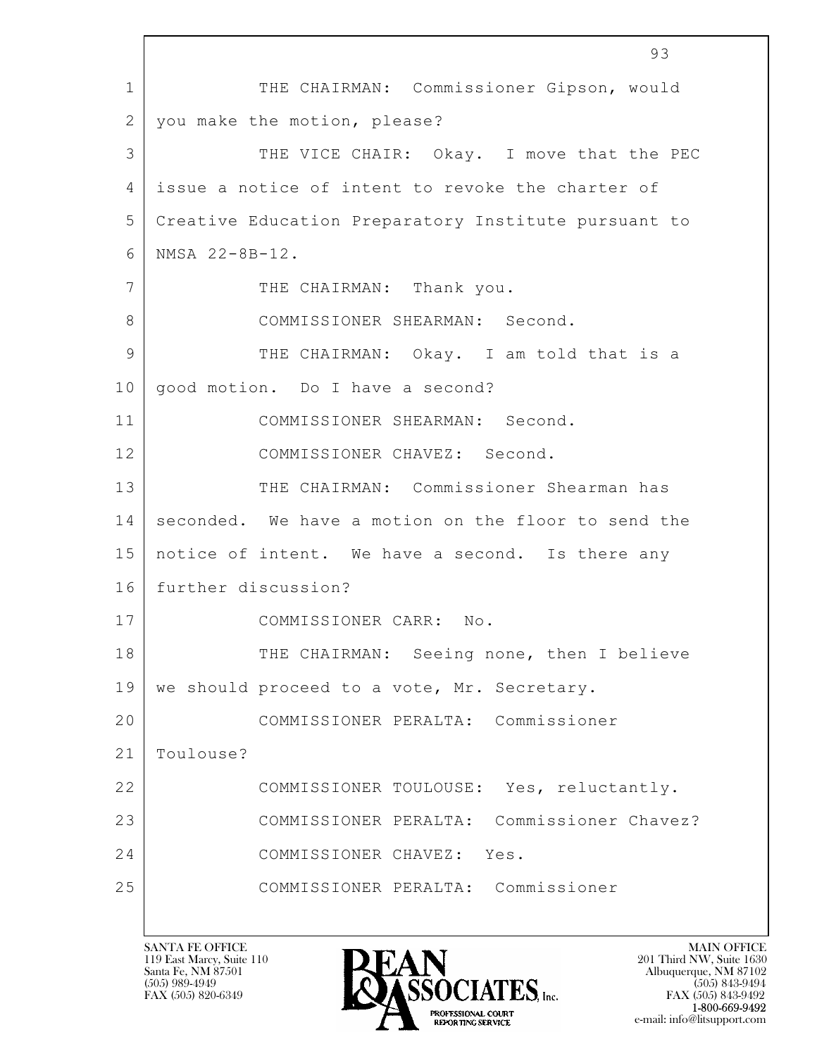THE CHAIRMAN: Commissioner Gipson, would you make the motion, please?

THE VICE CHAIR: Okay. I move that the PEC issue a notice of intent to revoke the charter of Creative Education Preparatory Institute pursuant to NMSA 22-8B-12.

THE CHAIRMAN: Thank you.

COMMISSIONER SHEARMAN: Second.

THE CHAIRMAN: Okay. I am told that is a good motion. Do I have a second?

COMMISSIONER SHEARMAN: Second.

COMMISSIONER CHAVEZ: Second.

THE CHAIRMAN: Commissioner Shearman has seconded. We have a motion on the floor to send the notice of intent. We have a second. Is there any further discussion?

COMMISSIONER CARR: No.

THE CHAIRMAN: Seeing none, then I believe we should proceed to a vote, Mr. Secretary.

COMMISSIONER PERALTA: Commissioner Toulouse?

COMMISSIONER TOULOUSE: Yes, reluctantly.

COMMISSIONER PERALTA: Commissioner Chavez?

COMMISSIONER CHAVEZ: Yes.

COMMISSIONER PERALTA: Commissioner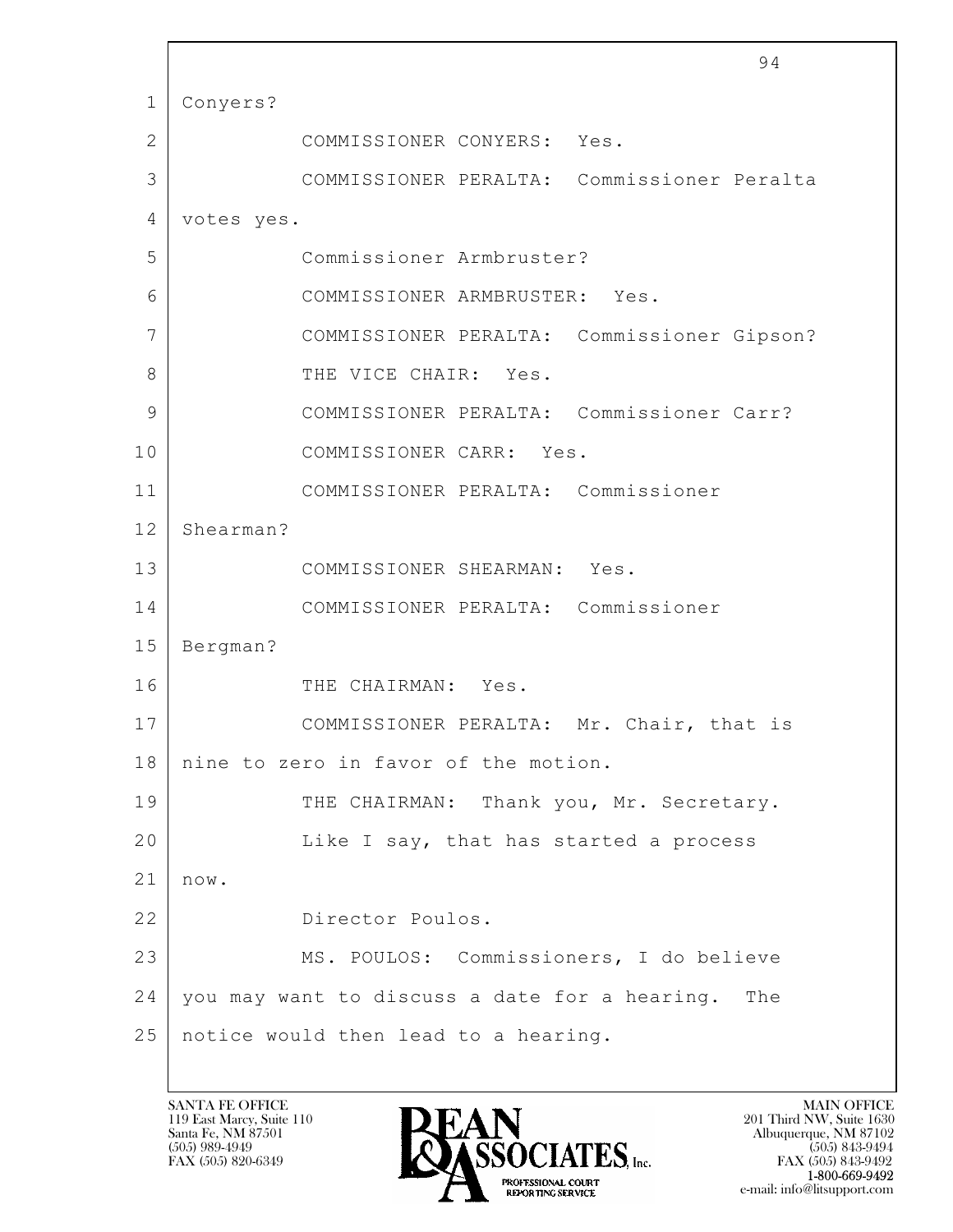1 Conyers?

2 COMMISSIONER CONYERS: Yes.

3 COMMISSIONER PERALTA: Commissioner Peralta

4 votes yes.

5 Commissioner Armbruster?

6 COMMISSIONER ARMBRUSTER: Yes.

7 COMMISSIONER PERALTA: Commissioner Gipson?

8 THE VICE CHAIR: Yes.

9 COMMISSIONER PERALTA: Commissioner Carr?

10 COMMISSIONER CARR: Yes.

11 COMMISSIONER PERALTA: Commissioner

12 Shearman?

13 COMMISSIONER SHEARMAN: Yes.

14 COMMISSIONER PERALTA: Commissioner

15 Bergman?

16 THE CHAIRMAN: Yes.

17 COMMISSIONER PERALTA: Mr. Chair, that is

18 nine to zero in favor of the motion.

19 THE CHAIRMAN: Thank you, Mr. Secretary.

20 Like I say, that has started a process

21 now.

22 Director Poulos.

23 MS. POULOS: Commissioners, I do believe

24 you may want to discuss a date for a hearing. The

25 notice would then lead to a hearing.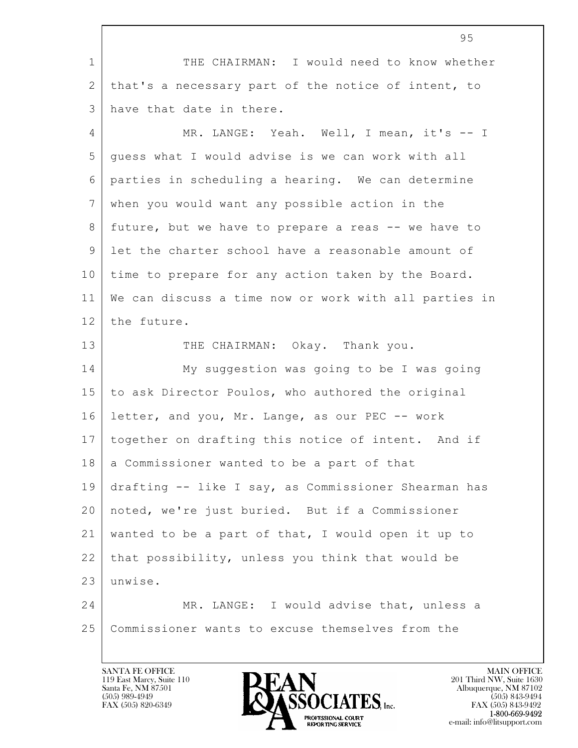THE CHAIRMAN: I would need to know whether that's a necessary part of the notice of intent, to have that date in there.

MR. LANGE: Yeah. Well, I mean, it's -- I guess what I would advise is we can work with all parties in scheduling a hearing. We can determine when you would want any possible action in the future, but we have to prepare a reas -- we have to let the charter school have a reasonable amount of time to prepare for any action taken by the Board. We can discuss a time now or work with all parties in the future.

THE CHAIRMAN: Okay. Thank you.

My suggestion was going to be I was going to ask Director Poulos, who authored the original letter, and you, Mr. Lange, as our PEC -- work together on drafting this notice of intent. And if a Commissioner wanted to be a part of that drafting -- like I say, as Commissioner Shearman has noted, we're just buried. But if a Commissioner wanted to be a part of that, I would open it up to that possibility, unless you think that would be unwise.

MR. LANGE: I would advise that, unless a Commissioner wants to excuse themselves from the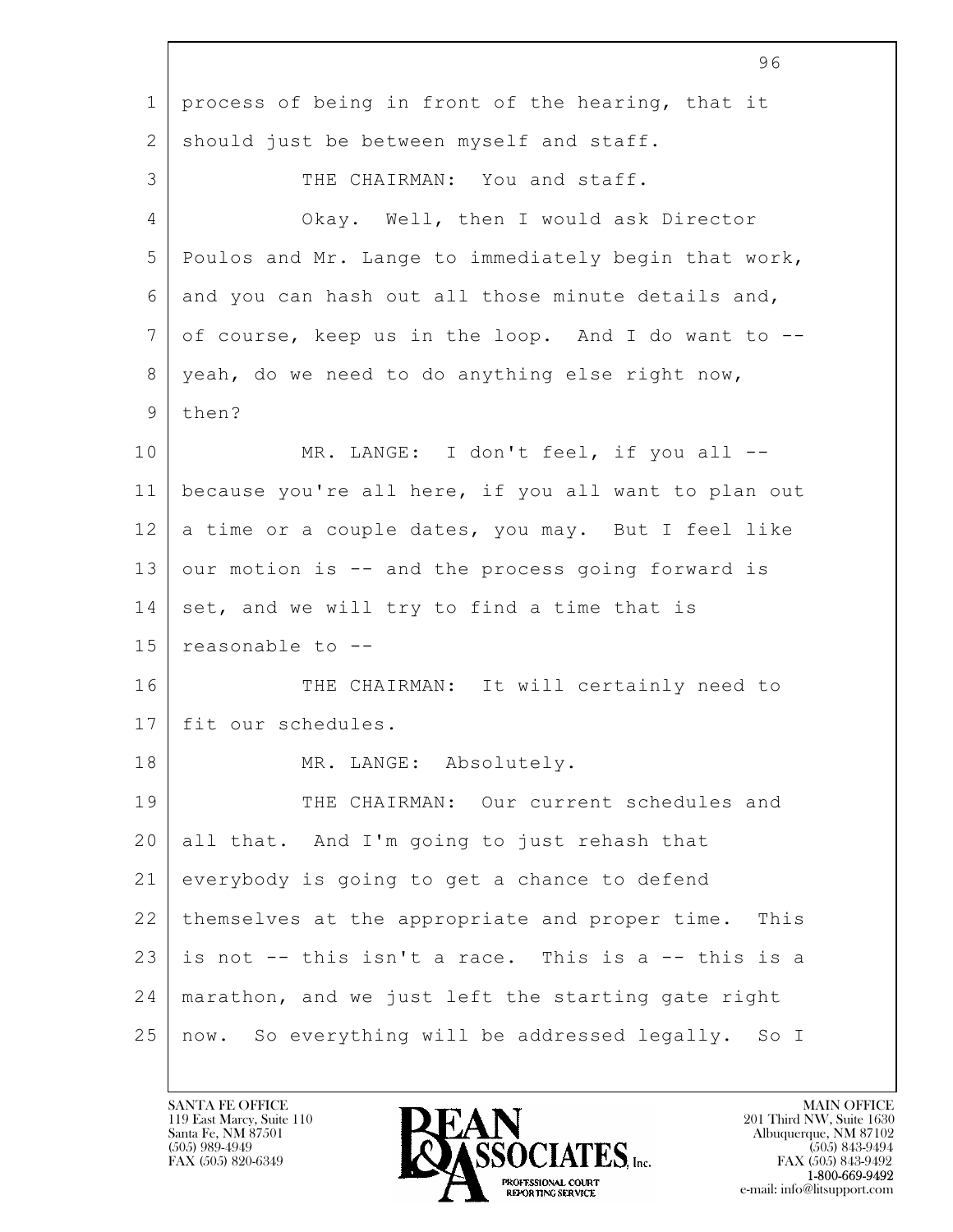process of being in front of the hearing, that it should just be between myself and staff.

THE CHAIRMAN: You and staff.

Okay. Well, then I would ask Director Poulos and Mr. Lange to immediately begin that work, and you can hash out all those minute details and, of course, keep us in the loop. And I do want to -- yeah, do we need to do anything else right now, then?

MR. LANGE: I don't feel, if you all -- because you're all here, if you all want to plan out a time or a couple dates, you may. But I feel like our motion is -- and the process going forward is set, and we will try to find a time that is reasonable to --

THE CHAIRMAN: It will certainly need to fit our schedules.

MR. LANGE: Absolutely.

THE CHAIRMAN: Our current schedules and all that. And I'm going to just rehash that everybody is going to get a chance to defend themselves at the appropriate and proper time. This is not -- this isn't a race. This is a -- this is a marathon, and we just left the starting gate right now. So everything will be addressed legally. So I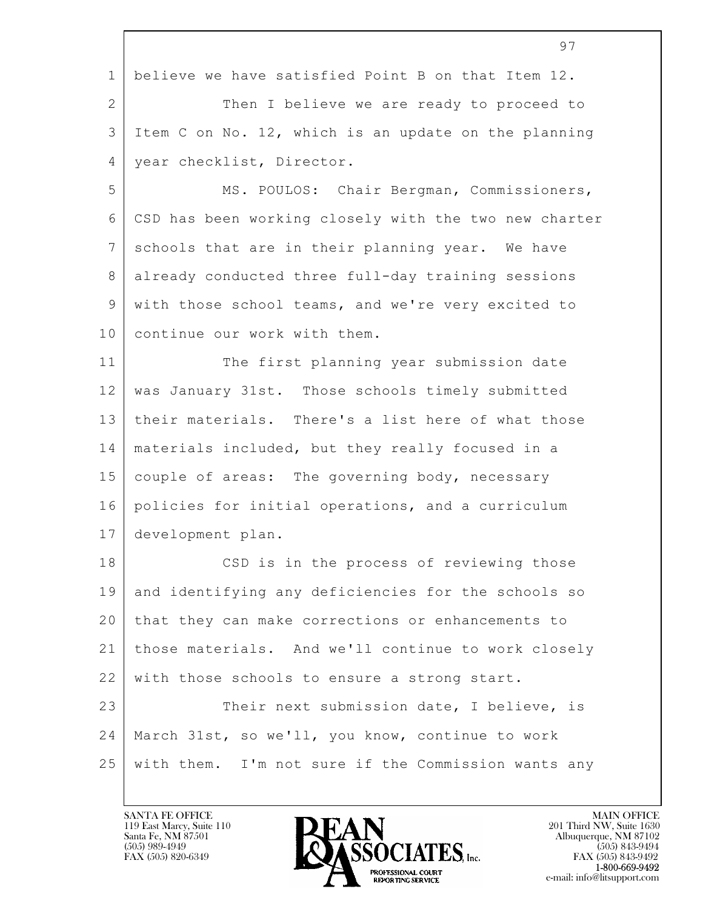believe we have satisfied Point B on that Item 12.

Then I believe we are ready to proceed to Item C on No. 12, which is an update on the planning year checklist, Director.

MS. POULOS: Chair Bergman, Commissioners, CSD has been working closely with the two new charter schools that are in their planning year. We have already conducted three full-day training sessions with those school teams, and we're very excited to continue our work with them.

The first planning year submission date was January 31st. Those schools timely submitted their materials. There's a list here of what those materials included, but they really focused in a couple of areas: The governing body, necessary policies for initial operations, and a curriculum development plan.

CSD is in the process of reviewing those and identifying any deficiencies for the schools so that they can make corrections or enhancements to those materials. And we'll continue to work closely with those schools to ensure a strong start.

Their next submission date, I believe, is March 31st, so we'll, you know, continue to work with them. I'm not sure if the Commission wants any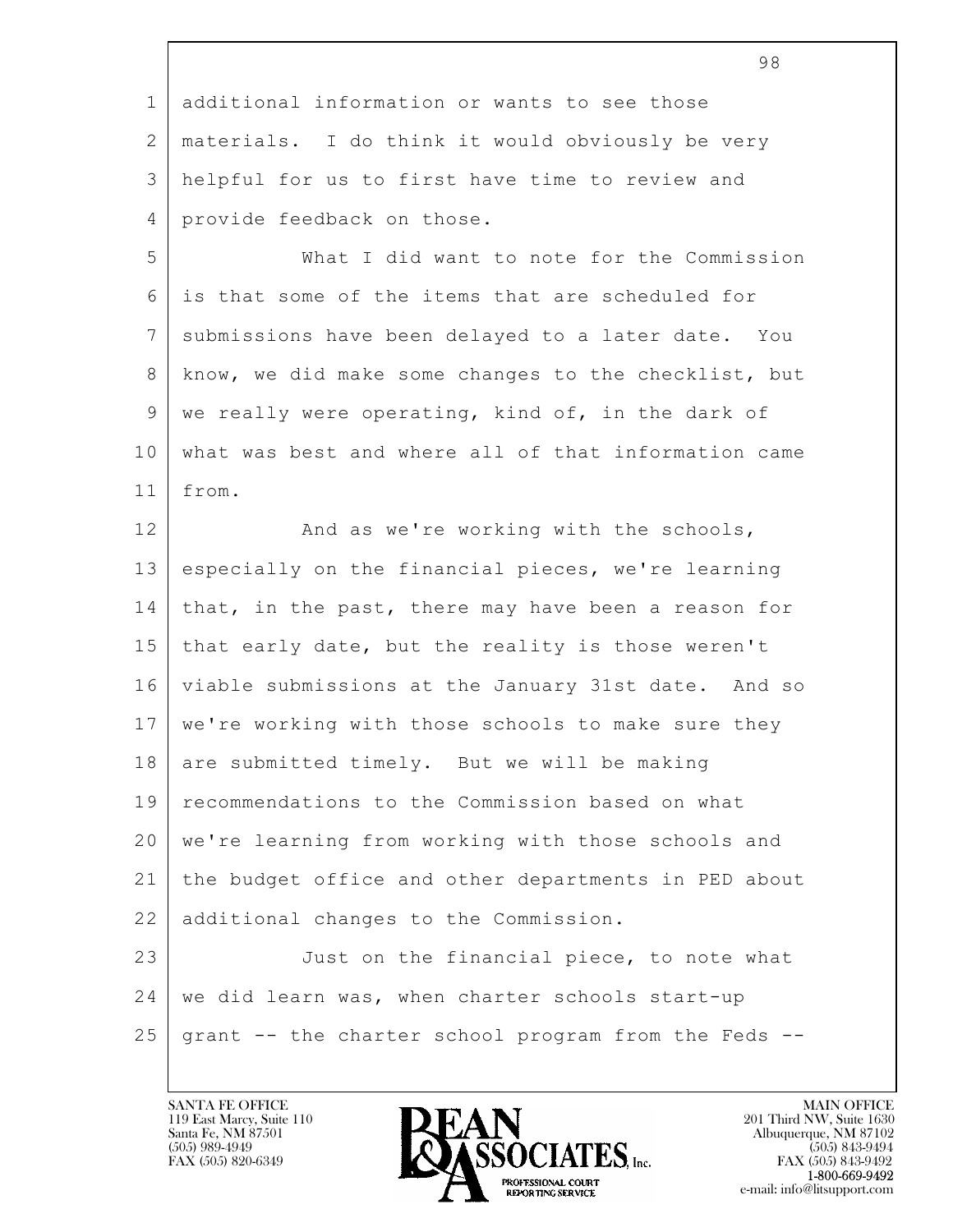additional information or wants to see those materials. I do think it would obviously be very helpful for us to first have time to review and provide feedback on those.

What I did want to note for the Commission is that some of the items that are scheduled for submissions have been delayed to a later date. You know, we did make some changes to the checklist, but we really were operating, kind of, in the dark of what was best and where all of that information came from.

And as we're working with the schools, especially on the financial pieces, we're learning that, in the past, there may have been a reason for that early date, but the reality is those weren't viable submissions at the January 31st date. And so we're working with those schools to make sure they are submitted timely. But we will be making recommendations to the Commission based on what we're learning from working with those schools and the budget office and other departments in PED about additional changes to the Commission.

Just on the financial piece, to note what we did learn was, when charter schools start-up grant -- the charter school program from the Feds --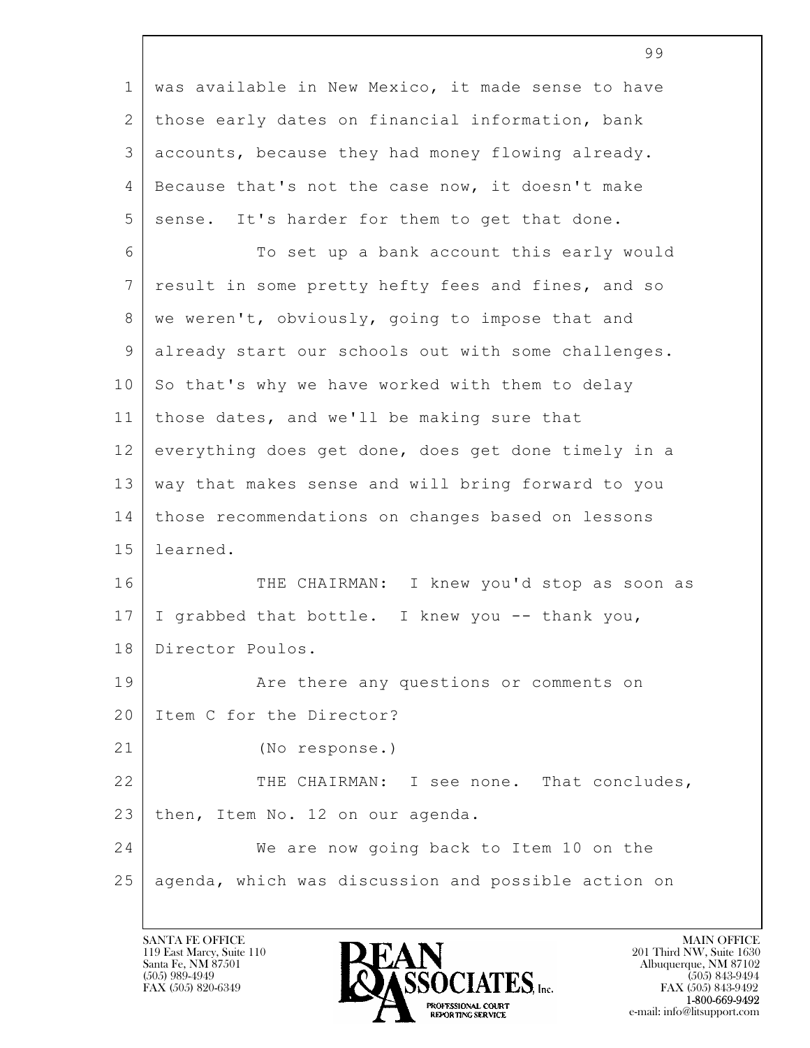was available in New Mexico, it made sense to have those early dates on financial information, bank accounts, because they had money flowing already. Because that's not the case now, it doesn't make sense. It's harder for them to get that done.

To set up a bank account this early would result in some pretty hefty fees and fines, and so we weren't, obviously, going to impose that and already start our schools out with some challenges. So that's why we have worked with them to delay those dates, and we'll be making sure that everything does get done, does get done timely in a way that makes sense and will bring forward to you those recommendations on changes based on lessons learned.

THE CHAIRMAN: I knew you'd stop as soon as I grabbed that bottle. I knew you -- thank you, Director Poulos.

Are there any questions or comments on Item C for the Director?

(No response.)

THE CHAIRMAN: I see none. That concludes, then, Item No. 12 on our agenda.

We are now going back to Item 10 on the agenda, which was discussion and possible action on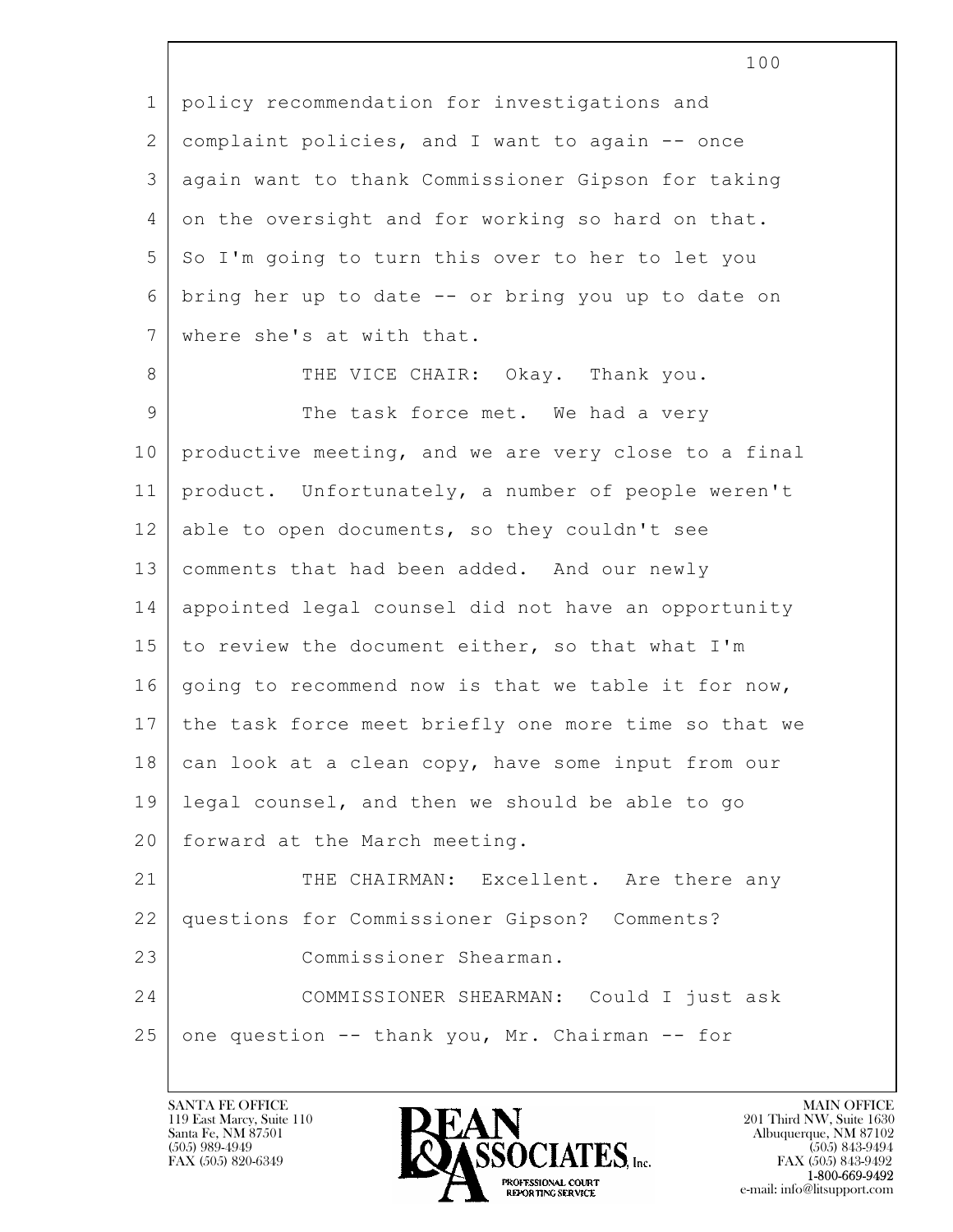policy recommendation for investigations and complaint policies, and I want to again -- once again want to thank Commissioner Gipson for taking on the oversight and for working so hard on that. So I'm going to turn this over to her to let you bring her up to date -- or bring you up to date on where she's at with that.

THE VICE CHAIR: Okay. Thank you.

The task force met. We had a very productive meeting, and we are very close to a final product. Unfortunately, a number of people weren't able to open documents, so they couldn't see comments that had been added. And our newly appointed legal counsel did not have an opportunity to review the document either, so that what I'm going to recommend now is that we table it for now, the task force meet briefly one more time so that we can look at a clean copy, have some input from our legal counsel, and then we should be able to go forward at the March meeting.

THE CHAIRMAN: Excellent. Are there any questions for Commissioner Gipson? Comments?

Commissioner Shearman.

COMMISSIONER SHEARMAN: Could I just ask one question -- thank you, Mr. Chairman -- for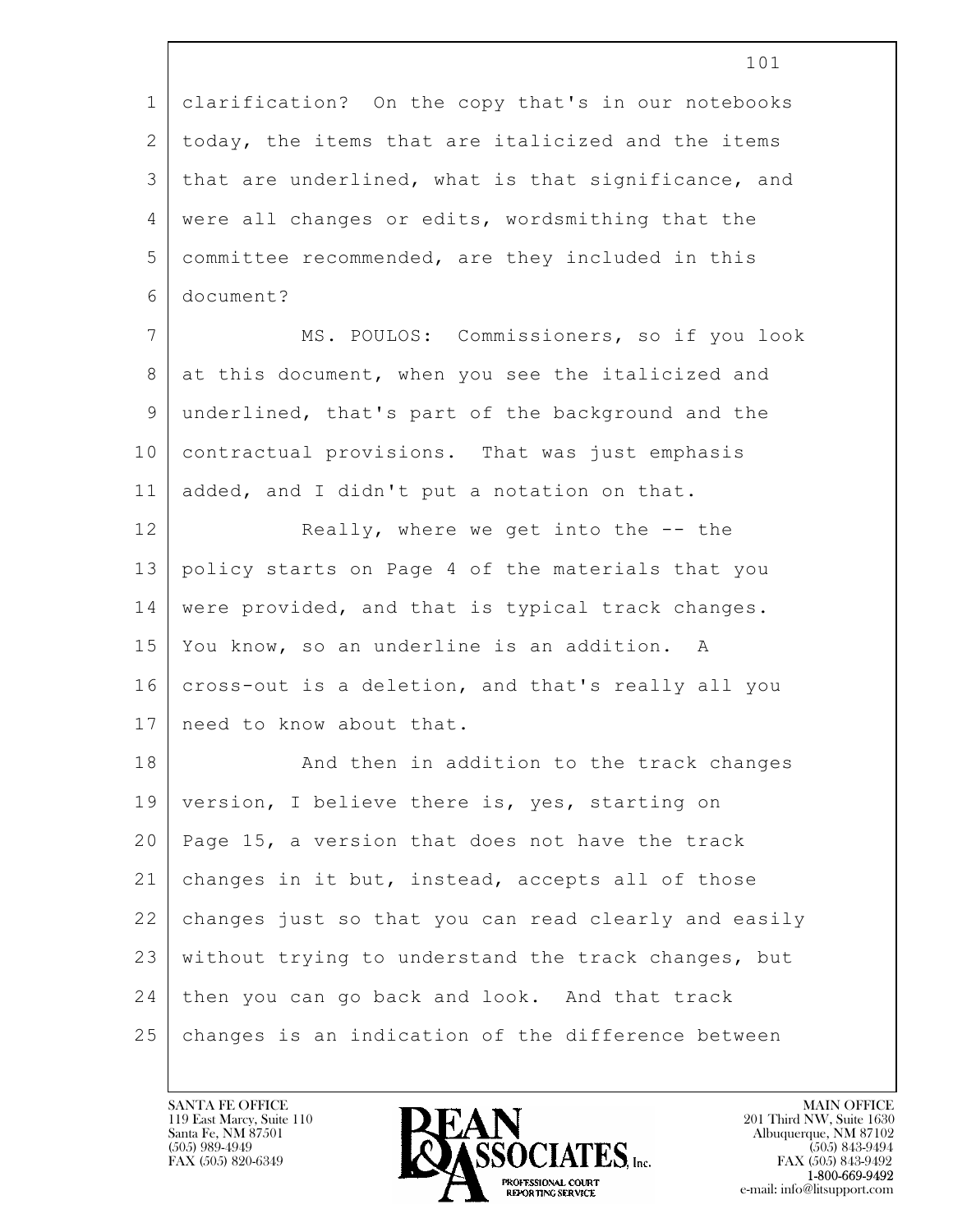clarification? On the copy that's in our notebooks today, the items that are italicized and the items that are underlined, what is that significance, and were all changes or edits, wordsmithing that the committee recommended, are they included in this document?

MS. POULOS: Commissioners, so if you look at this document, when you see the italicized and underlined, that's part of the background and the contractual provisions. That was just emphasis added, and I didn't put a notation on that.

Really, where we get into the -- the policy starts on Page 4 of the materials that you were provided, and that is typical track changes. You know, so an underline is an addition. A cross-out is a deletion, and that's really all you need to know about that.

And then in addition to the track changes version, I believe there is, yes, starting on Page 15, a version that does not have the track changes in it but, instead, accepts all of those changes just so that you can read clearly and easily without trying to understand the track changes, but then you can go back and look. And that track changes is an indication of the difference between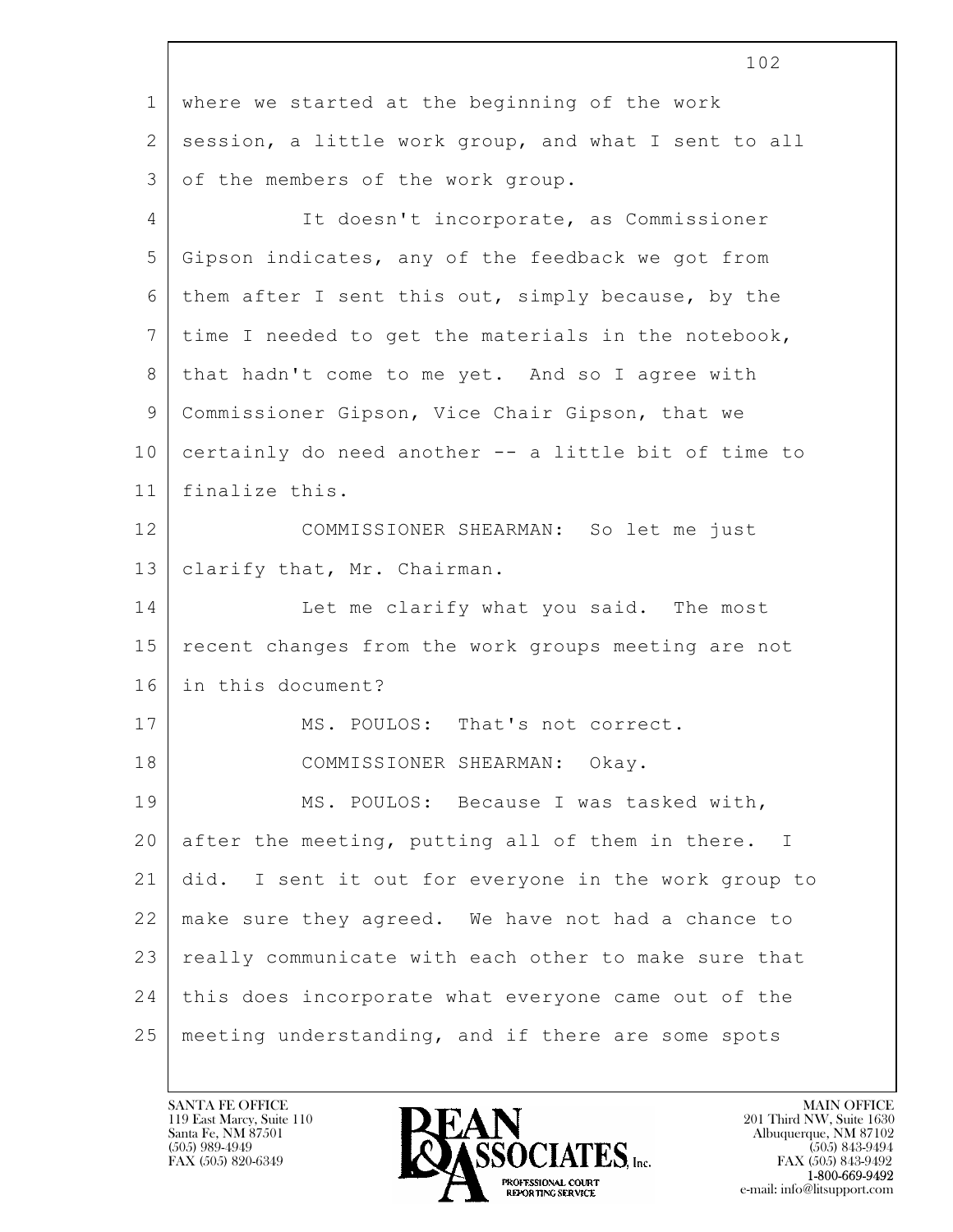where we started at the beginning of the work session, a little work group, and what I sent to all of the members of the work group.

It doesn't incorporate, as Commissioner Gipson indicates, any of the feedback we got from them after I sent this out, simply because, by the time I needed to get the materials in the notebook, that hadn't come to me yet. And so I agree with Commissioner Gipson, Vice Chair Gipson, that we certainly do need another -- a little bit of time to finalize this.

COMMISSIONER SHEARMAN: So let me just clarify that, Mr. Chairman.

Let me clarify what you said. The most recent changes from the work groups meeting are not in this document?

MS. POULOS: That's not correct.

COMMISSIONER SHEARMAN: Okay.

MS. POULOS: Because I was tasked with, after the meeting, putting all of them in there. I did. I sent it out for everyone in the work group to make sure they agreed. We have not had a chance to really communicate with each other to make sure that this does incorporate what everyone came out of the meeting understanding, and if there are some spots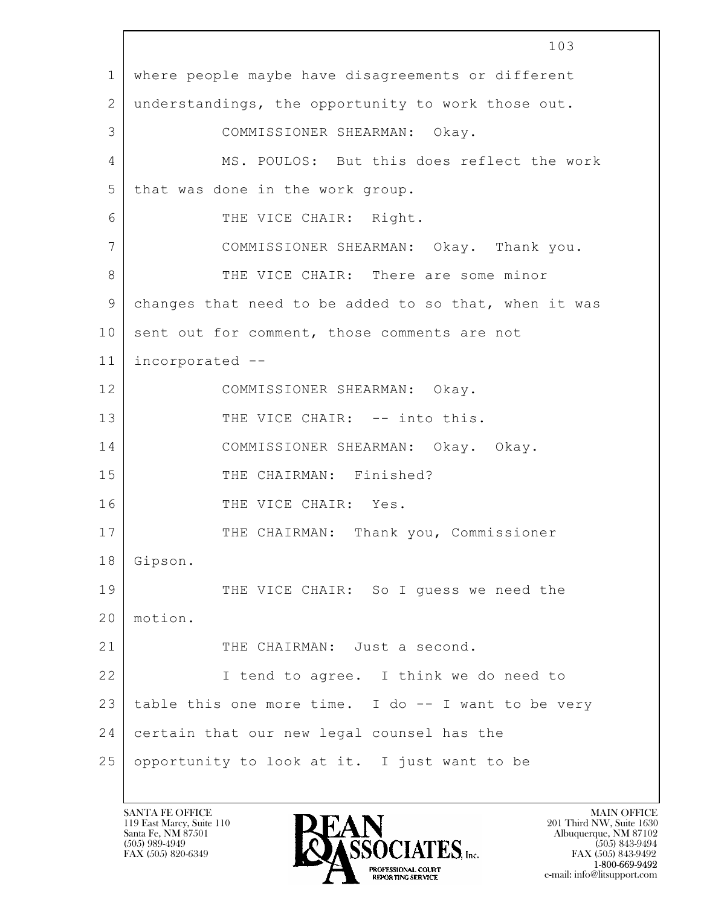1 where people maybe have disagreements or different
2 understandings, the opportunity to work those out.
3 COMMISSIONER SHEARMAN: Okay.
4 MS. POULOS: But this does reflect the work
5 that was done in the work group.
6 THE VICE CHAIR: Right.
7 COMMISSIONER SHEARMAN: Okay. Thank you.
8 THE VICE CHAIR: There are some minor
9 changes that need to be added to so that, when it was
10 sent out for comment, those comments are not
11 incorporated --
12 COMMISSIONER SHEARMAN: Okay.
13 THE VICE CHAIR: -- into this.
14 COMMISSIONER SHEARMAN: Okay. Okay.
15 THE CHAIRMAN: Finished?
16 THE VICE CHAIR: Yes.
17 THE CHAIRMAN: Thank you, Commissioner
18 Gipson.
19 THE VICE CHAIR: So I guess we need the
20 motion.
21 THE CHAIRMAN: Just a second.
22 I tend to agree. I think we do need to
23 table this one more time. I do -- I want to be very
24 certain that our new legal counsel has the
25 opportunity to look at it. I just want to be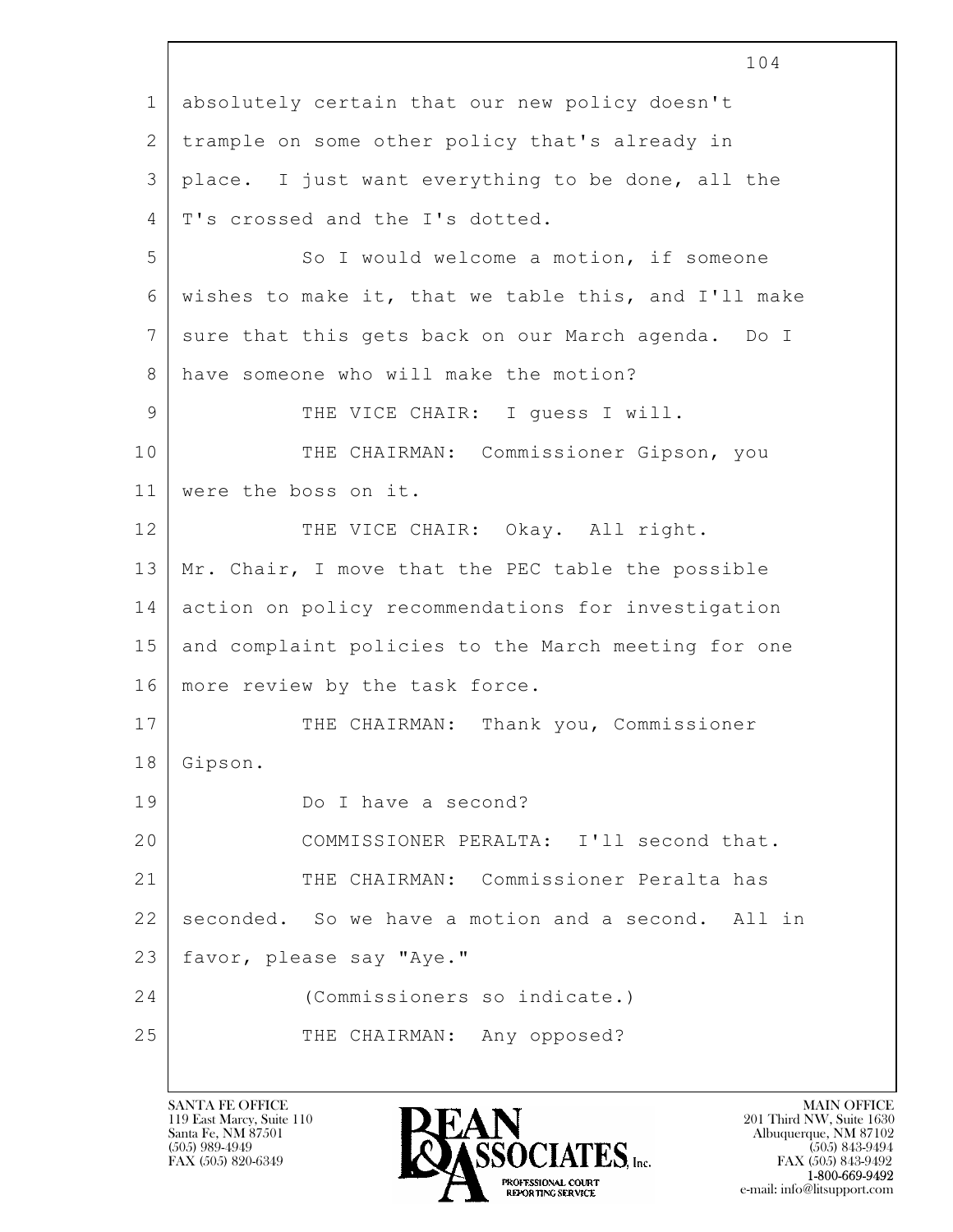absolutely certain that our new policy doesn't trample on some other policy that's already in place. I just want everything to be done, all the T's crossed and the I's dotted.

So I would welcome a motion, if someone wishes to make it, that we table this, and I'll make sure that this gets back on our March agenda. Do I have someone who will make the motion?

THE VICE CHAIR: I guess I will.

THE CHAIRMAN: Commissioner Gipson, you were the boss on it.

THE VICE CHAIR: Okay. All right. Mr. Chair, I move that the PEC table the possible action on policy recommendations for investigation and complaint policies to the March meeting for one more review by the task force.

THE CHAIRMAN: Thank you, Commissioner Gipson.

Do I have a second?

COMMISSIONER PERALTA: I'll second that.

THE CHAIRMAN: Commissioner Peralta has seconded. So we have a motion and a second. All in favor, please say "Aye."

(Commissioners so indicate.)

THE CHAIRMAN: Any opposed?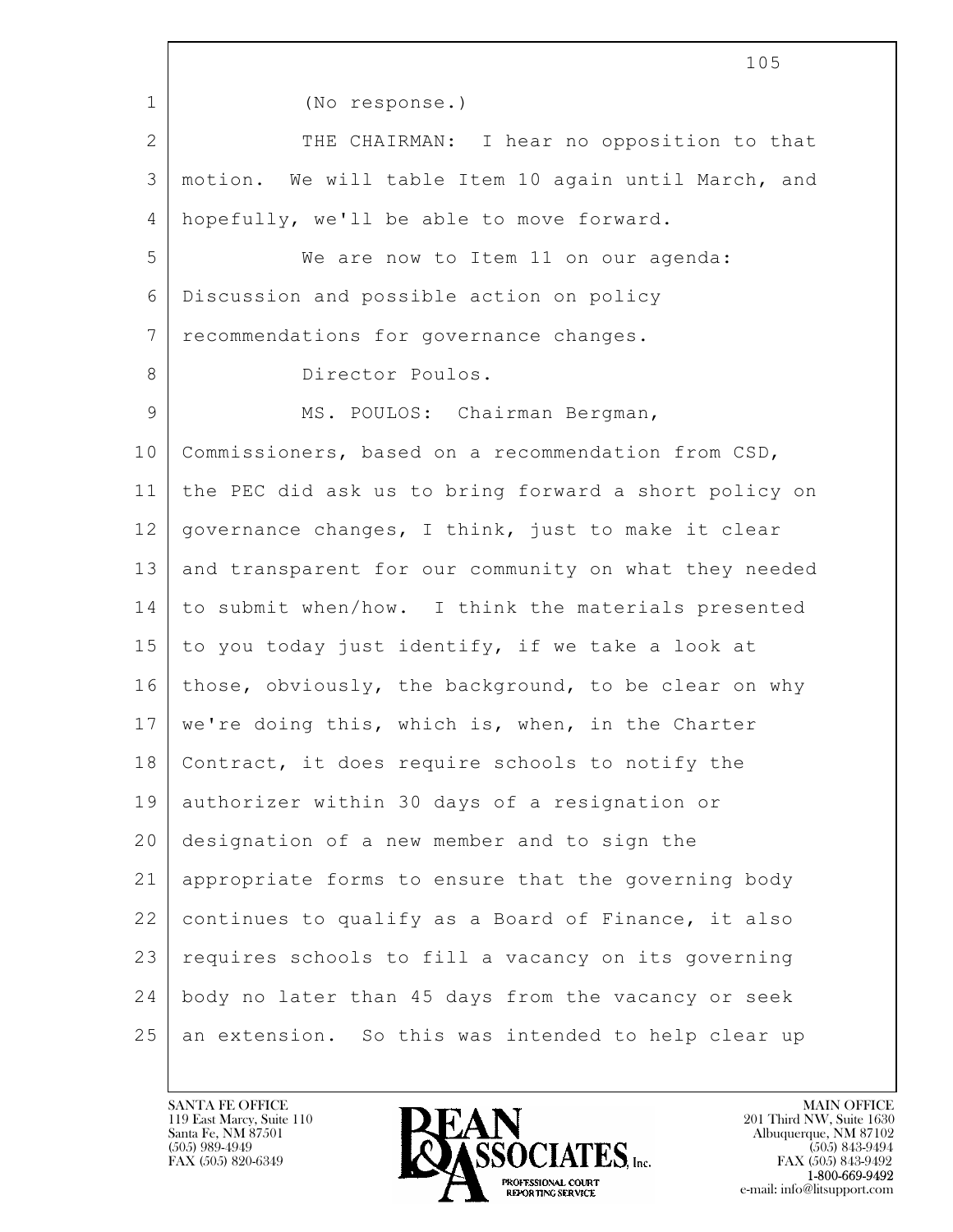(No response.)

THE CHAIRMAN: I hear no opposition to that motion. We will table Item 10 again until March, and hopefully, we'll be able to move forward.

We are now to Item 11 on our agenda: Discussion and possible action on policy recommendations for governance changes.

Director Poulos.

MS. POULOS: Chairman Bergman, Commissioners, based on a recommendation from CSD, the PEC did ask us to bring forward a short policy on governance changes, I think, just to make it clear and transparent for our community on what they needed to submit when/how. I think the materials presented to you today just identify, if we take a look at those, obviously, the background, to be clear on why we're doing this, which is, when, in the Charter Contract, it does require schools to notify the authorizer within 30 days of a resignation or designation of a new member and to sign the appropriate forms to ensure that the governing body continues to qualify as a Board of Finance, it also requires schools to fill a vacancy on its governing body no later than 45 days from the vacancy or seek an extension. So this was intended to help clear up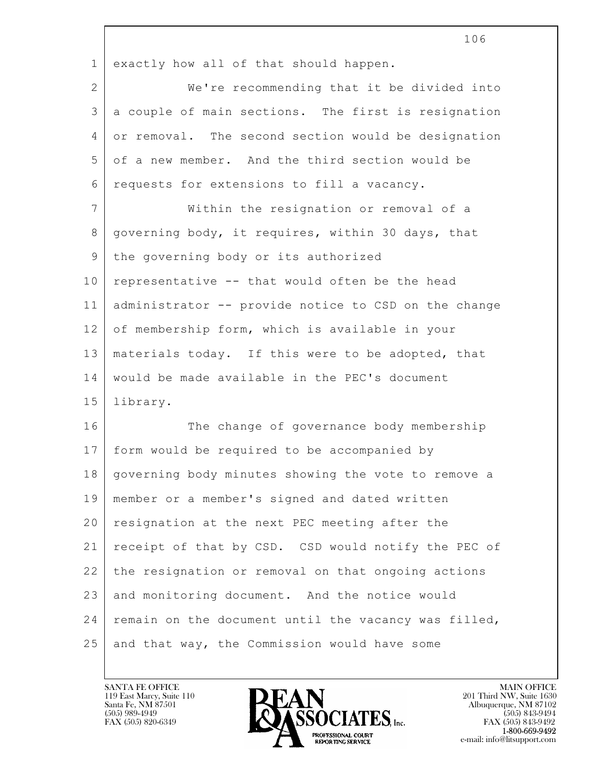exactly how all of that should happen.

We're recommending that it be divided into a couple of main sections. The first is resignation or removal. The second section would be designation of a new member. And the third section would be requests for extensions to fill a vacancy.

Within the resignation or removal of a governing body, it requires, within 30 days, that the governing body or its authorized representative -- that would often be the head administrator -- provide notice to CSD on the change of membership form, which is available in your materials today. If this were to be adopted, that would be made available in the PEC's document library.

The change of governance body membership form would be required to be accompanied by governing body minutes showing the vote to remove a member or a member's signed and dated written resignation at the next PEC meeting after the receipt of that by CSD. CSD would notify the PEC of the resignation or removal on that ongoing actions and monitoring document. And the notice would remain on the document until the vacancy was filled, and that way, the Commission would have some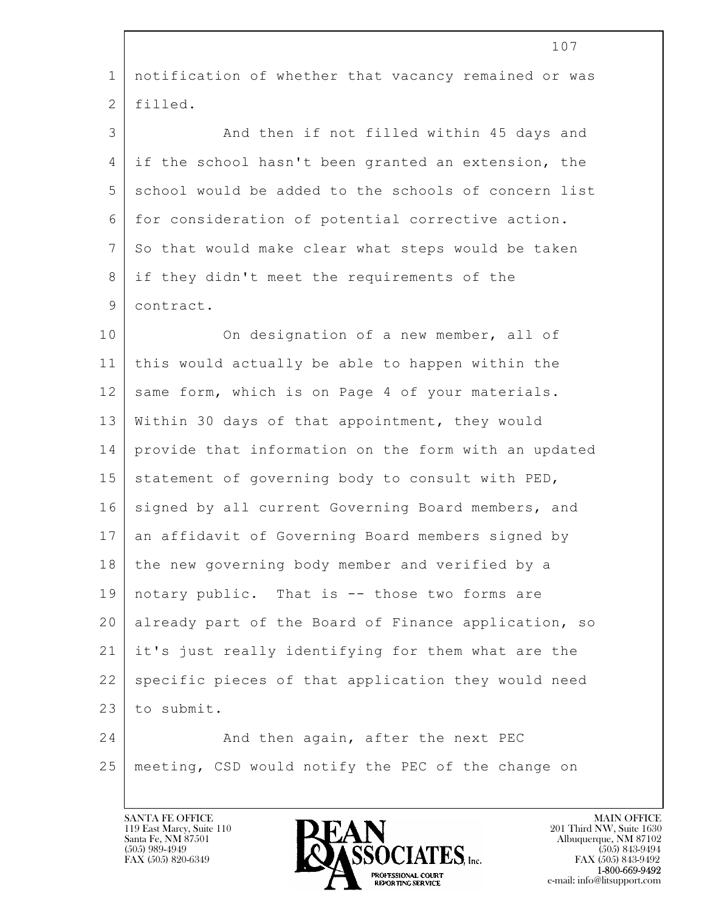notification of whether that vacancy remained or was filled.

And then if not filled within 45 days and if the school hasn't been granted an extension, the school would be added to the schools of concern list for consideration of potential corrective action. So that would make clear what steps would be taken if they didn't meet the requirements of the contract.

On designation of a new member, all of this would actually be able to happen within the same form, which is on Page 4 of your materials. Within 30 days of that appointment, they would provide that information on the form with an updated statement of governing body to consult with PED, signed by all current Governing Board members, and an affidavit of Governing Board members signed by the new governing body member and verified by a notary public. That is -- those two forms are already part of the Board of Finance application, so it's just really identifying for them what are the specific pieces of that application they would need to submit.

And then again, after the next PEC meeting, CSD would notify the PEC of the change on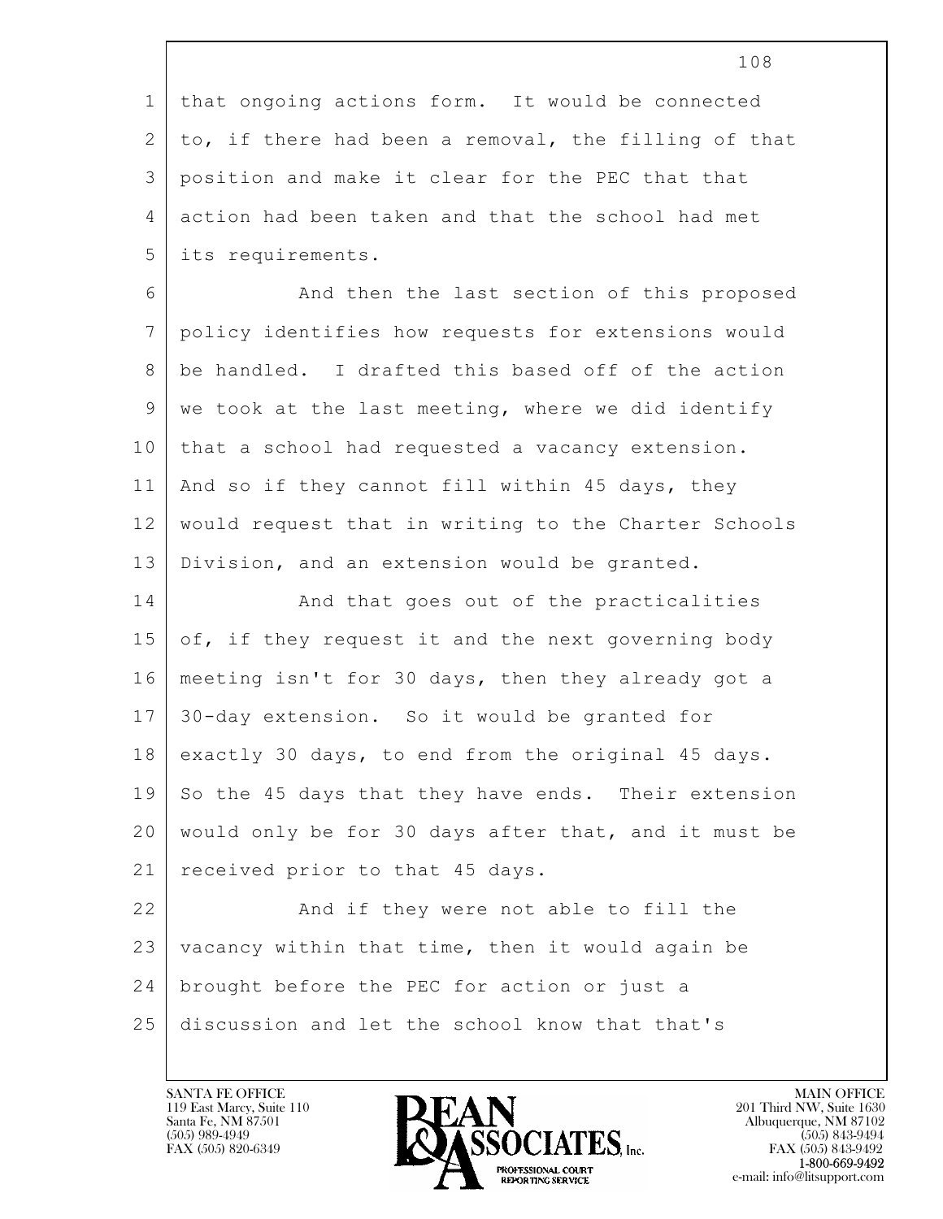that ongoing actions form. It would be connected to, if there had been a removal, the filling of that position and make it clear for the PEC that that action had been taken and that the school had met its requirements.

And then the last section of this proposed policy identifies how requests for extensions would be handled. I drafted this based off of the action we took at the last meeting, where we did identify that a school had requested a vacancy extension. And so if they cannot fill within 45 days, they would request that in writing to the Charter Schools Division, and an extension would be granted.

And that goes out of the practicalities of, if they request it and the next governing body meeting isn't for 30 days, then they already got a 30-day extension. So it would be granted for exactly 30 days, to end from the original 45 days. So the 45 days that they have ends. Their extension would only be for 30 days after that, and it must be received prior to that 45 days.

And if they were not able to fill the vacancy within that time, then it would again be brought before the PEC for action or just a discussion and let the school know that that's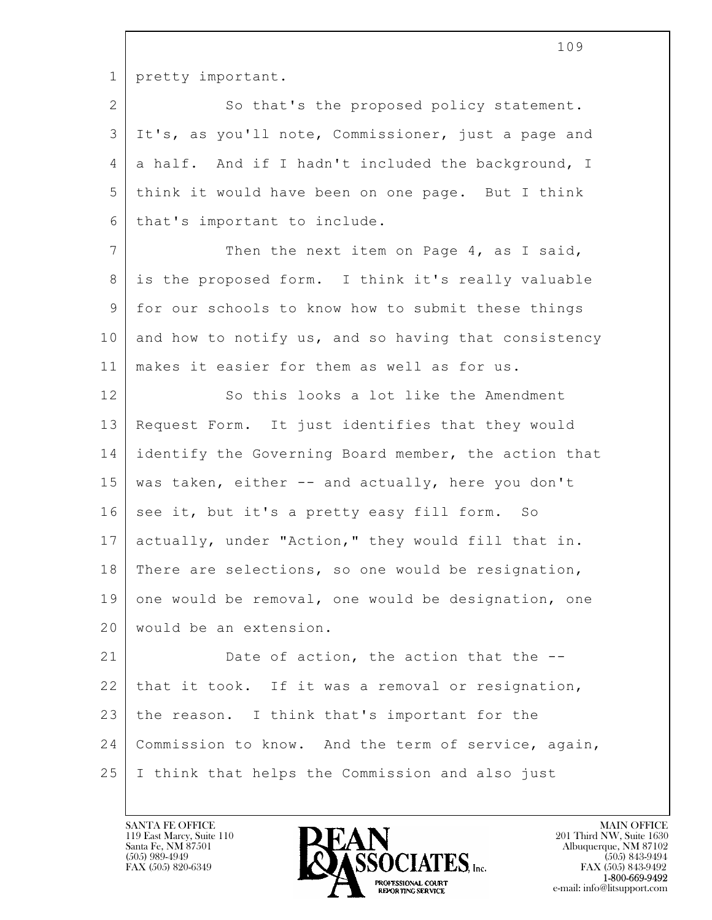pretty important.

So that's the proposed policy statement. It's, as you'll note, Commissioner, just a page and a half. And if I hadn't included the background, I think it would have been on one page. But I think that's important to include.

Then the next item on Page 4, as I said, is the proposed form. I think it's really valuable for our schools to know how to submit these things and how to notify us, and so having that consistency makes it easier for them as well as for us.

So this looks a lot like the Amendment Request Form. It just identifies that they would identify the Governing Board member, the action that was taken, either -- and actually, here you don't see it, but it's a pretty easy fill form. So actually, under "Action," they would fill that in. There are selections, so one would be resignation, one would be removal, one would be designation, one would be an extension.

Date of action, the action that the -- that it took. If it was a removal or resignation, the reason. I think that's important for the Commission to know. And the term of service, again, I think that helps the Commission and also just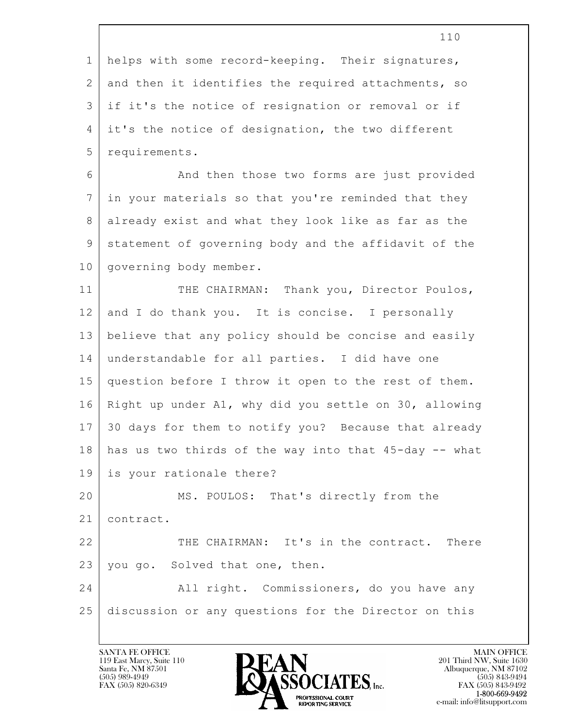helps with some record-keeping. Their signatures, and then it identifies the required attachments, so if it's the notice of resignation or removal or if it's the notice of designation, the two different requirements.

And then those two forms are just provided in your materials so that you're reminded that they already exist and what they look like as far as the statement of governing body and the affidavit of the governing body member.

THE CHAIRMAN: Thank you, Director Poulos, and I do thank you. It is concise. I personally believe that any policy should be concise and easily understandable for all parties. I did have one question before I throw it open to the rest of them. Right up under A1, why did you settle on 30, allowing 30 days for them to notify you? Because that already has us two thirds of the way into that 45-day -- what is your rationale there?

MS. POULOS: That's directly from the contract.

THE CHAIRMAN: It's in the contract. There you go. Solved that one, then.

All right. Commissioners, do you have any discussion or any questions for the Director on this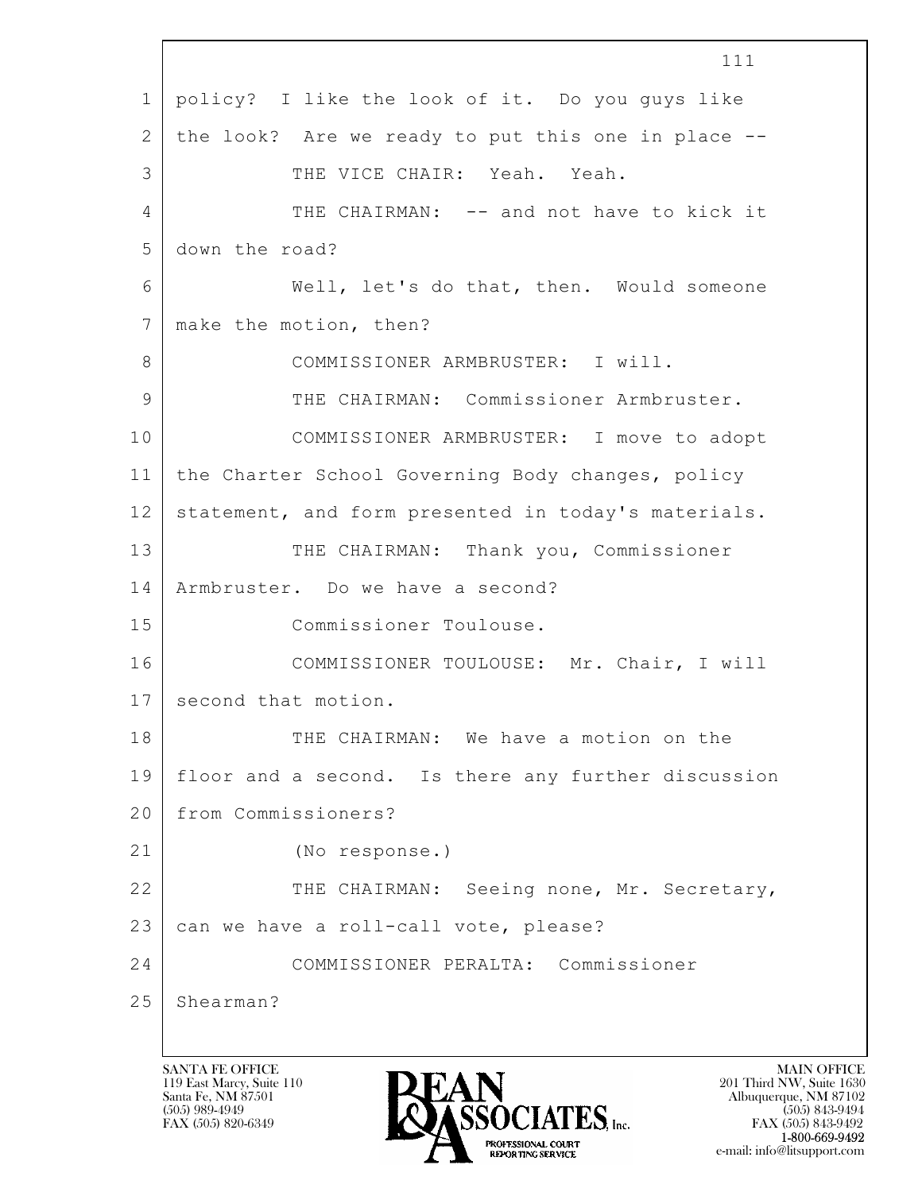1 policy? I like the look of it. Do you guys like
2 the look? Are we ready to put this one in place --
3 THE VICE CHAIR: Yeah. Yeah.
4 THE CHAIRMAN: -- and not have to kick it
5 down the road?
6 Well, let's do that, then. Would someone
7 make the motion, then?
8 COMMISSIONER ARMBRUSTER: I will.
9 THE CHAIRMAN: Commissioner Armbruster.
10 COMMISSIONER ARMBRUSTER: I move to adopt
11 the Charter School Governing Body changes, policy
12 statement, and form presented in today's materials.
13 THE CHAIRMAN: Thank you, Commissioner
14 Armbruster. Do we have a second?
15 Commissioner Toulouse.
16 COMMISSIONER TOULOUSE: Mr. Chair, I will
17 second that motion.
18 THE CHAIRMAN: We have a motion on the
19 floor and a second. Is there any further discussion
20 from Commissioners?
21 (No response.)
22 THE CHAIRMAN: Seeing none, Mr. Secretary,
23 can we have a roll-call vote, please?
24 COMMISSIONER PERALTA: Commissioner
25 Shearman?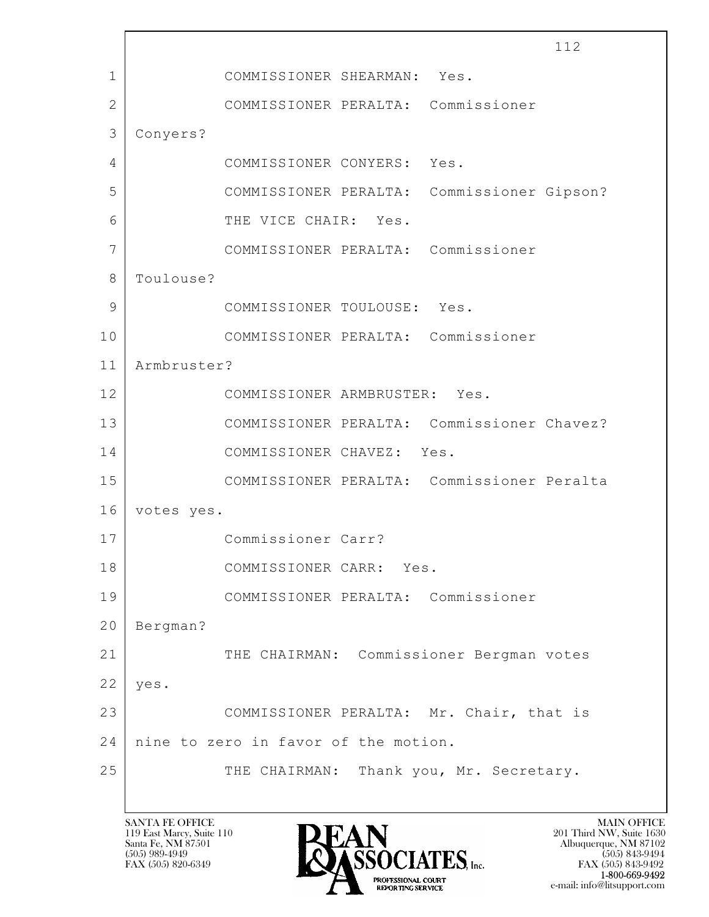COMMISSIONER SHEARMAN: Yes.

COMMISSIONER PERALTA: Commissioner Conyers?

COMMISSIONER CONYERS: Yes.

COMMISSIONER PERALTA: Commissioner Gipson?

THE VICE CHAIR: Yes.

COMMISSIONER PERALTA: Commissioner Toulouse?

COMMISSIONER TOULOUSE: Yes.

COMMISSIONER PERALTA: Commissioner Armbruster?

COMMISSIONER ARMBRUSTER: Yes.

COMMISSIONER PERALTA: Commissioner Chavez?

COMMISSIONER CHAVEZ: Yes.

COMMISSIONER PERALTA: Commissioner Peralta votes yes.

Commissioner Carr?

COMMISSIONER CARR: Yes.

COMMISSIONER PERALTA: Commissioner Bergman?

THE CHAIRMAN: Commissioner Bergman votes yes.

COMMISSIONER PERALTA: Mr. Chair, that is nine to zero in favor of the motion.

THE CHAIRMAN: Thank you, Mr. Secretary.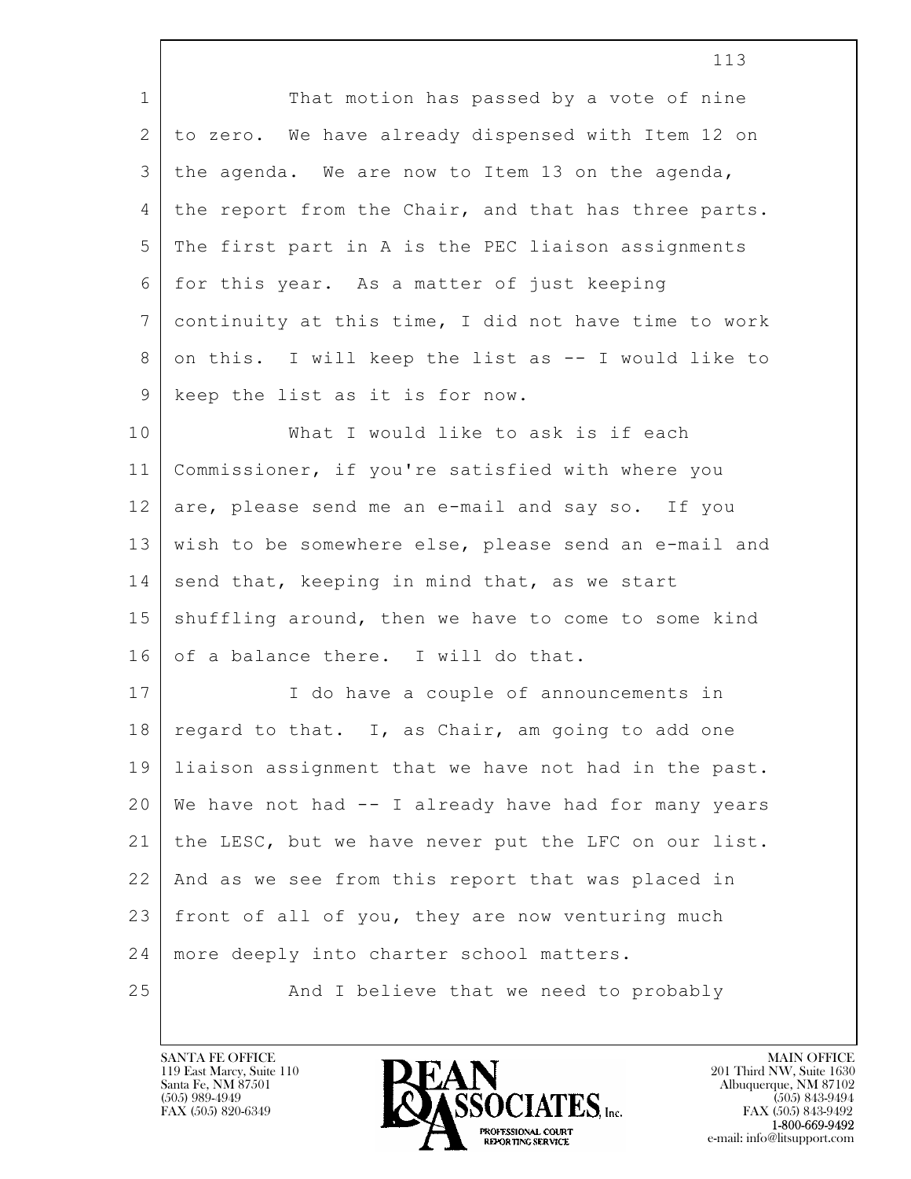That motion has passed by a vote of nine to zero. We have already dispensed with Item 12 on the agenda. We are now to Item 13 on the agenda, the report from the Chair, and that has three parts. The first part in A is the PEC liaison assignments for this year. As a matter of just keeping continuity at this time, I did not have time to work on this. I will keep the list as -- I would like to keep the list as it is for now.

What I would like to ask is if each Commissioner, if you're satisfied with where you are, please send me an e-mail and say so. If you wish to be somewhere else, please send an e-mail and send that, keeping in mind that, as we start shuffling around, then we have to come to some kind of a balance there. I will do that.

I do have a couple of announcements in regard to that. I, as Chair, am going to add one liaison assignment that we have not had in the past. We have not had -- I already have had for many years the LESC, but we have never put the LFC on our list. And as we see from this report that was placed in front of all of you, they are now venturing much more deeply into charter school matters.

And I believe that we need to probably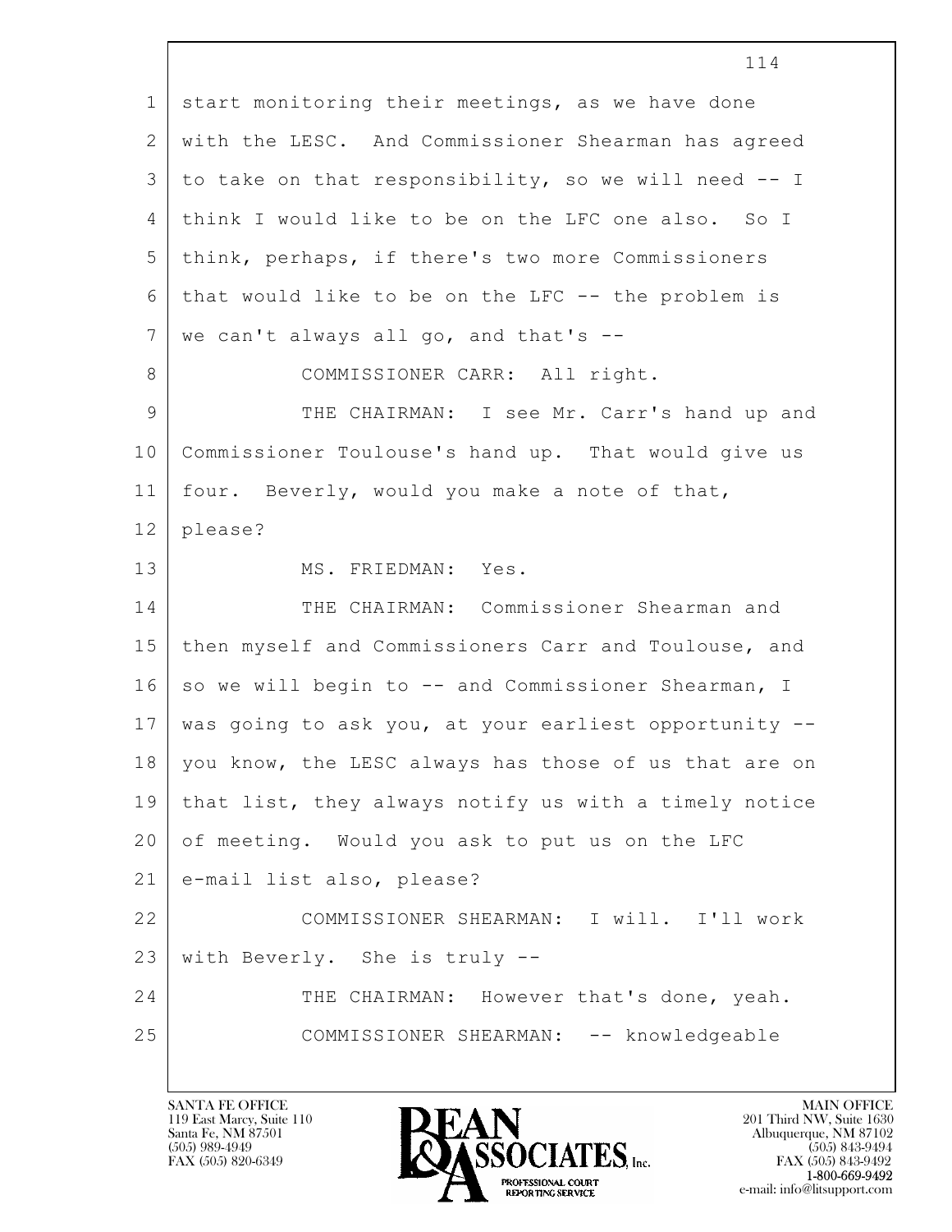start monitoring their meetings, as we have done with the LESC. And Commissioner Shearman has agreed to take on that responsibility, so we will need -- I think I would like to be on the LFC one also. So I think, perhaps, if there's two more Commissioners that would like to be on the LFC -- the problem is we can't always all go, and that's --

COMMISSIONER CARR: All right.

THE CHAIRMAN: I see Mr. Carr's hand up and Commissioner Toulouse's hand up. That would give us four. Beverly, would you make a note of that, please?

MS. FRIEDMAN: Yes.

THE CHAIRMAN: Commissioner Shearman and then myself and Commissioners Carr and Toulouse, and so we will begin to -- and Commissioner Shearman, I was going to ask you, at your earliest opportunity -- you know, the LESC always has those of us that are on that list, they always notify us with a timely notice of meeting. Would you ask to put us on the LFC e-mail list also, please?

COMMISSIONER SHEARMAN: I will. I'll work with Beverly. She is truly --

THE CHAIRMAN: However that's done, yeah.

COMMISSIONER SHEARMAN: -- knowledgeable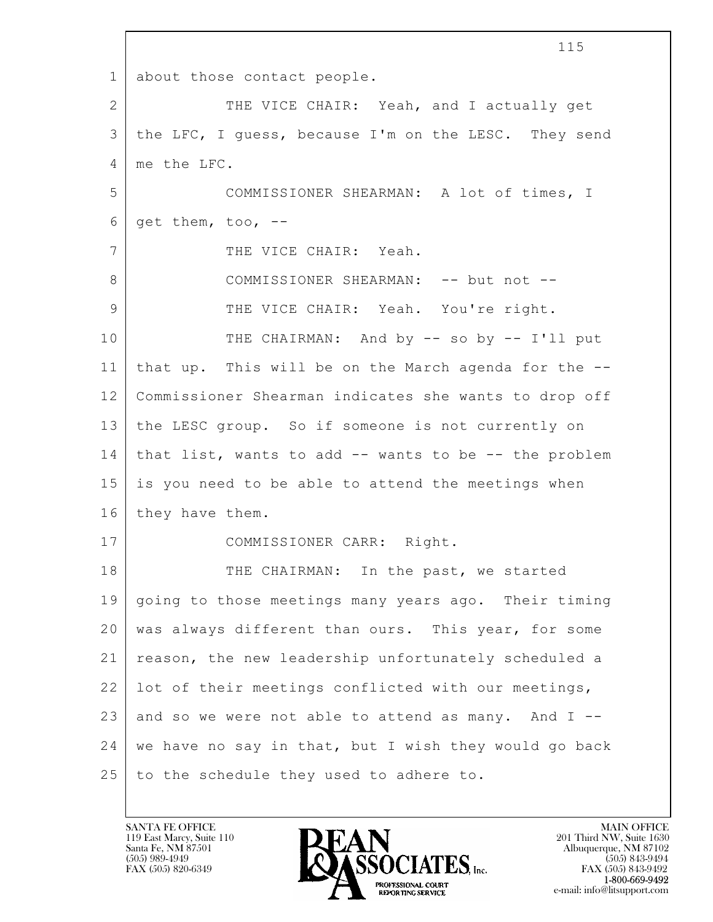1 about those contact people.

2 THE VICE CHAIR: Yeah, and I actually get

3 the LFC, I guess, because I'm on the LESC. They send

4 me the LFC.

5 COMMISSIONER SHEARMAN: A lot of times, I

6 get them, too, --

7 THE VICE CHAIR: Yeah.

8 COMMISSIONER SHEARMAN: -- but not --

9 THE VICE CHAIR: Yeah. You're right.

10 THE CHAIRMAN: And by -- so by -- I'll put

11 that up. This will be on the March agenda for the --

12 Commissioner Shearman indicates she wants to drop off

13 the LESC group. So if someone is not currently on

14 that list, wants to add -- wants to be -- the problem

15 is you need to be able to attend the meetings when

16 they have them.

17 COMMISSIONER CARR: Right.

18 THE CHAIRMAN: In the past, we started

19 going to those meetings many years ago. Their timing

20 was always different than ours. This year, for some

21 reason, the new leadership unfortunately scheduled a

22 lot of their meetings conflicted with our meetings,

23 and so we were not able to attend as many. And I --

24 we have no say in that, but I wish they would go back

25 to the schedule they used to adhere to.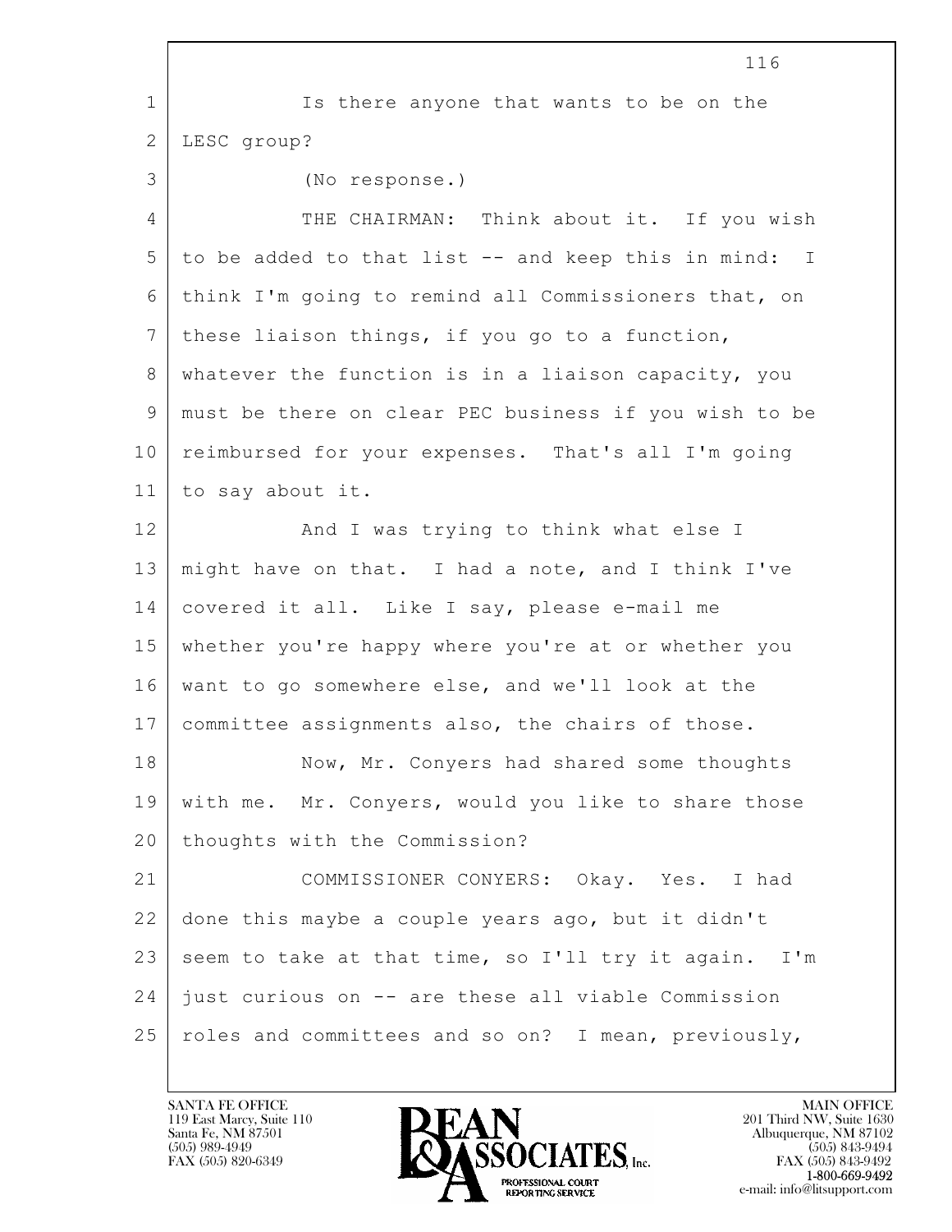Is there anyone that wants to be on the LESC group?

(No response.)

THE CHAIRMAN: Think about it. If you wish to be added to that list -- and keep this in mind: I think I'm going to remind all Commissioners that, on these liaison things, if you go to a function, whatever the function is in a liaison capacity, you must be there on clear PEC business if you wish to be reimbursed for your expenses. That's all I'm going to say about it.

And I was trying to think what else I might have on that. I had a note, and I think I've covered it all. Like I say, please e-mail me whether you're happy where you're at or whether you want to go somewhere else, and we'll look at the committee assignments also, the chairs of those.

Now, Mr. Conyers had shared some thoughts with me. Mr. Conyers, would you like to share those thoughts with the Commission?

COMMISSIONER CONYERS: Okay. Yes. I had done this maybe a couple years ago, but it didn't seem to take at that time, so I'll try it again. I'm just curious on -- are these all viable Commission roles and committees and so on? I mean, previously,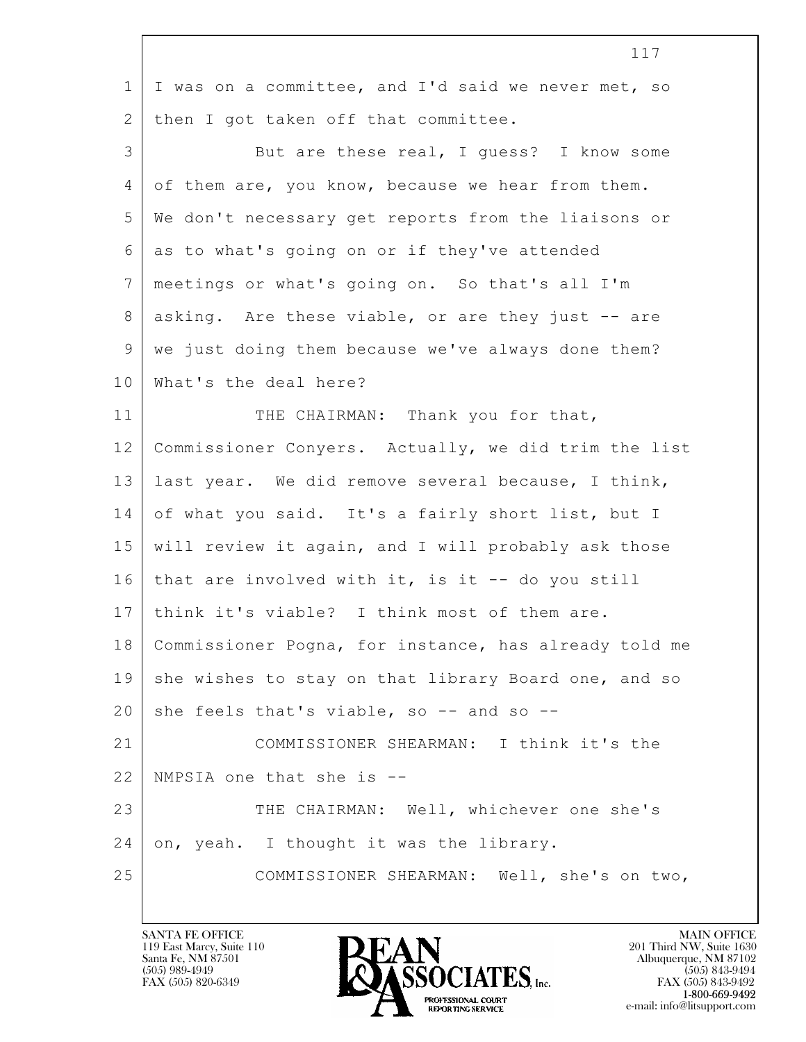I was on a committee, and I'd said we never met, so then I got taken off that committee.

But are these real, I guess? I know some of them are, you know, because we hear from them. We don't necessary get reports from the liaisons or as to what's going on or if they've attended meetings or what's going on. So that's all I'm asking. Are these viable, or are they just -- are we just doing them because we've always done them? What's the deal here?

THE CHAIRMAN: Thank you for that, Commissioner Conyers. Actually, we did trim the list last year. We did remove several because, I think, of what you said. It's a fairly short list, but I will review it again, and I will probably ask those that are involved with it, is it -- do you still think it's viable? I think most of them are. Commissioner Pogna, for instance, has already told me she wishes to stay on that library Board one, and so she feels that's viable, so -- and so --

COMMISSIONER SHEARMAN: I think it's the NMPSIA one that she is --

THE CHAIRMAN: Well, whichever one she's on, yeah. I thought it was the library.

COMMISSIONER SHEARMAN: Well, she's on two,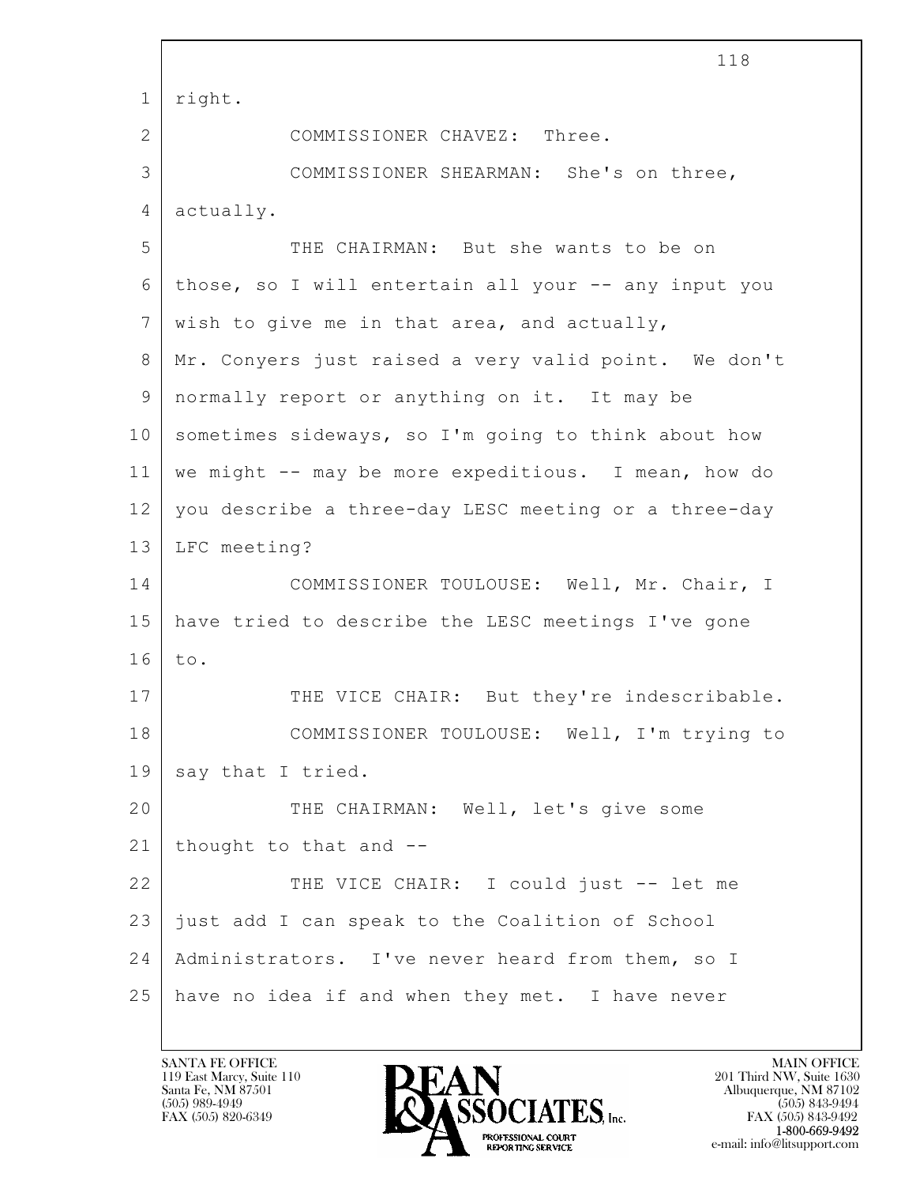right.

COMMISSIONER CHAVEZ: Three.

COMMISSIONER SHEARMAN: She's on three, actually.

THE CHAIRMAN: But she wants to be on those, so I will entertain all your -- any input you wish to give me in that area, and actually, Mr. Conyers just raised a very valid point. We don't normally report or anything on it. It may be sometimes sideways, so I'm going to think about how we might -- may be more expeditious. I mean, how do you describe a three-day LESC meeting or a three-day LFC meeting?

COMMISSIONER TOULOUSE: Well, Mr. Chair, I have tried to describe the LESC meetings I've gone to.

THE VICE CHAIR: But they're indescribable.

COMMISSIONER TOULOUSE: Well, I'm trying to say that I tried.

THE CHAIRMAN: Well, let's give some thought to that and --

THE VICE CHAIR: I could just -- let me just add I can speak to the Coalition of School Administrators. I've never heard from them, so I have no idea if and when they met. I have never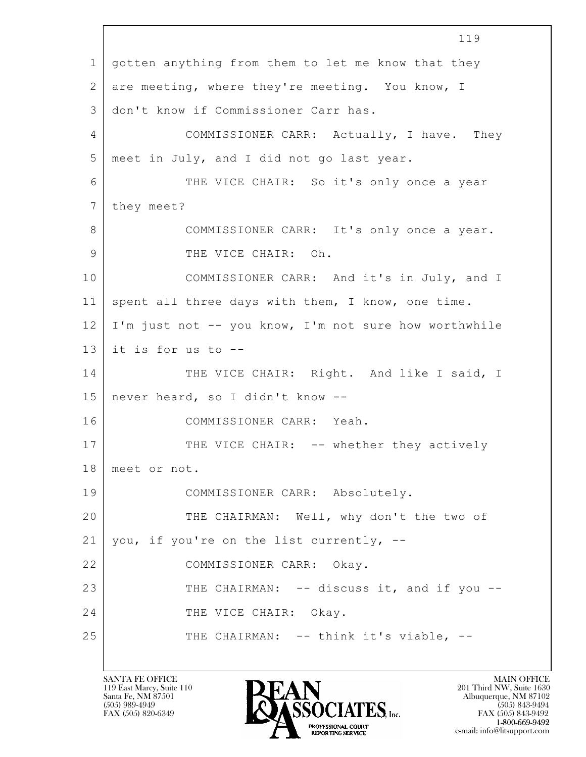gotten anything from them to let me know that they are meeting, where they're meeting. You know, I don't know if Commissioner Carr has.

COMMISSIONER CARR: Actually, I have. They meet in July, and I did not go last year.

THE VICE CHAIR: So it's only once a year they meet?

COMMISSIONER CARR: It's only once a year.

THE VICE CHAIR: Oh.

COMMISSIONER CARR: And it's in July, and I spent all three days with them, I know, one time. I'm just not -- you know, I'm not sure how worthwhile it is for us to --

THE VICE CHAIR: Right. And like I said, I never heard, so I didn't know --

COMMISSIONER CARR: Yeah.

THE VICE CHAIR: -- whether they actively meet or not.

COMMISSIONER CARR: Absolutely.

THE CHAIRMAN: Well, why don't the two of you, if you're on the list currently, --

COMMISSIONER CARR: Okay.

THE CHAIRMAN: -- discuss it, and if you --

THE VICE CHAIR: Okay.

THE CHAIRMAN: -- think it's viable, --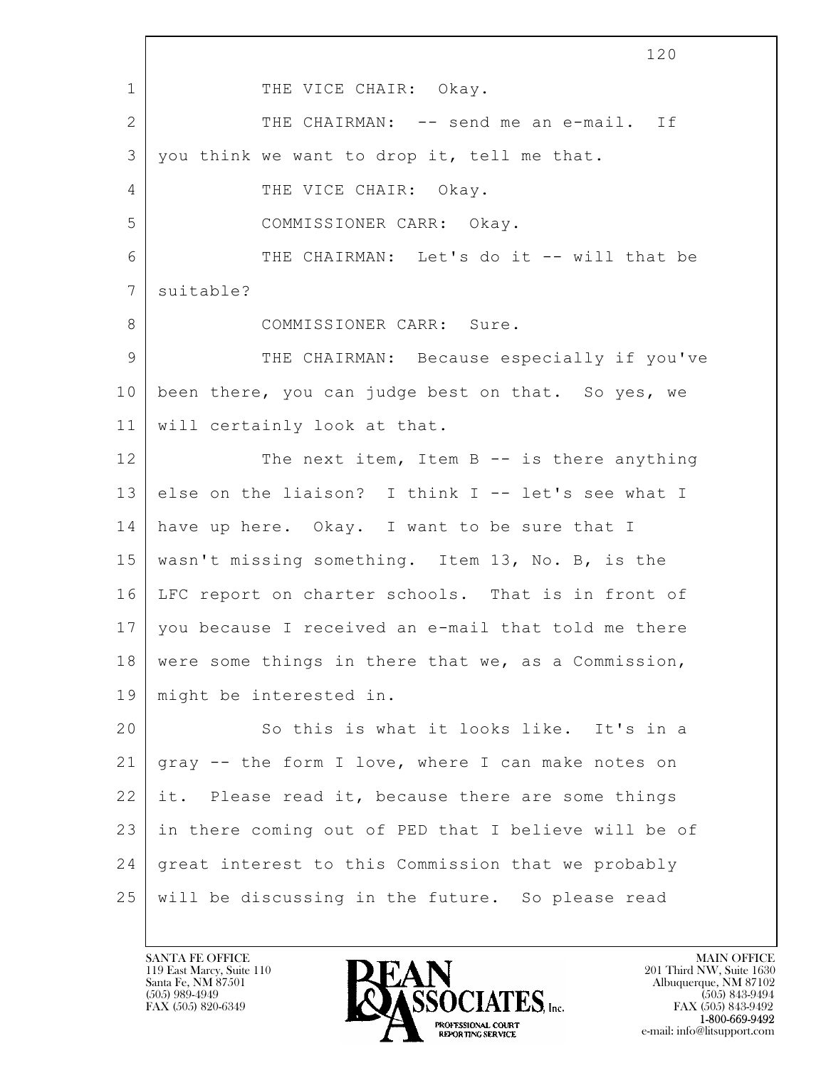THE VICE CHAIR: Okay.

THE CHAIRMAN: -- send me an e-mail. If you think we want to drop it, tell me that.

THE VICE CHAIR: Okay.

COMMISSIONER CARR: Okay.

THE CHAIRMAN: Let's do it -- will that be suitable?

COMMISSIONER CARR: Sure.

THE CHAIRMAN: Because especially if you've been there, you can judge best on that. So yes, we will certainly look at that.

The next item, Item B -- is there anything else on the liaison? I think I -- let's see what I have up here. Okay. I want to be sure that I wasn't missing something. Item 13, No. B, is the LFC report on charter schools. That is in front of you because I received an e-mail that told me there were some things in there that we, as a Commission, might be interested in.

So this is what it looks like. It's in a gray -- the form I love, where I can make notes on it. Please read it, because there are some things in there coming out of PED that I believe will be of great interest to this Commission that we probably will be discussing in the future. So please read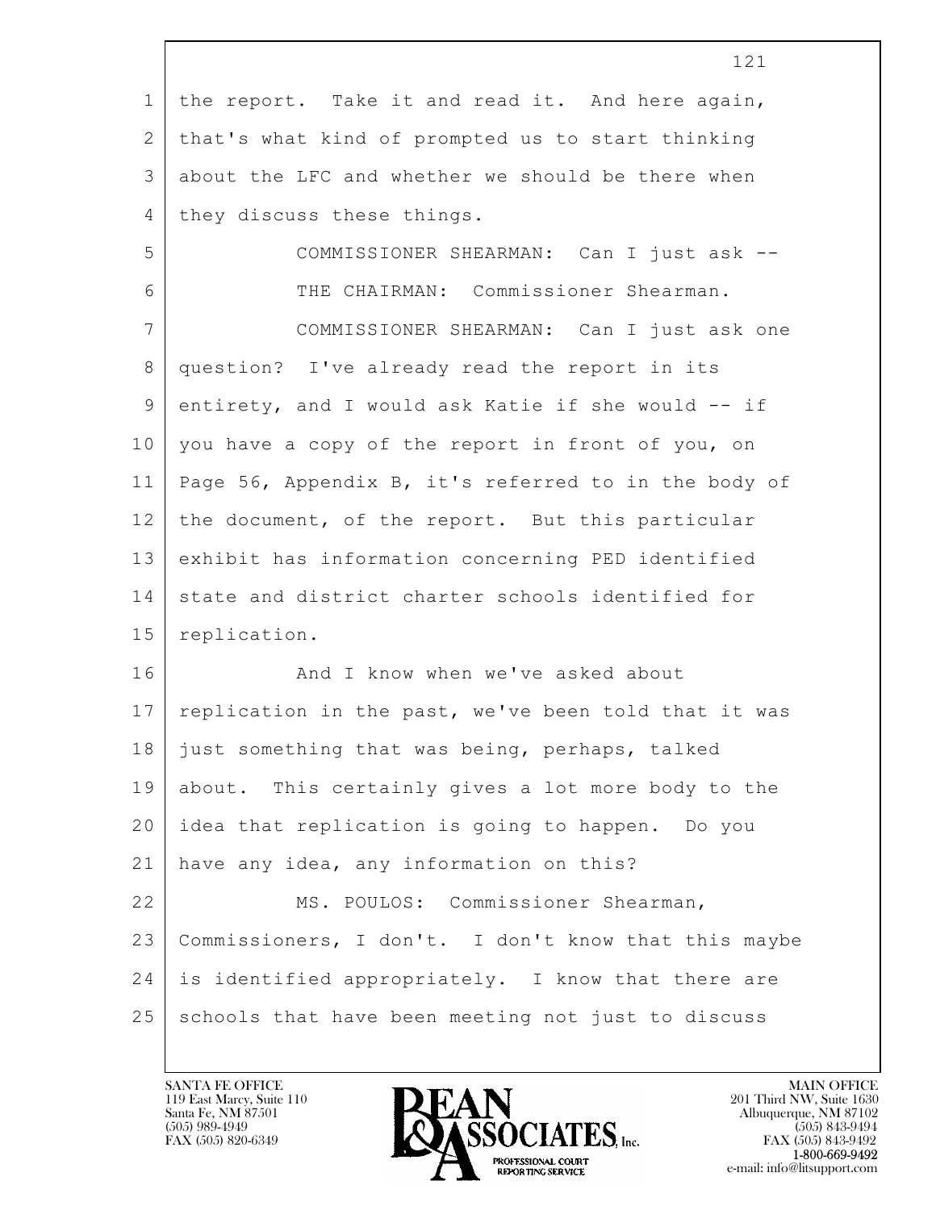the report. Take it and read it. And here again, that's what kind of prompted us to start thinking about the LFC and whether we should be there when they discuss these things.

COMMISSIONER SHEARMAN: Can I just ask --

THE CHAIRMAN: Commissioner Shearman.

COMMISSIONER SHEARMAN: Can I just ask one question? I've already read the report in its entirety, and I would ask Katie if she would -- if you have a copy of the report in front of you, on Page 56, Appendix B, it's referred to in the body of the document, of the report. But this particular exhibit has information concerning PED identified state and district charter schools identified for replication.

And I know when we've asked about replication in the past, we've been told that it was just something that was being, perhaps, talked about. This certainly gives a lot more body to the idea that replication is going to happen. Do you have any idea, any information on this?

MS. POULOS: Commissioner Shearman, Commissioners, I don't. I don't know that this maybe is identified appropriately. I know that there are schools that have been meeting not just to discuss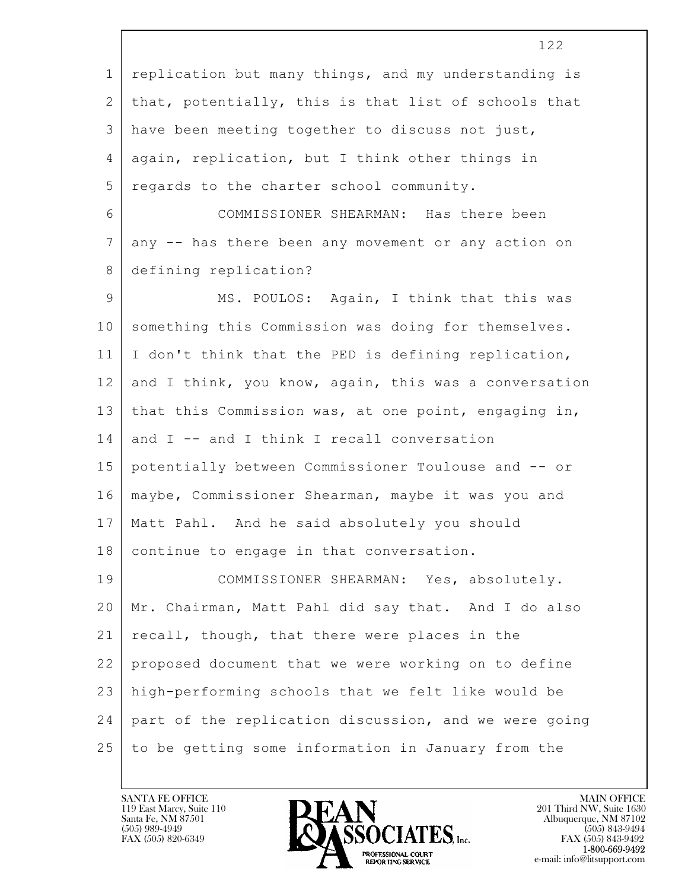replication but many things, and my understanding is that, potentially, this is that list of schools that have been meeting together to discuss not just, again, replication, but I think other things in regards to the charter school community.

COMMISSIONER SHEARMAN: Has there been any -- has there been any movement or any action on defining replication?

MS. POULOS: Again, I think that this was something this Commission was doing for themselves. I don't think that the PED is defining replication, and I think, you know, again, this was a conversation that this Commission was, at one point, engaging in, and I -- and I think I recall conversation potentially between Commissioner Toulouse and -- or maybe, Commissioner Shearman, maybe it was you and Matt Pahl. And he said absolutely you should continue to engage in that conversation.

COMMISSIONER SHEARMAN: Yes, absolutely. Mr. Chairman, Matt Pahl did say that. And I do also recall, though, that there were places in the proposed document that we were working on to define high-performing schools that we felt like would be part of the replication discussion, and we were going to be getting some information in January from the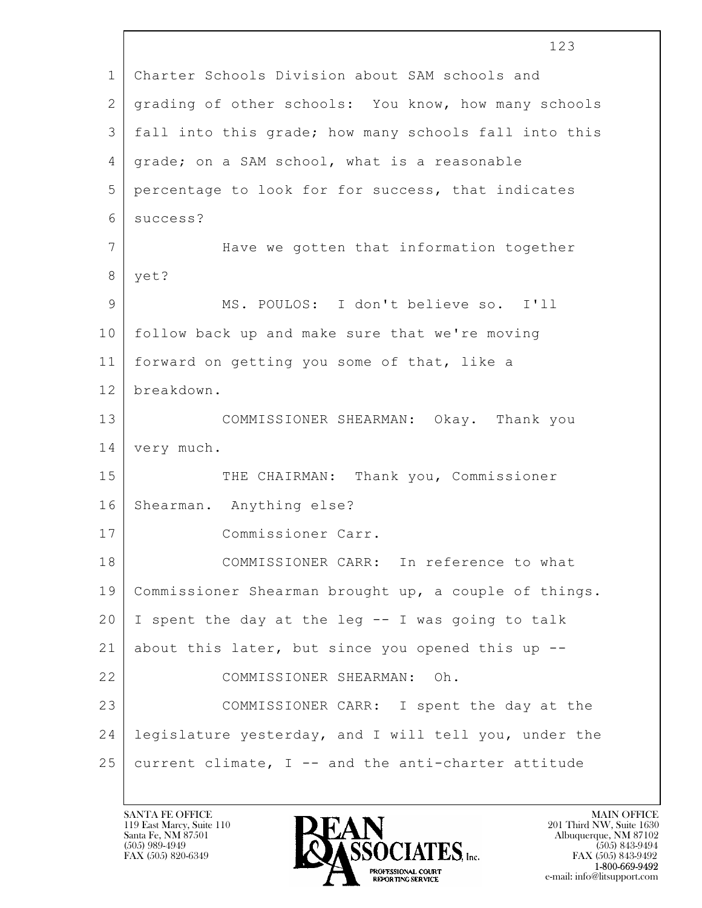Charter Schools Division about SAM schools and grading of other schools: You know, how many schools fall into this grade; how many schools fall into this grade; on a SAM school, what is a reasonable percentage to look for for success, that indicates success?

Have we gotten that information together yet?

MS. POULOS: I don't believe so. I'll follow back up and make sure that we're moving forward on getting you some of that, like a breakdown.

COMMISSIONER SHEARMAN: Okay. Thank you very much.

THE CHAIRMAN: Thank you, Commissioner Shearman. Anything else?

Commissioner Carr.

COMMISSIONER CARR: In reference to what Commissioner Shearman brought up, a couple of things. I spent the day at the leg -- I was going to talk about this later, but since you opened this up --

COMMISSIONER SHEARMAN: Oh.

COMMISSIONER CARR: I spent the day at the legislature yesterday, and I will tell you, under the current climate, I -- and the anti-charter attitude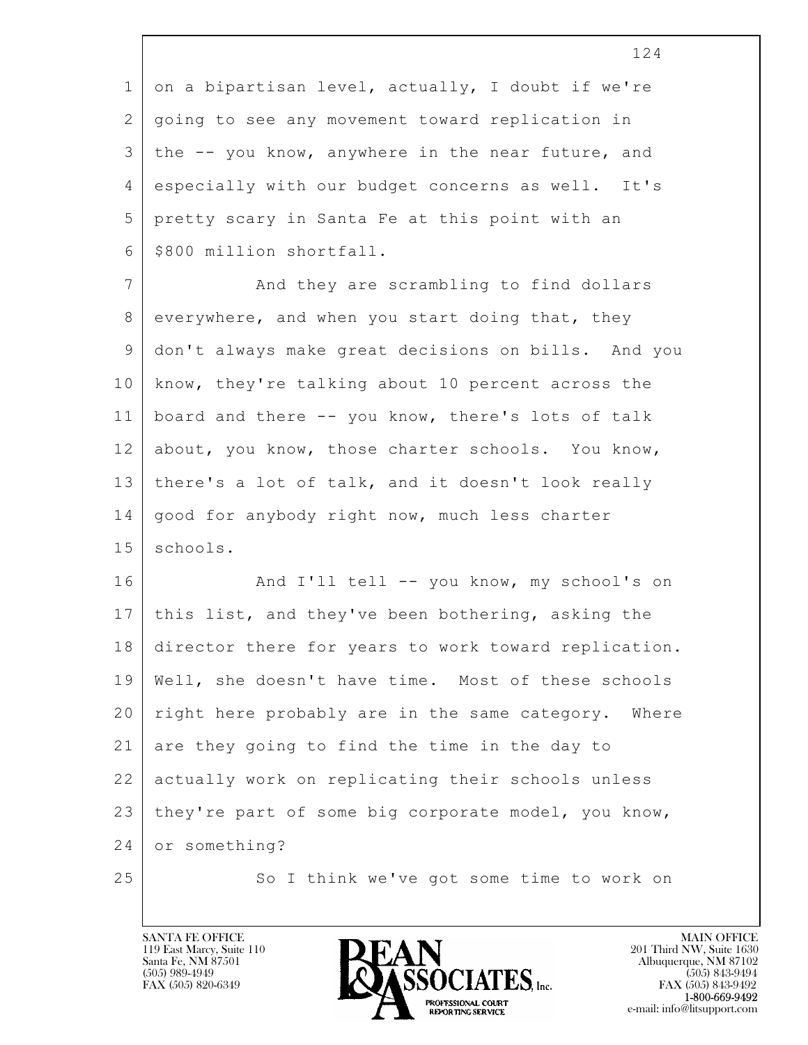on a bipartisan level, actually, I doubt if we're going to see any movement toward replication in the -- you know, anywhere in the near future, and especially with our budget concerns as well. It's pretty scary in Santa Fe at this point with an $800 million shortfall.

And they are scrambling to find dollars everywhere, and when you start doing that, they don't always make great decisions on bills. And you know, they're talking about 10 percent across the board and there -- you know, there's lots of talk about, you know, those charter schools. You know, there's a lot of talk, and it doesn't look really good for anybody right now, much less charter schools.

And I'll tell -- you know, my school's on this list, and they've been bothering, asking the director there for years to work toward replication. Well, she doesn't have time. Most of these schools right here probably are in the same category. Where are they going to find the time in the day to actually work on replicating their schools unless they're part of some big corporate model, you know, or something?

So I think we've got some time to work on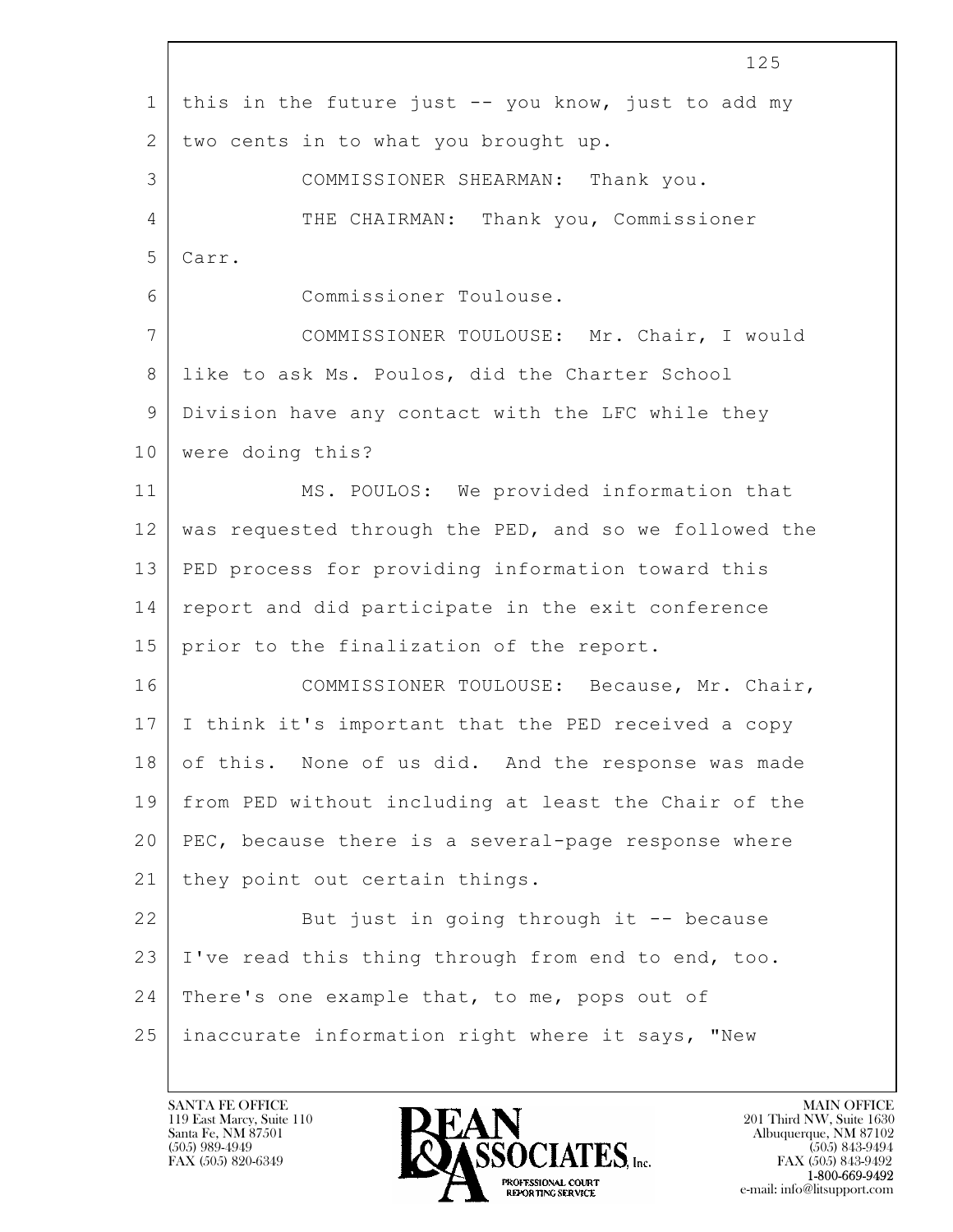1 this in the future just -- you know, just to add my
2 two cents in to what you brought up.

3 COMMISSIONER SHEARMAN: Thank you.

4 THE CHAIRMAN: Thank you, Commissioner
5 Carr.

6 Commissioner Toulouse.

7 COMMISSIONER TOULOUSE: Mr. Chair, I would
8 like to ask Ms. Poulos, did the Charter School
9 Division have any contact with the LFC while they
10 were doing this?

11 MS. POULOS: We provided information that
12 was requested through the PED, and so we followed the
13 PED process for providing information toward this
14 report and did participate in the exit conference
15 prior to the finalization of the report.

16 COMMISSIONER TOULOUSE: Because, Mr. Chair,
17 I think it's important that the PED received a copy
18 of this. None of us did. And the response was made
19 from PED without including at least the Chair of the
20 PEC, because there is a several-page response where
21 they point out certain things.

22 But just in going through it -- because
23 I've read this thing through from end to end, too.
24 There's one example that, to me, pops out of
25 inaccurate information right where it says, "New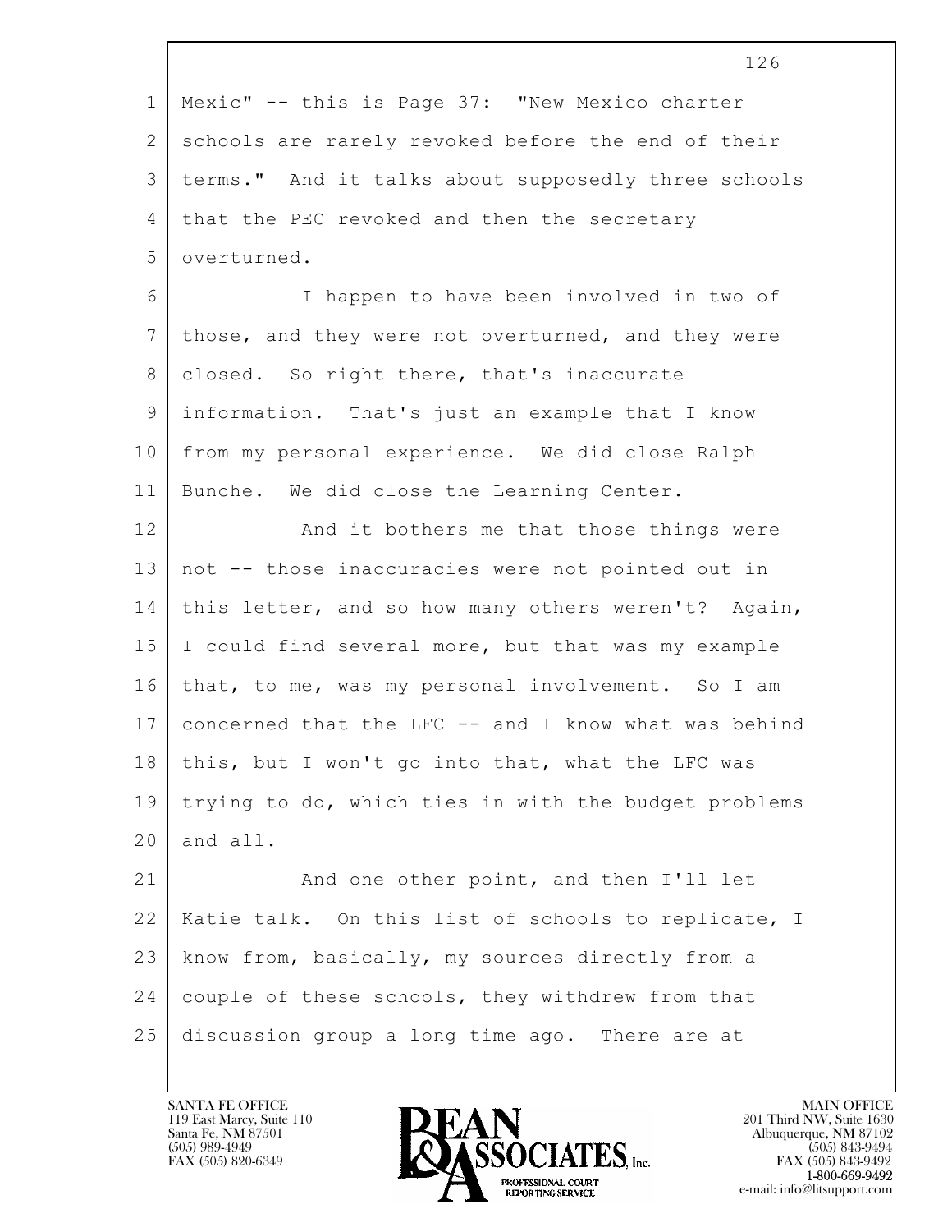Mexic" -- this is Page 37: "New Mexico charter schools are rarely revoked before the end of their terms." And it talks about supposedly three schools that the PEC revoked and then the secretary overturned.

I happen to have been involved in two of those, and they were not overturned, and they were closed. So right there, that's inaccurate information. That's just an example that I know from my personal experience. We did close Ralph Bunche. We did close the Learning Center.

And it bothers me that those things were not -- those inaccuracies were not pointed out in this letter, and so how many others weren't? Again, I could find several more, but that was my example that, to me, was my personal involvement. So I am concerned that the LFC -- and I know what was behind this, but I won't go into that, what the LFC was trying to do, which ties in with the budget problems and all.

And one other point, and then I'll let Katie talk. On this list of schools to replicate, I know from, basically, my sources directly from a couple of these schools, they withdrew from that discussion group a long time ago. There are at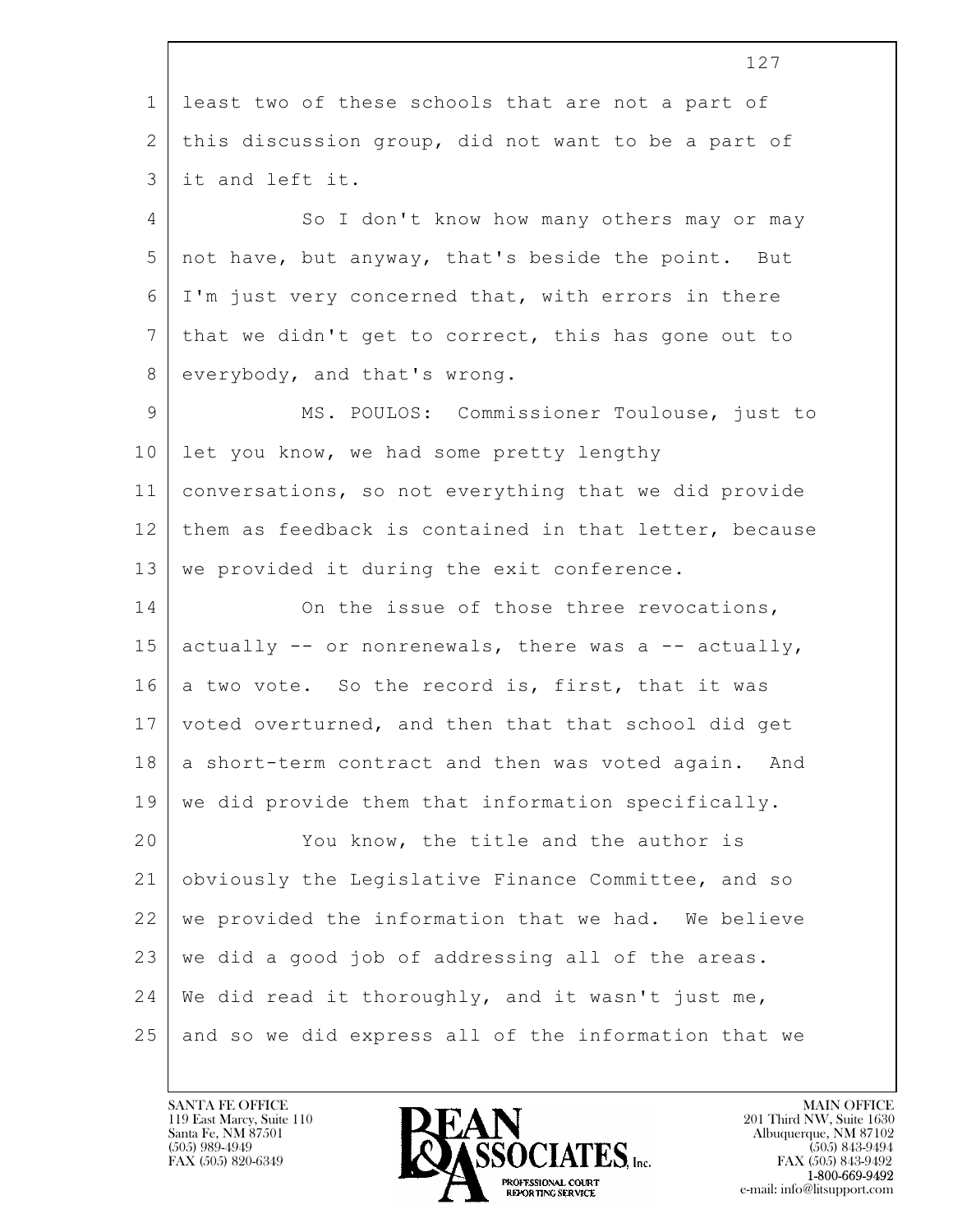least two of these schools that are not a part of this discussion group, did not want to be a part of it and left it.

So I don't know how many others may or may not have, but anyway, that's beside the point. But I'm just very concerned that, with errors in there that we didn't get to correct, this has gone out to everybody, and that's wrong.

MS. POULOS: Commissioner Toulouse, just to let you know, we had some pretty lengthy conversations, so not everything that we did provide them as feedback is contained in that letter, because we provided it during the exit conference.

On the issue of those three revocations, actually -- or nonrenewals, there was a -- actually, a two vote. So the record is, first, that it was voted overturned, and then that that school did get a short-term contract and then was voted again. And we did provide them that information specifically.

You know, the title and the author is obviously the Legislative Finance Committee, and so we provided the information that we had. We believe we did a good job of addressing all of the areas. We did read it thoroughly, and it wasn't just me, and so we did express all of the information that we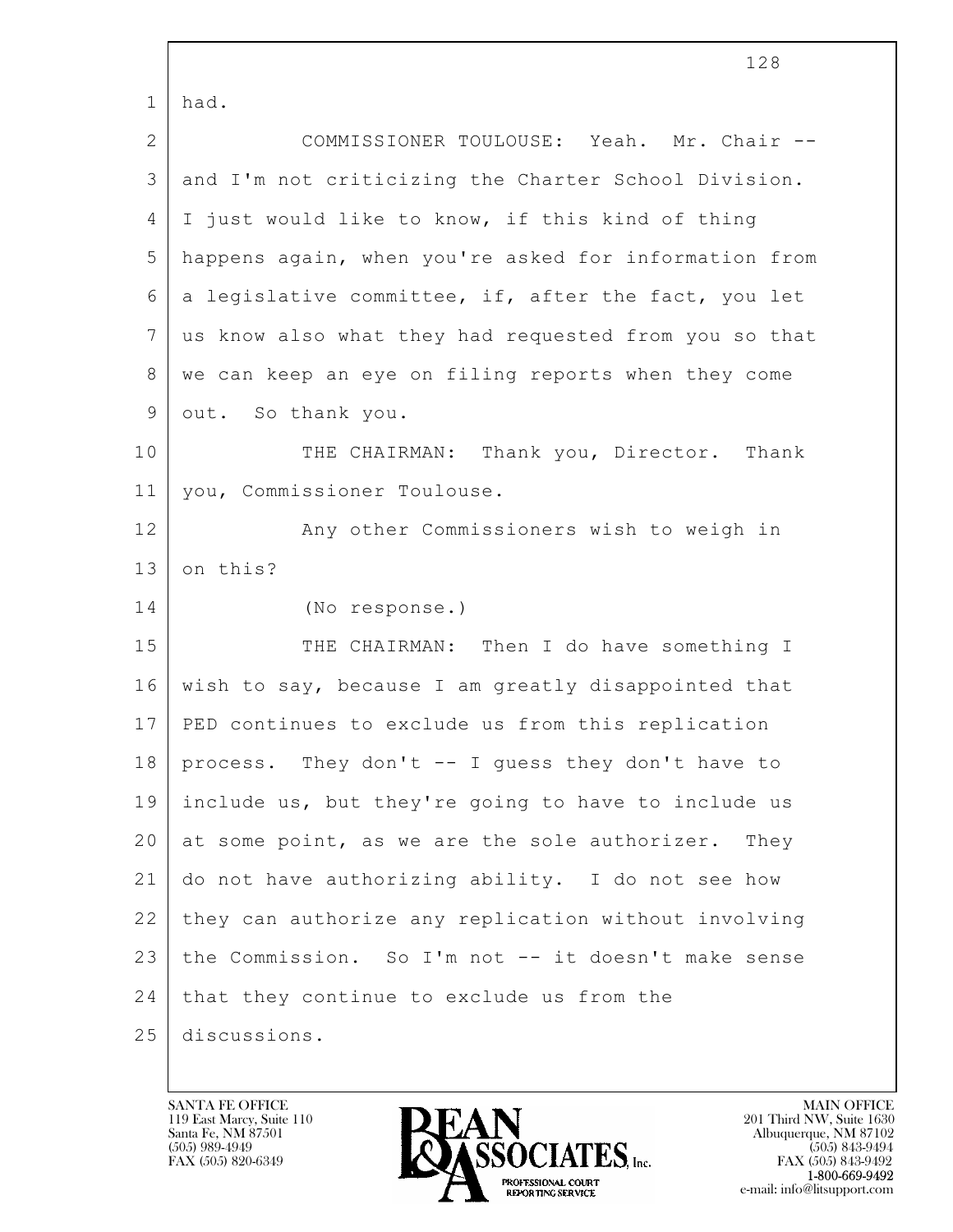1 had.

2 COMMISSIONER TOULOUSE: Yeah. Mr. Chair --
3 and I'm not criticizing the Charter School Division.
4 I just would like to know, if this kind of thing
5 happens again, when you're asked for information from
6 a legislative committee, if, after the fact, you let
7 us know also what they had requested from you so that
8 we can keep an eye on filing reports when they come
9 out. So thank you.

10 THE CHAIRMAN: Thank you, Director. Thank
11 you, Commissioner Toulouse.

12 Any other Commissioners wish to weigh in
13 on this?

14 (No response.)

15 THE CHAIRMAN: Then I do have something I
16 wish to say, because I am greatly disappointed that
17 PED continues to exclude us from this replication
18 process. They don't -- I guess they don't have to
19 include us, but they're going to have to include us
20 at some point, as we are the sole authorizer. They
21 do not have authorizing ability. I do not see how
22 they can authorize any replication without involving
23 the Commission. So I'm not -- it doesn't make sense
24 that they continue to exclude us from the
25 discussions.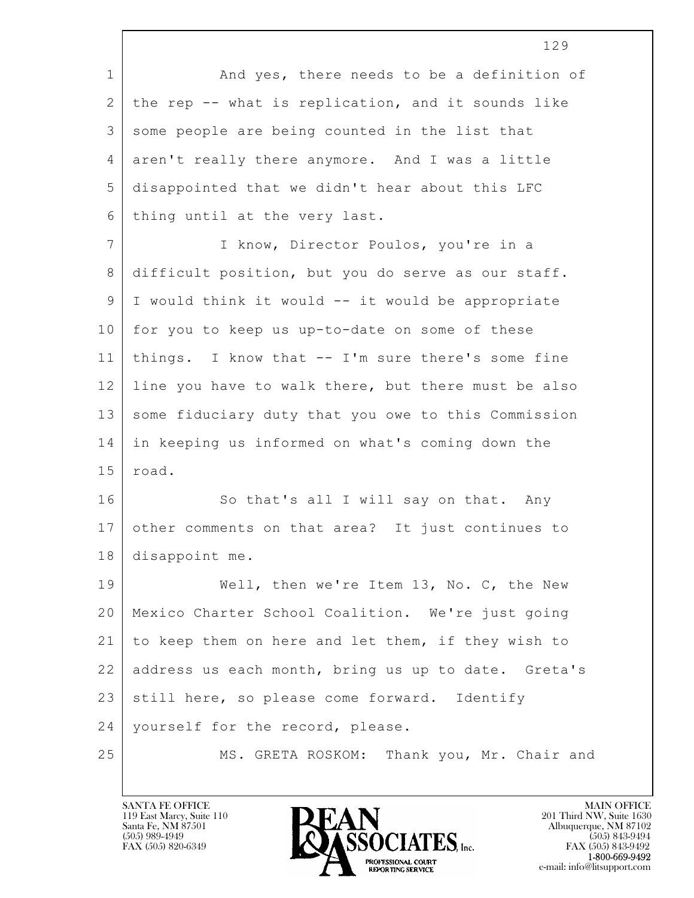And yes, there needs to be a definition of the rep -- what is replication, and it sounds like some people are being counted in the list that aren't really there anymore. And I was a little disappointed that we didn't hear about this LFC thing until at the very last.

I know, Director Poulos, you're in a difficult position, but you do serve as our staff. I would think it would -- it would be appropriate for you to keep us up-to-date on some of these things. I know that -- I'm sure there's some fine line you have to walk there, but there must be also some fiduciary duty that you owe to this Commission in keeping us informed on what's coming down the road.

So that's all I will say on that. Any other comments on that area? It just continues to disappoint me.

Well, then we're Item 13, No. C, the New Mexico Charter School Coalition. We're just going to keep them on here and let them, if they wish to address us each month, bring us up to date. Greta's still here, so please come forward. Identify yourself for the record, please.

MS. GRETA ROSKOM: Thank you, Mr. Chair and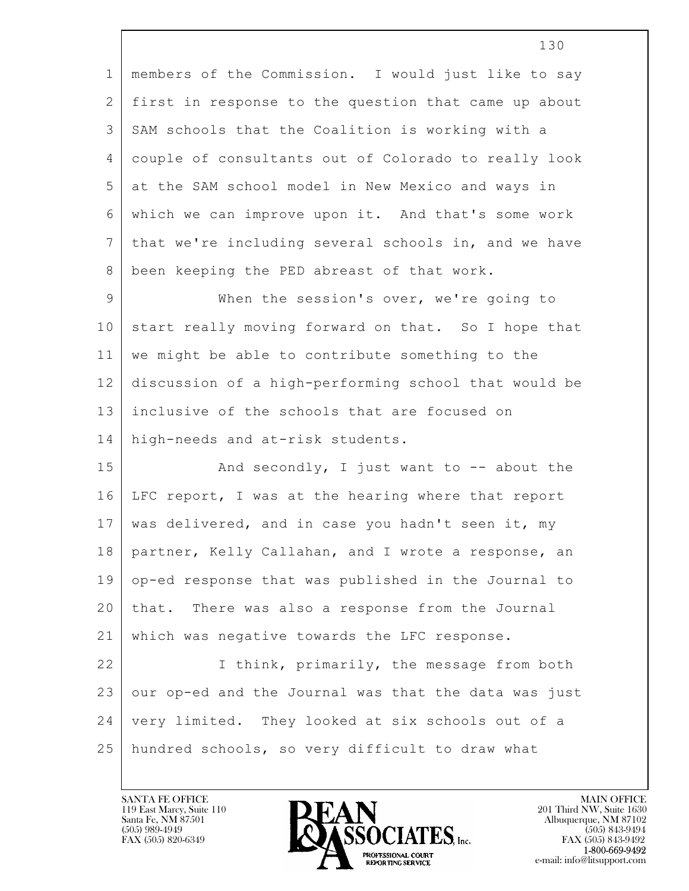members of the Commission. I would just like to say first in response to the question that came up about SAM schools that the Coalition is working with a couple of consultants out of Colorado to really look at the SAM school model in New Mexico and ways in which we can improve upon it. And that's some work that we're including several schools in, and we have been keeping the PED abreast of that work.

When the session's over, we're going to start really moving forward on that. So I hope that we might be able to contribute something to the discussion of a high-performing school that would be inclusive of the schools that are focused on high-needs and at-risk students.

And secondly, I just want to -- about the LFC report, I was at the hearing where that report was delivered, and in case you hadn't seen it, my partner, Kelly Callahan, and I wrote a response, an op-ed response that was published in the Journal to that. There was also a response from the Journal which was negative towards the LFC response.

I think, primarily, the message from both our op-ed and the Journal was that the data was just very limited. They looked at six schools out of a hundred schools, so very difficult to draw what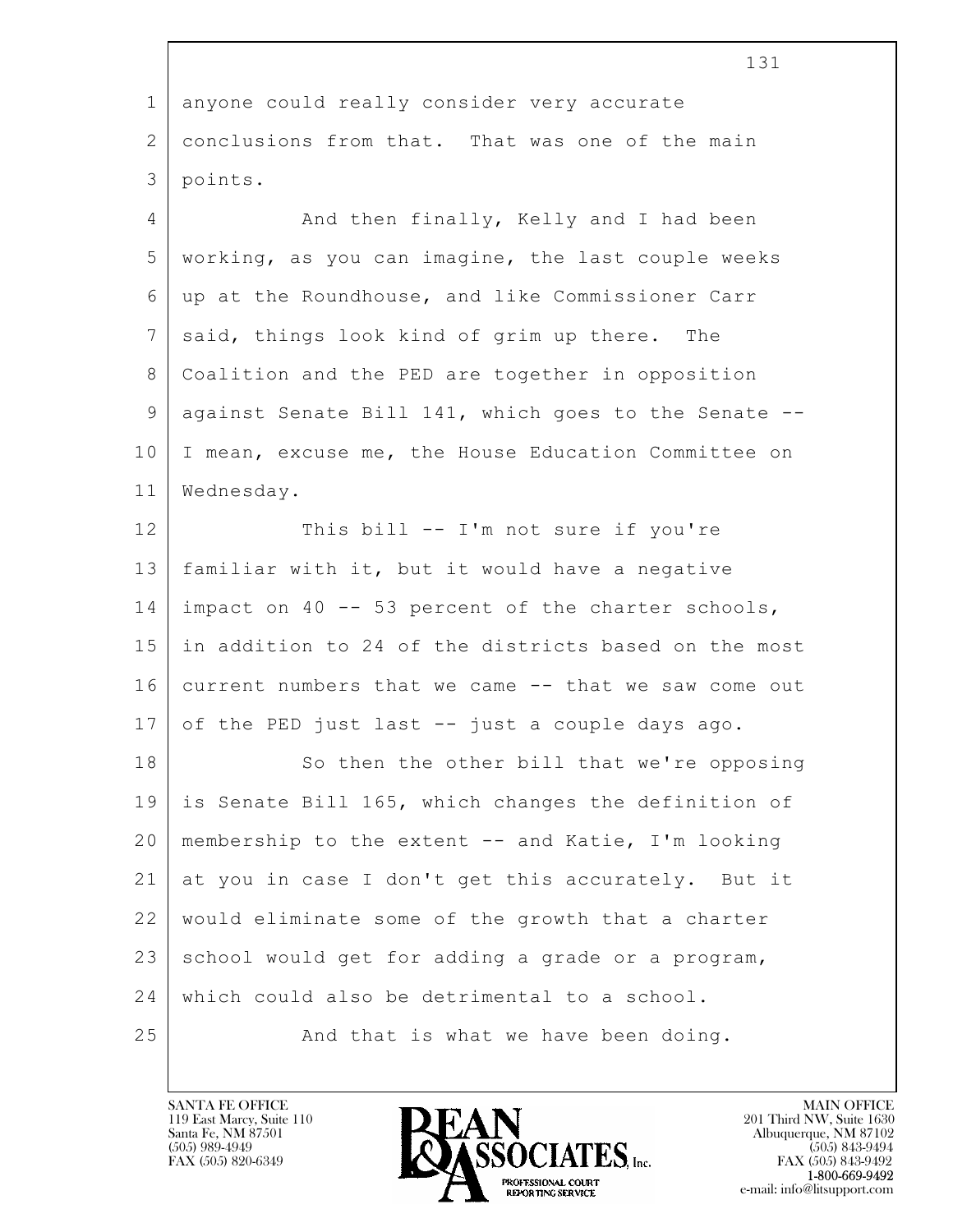anyone could really consider very accurate conclusions from that. That was one of the main points.

And then finally, Kelly and I had been working, as you can imagine, the last couple weeks up at the Roundhouse, and like Commissioner Carr said, things look kind of grim up there. The Coalition and the PED are together in opposition against Senate Bill 141, which goes to the Senate -- I mean, excuse me, the House Education Committee on Wednesday.

This bill -- I'm not sure if you're familiar with it, but it would have a negative impact on 40 -- 53 percent of the charter schools, in addition to 24 of the districts based on the most current numbers that we came -- that we saw come out of the PED just last -- just a couple days ago.

So then the other bill that we're opposing is Senate Bill 165, which changes the definition of membership to the extent -- and Katie, I'm looking at you in case I don't get this accurately. But it would eliminate some of the growth that a charter school would get for adding a grade or a program, which could also be detrimental to a school.

And that is what we have been doing.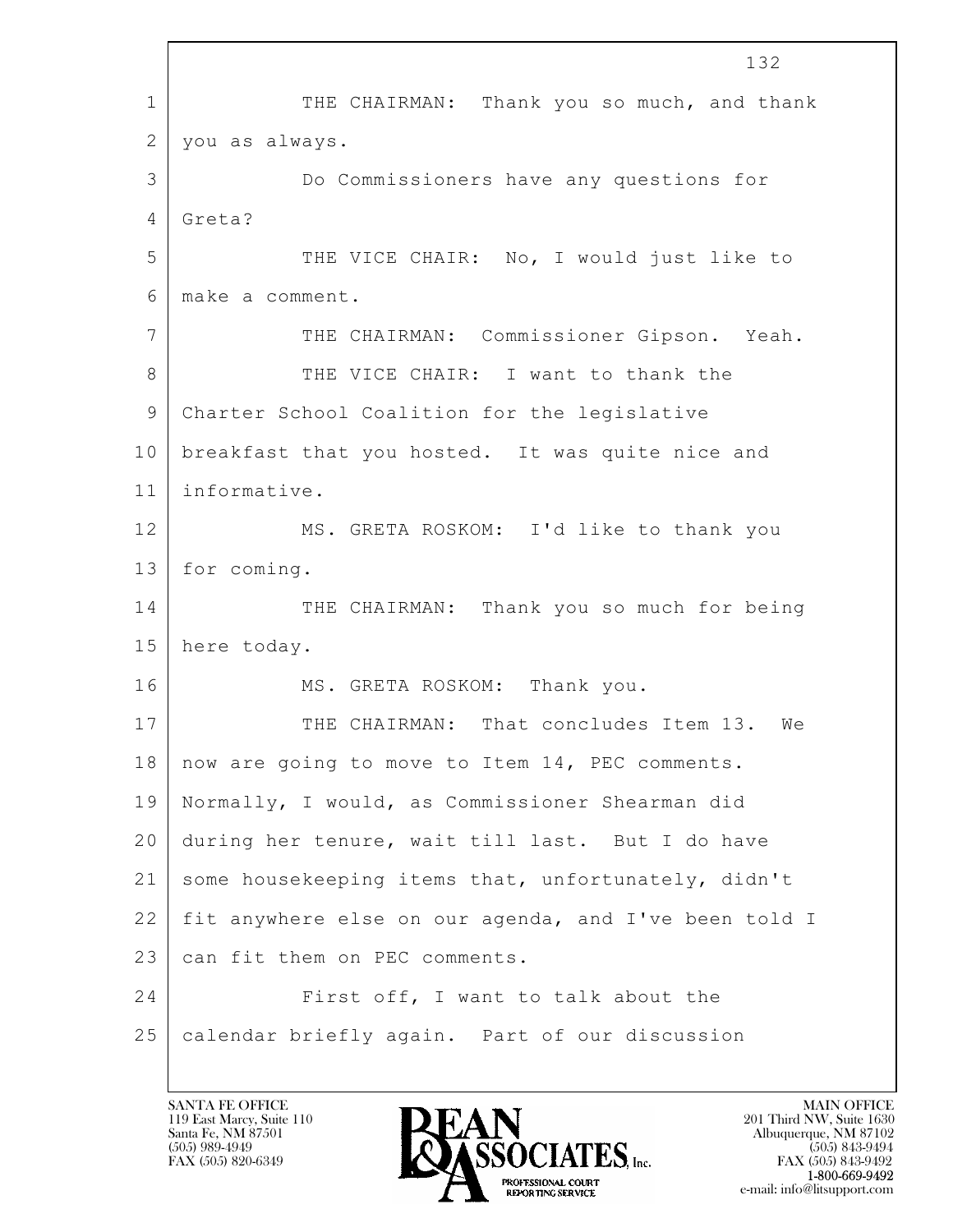1 THE CHAIRMAN: Thank you so much, and thank
2 you as always.
3 Do Commissioners have any questions for
4 Greta?
5 THE VICE CHAIR: No, I would just like to
6 make a comment.
7 THE CHAIRMAN: Commissioner Gipson. Yeah.
8 THE VICE CHAIR: I want to thank the
9 Charter School Coalition for the legislative
10 breakfast that you hosted. It was quite nice and
11 informative.
12 MS. GRETA ROSKOM: I'd like to thank you
13 for coming.
14 THE CHAIRMAN: Thank you so much for being
15 here today.
16 MS. GRETA ROSKOM: Thank you.
17 THE CHAIRMAN: That concludes Item 13. We
18 now are going to move to Item 14, PEC comments.
19 Normally, I would, as Commissioner Shearman did
20 during her tenure, wait till last. But I do have
21 some housekeeping items that, unfortunately, didn't
22 fit anywhere else on our agenda, and I've been told I
23 can fit them on PEC comments.
24 First off, I want to talk about the
25 calendar briefly again. Part of our discussion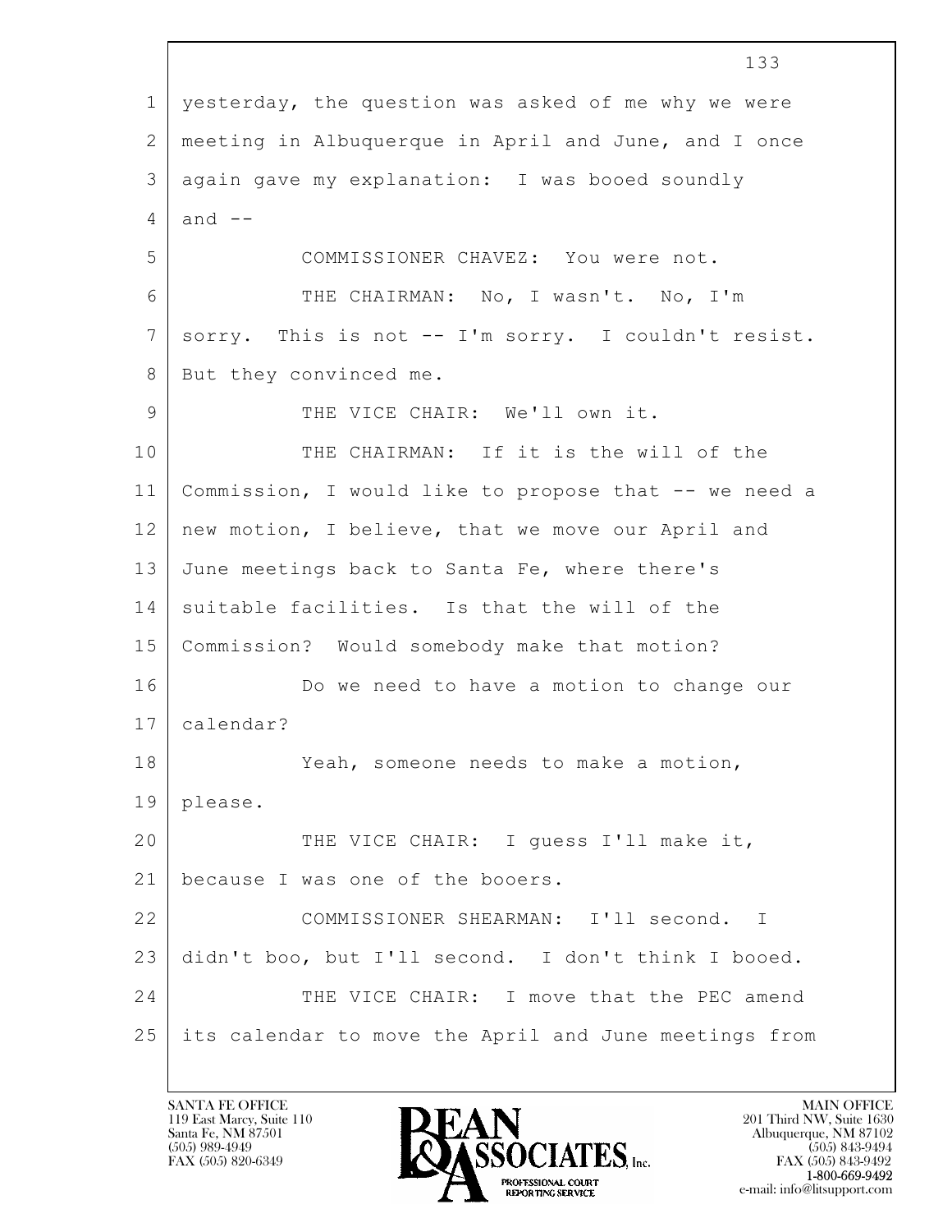1 yesterday, the question was asked of me why we were
2 meeting in Albuquerque in April and June, and I once
3 again gave my explanation: I was booed soundly
4 and --
5 COMMISSIONER CHAVEZ: You were not.
6 THE CHAIRMAN: No, I wasn't. No, I'm
7 sorry. This is not -- I'm sorry. I couldn't resist.
8 But they convinced me.
9 THE VICE CHAIR: We'll own it.
10 THE CHAIRMAN: If it is the will of the
11 Commission, I would like to propose that -- we need a
12 new motion, I believe, that we move our April and
13 June meetings back to Santa Fe, where there's
14 suitable facilities. Is that the will of the
15 Commission? Would somebody make that motion?
16 Do we need to have a motion to change our
17 calendar?
18 Yeah, someone needs to make a motion,
19 please.
20 THE VICE CHAIR: I guess I'll make it,
21 because I was one of the booers.
22 COMMISSIONER SHEARMAN: I'll second. I
23 didn't boo, but I'll second. I don't think I booed.
24 THE VICE CHAIR: I move that the PEC amend
25 its calendar to move the April and June meetings from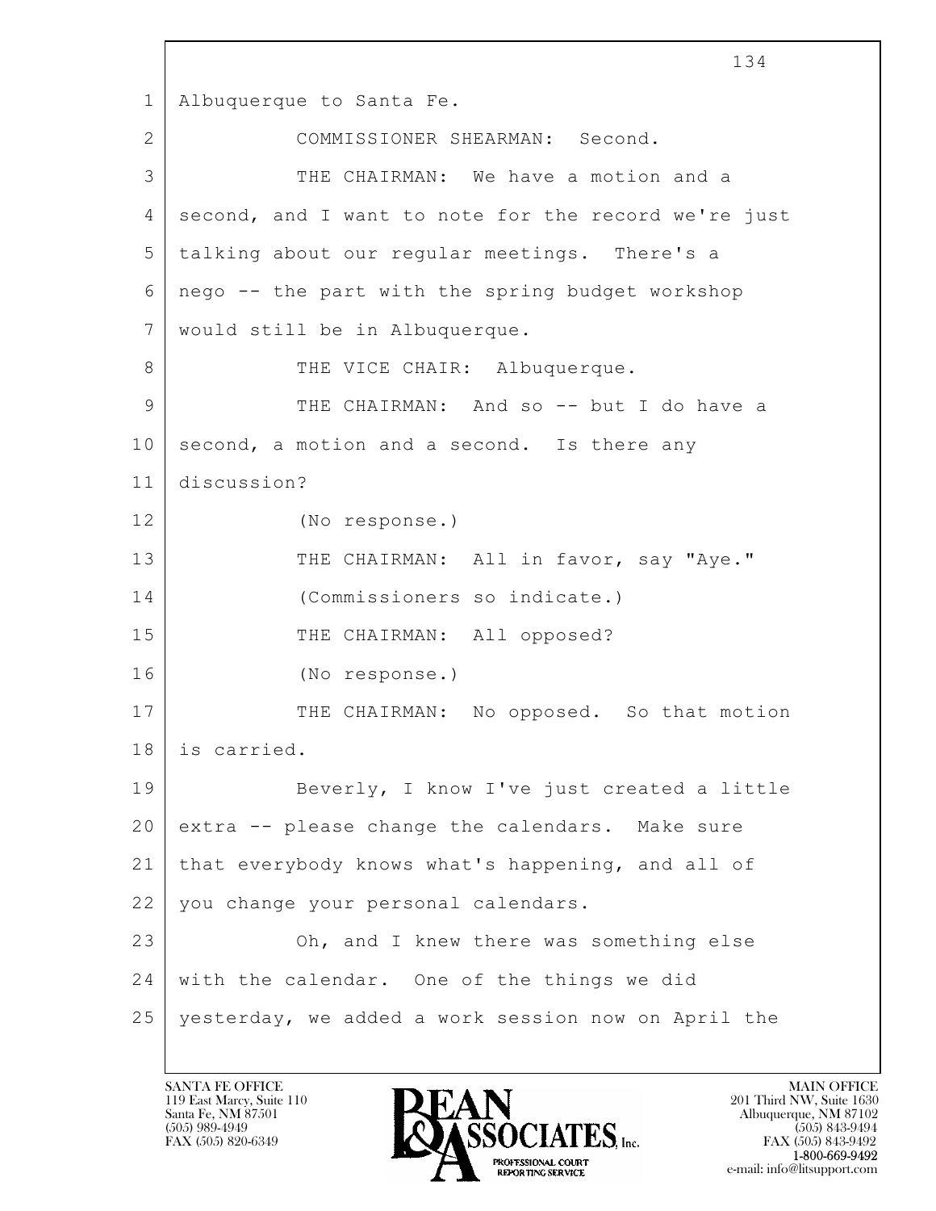Albuquerque to Santa Fe.

COMMISSIONER SHEARMAN: Second.

THE CHAIRMAN: We have a motion and a second, and I want to note for the record we're just talking about our regular meetings. There's a nego -- the part with the spring budget workshop would still be in Albuquerque.

THE VICE CHAIR: Albuquerque.

THE CHAIRMAN: And so -- but I do have a second, a motion and a second. Is there any discussion?

(No response.)

THE CHAIRMAN: All in favor, say "Aye."

(Commissioners so indicate.)

THE CHAIRMAN: All opposed?

(No response.)

THE CHAIRMAN: No opposed. So that motion is carried.

Beverly, I know I've just created a little extra -- please change the calendars. Make sure that everybody knows what's happening, and all of you change your personal calendars.

Oh, and I knew there was something else with the calendar. One of the things we did yesterday, we added a work session now on April the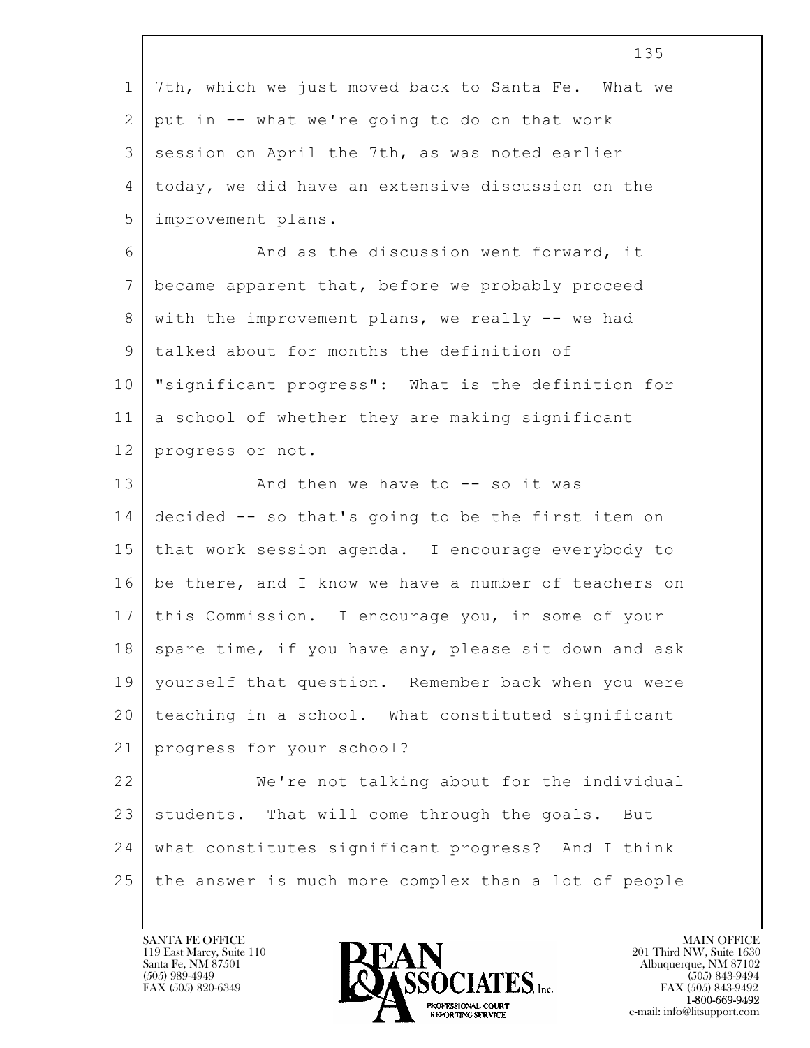7th, which we just moved back to Santa Fe. What we put in -- what we're going to do on that work session on April the 7th, as was noted earlier today, we did have an extensive discussion on the improvement plans.

And as the discussion went forward, it became apparent that, before we probably proceed with the improvement plans, we really -- we had talked about for months the definition of "significant progress": What is the definition for a school of whether they are making significant progress or not.

And then we have to -- so it was decided -- so that's going to be the first item on that work session agenda. I encourage everybody to be there, and I know we have a number of teachers on this Commission. I encourage you, in some of your spare time, if you have any, please sit down and ask yourself that question. Remember back when you were teaching in a school. What constituted significant progress for your school?

We're not talking about for the individual students. That will come through the goals. But what constitutes significant progress? And I think the answer is much more complex than a lot of people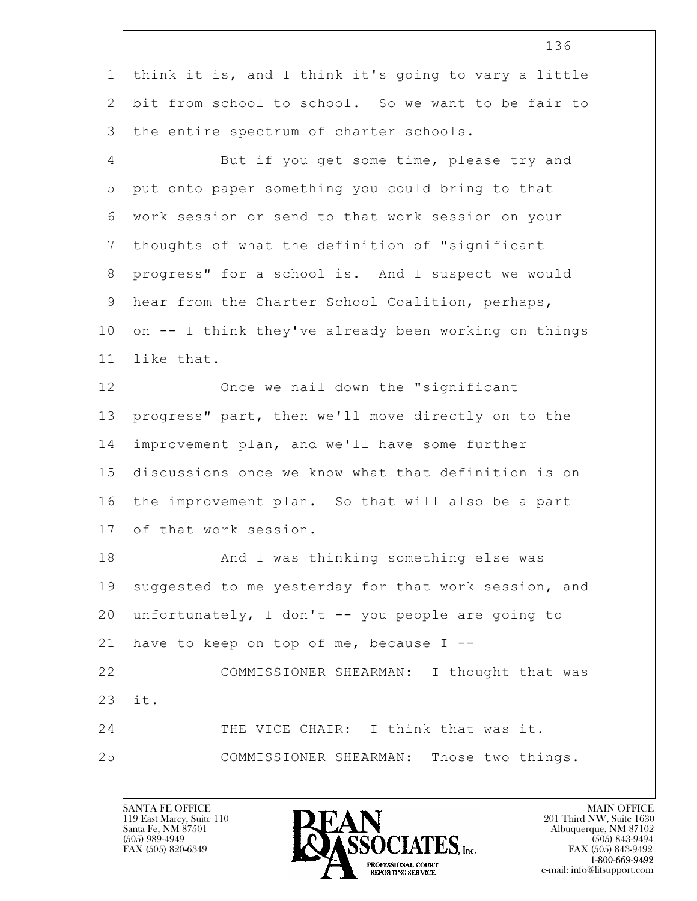think it is, and I think it's going to vary a little bit from school to school. So we want to be fair to the entire spectrum of charter schools.

But if you get some time, please try and put onto paper something you could bring to that work session or send to that work session on your thoughts of what the definition of "significant progress" for a school is. And I suspect we would hear from the Charter School Coalition, perhaps, on -- I think they've already been working on things like that.

Once we nail down the "significant progress" part, then we'll move directly on to the improvement plan, and we'll have some further discussions once we know what that definition is on the improvement plan. So that will also be a part of that work session.

And I was thinking something else was suggested to me yesterday for that work session, and unfortunately, I don't -- you people are going to have to keep on top of me, because I --

COMMISSIONER SHEARMAN: I thought that was it.

THE VICE CHAIR: I think that was it.

COMMISSIONER SHEARMAN: Those two things.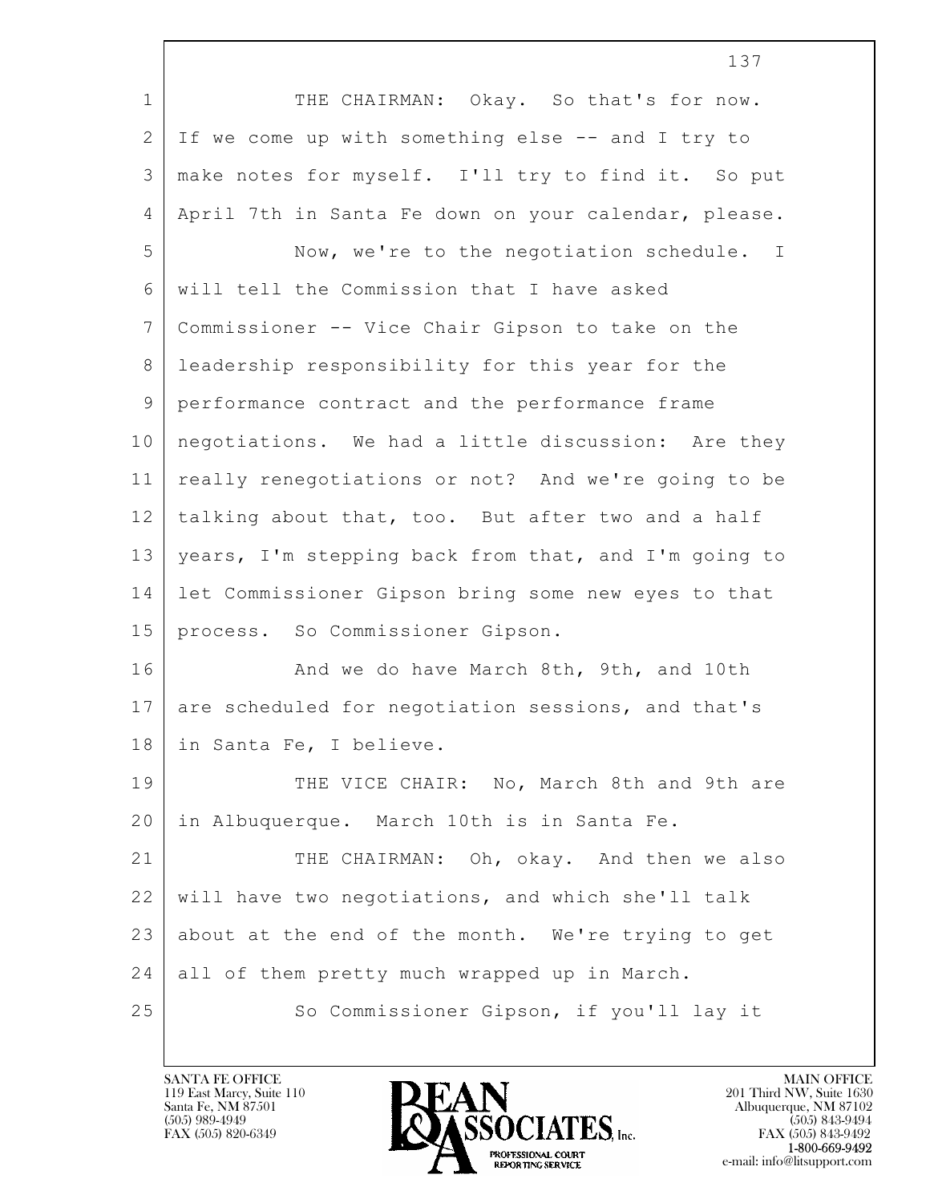THE CHAIRMAN: Okay. So that's for now. If we come up with something else -- and I try to make notes for myself. I'll try to find it. So put April 7th in Santa Fe down on your calendar, please.

Now, we're to the negotiation schedule. I will tell the Commission that I have asked Commissioner -- Vice Chair Gipson to take on the leadership responsibility for this year for the performance contract and the performance frame negotiations. We had a little discussion: Are they really renegotiations or not? And we're going to be talking about that, too. But after two and a half years, I'm stepping back from that, and I'm going to let Commissioner Gipson bring some new eyes to that process. So Commissioner Gipson.

And we do have March 8th, 9th, and 10th are scheduled for negotiation sessions, and that's in Santa Fe, I believe.

THE VICE CHAIR: No, March 8th and 9th are in Albuquerque. March 10th is in Santa Fe.

THE CHAIRMAN: Oh, okay. And then we also will have two negotiations, and which she'll talk about at the end of the month. We're trying to get all of them pretty much wrapped up in March.

So Commissioner Gipson, if you'll lay it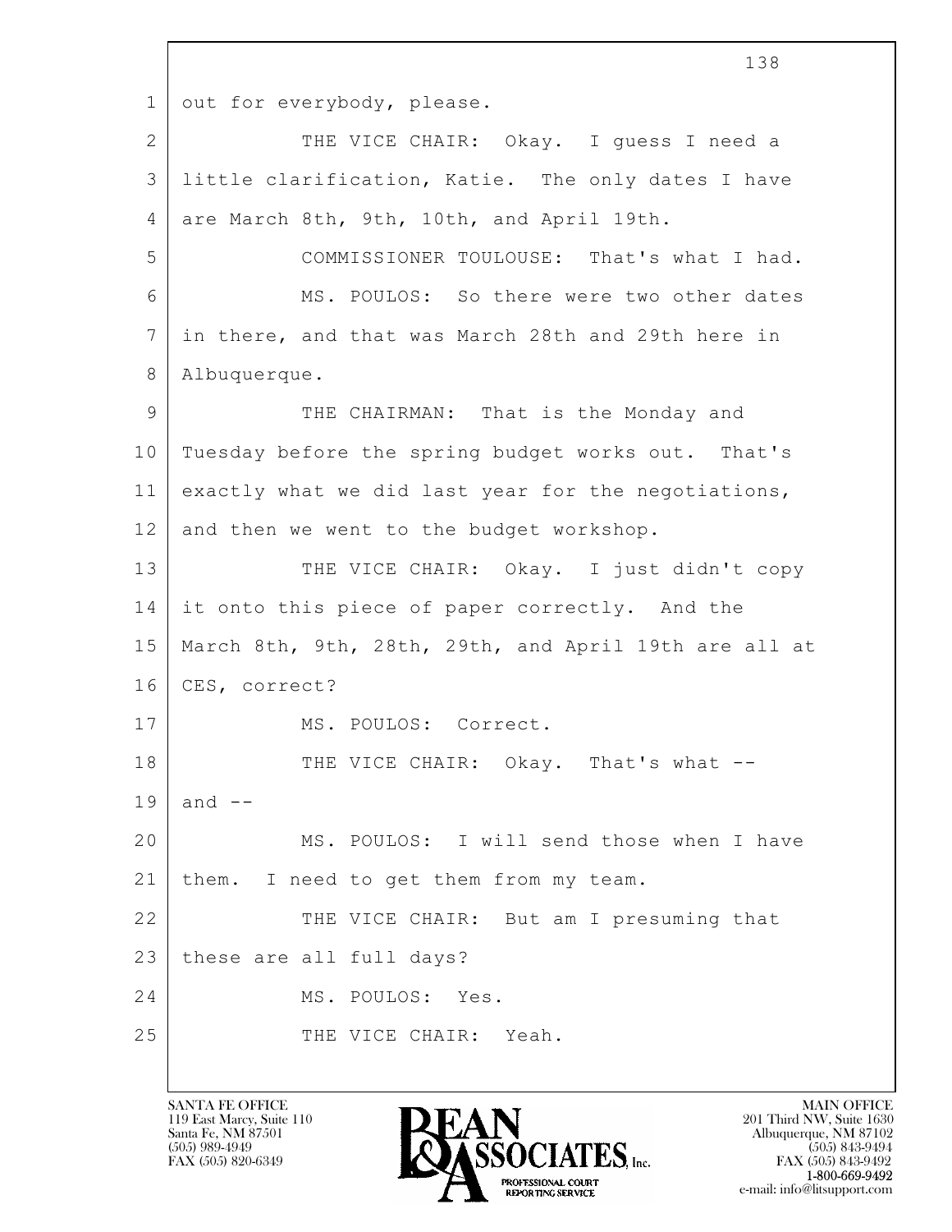out for everybody, please.

THE VICE CHAIR: Okay. I guess I need a little clarification, Katie. The only dates I have are March 8th, 9th, 10th, and April 19th.

COMMISSIONER TOULOUSE: That's what I had.

MS. POULOS: So there were two other dates in there, and that was March 28th and 29th here in Albuquerque.

THE CHAIRMAN: That is the Monday and Tuesday before the spring budget works out. That's exactly what we did last year for the negotiations, and then we went to the budget workshop.

THE VICE CHAIR: Okay. I just didn't copy it onto this piece of paper correctly. And the March 8th, 9th, 28th, 29th, and April 19th are all at CES, correct?

MS. POULOS: Correct.

THE VICE CHAIR: Okay. That's what -- and --

MS. POULOS: I will send those when I have them. I need to get them from my team.

THE VICE CHAIR: But am I presuming that these are all full days?

MS. POULOS: Yes.

THE VICE CHAIR: Yeah.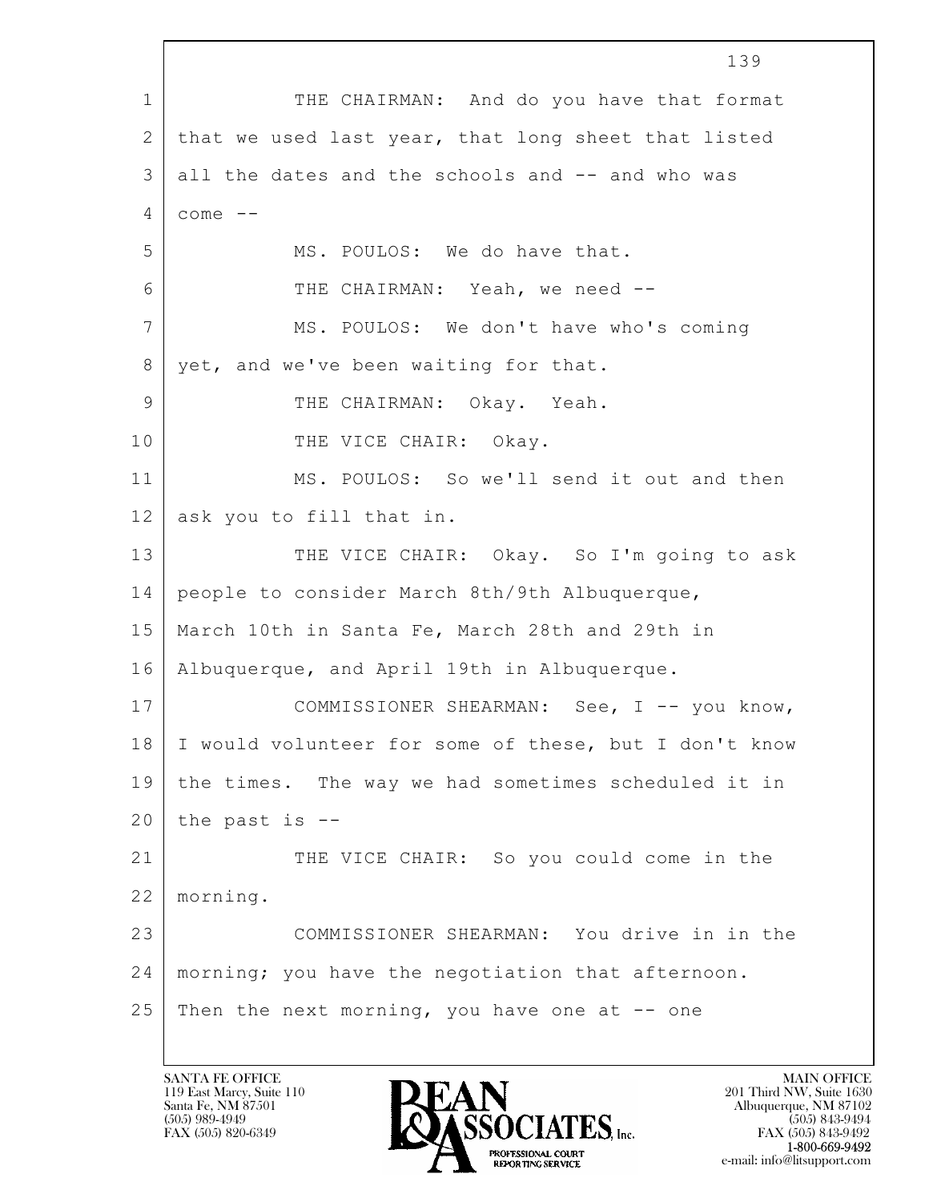1 THE CHAIRMAN: And do you have that format
2 that we used last year, that long sheet that listed
3 all the dates and the schools and -- and who was
4 come --
5 MS. POULOS: We do have that.
6 THE CHAIRMAN: Yeah, we need --
7 MS. POULOS: We don't have who's coming
8 yet, and we've been waiting for that.
9 THE CHAIRMAN: Okay. Yeah.
10 THE VICE CHAIR: Okay.
11 MS. POULOS: So we'll send it out and then
12 ask you to fill that in.
13 THE VICE CHAIR: Okay. So I'm going to ask
14 people to consider March 8th/9th Albuquerque,
15 March 10th in Santa Fe, March 28th and 29th in
16 Albuquerque, and April 19th in Albuquerque.
17 COMMISSIONER SHEARMAN: See, I -- you know,
18 I would volunteer for some of these, but I don't know
19 the times. The way we had sometimes scheduled it in
20 the past is --
21 THE VICE CHAIR: So you could come in the
22 morning.
23 COMMISSIONER SHEARMAN: You drive in in the
24 morning; you have the negotiation that afternoon.
25 Then the next morning, you have one at -- one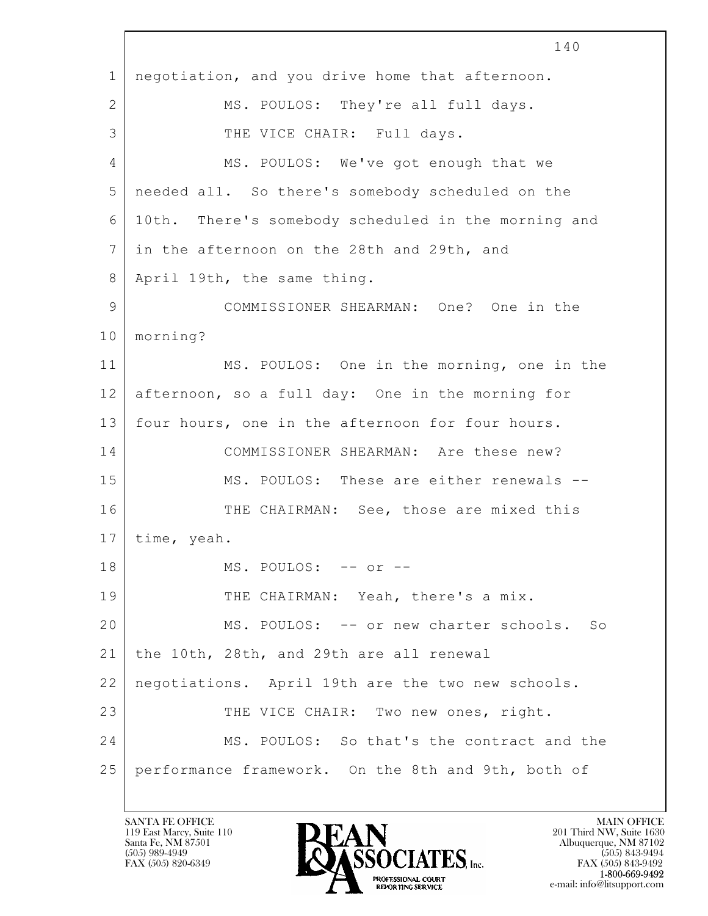negotiation, and you drive home that afternoon.

MS. POULOS: They're all full days.

THE VICE CHAIR: Full days.

MS. POULOS: We've got enough that we needed all. So there's somebody scheduled on the 10th. There's somebody scheduled in the morning and in the afternoon on the 28th and 29th, and April 19th, the same thing.

COMMISSIONER SHEARMAN: One? One in the morning?

MS. POULOS: One in the morning, one in the afternoon, so a full day: One in the morning for four hours, one in the afternoon for four hours.

COMMISSIONER SHEARMAN: Are these new?

MS. POULOS: These are either renewals --

THE CHAIRMAN: See, those are mixed this time, yeah.

MS. POULOS: -- or --

THE CHAIRMAN: Yeah, there's a mix.

MS. POULOS: -- or new charter schools. So the 10th, 28th, and 29th are all renewal negotiations. April 19th are the two new schools.

THE VICE CHAIR: Two new ones, right.

MS. POULOS: So that's the contract and the performance framework. On the 8th and 9th, both of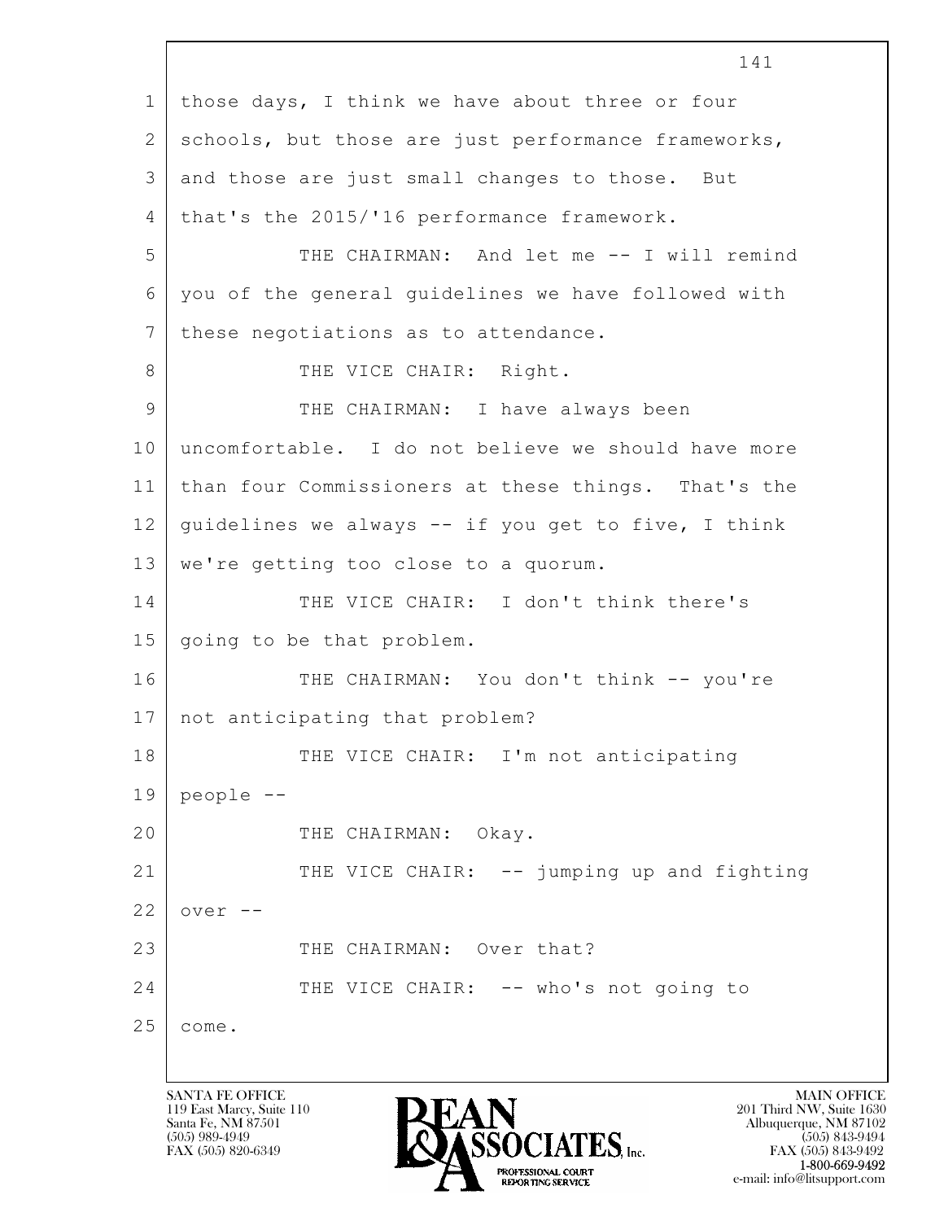those days, I think we have about three or four schools, but those are just performance frameworks, and those are just small changes to those. But that's the 2015/'16 performance framework.

THE CHAIRMAN: And let me -- I will remind you of the general guidelines we have followed with these negotiations as to attendance.

THE VICE CHAIR: Right.

THE CHAIRMAN: I have always been uncomfortable. I do not believe we should have more than four Commissioners at these things. That's the guidelines we always -- if you get to five, I think we're getting too close to a quorum.

THE VICE CHAIR: I don't think there's going to be that problem.

THE CHAIRMAN: You don't think -- you're not anticipating that problem?

THE VICE CHAIR: I'm not anticipating people --

THE CHAIRMAN: Okay.

THE VICE CHAIR: -- jumping up and fighting over --

THE CHAIRMAN: Over that?

THE VICE CHAIR: -- who's not going to come.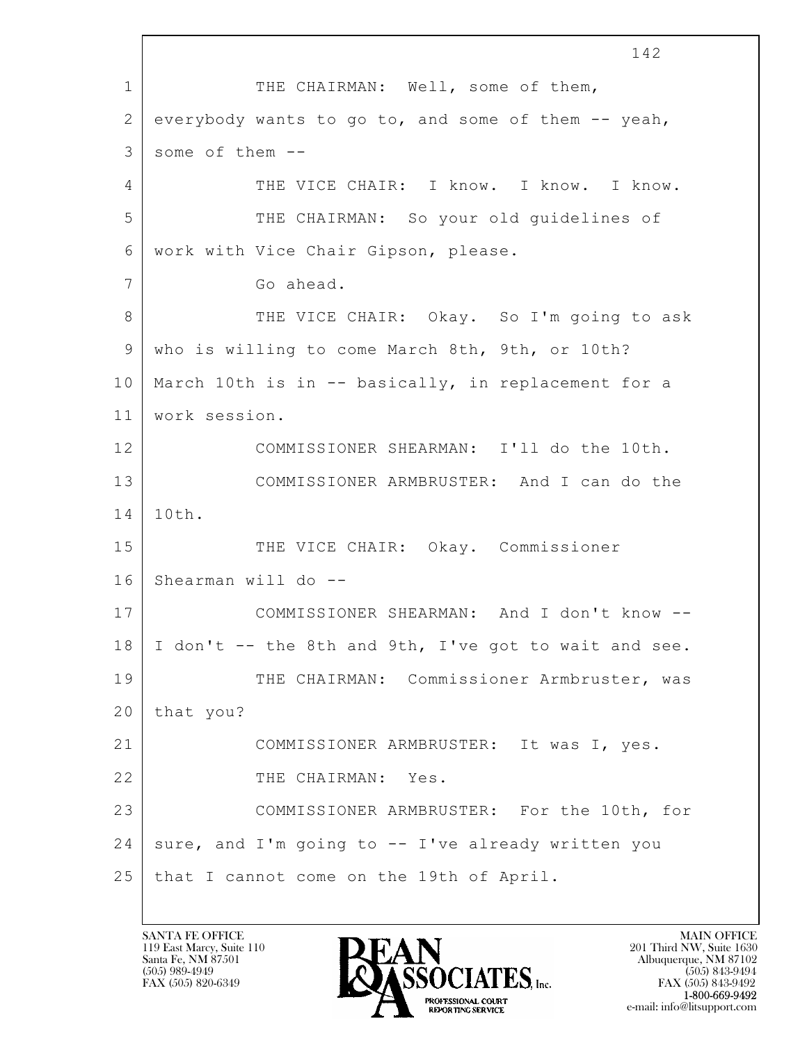THE CHAIRMAN: Well, some of them, everybody wants to go to, and some of them -- yeah, some of them --

THE VICE CHAIR: I know. I know. I know.

THE CHAIRMAN: So your old guidelines of work with Vice Chair Gipson, please.

Go ahead.

THE VICE CHAIR: Okay. So I'm going to ask who is willing to come March 8th, 9th, or 10th? March 10th is in -- basically, in replacement for a work session.

COMMISSIONER SHEARMAN: I'll do the 10th.

COMMISSIONER ARMBRUSTER: And I can do the 10th.

THE VICE CHAIR: Okay. Commissioner Shearman will do --

COMMISSIONER SHEARMAN: And I don't know -- I don't -- the 8th and 9th, I've got to wait and see.

THE CHAIRMAN: Commissioner Armbruster, was that you?

COMMISSIONER ARMBRUSTER: It was I, yes.

THE CHAIRMAN: Yes.

COMMISSIONER ARMBRUSTER: For the 10th, for sure, and I'm going to -- I've already written you that I cannot come on the 19th of April.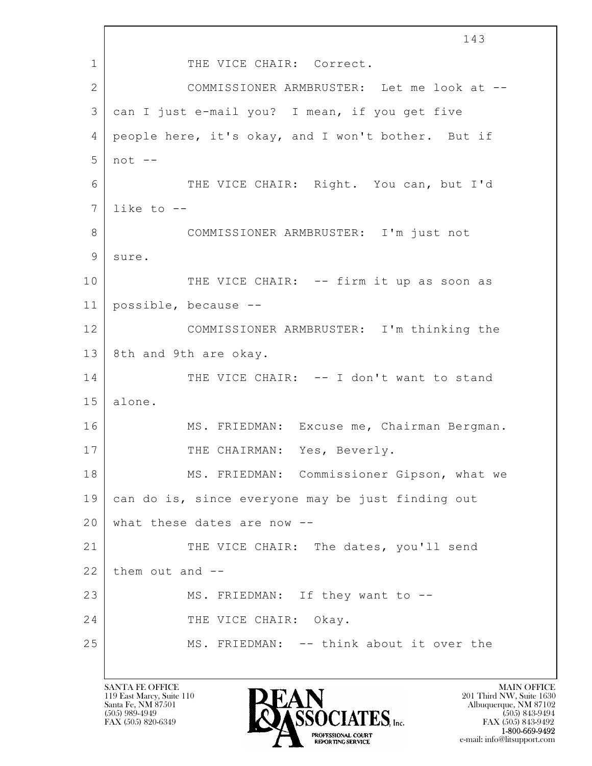THE VICE CHAIR: Correct.

COMMISSIONER ARMBRUSTER: Let me look at -- can I just e-mail you? I mean, if you get five people here, it's okay, and I won't bother. But if not --

THE VICE CHAIR: Right. You can, but I'd like to --

COMMISSIONER ARMBRUSTER: I'm just not sure.

THE VICE CHAIR: -- firm it up as soon as possible, because --

COMMISSIONER ARMBRUSTER: I'm thinking the 8th and 9th are okay.

THE VICE CHAIR: -- I don't want to stand alone.

MS. FRIEDMAN: Excuse me, Chairman Bergman.

THE CHAIRMAN: Yes, Beverly.

MS. FRIEDMAN: Commissioner Gipson, what we can do is, since everyone may be just finding out what these dates are now --

THE VICE CHAIR: The dates, you'll send them out and --

MS. FRIEDMAN: If they want to --

THE VICE CHAIR: Okay.

MS. FRIEDMAN: -- think about it over the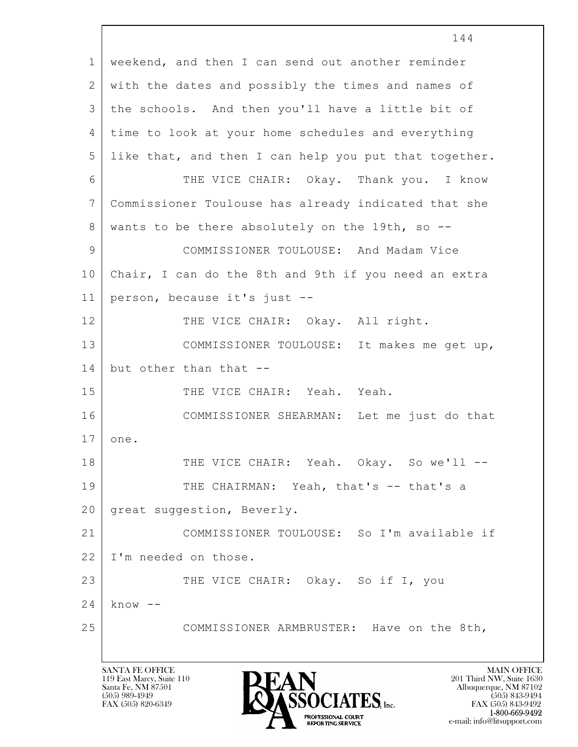1 weekend, and then I can send out another reminder
2 with the dates and possibly the times and names of
3 the schools. And then you'll have a little bit of
4 time to look at your home schedules and everything
5 like that, and then I can help you put that together.
6 THE VICE CHAIR: Okay. Thank you. I know
7 Commissioner Toulouse has already indicated that she
8 wants to be there absolutely on the 19th, so --
9 COMMISSIONER TOULOUSE: And Madam Vice
10 Chair, I can do the 8th and 9th if you need an extra
11 person, because it's just --
12 THE VICE CHAIR: Okay. All right.
13 COMMISSIONER TOULOUSE: It makes me get up,
14 but other than that --
15 THE VICE CHAIR: Yeah. Yeah.
16 COMMISSIONER SHEARMAN: Let me just do that
17 one.
18 THE VICE CHAIR: Yeah. Okay. So we'll --
19 THE CHAIRMAN: Yeah, that's -- that's a
20 great suggestion, Beverly.
21 COMMISSIONER TOULOUSE: So I'm available if
22 I'm needed on those.
23 THE VICE CHAIR: Okay. So if I, you
24 know --
25 COMMISSIONER ARMBRUSTER: Have on the 8th,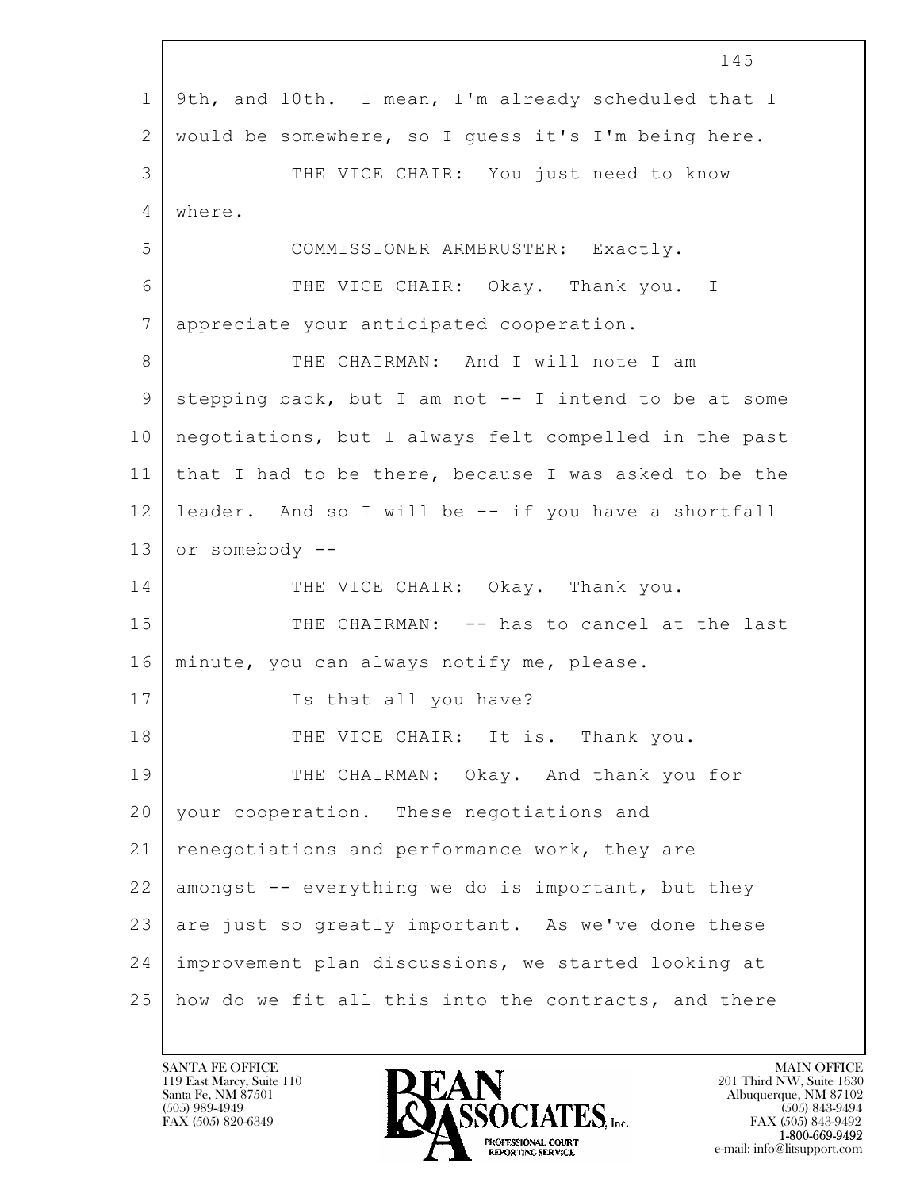9th, and 10th. I mean, I'm already scheduled that I would be somewhere, so I guess it's I'm being here.

THE VICE CHAIR: You just need to know where.

COMMISSIONER ARMBRUSTER: Exactly.

THE VICE CHAIR: Okay. Thank you. I appreciate your anticipated cooperation.

THE CHAIRMAN: And I will note I am stepping back, but I am not -- I intend to be at some negotiations, but I always felt compelled in the past that I had to be there, because I was asked to be the leader. And so I will be -- if you have a shortfall or somebody --

THE VICE CHAIR: Okay. Thank you.

THE CHAIRMAN: -- has to cancel at the last minute, you can always notify me, please.

Is that all you have?

THE VICE CHAIR: It is. Thank you.

THE CHAIRMAN: Okay. And thank you for your cooperation. These negotiations and renegotiations and performance work, they are amongst -- everything we do is important, but they are just so greatly important. As we've done these improvement plan discussions, we started looking at how do we fit all this into the contracts, and there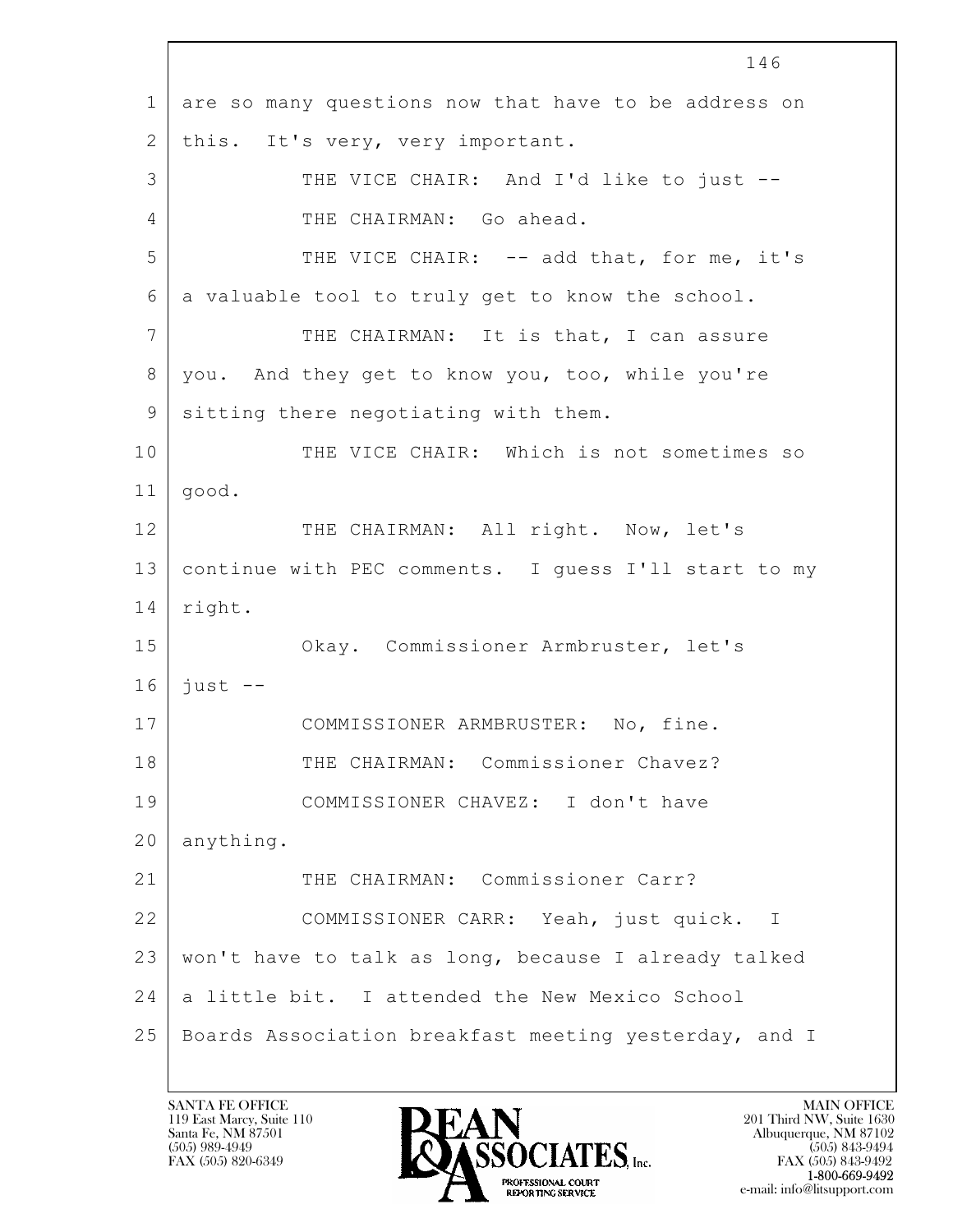are so many questions now that have to be address on this. It's very, very important.

THE VICE CHAIR: And I'd like to just --

THE CHAIRMAN: Go ahead.

THE VICE CHAIR: -- add that, for me, it's a valuable tool to truly get to know the school.

THE CHAIRMAN: It is that, I can assure you. And they get to know you, too, while you're sitting there negotiating with them.

THE VICE CHAIR: Which is not sometimes so good.

THE CHAIRMAN: All right. Now, let's continue with PEC comments. I guess I'll start to my right.

Okay. Commissioner Armbruster, let's just --

COMMISSIONER ARMBRUSTER: No, fine.

THE CHAIRMAN: Commissioner Chavez?

COMMISSIONER CHAVEZ: I don't have anything.

THE CHAIRMAN: Commissioner Carr?

COMMISSIONER CARR: Yeah, just quick. I won't have to talk as long, because I already talked a little bit. I attended the New Mexico School Boards Association breakfast meeting yesterday, and I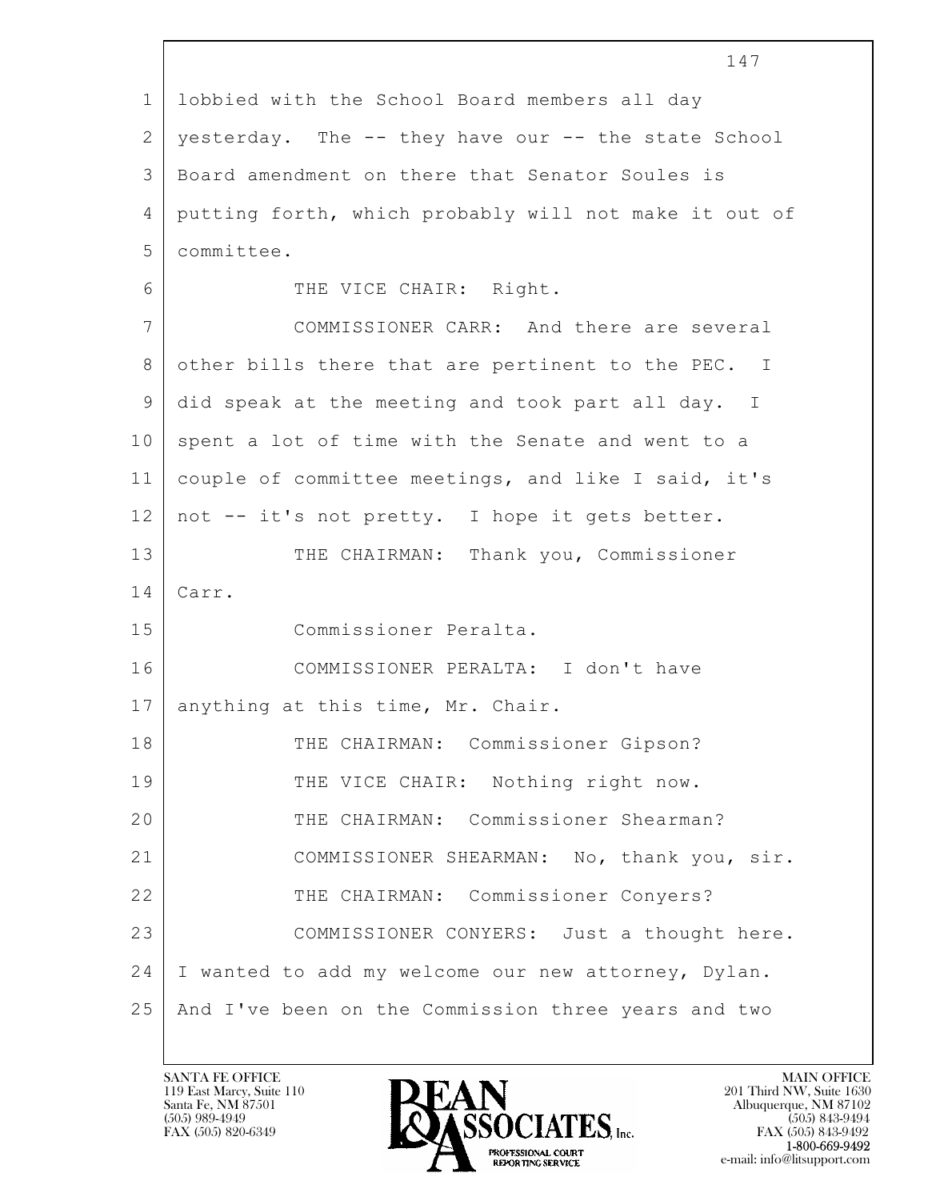lobbied with the School Board members all day yesterday. The -- they have our -- the state School Board amendment on there that Senator Soules is putting forth, which probably will not make it out of committee.

THE VICE CHAIR: Right.

COMMISSIONER CARR: And there are several other bills there that are pertinent to the PEC. I did speak at the meeting and took part all day. I spent a lot of time with the Senate and went to a couple of committee meetings, and like I said, it's not -- it's not pretty. I hope it gets better.

THE CHAIRMAN: Thank you, Commissioner Carr.

Commissioner Peralta.

COMMISSIONER PERALTA: I don't have anything at this time, Mr. Chair.

THE CHAIRMAN: Commissioner Gipson?

THE VICE CHAIR: Nothing right now.

THE CHAIRMAN: Commissioner Shearman?

COMMISSIONER SHEARMAN: No, thank you, sir.

THE CHAIRMAN: Commissioner Conyers?

COMMISSIONER CONYERS: Just a thought here. I wanted to add my welcome our new attorney, Dylan. And I've been on the Commission three years and two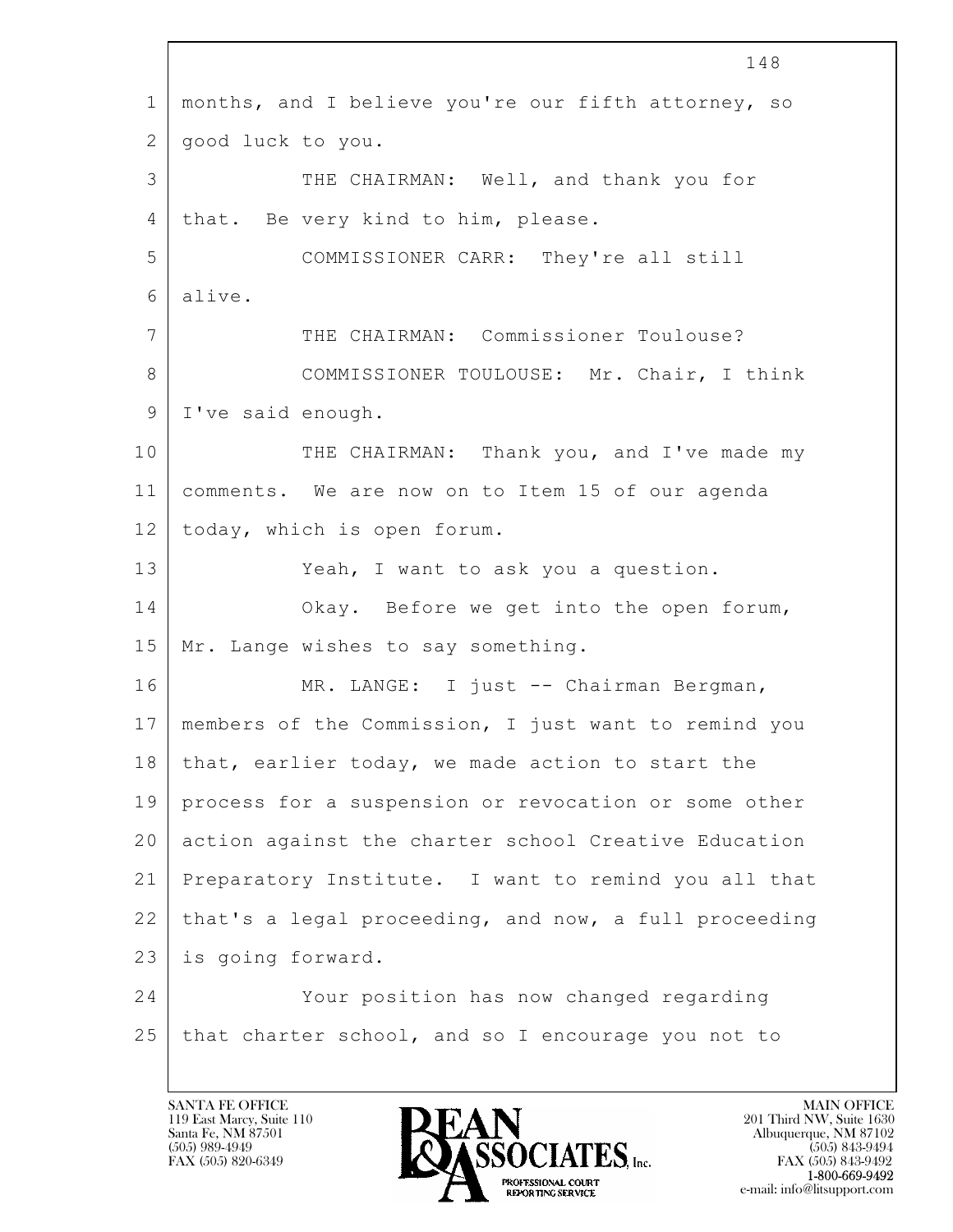months, and I believe you're our fifth attorney, so good luck to you.

THE CHAIRMAN: Well, and thank you for that. Be very kind to him, please.

COMMISSIONER CARR: They're all still alive.

THE CHAIRMAN: Commissioner Toulouse?

COMMISSIONER TOULOUSE: Mr. Chair, I think I've said enough.

THE CHAIRMAN: Thank you, and I've made my comments. We are now on to Item 15 of our agenda today, which is open forum.

Yeah, I want to ask you a question.

Okay. Before we get into the open forum, Mr. Lange wishes to say something.

MR. LANGE: I just -- Chairman Bergman, members of the Commission, I just want to remind you that, earlier today, we made action to start the process for a suspension or revocation or some other action against the charter school Creative Education Preparatory Institute. I want to remind you all that that's a legal proceeding, and now, a full proceeding is going forward.

Your position has now changed regarding that charter school, and so I encourage you not to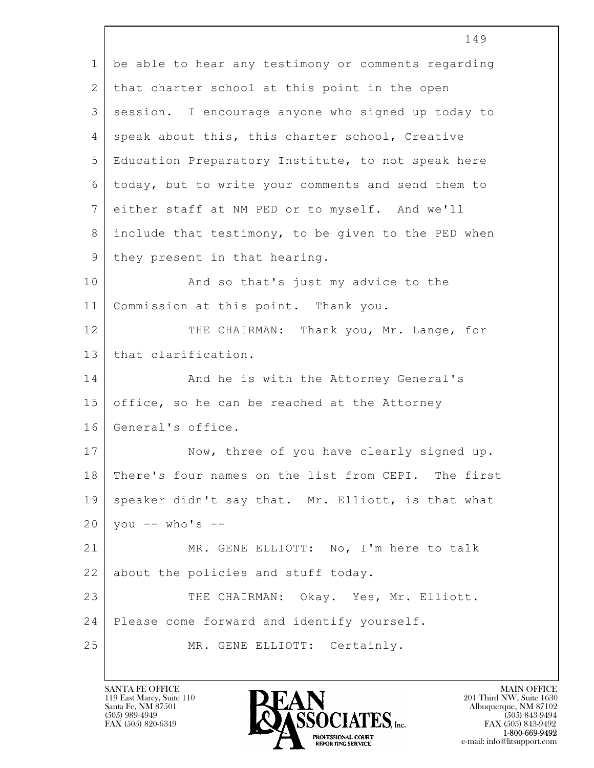be able to hear any testimony or comments regarding that charter school at this point in the open session. I encourage anyone who signed up today to speak about this, this charter school, Creative Education Preparatory Institute, to not speak here today, but to write your comments and send them to either staff at NM PED or to myself. And we'll include that testimony, to be given to the PED when they present in that hearing.

And so that's just my advice to the Commission at this point. Thank you.

THE CHAIRMAN: Thank you, Mr. Lange, for that clarification.

And he is with the Attorney General's office, so he can be reached at the Attorney General's office.

Now, three of you have clearly signed up. There's four names on the list from CEPI. The first speaker didn't say that. Mr. Elliott, is that what you -- who's --

MR. GENE ELLIOTT: No, I'm here to talk about the policies and stuff today.

THE CHAIRMAN: Okay. Yes, Mr. Elliott. Please come forward and identify yourself.

MR. GENE ELLIOTT: Certainly.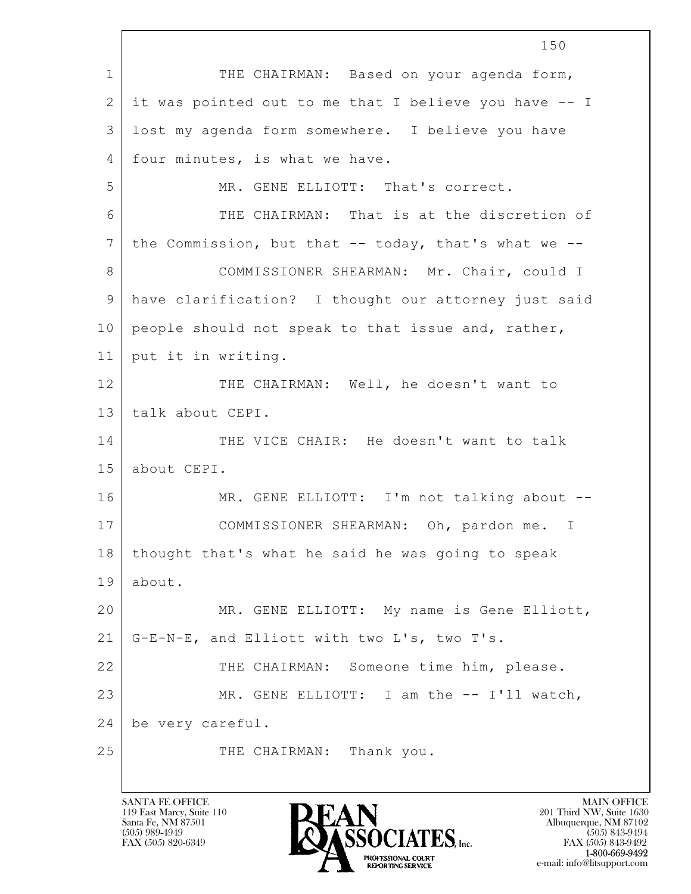THE CHAIRMAN: Based on your agenda form, it was pointed out to me that I believe you have -- I lost my agenda form somewhere. I believe you have four minutes, is what we have.

MR. GENE ELLIOTT: That's correct.

THE CHAIRMAN: That is at the discretion of the Commission, but that -- today, that's what we --

COMMISSIONER SHEARMAN: Mr. Chair, could I have clarification? I thought our attorney just said people should not speak to that issue and, rather, put it in writing.

THE CHAIRMAN: Well, he doesn't want to talk about CEPI.

THE VICE CHAIR: He doesn't want to talk about CEPI.

MR. GENE ELLIOTT: I'm not talking about --

COMMISSIONER SHEARMAN: Oh, pardon me. I thought that's what he said he was going to speak about.

MR. GENE ELLIOTT: My name is Gene Elliott, G-E-N-E, and Elliott with two L's, two T's.

THE CHAIRMAN: Someone time him, please.

MR. GENE ELLIOTT: I am the -- I'll watch, be very careful.

THE CHAIRMAN: Thank you.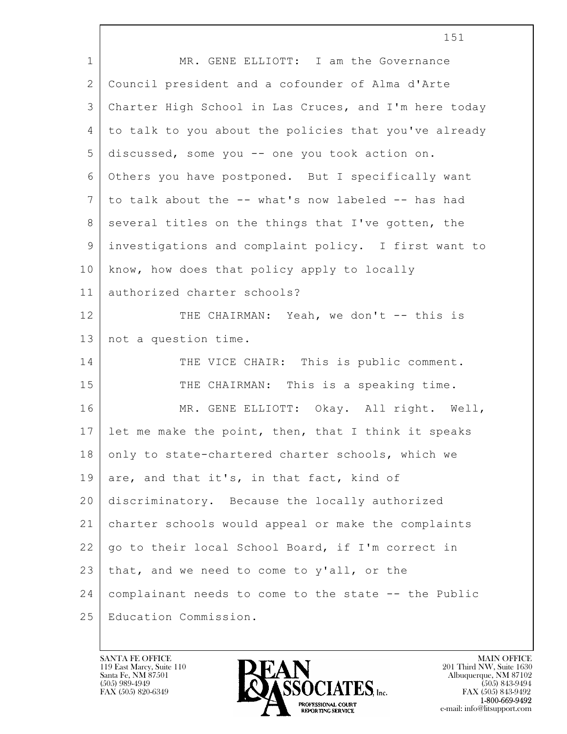MR. GENE ELLIOTT: I am the Governance Council president and a cofounder of Alma d'Arte Charter High School in Las Cruces, and I'm here today to talk to you about the policies that you've already discussed, some you -- one you took action on. Others you have postponed. But I specifically want to talk about the -- what's now labeled -- has had several titles on the things that I've gotten, the investigations and complaint policy. I first want to know, how does that policy apply to locally authorized charter schools?

THE CHAIRMAN: Yeah, we don't -- this is not a question time.

THE VICE CHAIR: This is public comment.

THE CHAIRMAN: This is a speaking time.

MR. GENE ELLIOTT: Okay. All right. Well, let me make the point, then, that I think it speaks only to state-chartered charter schools, which we are, and that it's, in that fact, kind of discriminatory. Because the locally authorized charter schools would appeal or make the complaints go to their local School Board, if I'm correct in that, and we need to come to y'all, or the complainant needs to come to the state -- the Public Education Commission.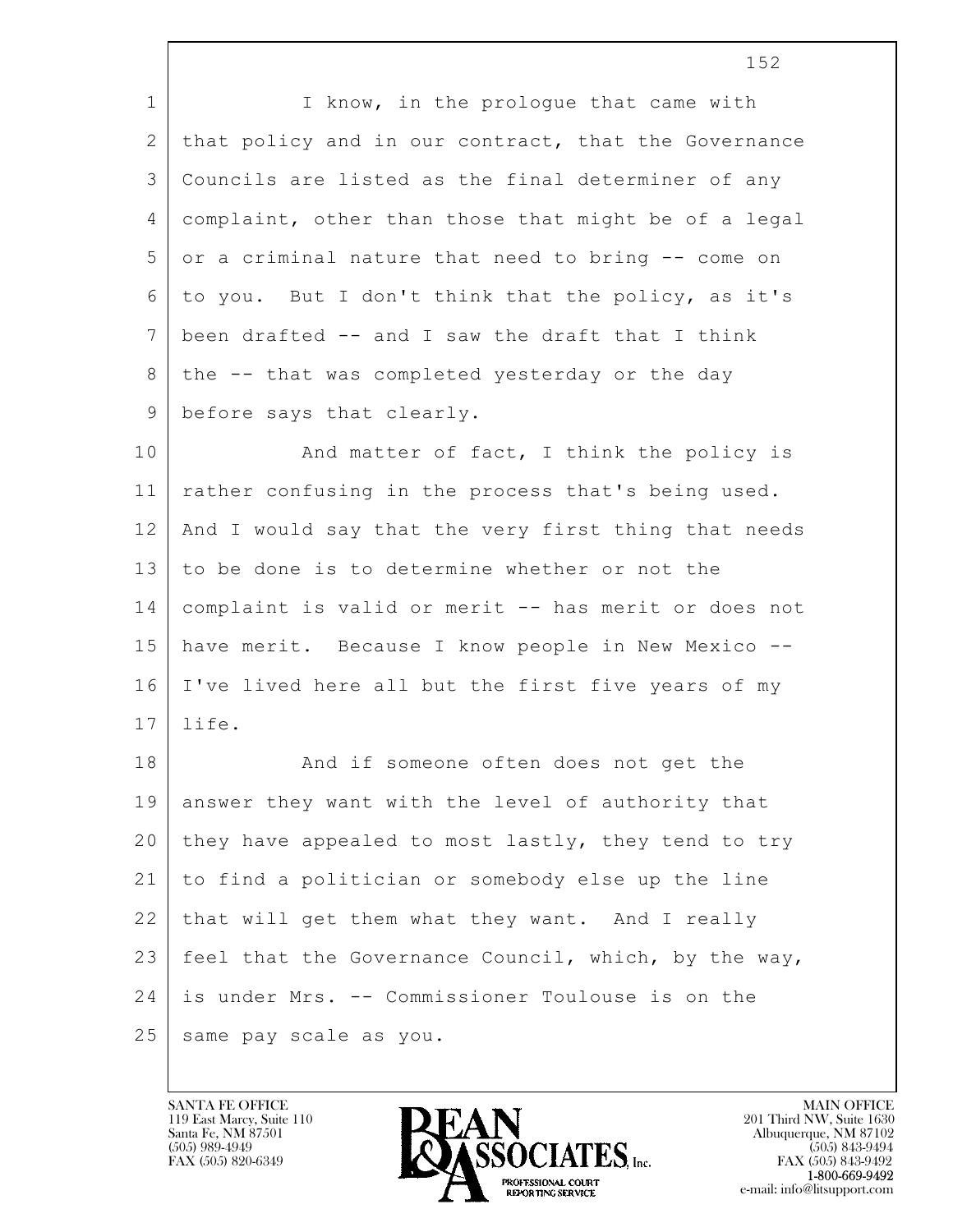I know, in the prologue that came with that policy and in our contract, that the Governance Councils are listed as the final determiner of any complaint, other than those that might be of a legal or a criminal nature that need to bring -- come on to you. But I don't think that the policy, as it's been drafted -- and I saw the draft that I think the -- that was completed yesterday or the day before says that clearly.

And matter of fact, I think the policy is rather confusing in the process that's being used. And I would say that the very first thing that needs to be done is to determine whether or not the complaint is valid or merit -- has merit or does not have merit. Because I know people in New Mexico -- I've lived here all but the first five years of my life.

And if someone often does not get the answer they want with the level of authority that they have appealed to most lastly, they tend to try to find a politician or somebody else up the line that will get them what they want. And I really feel that the Governance Council, which, by the way, is under Mrs. -- Commissioner Toulouse is on the same pay scale as you.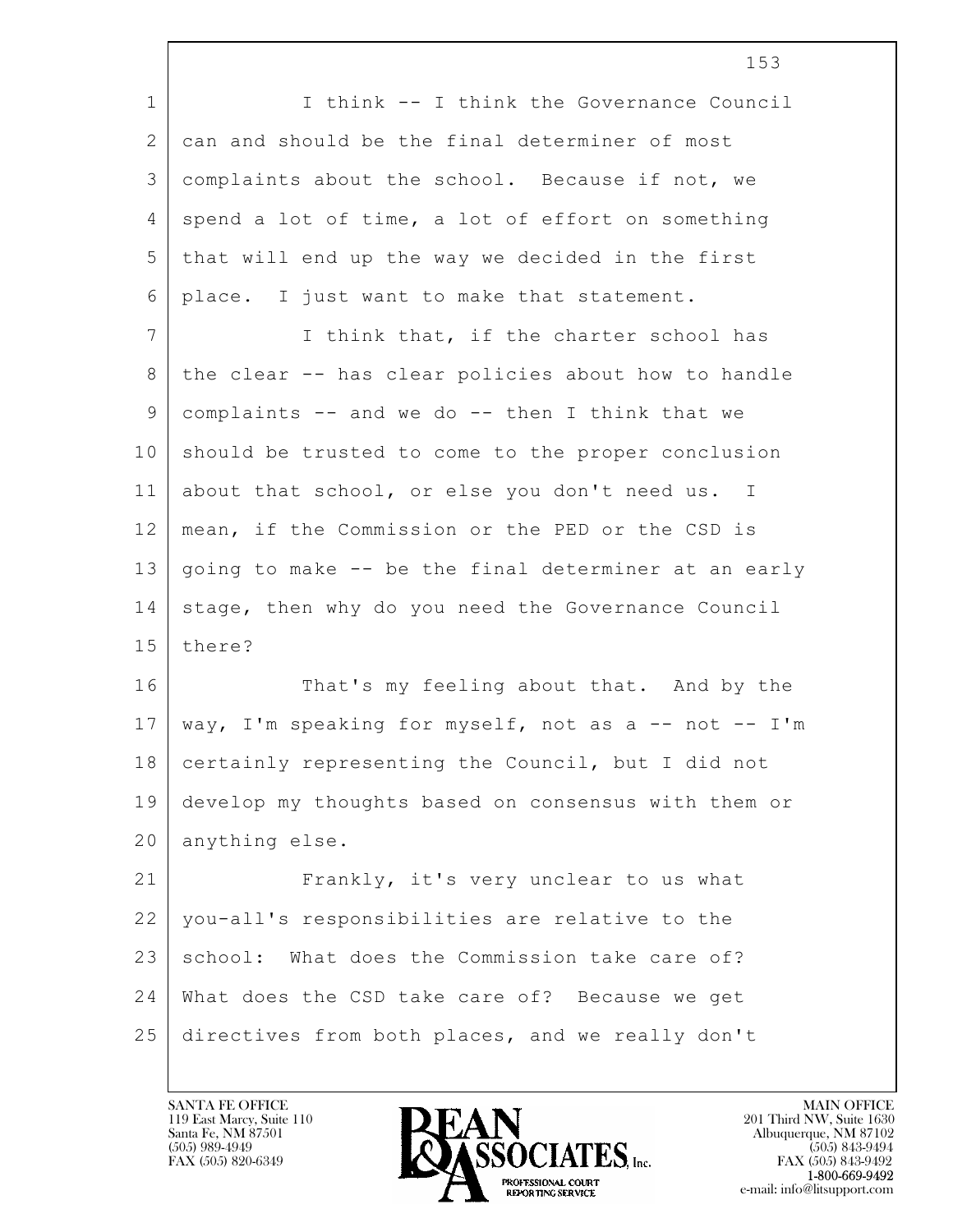I think -- I think the Governance Council can and should be the final determiner of most complaints about the school. Because if not, we spend a lot of time, a lot of effort on something that will end up the way we decided in the first place. I just want to make that statement.

I think that, if the charter school has the clear -- has clear policies about how to handle complaints -- and we do -- then I think that we should be trusted to come to the proper conclusion about that school, or else you don't need us. I mean, if the Commission or the PED or the CSD is going to make -- be the final determiner at an early stage, then why do you need the Governance Council there?

That's my feeling about that. And by the way, I'm speaking for myself, not as a -- not -- I'm certainly representing the Council, but I did not develop my thoughts based on consensus with them or anything else.

Frankly, it's very unclear to us what you-all's responsibilities are relative to the school: What does the Commission take care of? What does the CSD take care of? Because we get directives from both places, and we really don't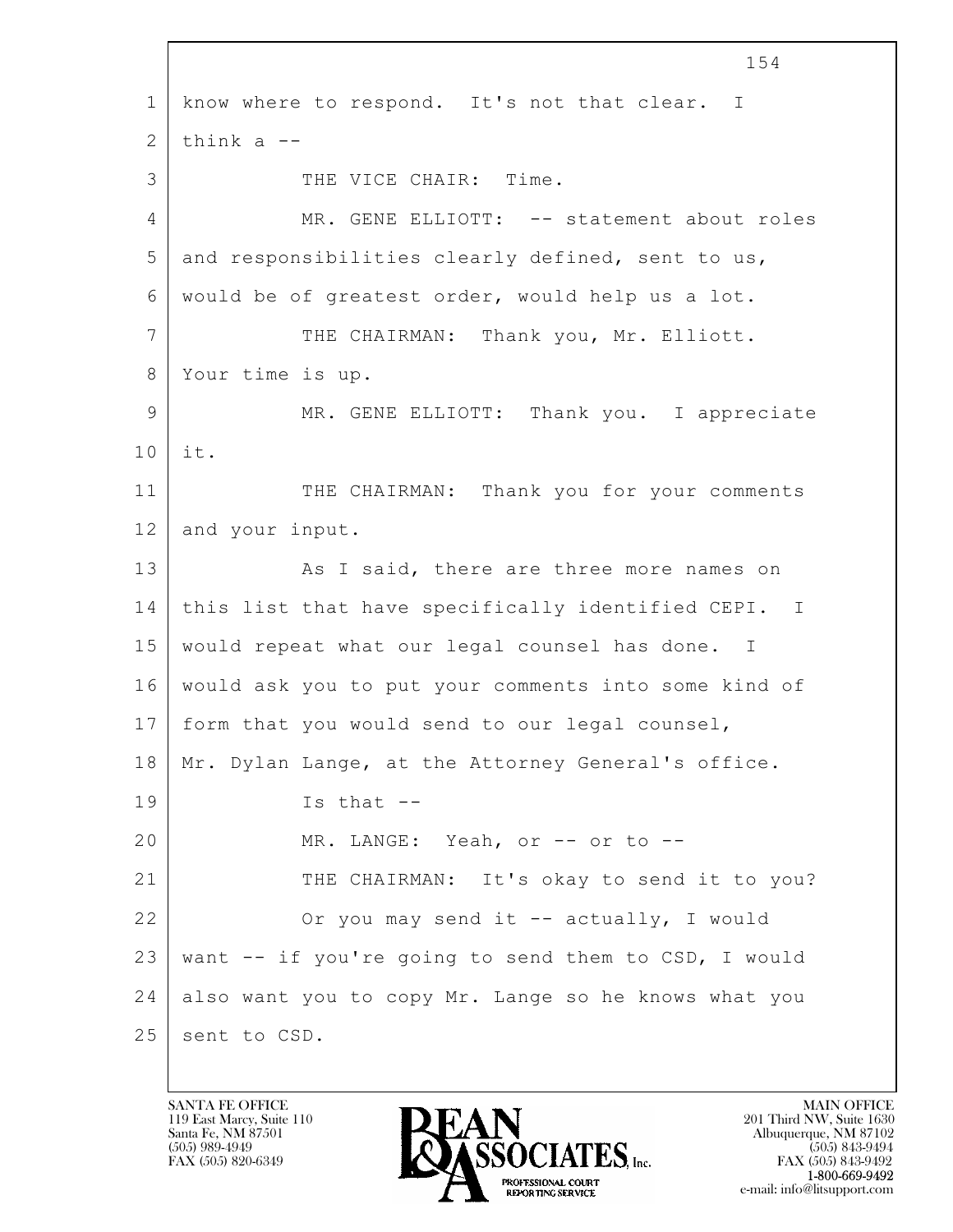know where to respond. It's not that clear. I think a --

THE VICE CHAIR: Time.

MR. GENE ELLIOTT: -- statement about roles and responsibilities clearly defined, sent to us, would be of greatest order, would help us a lot.

THE CHAIRMAN: Thank you, Mr. Elliott. Your time is up.

MR. GENE ELLIOTT: Thank you. I appreciate it.

THE CHAIRMAN: Thank you for your comments and your input.

As I said, there are three more names on this list that have specifically identified CEPI. I would repeat what our legal counsel has done. I would ask you to put your comments into some kind of form that you would send to our legal counsel, Mr. Dylan Lange, at the Attorney General's office.

Is that --

MR. LANGE: Yeah, or -- or to --

THE CHAIRMAN: It's okay to send it to you?

Or you may send it -- actually, I would want -- if you're going to send them to CSD, I would also want you to copy Mr. Lange so he knows what you sent to CSD.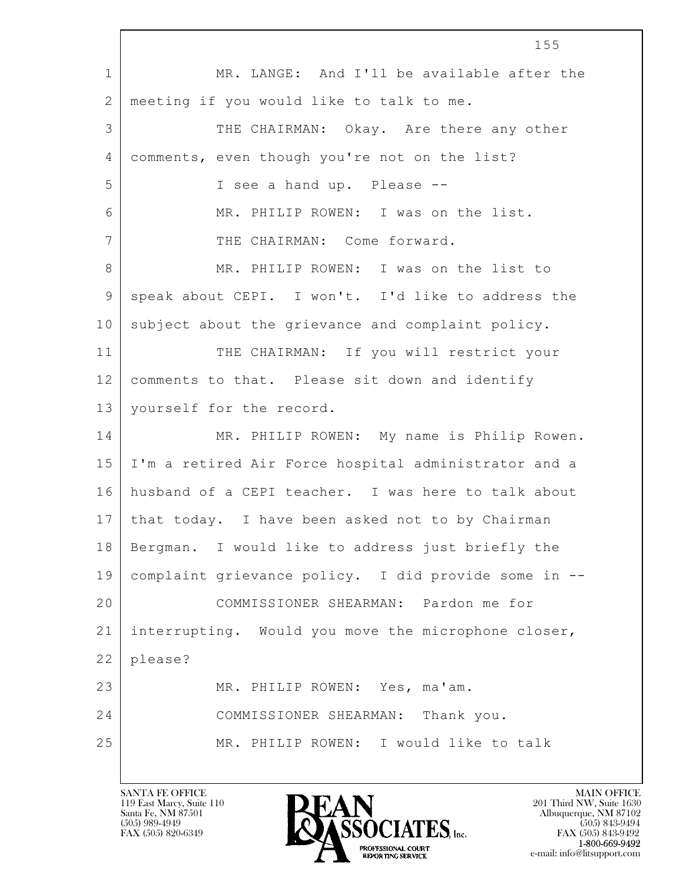MR. LANGE: And I'll be available after the meeting if you would like to talk to me.

THE CHAIRMAN: Okay. Are there any other comments, even though you're not on the list?

I see a hand up. Please --

MR. PHILIP ROWEN: I was on the list.

THE CHAIRMAN: Come forward.

MR. PHILIP ROWEN: I was on the list to speak about CEPI. I won't. I'd like to address the subject about the grievance and complaint policy.

THE CHAIRMAN: If you will restrict your comments to that. Please sit down and identify yourself for the record.

MR. PHILIP ROWEN: My name is Philip Rowen. I'm a retired Air Force hospital administrator and a husband of a CEPI teacher. I was here to talk about that today. I have been asked not to by Chairman Bergman. I would like to address just briefly the complaint grievance policy. I did provide some in --

COMMISSIONER SHEARMAN: Pardon me for interrupting. Would you move the microphone closer, please?

MR. PHILIP ROWEN: Yes, ma'am.

COMMISSIONER SHEARMAN: Thank you.

MR. PHILIP ROWEN: I would like to talk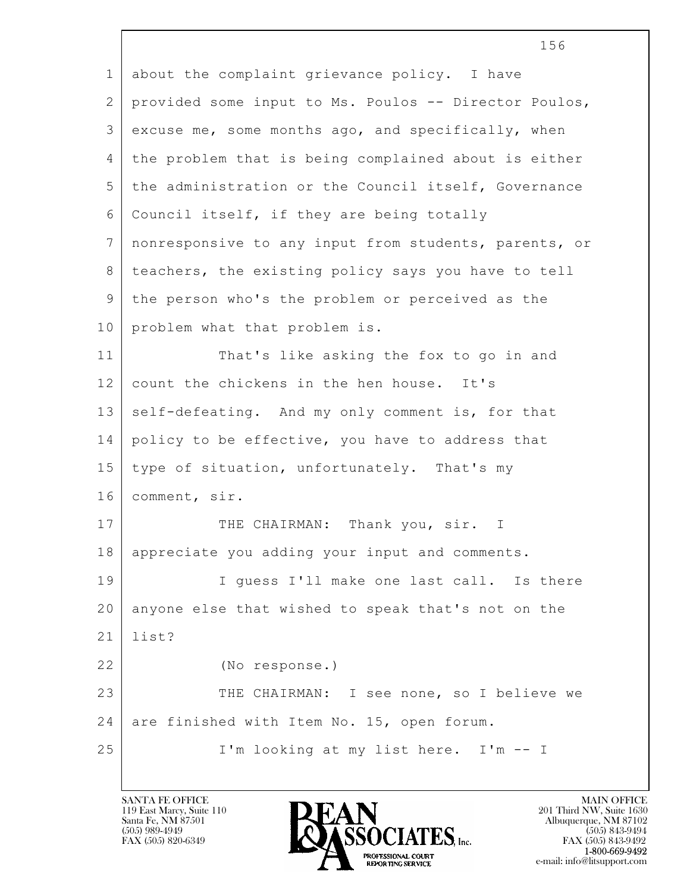about the complaint grievance policy. I have provided some input to Ms. Poulos -- Director Poulos, excuse me, some months ago, and specifically, when the problem that is being complained about is either the administration or the Council itself, Governance Council itself, if they are being totally nonresponsive to any input from students, parents, or teachers, the existing policy says you have to tell the person who's the problem or perceived as the problem what that problem is.

That's like asking the fox to go in and count the chickens in the hen house. It's self-defeating. And my only comment is, for that policy to be effective, you have to address that type of situation, unfortunately. That's my comment, sir.

THE CHAIRMAN: Thank you, sir. I appreciate you adding your input and comments.

I guess I'll make one last call. Is there anyone else that wished to speak that's not on the list?

(No response.)

THE CHAIRMAN: I see none, so I believe we are finished with Item No. 15, open forum.

I'm looking at my list here. I'm -- I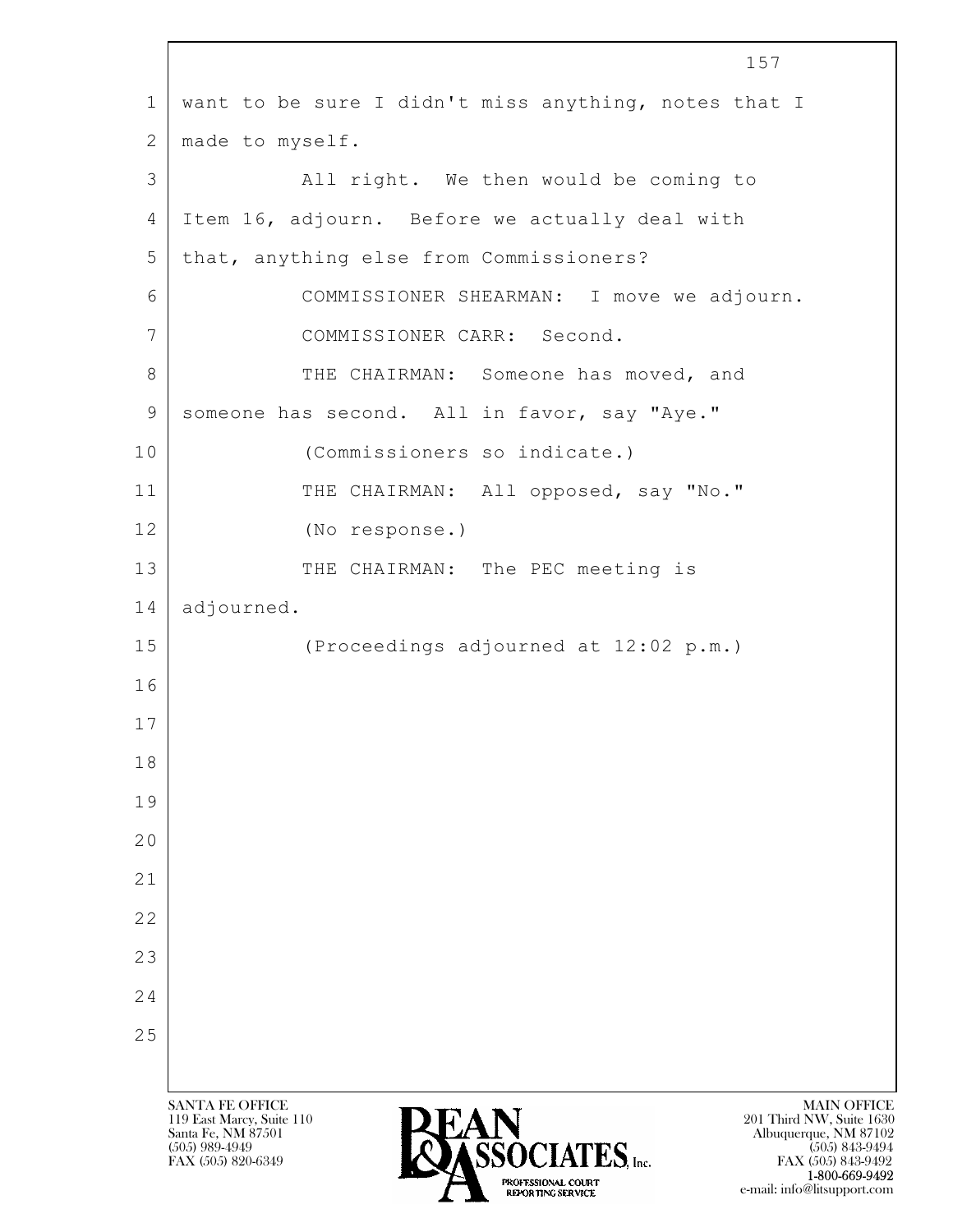want to be sure I didn't miss anything, notes that I made to myself.

All right. We then would be coming to Item 16, adjourn. Before we actually deal with that, anything else from Commissioners?

COMMISSIONER SHEARMAN: I move we adjourn.

COMMISSIONER CARR: Second.

THE CHAIRMAN: Someone has moved, and someone has second. All in favor, say "Aye."

(Commissioners so indicate.)

THE CHAIRMAN: All opposed, say "No."

(No response.)

THE CHAIRMAN: The PEC meeting is adjourned.

(Proceedings adjourned at 12:02 p.m.)